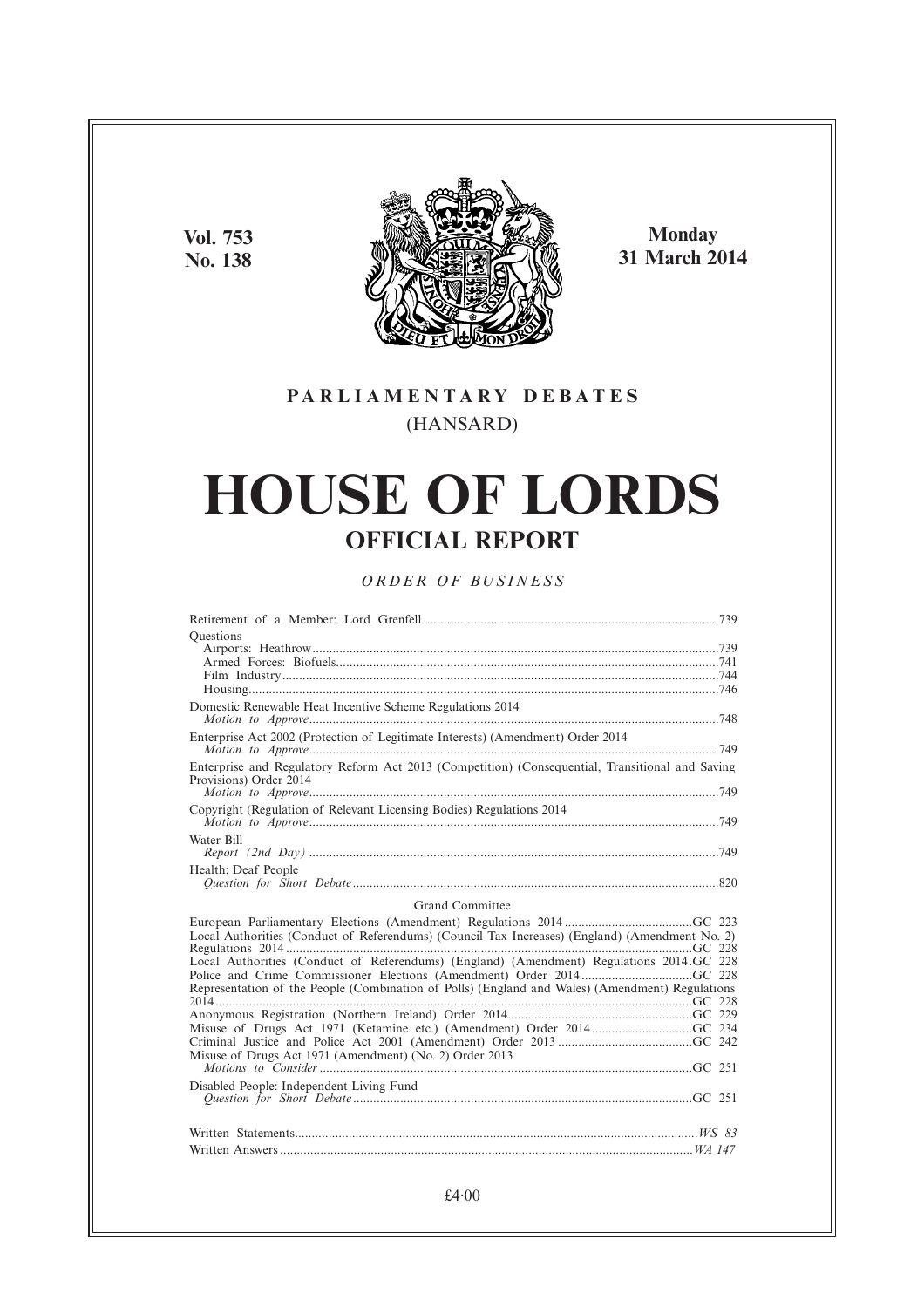**Vol. 753**
**No. 138**

**Monday**
**31 March 2014**

**PARLIAMENTARY DEBATES**
(HANSARD)

# HOUSE OF LORDS

## OFFICIAL REPORT

*ORDER OF BUSINESS*

Retirement of a Member: Lord Grenfell ....................739

Questions
- Airports: Heathrow ....................739
- Armed Forces: Biofuels ....................741
- Film Industry ....................744
- Housing ....................746

Domestic Renewable Heat Incentive Scheme Regulations 2014
- *Motion to Approve* ....................748

Enterprise Act 2002 (Protection of Legitimate Interests) (Amendment) Order 2014
- *Motion to Approve* ....................749

Enterprise and Regulatory Reform Act 2013 (Competition) (Consequential, Transitional and Saving Provisions) Order 2014
- *Motion to Approve* ....................749

Copyright (Regulation of Relevant Licensing Bodies) Regulations 2014
- *Motion to Approve* ....................749

Water Bill
- *Report (2nd Day)* ....................749

Health: Deaf People
- *Question for Short Debate* ....................820

Grand Committee

European Parliamentary Elections (Amendment) Regulations 2014 ....................GC 223

Local Authorities (Conduct of Referendums) (Council Tax Increases) (England) (Amendment No. 2) Regulations 2014 ....................GC 228

Local Authorities (Conduct of Referendums) (England) (Amendment) Regulations 2014 ....................GC 228

Police and Crime Commissioner Elections (Amendment) Order 2014 ....................GC 228

Representation of the People (Combination of Polls) (England and Wales) (Amendment) Regulations 2014 ....................GC 228

Anonymous Registration (Northern Ireland) Order 2014 ....................GC 229

Misuse of Drugs Act 1971 (Ketamine etc.) (Amendment) Order 2014 ....................GC 234

Criminal Justice and Police Act 2001 (Amendment) Order 2013 ....................GC 242

Misuse of Drugs Act 1971 (Amendment) (No. 2) Order 2013
- *Motions to Consider* ....................GC 251

Disabled People: Independent Living Fund
- *Question for Short Debate* ....................GC 251

Written Statements ....................*WS 83*

Written Answers ....................*WA 147*

£4·00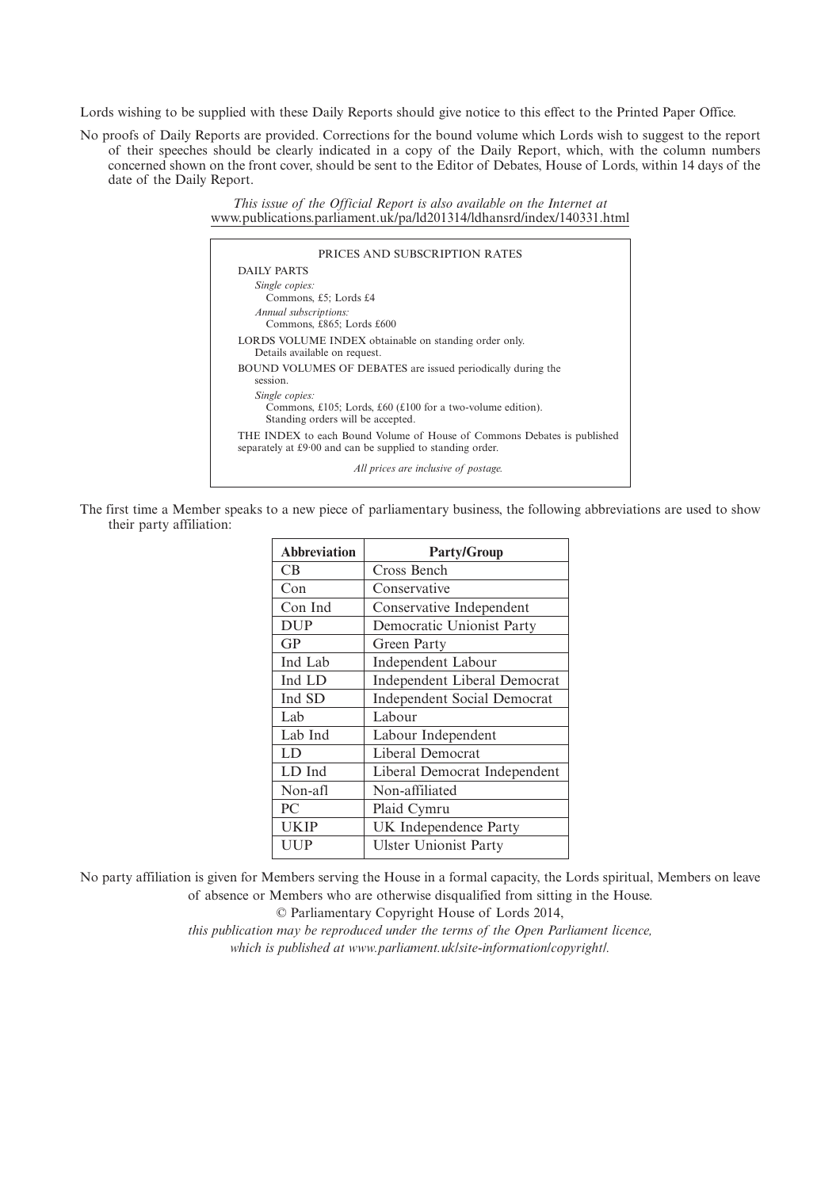Lords wishing to be supplied with these Daily Reports should give notice to this effect to the Printed Paper Office.

No proofs of Daily Reports are provided. Corrections for the bound volume which Lords wish to suggest to the report of their speeches should be clearly indicated in a copy of the Daily Report, which, with the column numbers concerned shown on the front cover, should be sent to the Editor of Debates, House of Lords, within 14 days of the date of the Daily Report.

*This issue of the Official Report is also available on the Internet at*
www.publications.parliament.uk/pa/ld201314/ldhansrd/index/140331.html

PRICES AND SUBSCRIPTION RATES

DAILY PARTS

*Single copies:*
Commons, £5; Lords £4

*Annual subscriptions:*
Commons, £865; Lords £600

LORDS VOLUME INDEX obtainable on standing order only.
Details available on request.

BOUND VOLUMES OF DEBATES are issued periodically during the session.

*Single copies:*
Commons, £105; Lords, £60 (£100 for a two-volume edition).
Standing orders will be accepted.

THE INDEX to each Bound Volume of House of Commons Debates is published separately at £9·00 and can be supplied to standing order.

*All prices are inclusive of postage.*

The first time a Member speaks to a new piece of parliamentary business, the following abbreviations are used to show their party affiliation:

| Abbreviation | Party/Group |
|---|---|
| CB | Cross Bench |
| Con | Conservative |
| Con Ind | Conservative Independent |
| DUP | Democratic Unionist Party |
| GP | Green Party |
| Ind Lab | Independent Labour |
| Ind LD | Independent Liberal Democrat |
| Ind SD | Independent Social Democrat |
| Lab | Labour |
| Lab Ind | Labour Independent |
| LD | Liberal Democrat |
| LD Ind | Liberal Democrat Independent |
| Non-afl | Non-affiliated |
| PC | Plaid Cymru |
| UKIP | UK Independence Party |
| UUP | Ulster Unionist Party |

No party affiliation is given for Members serving the House in a formal capacity, the Lords spiritual, Members on leave of absence or Members who are otherwise disqualified from sitting in the House.

© Parliamentary Copyright House of Lords 2014,

*this publication may be reproduced under the terms of the Open Parliament licence, which is published at www.parliament.uk/site-information/copyright/.*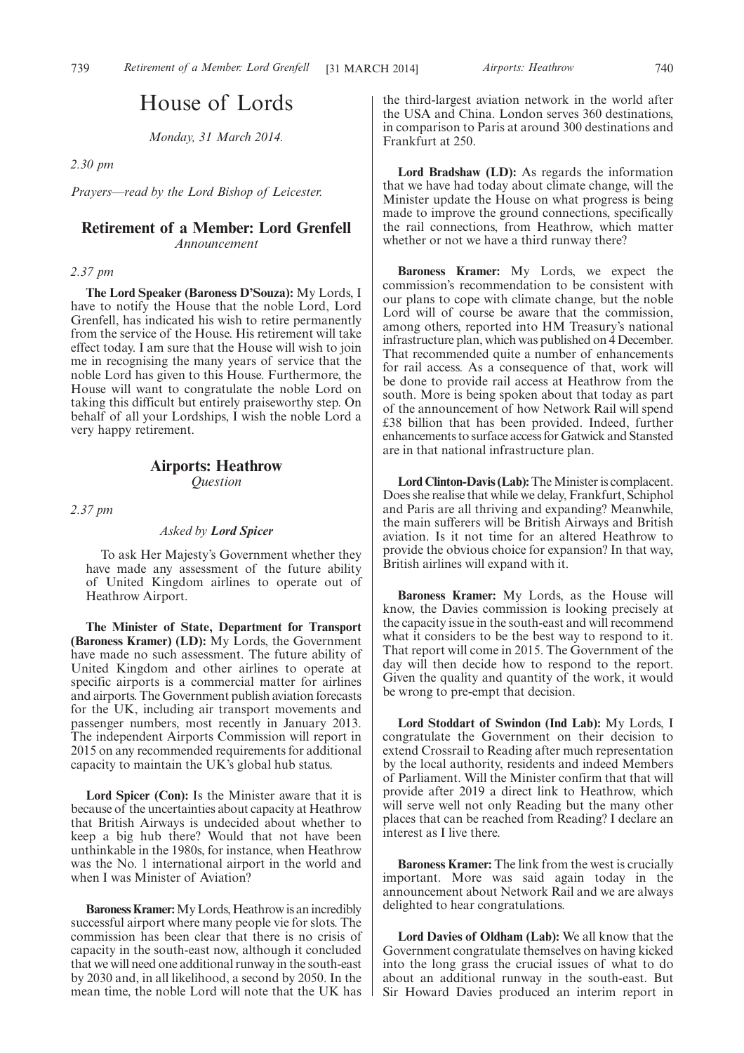# House of Lords

*Monday, 31 March 2014.*

*2.30 pm*

*Prayers—read by the Lord Bishop of Leicester.*

## Retirement of a Member: Lord Grenfell

*Announcement*

*2.37 pm*

**The Lord Speaker (Baroness D'Souza):** My Lords, I have to notify the House that the noble Lord, Lord Grenfell, has indicated his wish to retire permanently from the service of the House. His retirement will take effect today. I am sure that the House will wish to join me in recognising the many years of service that the noble Lord has given to this House. Furthermore, the House will want to congratulate the noble Lord on taking this difficult but entirely praiseworthy step. On behalf of all your Lordships, I wish the noble Lord a very happy retirement.

## Airports: Heathrow

*Question*

*2.37 pm*

*Asked by Lord Spicer*

To ask Her Majesty's Government whether they have made any assessment of the future ability of United Kingdom airlines to operate out of Heathrow Airport.

**The Minister of State, Department for Transport (Baroness Kramer) (LD):** My Lords, the Government have made no such assessment. The future ability of United Kingdom and other airlines to operate at specific airports is a commercial matter for airlines and airports. The Government publish aviation forecasts for the UK, including air transport movements and passenger numbers, most recently in January 2013. The independent Airports Commission will report in 2015 on any recommended requirements for additional capacity to maintain the UK's global hub status.

**Lord Spicer (Con):** Is the Minister aware that it is because of the uncertainties about capacity at Heathrow that British Airways is undecided about whether to keep a big hub there? Would that not have been unthinkable in the 1980s, for instance, when Heathrow was the No. 1 international airport in the world and when I was Minister of Aviation?

**Baroness Kramer:** My Lords, Heathrow is an incredibly successful airport where many people vie for slots. The commission has been clear that there is no crisis of capacity in the south-east now, although it concluded that we will need one additional runway in the south-east by 2030 and, in all likelihood, a second by 2050. In the mean time, the noble Lord will note that the UK has the third-largest aviation network in the world after the USA and China. London serves 360 destinations, in comparison to Paris at around 300 destinations and Frankfurt at 250.

**Lord Bradshaw (LD):** As regards the information that we have had today about climate change, will the Minister update the House on what progress is being made to improve the ground connections, specifically the rail connections, from Heathrow, which matter whether or not we have a third runway there?

**Baroness Kramer:** My Lords, we expect the commission's recommendation to be consistent with our plans to cope with climate change, but the noble Lord will of course be aware that the commission, among others, reported into HM Treasury's national infrastructure plan, which was published on 4 December. That recommended quite a number of enhancements for rail access. As a consequence of that, work will be done to provide rail access at Heathrow from the south. More is being spoken about that today as part of the announcement of how Network Rail will spend £38 billion that has been provided. Indeed, further enhancements to surface access for Gatwick and Stansted are in that national infrastructure plan.

**Lord Clinton-Davis (Lab):** The Minister is complacent. Does she realise that while we delay, Frankfurt, Schiphol and Paris are all thriving and expanding? Meanwhile, the main sufferers will be British Airways and British aviation. Is it not time for an altered Heathrow to provide the obvious choice for expansion? In that way, British airlines will expand with it.

**Baroness Kramer:** My Lords, as the House will know, the Davies commission is looking precisely at the capacity issue in the south-east and will recommend what it considers to be the best way to respond to it. That report will come in 2015. The Government of the day will then decide how to respond to the report. Given the quality and quantity of the work, it would be wrong to pre-empt that decision.

**Lord Stoddart of Swindon (Ind Lab):** My Lords, I congratulate the Government on their decision to extend Crossrail to Reading after much representation by the local authority, residents and indeed Members of Parliament. Will the Minister confirm that that will provide after 2019 a direct link to Heathrow, which will serve well not only Reading but the many other places that can be reached from Reading? I declare an interest as I live there.

**Baroness Kramer:** The link from the west is crucially important. More was said again today in the announcement about Network Rail and we are always delighted to hear congratulations.

**Lord Davies of Oldham (Lab):** We all know that the Government congratulate themselves on having kicked into the long grass the crucial issues of what to do about an additional runway in the south-east. But Sir Howard Davies produced an interim report in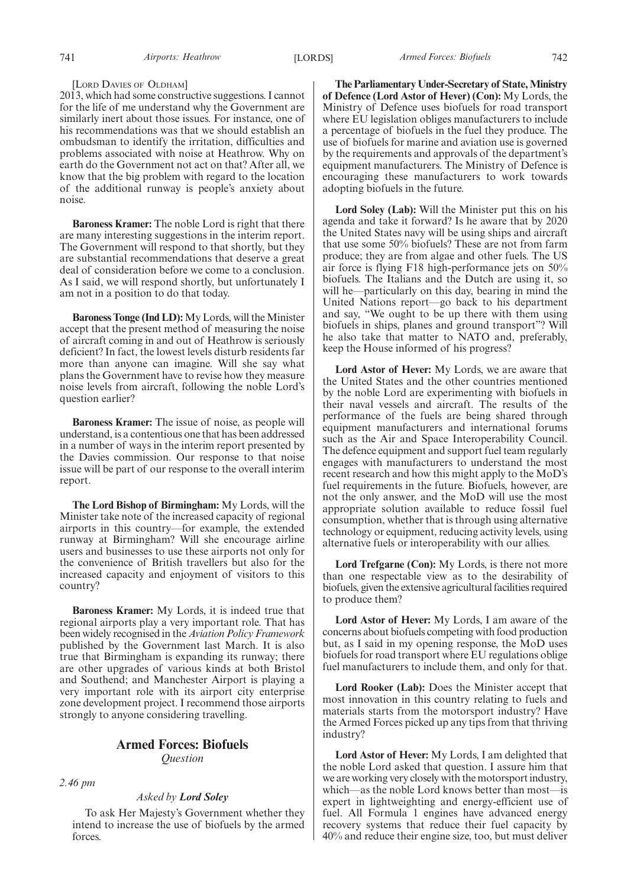[LORD DAVIES OF OLDHAM]

2013, which had some constructive suggestions. I cannot for the life of me understand why the Government are similarly inert about those issues. For instance, one of his recommendations was that we should establish an ombudsman to identify the irritation, difficulties and problems associated with noise at Heathrow. Why on earth do the Government not act on that? After all, we know that the big problem with regard to the location of the additional runway is people's anxiety about noise.

**Baroness Kramer:** The noble Lord is right that there are many interesting suggestions in the interim report. The Government will respond to that shortly, but they are substantial recommendations that deserve a great deal of consideration before we come to a conclusion. As I said, we will respond shortly, but unfortunately I am not in a position to do that today.

**Baroness Tonge (Ind LD):** My Lords, will the Minister accept that the present method of measuring the noise of aircraft coming in and out of Heathrow is seriously deficient? In fact, the lowest levels disturb residents far more than anyone can imagine. Will she say what plans the Government have to revise how they measure noise levels from aircraft, following the noble Lord's question earlier?

**Baroness Kramer:** The issue of noise, as people will understand, is a contentious one that has been addressed in a number of ways in the interim report presented by the Davies commission. Our response to that noise issue will be part of our response to the overall interim report.

**The Lord Bishop of Birmingham:** My Lords, will the Minister take note of the increased capacity of regional airports in this country—for example, the extended runway at Birmingham? Will she encourage airline users and businesses to use these airports not only for the convenience of British travellers but also for the increased capacity and enjoyment of visitors to this country?

**Baroness Kramer:** My Lords, it is indeed true that regional airports play a very important role. That has been widely recognised in the *Aviation Policy Framework* published by the Government last March. It is also true that Birmingham is expanding its runway; there are other upgrades of various kinds at both Bristol and Southend; and Manchester Airport is playing a very important role with its airport city enterprise zone development project. I recommend those airports strongly to anyone considering travelling.

## Armed Forces: Biofuels

*Question*

*2.46 pm*

*Asked by **Lord Soley***

To ask Her Majesty's Government whether they intend to increase the use of biofuels by the armed forces.

**The Parliamentary Under-Secretary of State, Ministry of Defence (Lord Astor of Hever) (Con):** My Lords, the Ministry of Defence uses biofuels for road transport where EU legislation obliges manufacturers to include a percentage of biofuels in the fuel they produce. The use of biofuels for marine and aviation use is governed by the requirements and approvals of the department's equipment manufacturers. The Ministry of Defence is encouraging these manufacturers to work towards adopting biofuels in the future.

**Lord Soley (Lab):** Will the Minister put this on his agenda and take it forward? Is he aware that by 2020 the United States navy will be using ships and aircraft that use some 50% biofuels? These are not from farm produce; they are from algae and other fuels. The US air force is flying F18 high-performance jets on 50% biofuels. The Italians and the Dutch are using it, so will he—particularly on this day, bearing in mind the United Nations report—go back to his department and say, "We ought to be up there with them using biofuels in ships, planes and ground transport"? Will he also take that matter to NATO and, preferably, keep the House informed of his progress?

**Lord Astor of Hever:** My Lords, we are aware that the United States and the other countries mentioned by the noble Lord are experimenting with biofuels in their naval vessels and aircraft. The results of the performance of the fuels are being shared through equipment manufacturers and international forums such as the Air and Space Interoperability Council. The defence equipment and support fuel team regularly engages with manufacturers to understand the most recent research and how this might apply to the MoD's fuel requirements in the future. Biofuels, however, are not the only answer, and the MoD will use the most appropriate solution available to reduce fossil fuel consumption, whether that is through using alternative technology or equipment, reducing activity levels, using alternative fuels or interoperability with our allies.

**Lord Trefgarne (Con):** My Lords, is there not more than one respectable view as to the desirability of biofuels, given the extensive agricultural facilities required to produce them?

**Lord Astor of Hever:** My Lords, I am aware of the concerns about biofuels competing with food production but, as I said in my opening response, the MoD uses biofuels for road transport where EU regulations oblige fuel manufacturers to include them, and only for that.

**Lord Rooker (Lab):** Does the Minister accept that most innovation in this country relating to fuels and materials starts from the motorsport industry? Have the Armed Forces picked up any tips from that thriving industry?

**Lord Astor of Hever:** My Lords, I am delighted that the noble Lord asked that question. I assure him that we are working very closely with the motorsport industry, which—as the noble Lord knows better than most—is expert in lightweighting and energy-efficient use of fuel. All Formula 1 engines have advanced energy recovery systems that reduce their fuel capacity by 40% and reduce their engine size, too, but must deliver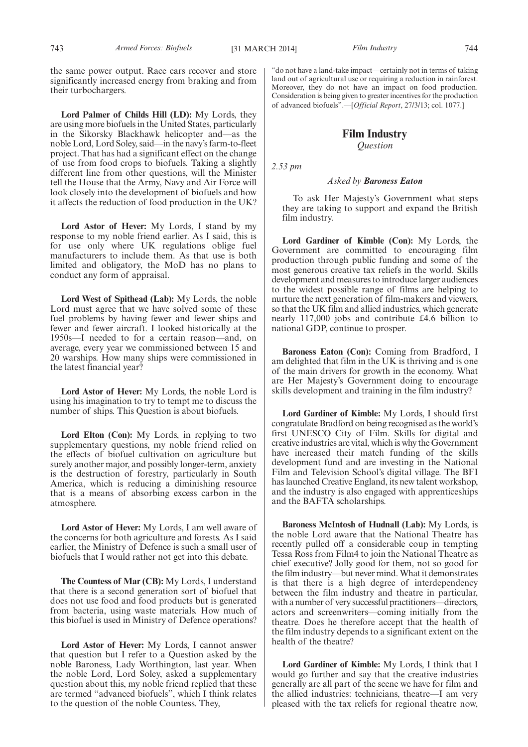the same power output. Race cars recover and store significantly increased energy from braking and from their turbochargers.

**Lord Palmer of Childs Hill (LD):** My Lords, they are using more biofuels in the United States, particularly in the Sikorsky Blackhawk helicopter and—as the noble Lord, Lord Soley, said—in the navy's farm-to-fleet project. That has had a significant effect on the change of use from food crops to biofuels. Taking a slightly different line from other questions, will the Minister tell the House that the Army, Navy and Air Force will look closely into the development of biofuels and how it affects the reduction of food production in the UK?

**Lord Astor of Hever:** My Lords, I stand by my response to my noble friend earlier. As I said, this is for use only where UK regulations oblige fuel manufacturers to include them. As that use is both limited and obligatory, the MoD has no plans to conduct any form of appraisal.

**Lord West of Spithead (Lab):** My Lords, the noble Lord must agree that we have solved some of these fuel problems by having fewer and fewer ships and fewer and fewer aircraft. I looked historically at the 1950s—I needed to for a certain reason—and, on average, every year we commissioned between 15 and 20 warships. How many ships were commissioned in the latest financial year?

**Lord Astor of Hever:** My Lords, the noble Lord is using his imagination to try to tempt me to discuss the number of ships. This Question is about biofuels.

**Lord Elton (Con):** My Lords, in replying to two supplementary questions, my noble friend relied on the effects of biofuel cultivation on agriculture but surely another major, and possibly longer-term, anxiety is the destruction of forestry, particularly in South America, which is reducing a diminishing resource that is a means of absorbing excess carbon in the atmosphere.

**Lord Astor of Hever:** My Lords, I am well aware of the concerns for both agriculture and forests. As I said earlier, the Ministry of Defence is such a small user of biofuels that I would rather not get into this debate.

**The Countess of Mar (CB):** My Lords, I understand that there is a second generation sort of biofuel that does not use food and food products but is generated from bacteria, using waste materials. How much of this biofuel is used in Ministry of Defence operations?

**Lord Astor of Hever:** My Lords, I cannot answer that question but I refer to a Question asked by the noble Baroness, Lady Worthington, last year. When the noble Lord, Lord Soley, asked a supplementary question about this, my noble friend replied that these are termed "advanced biofuels", which I think relates to the question of the noble Countess. They,

"do not have a land-take impact—certainly not in terms of taking land out of agricultural use or requiring a reduction in rainforest. Moreover, they do not have an impact on food production. Consideration is being given to greater incentives for the production of advanced biofuels".—[*Official Report*, 27/3/13; col. 1077.]

## Film Industry

*Question*

*2.53 pm*

*Asked by* ***Baroness Eaton***

To ask Her Majesty's Government what steps they are taking to support and expand the British film industry.

**Lord Gardiner of Kimble (Con):** My Lords, the Government are committed to encouraging film production through public funding and some of the most generous creative tax reliefs in the world. Skills development and measures to introduce larger audiences to the widest possible range of films are helping to nurture the next generation of film-makers and viewers, so that the UK film and allied industries, which generate nearly 117,000 jobs and contribute £4.6 billion to national GDP, continue to prosper.

**Baroness Eaton (Con):** Coming from Bradford, I am delighted that film in the UK is thriving and is one of the main drivers for growth in the economy. What are Her Majesty's Government doing to encourage skills development and training in the film industry?

**Lord Gardiner of Kimble:** My Lords, I should first congratulate Bradford on being recognised as the world's first UNESCO City of Film. Skills for digital and creative industries are vital, which is why the Government have increased their match funding of the skills development fund and are investing in the National Film and Television School's digital village. The BFI has launched Creative England, its new talent workshop, and the industry is also engaged with apprenticeships and the BAFTA scholarships.

**Baroness McIntosh of Hudnall (Lab):** My Lords, is the noble Lord aware that the National Theatre has recently pulled off a considerable coup in tempting Tessa Ross from Film4 to join the National Theatre as chief executive? Jolly good for them, not so good for the film industry—but never mind. What it demonstrates is that there is a high degree of interdependency between the film industry and theatre in particular, with a number of very successful practitioners—directors, actors and screenwriters—coming initially from the theatre. Does he therefore accept that the health of the film industry depends to a significant extent on the health of the theatre?

**Lord Gardiner of Kimble:** My Lords, I think that I would go further and say that the creative industries generally are all part of the scene we have for film and the allied industries: technicians, theatre—I am very pleased with the tax reliefs for regional theatre now,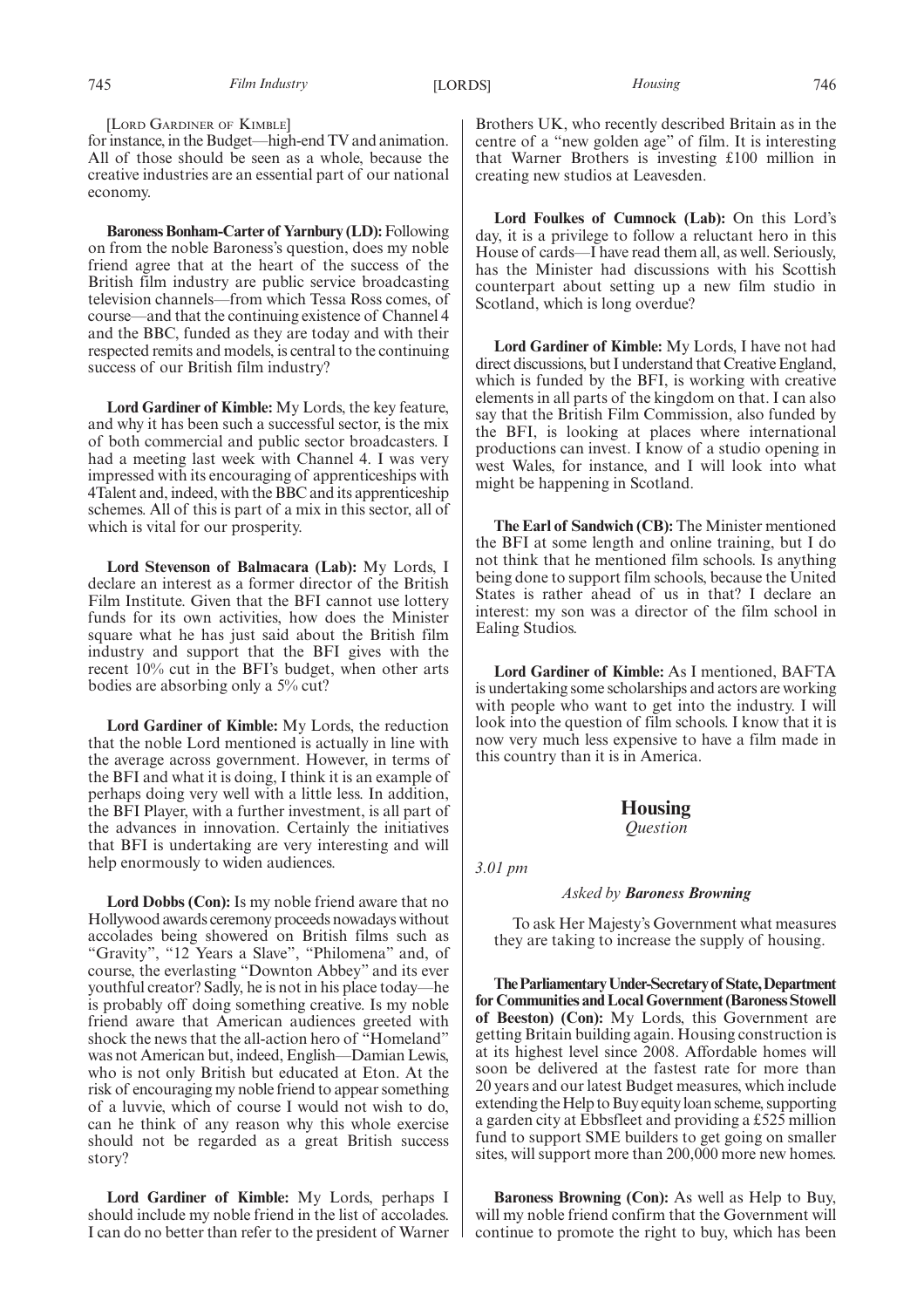[LORD GARDINER OF KIMBLE]

for instance, in the Budget—high-end TV and animation. All of those should be seen as a whole, because the creative industries are an essential part of our national economy.

**Baroness Bonham-Carter of Yarnbury (LD):** Following on from the noble Baroness's question, does my noble friend agree that at the heart of the success of the British film industry are public service broadcasting television channels—from which Tessa Ross comes, of course—and that the continuing existence of Channel 4 and the BBC, funded as they are today and with their respected remits and models, is central to the continuing success of our British film industry?

**Lord Gardiner of Kimble:** My Lords, the key feature, and why it has been such a successful sector, is the mix of both commercial and public sector broadcasters. I had a meeting last week with Channel 4. I was very impressed with its encouraging of apprenticeships with 4Talent and, indeed, with the BBC and its apprenticeship schemes. All of this is part of a mix in this sector, all of which is vital for our prosperity.

**Lord Stevenson of Balmacara (Lab):** My Lords, I declare an interest as a former director of the British Film Institute. Given that the BFI cannot use lottery funds for its own activities, how does the Minister square what he has just said about the British film industry and support that the BFI gives with the recent 10% cut in the BFI's budget, when other arts bodies are absorbing only a 5% cut?

**Lord Gardiner of Kimble:** My Lords, the reduction that the noble Lord mentioned is actually in line with the average across government. However, in terms of the BFI and what it is doing, I think it is an example of perhaps doing very well with a little less. In addition, the BFI Player, with a further investment, is all part of the advances in innovation. Certainly the initiatives that BFI is undertaking are very interesting and will help enormously to widen audiences.

**Lord Dobbs (Con):** Is my noble friend aware that no Hollywood awards ceremony proceeds nowadays without accolades being showered on British films such as "Gravity", "12 Years a Slave", "Philomena" and, of course, the everlasting "Downton Abbey" and its ever youthful creator? Sadly, he is not in his place today—he is probably off doing something creative. Is my noble friend aware that American audiences greeted with shock the news that the all-action hero of "Homeland" was not American but, indeed, English—Damian Lewis, who is not only British but educated at Eton. At the risk of encouraging my noble friend to appear something of a luvvie, which of course I would not wish to do, can he think of any reason why this whole exercise should not be regarded as a great British success story?

**Lord Gardiner of Kimble:** My Lords, perhaps I should include my noble friend in the list of accolades. I can do no better than refer to the president of Warner Brothers UK, who recently described Britain as in the centre of a "new golden age" of film. It is interesting that Warner Brothers is investing £100 million in creating new studios at Leavesden.

**Lord Foulkes of Cumnock (Lab):** On this Lord's day, it is a privilege to follow a reluctant hero in this House of cards—I have read them all, as well. Seriously, has the Minister had discussions with his Scottish counterpart about setting up a new film studio in Scotland, which is long overdue?

**Lord Gardiner of Kimble:** My Lords, I have not had direct discussions, but I understand that Creative England, which is funded by the BFI, is working with creative elements in all parts of the kingdom on that. I can also say that the British Film Commission, also funded by the BFI, is looking at places where international productions can invest. I know of a studio opening in west Wales, for instance, and I will look into what might be happening in Scotland.

**The Earl of Sandwich (CB):** The Minister mentioned the BFI at some length and online training, but I do not think that he mentioned film schools. Is anything being done to support film schools, because the United States is rather ahead of us in that? I declare an interest: my son was a director of the film school in Ealing Studios.

**Lord Gardiner of Kimble:** As I mentioned, BAFTA is undertaking some scholarships and actors are working with people who want to get into the industry. I will look into the question of film schools. I know that it is now very much less expensive to have a film made in this country than it is in America.

## Housing

*Question*

*3.01 pm*

*Asked by **Baroness Browning***

To ask Her Majesty's Government what measures they are taking to increase the supply of housing.

**The Parliamentary Under-Secretary of State, Department for Communities and Local Government (Baroness Stowell of Beeston) (Con):** My Lords, this Government are getting Britain building again. Housing construction is at its highest level since 2008. Affordable homes will soon be delivered at the fastest rate for more than 20 years and our latest Budget measures, which include extending the Help to Buy equity loan scheme, supporting a garden city at Ebbsfleet and providing a £525 million fund to support SME builders to get going on smaller sites, will support more than 200,000 more new homes.

**Baroness Browning (Con):** As well as Help to Buy, will my noble friend confirm that the Government will continue to promote the right to buy, which has been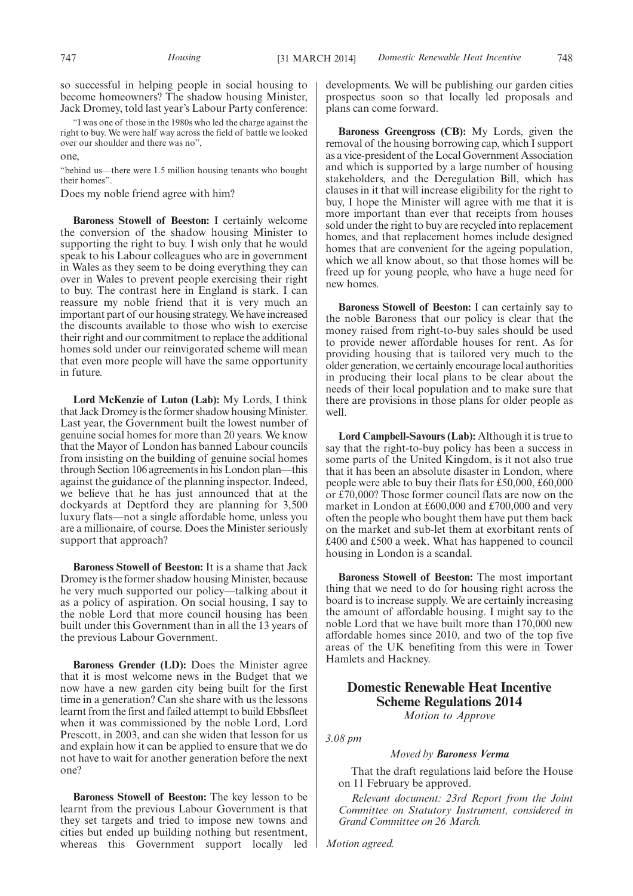so successful in helping people in social housing to become homeowners? The shadow housing Minister, Jack Dromey, told last year's Labour Party conference:

"I was one of those in the 1980s who led the charge against the right to buy. We were half way across the field of battle we looked over our shoulder and there was no",

one,

"behind us—there were 1.5 million housing tenants who bought their homes".

Does my noble friend agree with him?

**Baroness Stowell of Beeston:** I certainly welcome the conversion of the shadow housing Minister to supporting the right to buy. I wish only that he would speak to his Labour colleagues who are in government in Wales as they seem to be doing everything they can over in Wales to prevent people exercising their right to buy. The contrast here in England is stark. I can reassure my noble friend that it is very much an important part of our housing strategy. We have increased the discounts available to those who wish to exercise their right and our commitment to replace the additional homes sold under our reinvigorated scheme will mean that even more people will have the same opportunity in future.

**Lord McKenzie of Luton (Lab):** My Lords, I think that Jack Dromey is the former shadow housing Minister. Last year, the Government built the lowest number of genuine social homes for more than 20 years. We know that the Mayor of London has banned Labour councils from insisting on the building of genuine social homes through Section 106 agreements in his London plan—this against the guidance of the planning inspector. Indeed, we believe that he has just announced that at the dockyards at Deptford they are planning for 3,500 luxury flats—not a single affordable home, unless you are a millionaire, of course. Does the Minister seriously support that approach?

**Baroness Stowell of Beeston:** It is a shame that Jack Dromey is the former shadow housing Minister, because he very much supported our policy—talking about it as a policy of aspiration. On social housing, I say to the noble Lord that more council housing has been built under this Government than in all the 13 years of the previous Labour Government.

**Baroness Grender (LD):** Does the Minister agree that it is most welcome news in the Budget that we now have a new garden city being built for the first time in a generation? Can she share with us the lessons learnt from the first and failed attempt to build Ebbsfleet when it was commissioned by the noble Lord, Lord Prescott, in 2003, and can she widen that lesson for us and explain how it can be applied to ensure that we do not have to wait for another generation before the next one?

**Baroness Stowell of Beeston:** The key lesson to be learnt from the previous Labour Government is that they set targets and tried to impose new towns and cities but ended up building nothing but resentment, whereas this Government support locally led developments. We will be publishing our garden cities prospectus soon so that locally led proposals and plans can come forward.

**Baroness Greengross (CB):** My Lords, given the removal of the housing borrowing cap, which I support as a vice-president of the Local Government Association and which is supported by a large number of housing stakeholders, and the Deregulation Bill, which has clauses in it that will increase eligibility for the right to buy, I hope the Minister will agree with me that it is more important than ever that receipts from houses sold under the right to buy are recycled into replacement homes, and that replacement homes include designed homes that are convenient for the ageing population, which we all know about, so that those homes will be freed up for young people, who have a huge need for new homes.

**Baroness Stowell of Beeston:** I can certainly say to the noble Baroness that our policy is clear that the money raised from right-to-buy sales should be used to provide newer affordable houses for rent. As for providing housing that is tailored very much to the older generation, we certainly encourage local authorities in producing their local plans to be clear about the needs of their local population and to make sure that there are provisions in those plans for older people as well.

**Lord Campbell-Savours (Lab):** Although it is true to say that the right-to-buy policy has been a success in some parts of the United Kingdom, is it not also true that it has been an absolute disaster in London, where people were able to buy their flats for £50,000, £60,000 or £70,000? Those former council flats are now on the market in London at £600,000 and £700,000 and very often the people who bought them have put them back on the market and sub-let them at exorbitant rents of £400 and £500 a week. What has happened to council housing in London is a scandal.

**Baroness Stowell of Beeston:** The most important thing that we need to do for housing right across the board is to increase supply. We are certainly increasing the amount of affordable housing. I might say to the noble Lord that we have built more than 170,000 new affordable homes since 2010, and two of the top five areas of the UK benefiting from this were in Tower Hamlets and Hackney.

## Domestic Renewable Heat Incentive Scheme Regulations 2014

*Motion to Approve*

*3.08 pm*

*Moved by* ***Baroness Verma***

That the draft regulations laid before the House on 11 February be approved.

*Relevant document: 23rd Report from the Joint Committee on Statutory Instrument, considered in Grand Committee on 26 March.*

*Motion agreed.*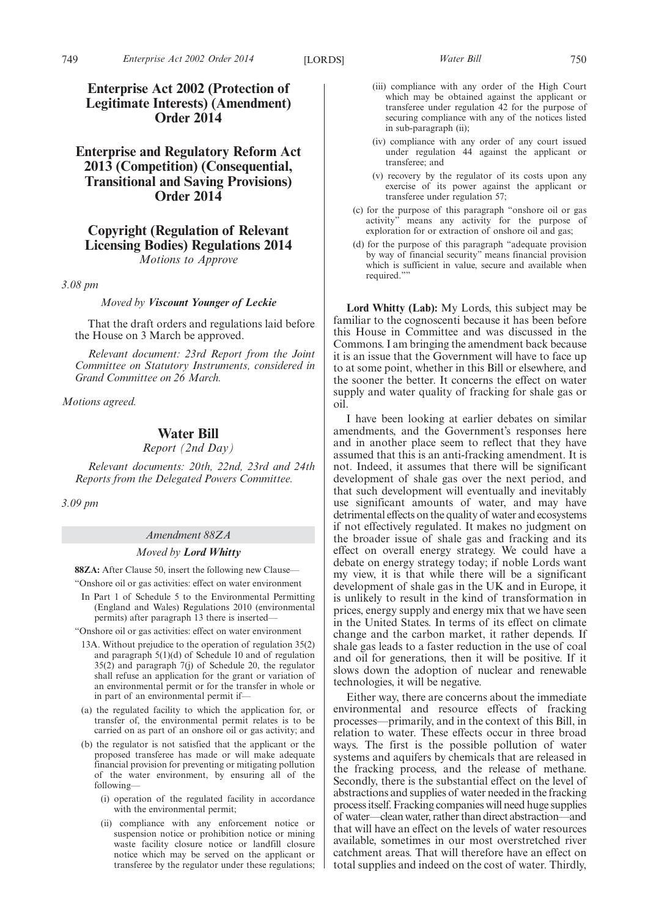## Enterprise Act 2002 (Protection of Legitimate Interests) (Amendment) Order 2014

## Enterprise and Regulatory Reform Act 2013 (Competition) (Consequential, Transitional and Saving Provisions) Order 2014

## Copyright (Regulation of Relevant Licensing Bodies) Regulations 2014

*Motions to Approve*

*3.08 pm*

*Moved by* ***Viscount Younger of Leckie***

That the draft orders and regulations laid before the House on 3 March be approved.

*Relevant document: 23rd Report from the Joint Committee on Statutory Instruments, considered in Grand Committee on 26 March.*

*Motions agreed.*

## Water Bill

*Report (2nd Day)*

*Relevant documents: 20th, 22nd, 23rd and 24th Reports from the Delegated Powers Committee.*

*3.09 pm*

### *Amendment 88ZA*

*Moved by* ***Lord Whitty***

**88ZA:** After Clause 50, insert the following new Clause—

"Onshore oil or gas activities: effect on water environment

In Part 1 of Schedule 5 to the Environmental Permitting (England and Wales) Regulations 2010 (environmental permits) after paragraph 13 there is inserted—

"Onshore oil or gas activities: effect on water environment

13A. Without prejudice to the operation of regulation 35(2) and paragraph 5(1)(d) of Schedule 10 and of regulation 35(2) and paragraph 7(j) of Schedule 20, the regulator shall refuse an application for the grant or variation of an environmental permit or for the transfer in whole or in part of an environmental permit if—

(a) the regulated facility to which the application for, or transfer of, the environmental permit relates is to be carried on as part of an onshore oil or gas activity; and

(b) the regulator is not satisfied that the applicant or the proposed transferee has made or will make adequate financial provision for preventing or mitigating pollution of the water environment, by ensuring all of the following—

(i) operation of the regulated facility in accordance with the environmental permit;

(ii) compliance with any enforcement notice or suspension notice or prohibition notice or mining waste facility closure notice or landfill closure notice which may be served on the applicant or transferee by the regulator under these regulations;

(iii) compliance with any order of the High Court which may be obtained against the applicant or transferee under regulation 42 for the purpose of securing compliance with any of the notices listed in sub-paragraph (ii);

(iv) compliance with any order of any court issued under regulation 44 against the applicant or transferee; and

(v) recovery by the regulator of its costs upon any exercise of its power against the applicant or transferee under regulation 57;

(c) for the purpose of this paragraph "onshore oil or gas activity" means any activity for the purpose of exploration for or extraction of onshore oil and gas;

(d) for the purpose of this paragraph "adequate provision by way of financial security" means financial provision which is sufficient in value, secure and available when required.""

**Lord Whitty (Lab):** My Lords, this subject may be familiar to the cognoscenti because it has been before this House in Committee and was discussed in the Commons. I am bringing the amendment back because it is an issue that the Government will have to face up to at some point, whether in this Bill or elsewhere, and the sooner the better. It concerns the effect on water supply and water quality of fracking for shale gas or oil.

I have been looking at earlier debates on similar amendments, and the Government's responses here and in another place seem to reflect that they have assumed that this is an anti-fracking amendment. It is not. Indeed, it assumes that there will be significant development of shale gas over the next period, and that such development will eventually and inevitably use significant amounts of water, and may have detrimental effects on the quality of water and ecosystems if not effectively regulated. It makes no judgment on the broader issue of shale gas and fracking and its effect on overall energy strategy. We could have a debate on energy strategy today; if noble Lords want my view, it is that while there will be a significant development of shale gas in the UK and in Europe, it is unlikely to result in the kind of transformation in prices, energy supply and energy mix that we have seen in the United States. In terms of its effect on climate change and the carbon market, it rather depends. If shale gas leads to a faster reduction in the use of coal and oil for generations, then it will be positive. If it slows down the adoption of nuclear and renewable technologies, it will be negative.

Either way, there are concerns about the immediate environmental and resource effects of fracking processes—primarily, and in the context of this Bill, in relation to water. These effects occur in three broad ways. The first is the possible pollution of water systems and aquifers by chemicals that are released in the fracking process, and the release of methane. Secondly, there is the substantial effect on the level of abstractions and supplies of water needed in the fracking process itself. Fracking companies will need huge supplies of water—clean water, rather than direct abstraction—and that will have an effect on the levels of water resources available, sometimes in our most overstretched river catchment areas. That will therefore have an effect on total supplies and indeed on the cost of water. Thirdly,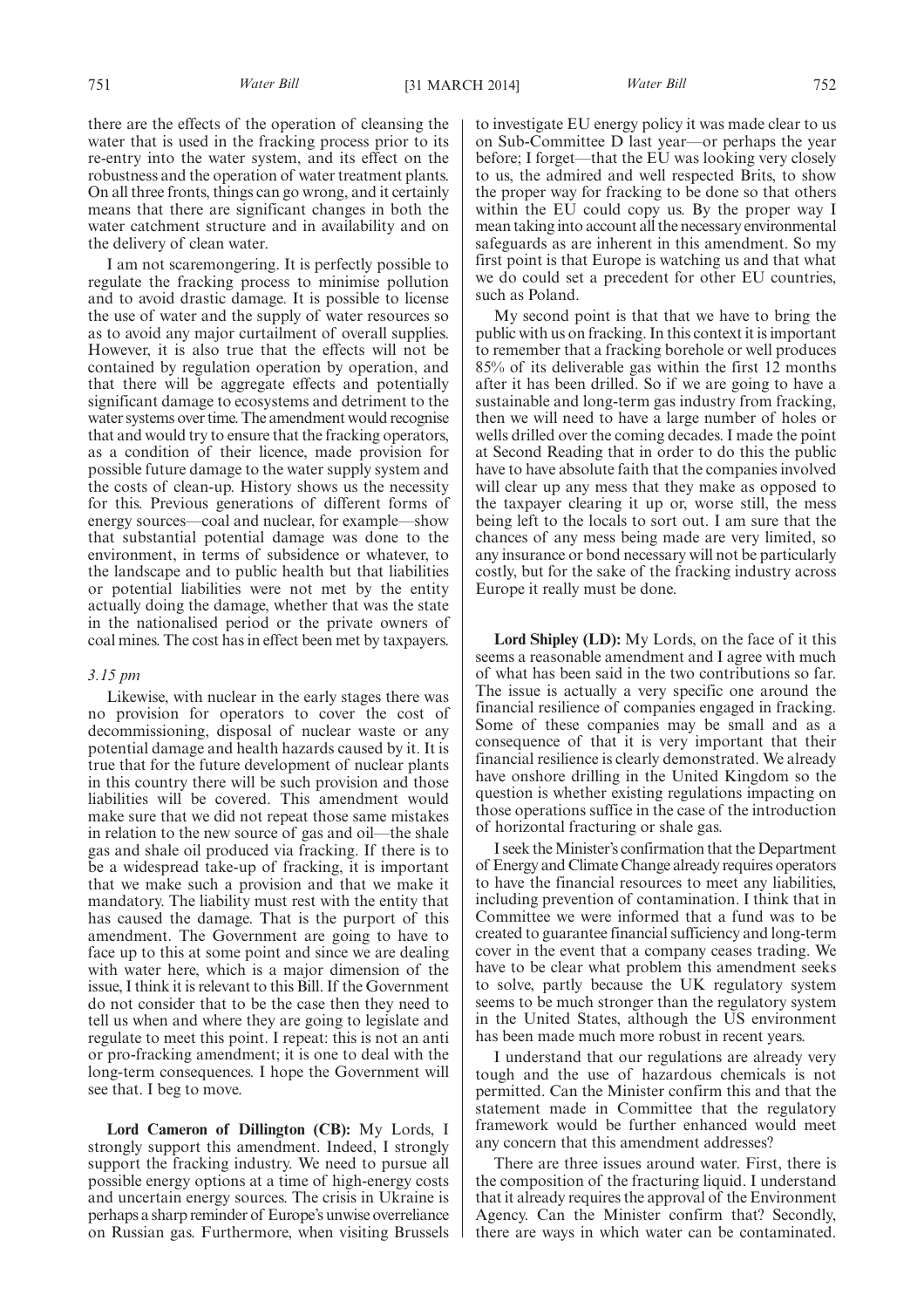there are the effects of the operation of cleansing the water that is used in the fracking process prior to its re-entry into the water system, and its effect on the robustness and the operation of water treatment plants. On all three fronts, things can go wrong, and it certainly means that there are significant changes in both the water catchment structure and in availability and on the delivery of clean water.

I am not scaremongering. It is perfectly possible to regulate the fracking process to minimise pollution and to avoid drastic damage. It is possible to license the use of water and the supply of water resources so as to avoid any major curtailment of overall supplies. However, it is also true that the effects will not be contained by regulation operation by operation, and that there will be aggregate effects and potentially significant damage to ecosystems and detriment to the water systems over time. The amendment would recognise that and would try to ensure that the fracking operators, as a condition of their licence, made provision for possible future damage to the water supply system and the costs of clean-up. History shows us the necessity for this. Previous generations of different forms of energy sources—coal and nuclear, for example—show that substantial potential damage was done to the environment, in terms of subsidence or whatever, to the landscape and to public health but that liabilities or potential liabilities were not met by the entity actually doing the damage, whether that was the state in the nationalised period or the private owners of coal mines. The cost has in effect been met by taxpayers.

*3.15 pm*

Likewise, with nuclear in the early stages there was no provision for operators to cover the cost of decommissioning, disposal of nuclear waste or any potential damage and health hazards caused by it. It is true that for the future development of nuclear plants in this country there will be such provision and those liabilities will be covered. This amendment would make sure that we did not repeat those same mistakes in relation to the new source of gas and oil—the shale gas and shale oil produced via fracking. If there is to be a widespread take-up of fracking, it is important that we make such a provision and that we make it mandatory. The liability must rest with the entity that has caused the damage. That is the purport of this amendment. The Government are going to have to face up to this at some point and since we are dealing with water here, which is a major dimension of the issue, I think it is relevant to this Bill. If the Government do not consider that to be the case then they need to tell us when and where they are going to legislate and regulate to meet this point. I repeat: this is not an anti or pro-fracking amendment; it is one to deal with the long-term consequences. I hope the Government will see that. I beg to move.

**Lord Cameron of Dillington (CB):** My Lords, I strongly support this amendment. Indeed, I strongly support the fracking industry. We need to pursue all possible energy options at a time of high-energy costs and uncertain energy sources. The crisis in Ukraine is perhaps a sharp reminder of Europe's unwise overreliance on Russian gas. Furthermore, when visiting Brussels to investigate EU energy policy it was made clear to us on Sub-Committee D last year—or perhaps the year before; I forget—that the EU was looking very closely to us, the admired and well respected Brits, to show the proper way for fracking to be done so that others within the EU could copy us. By the proper way I mean taking into account all the necessary environmental safeguards as are inherent in this amendment. So my first point is that Europe is watching us and that what we do could set a precedent for other EU countries, such as Poland.

My second point is that that we have to bring the public with us on fracking. In this context it is important to remember that a fracking borehole or well produces 85% of its deliverable gas within the first 12 months after it has been drilled. So if we are going to have a sustainable and long-term gas industry from fracking, then we will need to have a large number of holes or wells drilled over the coming decades. I made the point at Second Reading that in order to do this the public have to have absolute faith that the companies involved will clear up any mess that they make as opposed to the taxpayer clearing it up or, worse still, the mess being left to the locals to sort out. I am sure that the chances of any mess being made are very limited, so any insurance or bond necessary will not be particularly costly, but for the sake of the fracking industry across Europe it really must be done.

**Lord Shipley (LD):** My Lords, on the face of it this seems a reasonable amendment and I agree with much of what has been said in the two contributions so far. The issue is actually a very specific one around the financial resilience of companies engaged in fracking. Some of these companies may be small and as a consequence of that it is very important that their financial resilience is clearly demonstrated. We already have onshore drilling in the United Kingdom so the question is whether existing regulations impacting on those operations suffice in the case of the introduction of horizontal fracturing or shale gas.

I seek the Minister's confirmation that the Department of Energy and Climate Change already requires operators to have the financial resources to meet any liabilities, including prevention of contamination. I think that in Committee we were informed that a fund was to be created to guarantee financial sufficiency and long-term cover in the event that a company ceases trading. We have to be clear what problem this amendment seeks to solve, partly because the UK regulatory system seems to be much stronger than the regulatory system in the United States, although the US environment has been made much more robust in recent years.

I understand that our regulations are already very tough and the use of hazardous chemicals is not permitted. Can the Minister confirm this and that the statement made in Committee that the regulatory framework would be further enhanced would meet any concern that this amendment addresses?

There are three issues around water. First, there is the composition of the fracturing liquid. I understand that it already requires the approval of the Environment Agency. Can the Minister confirm that? Secondly, there are ways in which water can be contaminated.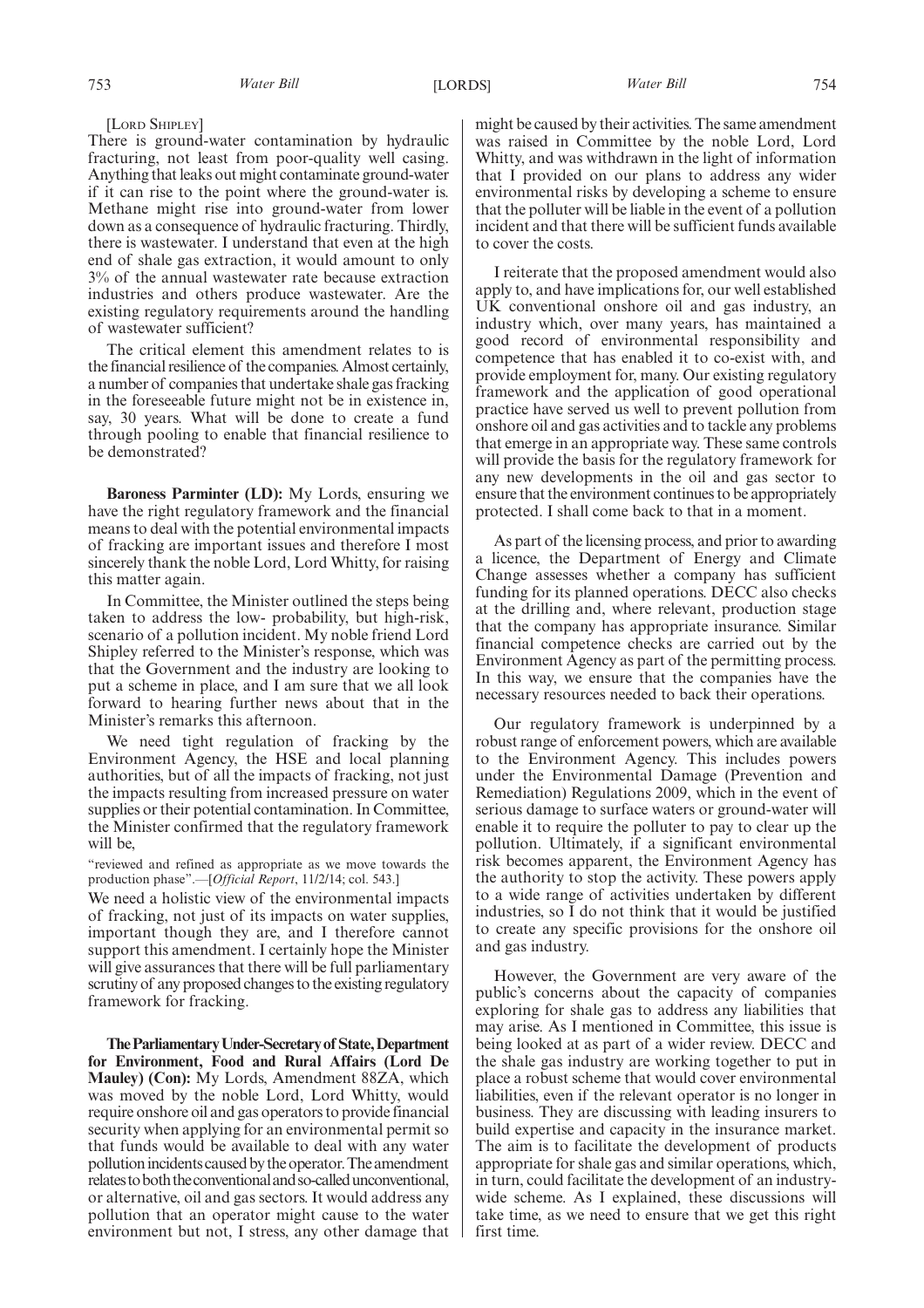[LORD SHIPLEY]

There is ground-water contamination by hydraulic fracturing, not least from poor-quality well casing. Anything that leaks out might contaminate ground-water if it can rise to the point where the ground-water is. Methane might rise into ground-water from lower down as a consequence of hydraulic fracturing. Thirdly, there is wastewater. I understand that even at the high end of shale gas extraction, it would amount to only 3% of the annual wastewater rate because extraction industries and others produce wastewater. Are the existing regulatory requirements around the handling of wastewater sufficient?

The critical element this amendment relates to is the financial resilience of the companies. Almost certainly, a number of companies that undertake shale gas fracking in the foreseeable future might not be in existence in, say, 30 years. What will be done to create a fund through pooling to enable that financial resilience to be demonstrated?

**Baroness Parminter (LD):** My Lords, ensuring we have the right regulatory framework and the financial means to deal with the potential environmental impacts of fracking are important issues and therefore I most sincerely thank the noble Lord, Lord Whitty, for raising this matter again.

In Committee, the Minister outlined the steps being taken to address the low- probability, but high-risk, scenario of a pollution incident. My noble friend Lord Shipley referred to the Minister's response, which was that the Government and the industry are looking to put a scheme in place, and I am sure that we all look forward to hearing further news about that in the Minister's remarks this afternoon.

We need tight regulation of fracking by the Environment Agency, the HSE and local planning authorities, but of all the impacts of fracking, not just the impacts resulting from increased pressure on water supplies or their potential contamination. In Committee, the Minister confirmed that the regulatory framework will be,

"reviewed and refined as appropriate as we move towards the production phase".—[*Official Report*, 11/2/14; col. 543.]

We need a holistic view of the environmental impacts of fracking, not just of its impacts on water supplies, important though they are, and I therefore cannot support this amendment. I certainly hope the Minister will give assurances that there will be full parliamentary scrutiny of any proposed changes to the existing regulatory framework for fracking.

**The Parliamentary Under-Secretary of State, Department for Environment, Food and Rural Affairs (Lord De Mauley) (Con):** My Lords, Amendment 88ZA, which was moved by the noble Lord, Lord Whitty, would require onshore oil and gas operators to provide financial security when applying for an environmental permit so that funds would be available to deal with any water pollution incidents caused by the operator. The amendment relates to both the conventional and so-called unconventional, or alternative, oil and gas sectors. It would address any pollution that an operator might cause to the water environment but not, I stress, any other damage that might be caused by their activities. The same amendment was raised in Committee by the noble Lord, Lord Whitty, and was withdrawn in the light of information that I provided on our plans to address any wider environmental risks by developing a scheme to ensure that the polluter will be liable in the event of a pollution incident and that there will be sufficient funds available to cover the costs.

I reiterate that the proposed amendment would also apply to, and have implications for, our well established UK conventional onshore oil and gas industry, an industry which, over many years, has maintained a good record of environmental responsibility and competence that has enabled it to co-exist with, and provide employment for, many. Our existing regulatory framework and the application of good operational practice have served us well to prevent pollution from onshore oil and gas activities and to tackle any problems that emerge in an appropriate way. These same controls will provide the basis for the regulatory framework for any new developments in the oil and gas sector to ensure that the environment continues to be appropriately protected. I shall come back to that in a moment.

As part of the licensing process, and prior to awarding a licence, the Department of Energy and Climate Change assesses whether a company has sufficient funding for its planned operations. DECC also checks at the drilling and, where relevant, production stage that the company has appropriate insurance. Similar financial competence checks are carried out by the Environment Agency as part of the permitting process. In this way, we ensure that the companies have the necessary resources needed to back their operations.

Our regulatory framework is underpinned by a robust range of enforcement powers, which are available to the Environment Agency. This includes powers under the Environmental Damage (Prevention and Remediation) Regulations 2009, which in the event of serious damage to surface waters or ground-water will enable it to require the polluter to pay to clear up the pollution. Ultimately, if a significant environmental risk becomes apparent, the Environment Agency has the authority to stop the activity. These powers apply to a wide range of activities undertaken by different industries, so I do not think that it would be justified to create any specific provisions for the onshore oil and gas industry.

However, the Government are very aware of the public's concerns about the capacity of companies exploring for shale gas to address any liabilities that may arise. As I mentioned in Committee, this issue is being looked at as part of a wider review. DECC and the shale gas industry are working together to put in place a robust scheme that would cover environmental liabilities, even if the relevant operator is no longer in business. They are discussing with leading insurers to build expertise and capacity in the insurance market. The aim is to facilitate the development of products appropriate for shale gas and similar operations, which, in turn, could facilitate the development of an industry-wide scheme. As I explained, these discussions will take time, as we need to ensure that we get this right first time.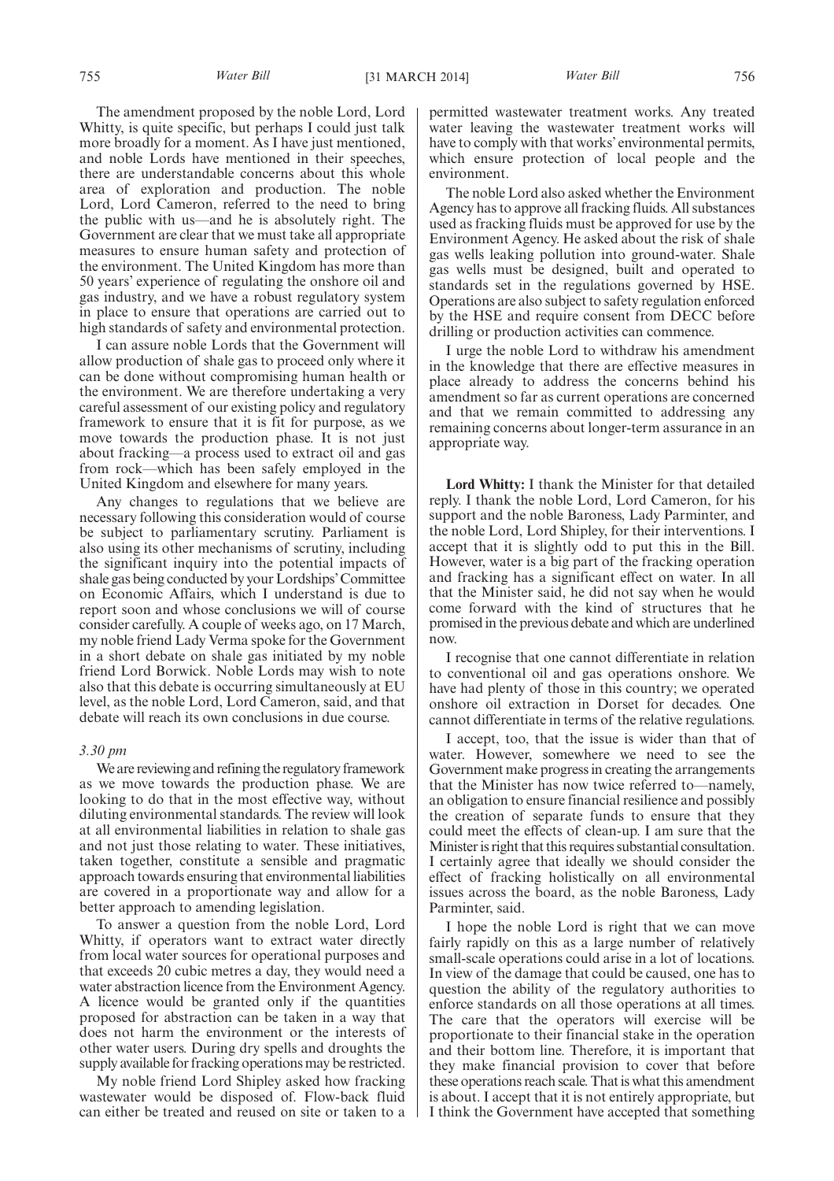The amendment proposed by the noble Lord, Lord Whitty, is quite specific, but perhaps I could just talk more broadly for a moment. As I have just mentioned, and noble Lords have mentioned in their speeches, there are understandable concerns about this whole area of exploration and production. The noble Lord, Lord Cameron, referred to the need to bring the public with us—and he is absolutely right. The Government are clear that we must take all appropriate measures to ensure human safety and protection of the environment. The United Kingdom has more than 50 years' experience of regulating the onshore oil and gas industry, and we have a robust regulatory system in place to ensure that operations are carried out to high standards of safety and environmental protection.

I can assure noble Lords that the Government will allow production of shale gas to proceed only where it can be done without compromising human health or the environment. We are therefore undertaking a very careful assessment of our existing policy and regulatory framework to ensure that it is fit for purpose, as we move towards the production phase. It is not just about fracking—a process used to extract oil and gas from rock—which has been safely employed in the United Kingdom and elsewhere for many years.

Any changes to regulations that we believe are necessary following this consideration would of course be subject to parliamentary scrutiny. Parliament is also using its other mechanisms of scrutiny, including the significant inquiry into the potential impacts of shale gas being conducted by your Lordships' Committee on Economic Affairs, which I understand is due to report soon and whose conclusions we will of course consider carefully. A couple of weeks ago, on 17 March, my noble friend Lady Verma spoke for the Government in a short debate on shale gas initiated by my noble friend Lord Borwick. Noble Lords may wish to note also that this debate is occurring simultaneously at EU level, as the noble Lord, Lord Cameron, said, and that debate will reach its own conclusions in due course.

*3.30 pm*

We are reviewing and refining the regulatory framework as we move towards the production phase. We are looking to do that in the most effective way, without diluting environmental standards. The review will look at all environmental liabilities in relation to shale gas and not just those relating to water. These initiatives, taken together, constitute a sensible and pragmatic approach towards ensuring that environmental liabilities are covered in a proportionate way and allow for a better approach to amending legislation.

To answer a question from the noble Lord, Lord Whitty, if operators want to extract water directly from local water sources for operational purposes and that exceeds 20 cubic metres a day, they would need a water abstraction licence from the Environment Agency. A licence would be granted only if the quantities proposed for abstraction can be taken in a way that does not harm the environment or the interests of other water users. During dry spells and droughts the supply available for fracking operations may be restricted.

My noble friend Lord Shipley asked how fracking wastewater would be disposed of. Flow-back fluid can either be treated and reused on site or taken to a permitted wastewater treatment works. Any treated water leaving the wastewater treatment works will have to comply with that works' environmental permits, which ensure protection of local people and the environment.

The noble Lord also asked whether the Environment Agency has to approve all fracking fluids. All substances used as fracking fluids must be approved for use by the Environment Agency. He asked about the risk of shale gas wells leaking pollution into ground-water. Shale gas wells must be designed, built and operated to standards set in the regulations governed by HSE. Operations are also subject to safety regulation enforced by the HSE and require consent from DECC before drilling or production activities can commence.

I urge the noble Lord to withdraw his amendment in the knowledge that there are effective measures in place already to address the concerns behind his amendment so far as current operations are concerned and that we remain committed to addressing any remaining concerns about longer-term assurance in an appropriate way.

**Lord Whitty:** I thank the Minister for that detailed reply. I thank the noble Lord, Lord Cameron, for his support and the noble Baroness, Lady Parminter, and the noble Lord, Lord Shipley, for their interventions. I accept that it is slightly odd to put this in the Bill. However, water is a big part of the fracking operation and fracking has a significant effect on water. In all that the Minister said, he did not say when he would come forward with the kind of structures that he promised in the previous debate and which are underlined now.

I recognise that one cannot differentiate in relation to conventional oil and gas operations onshore. We have had plenty of those in this country; we operated onshore oil extraction in Dorset for decades. One cannot differentiate in terms of the relative regulations.

I accept, too, that the issue is wider than that of water. However, somewhere we need to see the Government make progress in creating the arrangements that the Minister has now twice referred to—namely, an obligation to ensure financial resilience and possibly the creation of separate funds to ensure that they could meet the effects of clean-up. I am sure that the Minister is right that this requires substantial consultation. I certainly agree that ideally we should consider the effect of fracking holistically on all environmental issues across the board, as the noble Baroness, Lady Parminter, said.

I hope the noble Lord is right that we can move fairly rapidly on this as a large number of relatively small-scale operations could arise in a lot of locations. In view of the damage that could be caused, one has to question the ability of the regulatory authorities to enforce standards on all those operations at all times. The care that the operators will exercise will be proportionate to their financial stake in the operation and their bottom line. Therefore, it is important that they make financial provision to cover that before these operations reach scale. That is what this amendment is about. I accept that it is not entirely appropriate, but I think the Government have accepted that something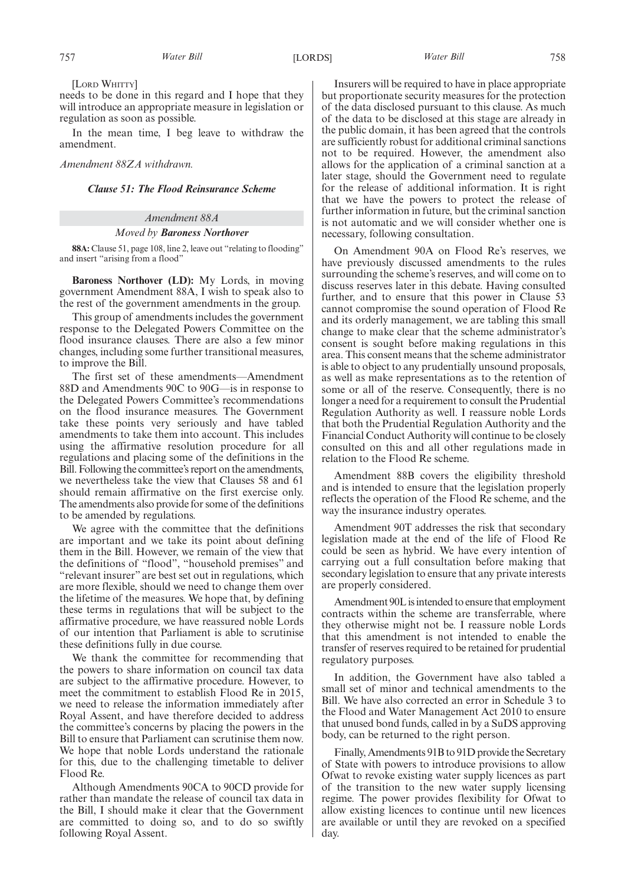[LORD WHITTY]

needs to be done in this regard and I hope that they will introduce an appropriate measure in legislation or regulation as soon as possible.

In the mean time, I beg leave to withdraw the amendment.

*Amendment 88ZA withdrawn.*

### *Clause 51: The Flood Reinsurance Scheme*

#### *Amendment 88A*

#### *Moved by **Baroness Northover***

**88A:** Clause 51, page 108, line 2, leave out "relating to flooding" and insert "arising from a flood"

**Baroness Northover (LD):** My Lords, in moving government Amendment 88A, I wish to speak also to the rest of the government amendments in the group.

This group of amendments includes the government response to the Delegated Powers Committee on the flood insurance clauses. There are also a few minor changes, including some further transitional measures, to improve the Bill.

The first set of these amendments—Amendment 88D and Amendments 90C to 90G—is in response to the Delegated Powers Committee's recommendations on the flood insurance measures. The Government take these points very seriously and have tabled amendments to take them into account. This includes using the affirmative resolution procedure for all regulations and placing some of the definitions in the Bill. Following the committee's report on the amendments, we nevertheless take the view that Clauses 58 and 61 should remain affirmative on the first exercise only. The amendments also provide for some of the definitions to be amended by regulations.

We agree with the committee that the definitions are important and we take its point about defining them in the Bill. However, we remain of the view that the definitions of "flood", "household premises" and "relevant insurer" are best set out in regulations, which are more flexible, should we need to change them over the lifetime of the measures. We hope that, by defining these terms in regulations that will be subject to the affirmative procedure, we have reassured noble Lords of our intention that Parliament is able to scrutinise these definitions fully in due course.

We thank the committee for recommending that the powers to share information on council tax data are subject to the affirmative procedure. However, to meet the commitment to establish Flood Re in 2015, we need to release the information immediately after Royal Assent, and have therefore decided to address the committee's concerns by placing the powers in the Bill to ensure that Parliament can scrutinise them now. We hope that noble Lords understand the rationale for this, due to the challenging timetable to deliver Flood Re.

Although Amendments 90CA to 90CD provide for rather than mandate the release of council tax data in the Bill, I should make it clear that the Government are committed to doing so, and to do so swiftly following Royal Assent.

Insurers will be required to have in place appropriate but proportionate security measures for the protection of the data disclosed pursuant to this clause. As much of the data to be disclosed at this stage are already in the public domain, it has been agreed that the controls are sufficiently robust for additional criminal sanctions not to be required. However, the amendment also allows for the application of a criminal sanction at a later stage, should the Government need to regulate for the release of additional information. It is right that we have the powers to protect the release of further information in future, but the criminal sanction is not automatic and we will consider whether one is necessary, following consultation.

On Amendment 90A on Flood Re's reserves, we have previously discussed amendments to the rules surrounding the scheme's reserves, and will come on to discuss reserves later in this debate. Having consulted further, and to ensure that this power in Clause 53 cannot compromise the sound operation of Flood Re and its orderly management, we are tabling this small change to make clear that the scheme administrator's consent is sought before making regulations in this area. This consent means that the scheme administrator is able to object to any prudentially unsound proposals, as well as make representations as to the retention of some or all of the reserve. Consequently, there is no longer a need for a requirement to consult the Prudential Regulation Authority as well. I reassure noble Lords that both the Prudential Regulation Authority and the Financial Conduct Authority will continue to be closely consulted on this and all other regulations made in relation to the Flood Re scheme.

Amendment 88B covers the eligibility threshold and is intended to ensure that the legislation properly reflects the operation of the Flood Re scheme, and the way the insurance industry operates.

Amendment 90T addresses the risk that secondary legislation made at the end of the life of Flood Re could be seen as hybrid. We have every intention of carrying out a full consultation before making that secondary legislation to ensure that any private interests are properly considered.

Amendment 90L is intended to ensure that employment contracts within the scheme are transferrable, where they otherwise might not be. I reassure noble Lords that this amendment is not intended to enable the transfer of reserves required to be retained for prudential regulatory purposes.

In addition, the Government have also tabled a small set of minor and technical amendments to the Bill. We have also corrected an error in Schedule 3 to the Flood and Water Management Act 2010 to ensure that unused bond funds, called in by a SuDS approving body, can be returned to the right person.

Finally, Amendments 91B to 91D provide the Secretary of State with powers to introduce provisions to allow Ofwat to revoke existing water supply licences as part of the transition to the new water supply licensing regime. The power provides flexibility for Ofwat to allow existing licences to continue until new licences are available or until they are revoked on a specified day.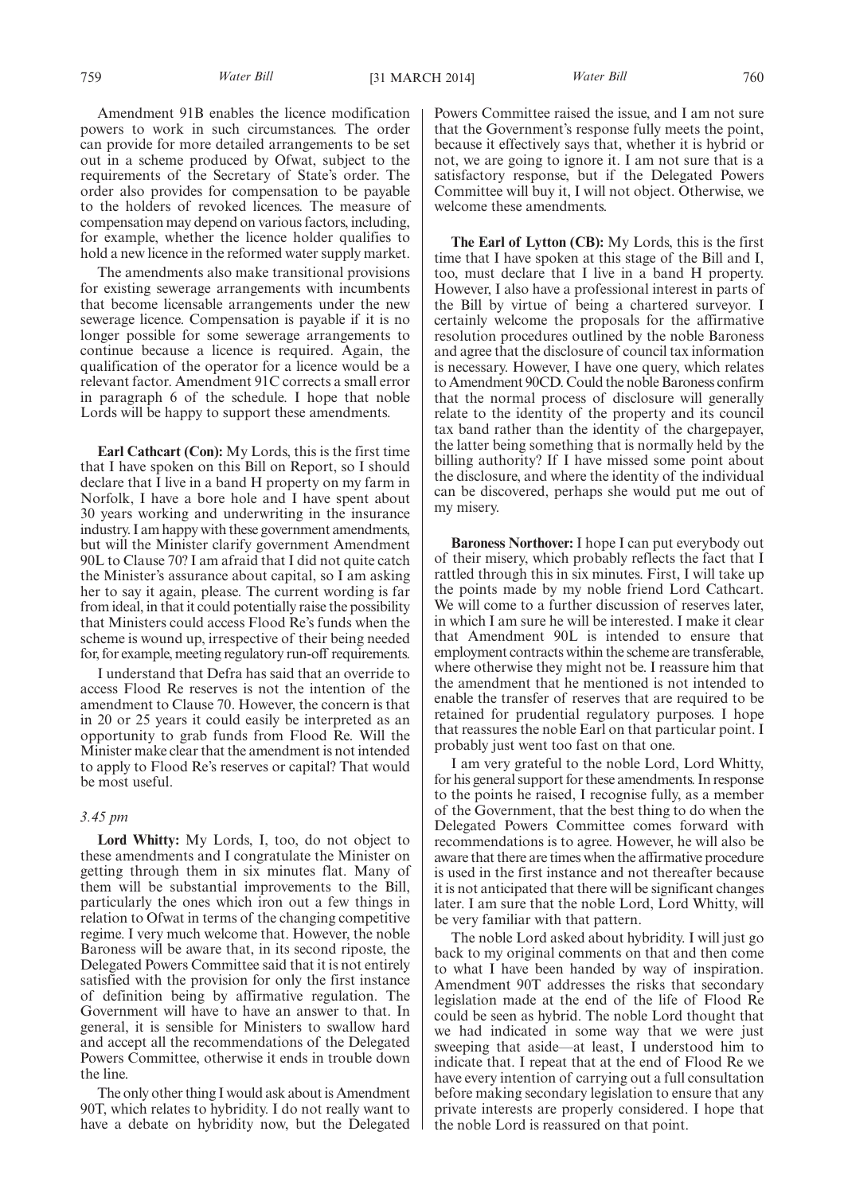Amendment 91B enables the licence modification powers to work in such circumstances. The order can provide for more detailed arrangements to be set out in a scheme produced by Ofwat, subject to the requirements of the Secretary of State's order. The order also provides for compensation to be payable to the holders of revoked licences. The measure of compensation may depend on various factors, including, for example, whether the licence holder qualifies to hold a new licence in the reformed water supply market.

The amendments also make transitional provisions for existing sewerage arrangements with incumbents that become licensable arrangements under the new sewerage licence. Compensation is payable if it is no longer possible for some sewerage arrangements to continue because a licence is required. Again, the qualification of the operator for a licence would be a relevant factor. Amendment 91C corrects a small error in paragraph 6 of the schedule. I hope that noble Lords will be happy to support these amendments.

**Earl Cathcart (Con):** My Lords, this is the first time that I have spoken on this Bill on Report, so I should declare that I live in a band H property on my farm in Norfolk, I have a bore hole and I have spent about 30 years working and underwriting in the insurance industry. I am happy with these government amendments, but will the Minister clarify government Amendment 90L to Clause 70? I am afraid that I did not quite catch the Minister's assurance about capital, so I am asking her to say it again, please. The current wording is far from ideal, in that it could potentially raise the possibility that Ministers could access Flood Re's funds when the scheme is wound up, irrespective of their being needed for, for example, meeting regulatory run-off requirements.

I understand that Defra has said that an override to access Flood Re reserves is not the intention of the amendment to Clause 70. However, the concern is that in 20 or 25 years it could easily be interpreted as an opportunity to grab funds from Flood Re. Will the Minister make clear that the amendment is not intended to apply to Flood Re's reserves or capital? That would be most useful.

*3.45 pm*

**Lord Whitty:** My Lords, I, too, do not object to these amendments and I congratulate the Minister on getting through them in six minutes flat. Many of them will be substantial improvements to the Bill, particularly the ones which iron out a few things in relation to Ofwat in terms of the changing competitive regime. I very much welcome that. However, the noble Baroness will be aware that, in its second riposte, the Delegated Powers Committee said that it is not entirely satisfied with the provision for only the first instance of definition being by affirmative regulation. The Government will have to have an answer to that. In general, it is sensible for Ministers to swallow hard and accept all the recommendations of the Delegated Powers Committee, otherwise it ends in trouble down the line.

The only other thing I would ask about is Amendment 90T, which relates to hybridity. I do not really want to have a debate on hybridity now, but the Delegated Powers Committee raised the issue, and I am not sure that the Government's response fully meets the point, because it effectively says that, whether it is hybrid or not, we are going to ignore it. I am not sure that is a satisfactory response, but if the Delegated Powers Committee will buy it, I will not object. Otherwise, we welcome these amendments.

**The Earl of Lytton (CB):** My Lords, this is the first time that I have spoken at this stage of the Bill and I, too, must declare that I live in a band H property. However, I also have a professional interest in parts of the Bill by virtue of being a chartered surveyor. I certainly welcome the proposals for the affirmative resolution procedures outlined by the noble Baroness and agree that the disclosure of council tax information is necessary. However, I have one query, which relates to Amendment 90CD. Could the noble Baroness confirm that the normal process of disclosure will generally relate to the identity of the property and its council tax band rather than the identity of the chargepayer, the latter being something that is normally held by the billing authority? If I have missed some point about the disclosure, and where the identity of the individual can be discovered, perhaps she would put me out of my misery.

**Baroness Northover:** I hope I can put everybody out of their misery, which probably reflects the fact that I rattled through this in six minutes. First, I will take up the points made by my noble friend Lord Cathcart. We will come to a further discussion of reserves later, in which I am sure he will be interested. I make it clear that Amendment 90L is intended to ensure that employment contracts within the scheme are transferable, where otherwise they might not be. I reassure him that the amendment that he mentioned is not intended to enable the transfer of reserves that are required to be retained for prudential regulatory purposes. I hope that reassures the noble Earl on that particular point. I probably just went too fast on that one.

I am very grateful to the noble Lord, Lord Whitty, for his general support for these amendments. In response to the points he raised, I recognise fully, as a member of the Government, that the best thing to do when the Delegated Powers Committee comes forward with recommendations is to agree. However, he will also be aware that there are times when the affirmative procedure is used in the first instance and not thereafter because it is not anticipated that there will be significant changes later. I am sure that the noble Lord, Lord Whitty, will be very familiar with that pattern.

The noble Lord asked about hybridity. I will just go back to my original comments on that and then come to what I have been handed by way of inspiration. Amendment 90T addresses the risks that secondary legislation made at the end of the life of Flood Re could be seen as hybrid. The noble Lord thought that we had indicated in some way that we were just sweeping that aside—at least, I understood him to indicate that. I repeat that at the end of Flood Re we have every intention of carrying out a full consultation before making secondary legislation to ensure that any private interests are properly considered. I hope that the noble Lord is reassured on that point.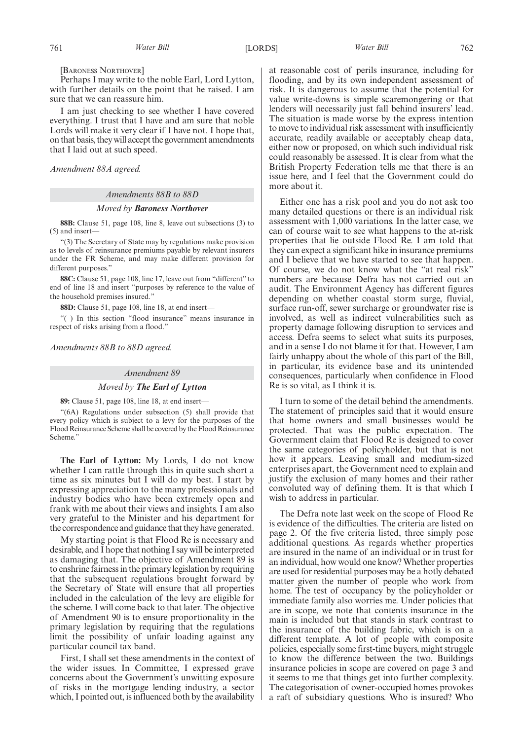[BARONESS NORTHOVER]

Perhaps I may write to the noble Earl, Lord Lytton, with further details on the point that he raised. I am sure that we can reassure him.

I am just checking to see whether I have covered everything. I trust that I have and am sure that noble Lords will make it very clear if I have not. I hope that, on that basis, they will accept the government amendments that I laid out at such speed.

*Amendment 88A agreed.*

### *Amendments 88B to 88D*

#### *Moved by* ***Baroness Northover***

**88B:** Clause 51, page 108, line 8, leave out subsections (3) to (5) and insert—

"(3) The Secretary of State may by regulations make provision as to levels of reinsurance premiums payable by relevant insurers under the FR Scheme, and may make different provision for different purposes."

**88C:** Clause 51, page 108, line 17, leave out from "different" to end of line 18 and insert "purposes by reference to the value of the household premises insured."

**88D:** Clause 51, page 108, line 18, at end insert—

"( ) In this section "flood insurance" means insurance in respect of risks arising from a flood."

*Amendments 88B to 88D agreed.*

### *Amendment 89*

#### *Moved by* ***The Earl of Lytton***

**89:** Clause 51, page 108, line 18, at end insert—

"(6A) Regulations under subsection (5) shall provide that every policy which is subject to a levy for the purposes of the Flood Reinsurance Scheme shall be covered by the Flood Reinsurance Scheme."

**The Earl of Lytton:** My Lords, I do not know whether I can rattle through this in quite such short a time as six minutes but I will do my best. I start by expressing appreciation to the many professionals and industry bodies who have been extremely open and frank with me about their views and insights. I am also very grateful to the Minister and his department for the correspondence and guidance that they have generated.

My starting point is that Flood Re is necessary and desirable, and I hope that nothing I say will be interpreted as damaging that. The objective of Amendment 89 is to enshrine fairness in the primary legislation by requiring that the subsequent regulations brought forward by the Secretary of State will ensure that all properties included in the calculation of the levy are eligible for the scheme. I will come back to that later. The objective of Amendment 90 is to ensure proportionality in the primary legislation by requiring that the regulations limit the possibility of unfair loading against any particular council tax band.

First, I shall set these amendments in the context of the wider issues. In Committee, I expressed grave concerns about the Government's unwitting exposure of risks in the mortgage lending industry, a sector which, I pointed out, is influenced both by the availability at reasonable cost of perils insurance, including for flooding, and by its own independent assessment of risk. It is dangerous to assume that the potential for value write-downs is simple scaremongering or that lenders will necessarily just fall behind insurers' lead. The situation is made worse by the express intention to move to individual risk assessment with insufficiently accurate, readily available or acceptably cheap data, either now or proposed, on which such individual risk could reasonably be assessed. It is clear from what the British Property Federation tells me that there is an issue here, and I feel that the Government could do more about it.

Either one has a risk pool and you do not ask too many detailed questions or there is an individual risk assessment with 1,000 variations. In the latter case, we can of course wait to see what happens to the at-risk properties that lie outside Flood Re. I am told that they can expect a significant hike in insurance premiums and I believe that we have started to see that happen. Of course, we do not know what the "at real risk" numbers are because Defra has not carried out an audit. The Environment Agency has different figures depending on whether coastal storm surge, fluvial, surface run-off, sewer surcharge or groundwater rise is involved, as well as indirect vulnerabilities such as property damage following disruption to services and access. Defra seems to select what suits its purposes, and in a sense I do not blame it for that. However, I am fairly unhappy about the whole of this part of the Bill, in particular, its evidence base and its unintended consequences, particularly when confidence in Flood Re is so vital, as I think it is.

I turn to some of the detail behind the amendments. The statement of principles said that it would ensure that home owners and small businesses would be protected. That was the public expectation. The Government claim that Flood Re is designed to cover the same categories of policyholder, but that is not how it appears. Leaving small and medium-sized enterprises apart, the Government need to explain and justify the exclusion of many homes and their rather convoluted way of defining them. It is that which I wish to address in particular.

The Defra note last week on the scope of Flood Re is evidence of the difficulties. The criteria are listed on page 2. Of the five criteria listed, three simply pose additional questions. As regards whether properties are insured in the name of an individual or in trust for an individual, how would one know? Whether properties are used for residential purposes may be a hotly debated matter given the number of people who work from home. The test of occupancy by the policyholder or immediate family also worries me. Under policies that are in scope, we note that contents insurance in the main is included but that stands in stark contrast to the insurance of the building fabric, which is on a different template. A lot of people with composite policies, especially some first-time buyers, might struggle to know the difference between the two. Buildings insurance policies in scope are covered on page 3 and it seems to me that things get into further complexity. The categorisation of owner-occupied homes provokes a raft of subsidiary questions. Who is insured? Who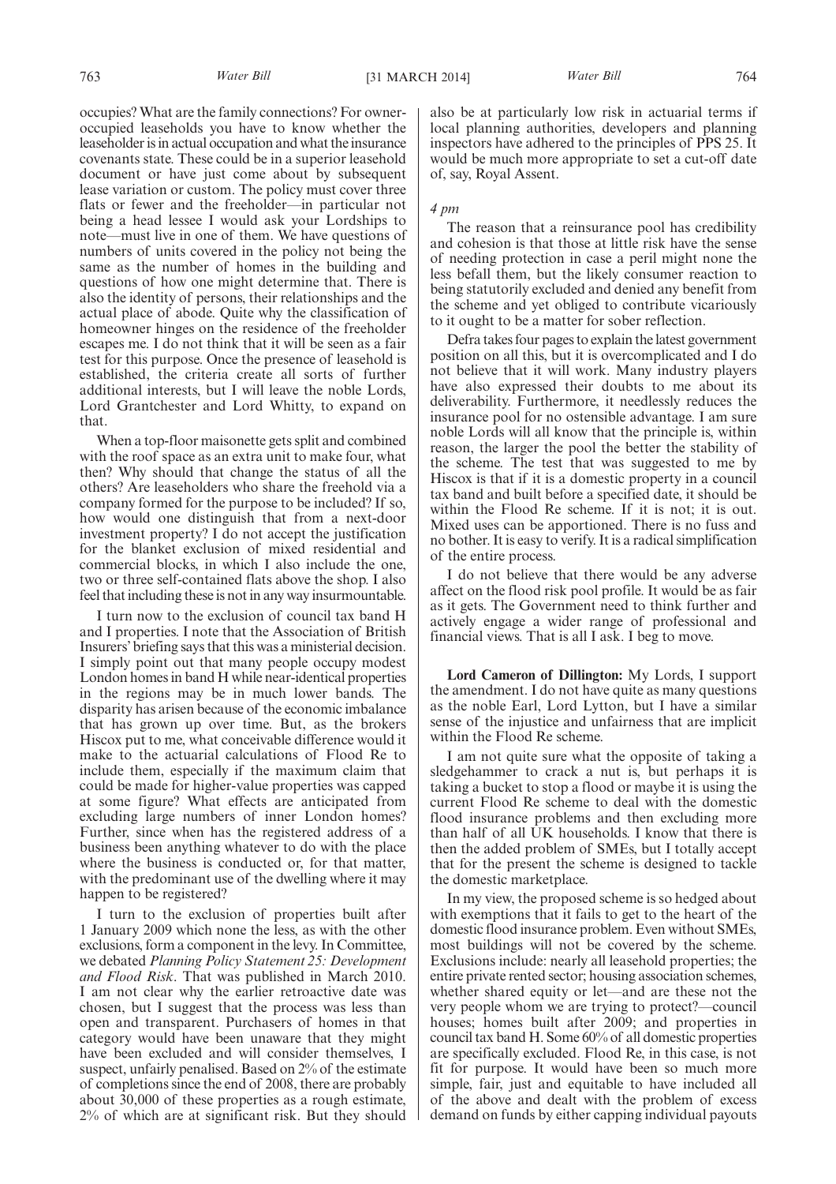occupies? What are the family connections? For owner-occupied leaseholds you have to know whether the leaseholder is in actual occupation and what the insurance covenants state. These could be in a superior leasehold document or have just come about by subsequent lease variation or custom. The policy must cover three flats or fewer and the freeholder—in particular not being a head lessee I would ask your Lordships to note—must live in one of them. We have questions of numbers of units covered in the policy not being the same as the number of homes in the building and questions of how one might determine that. There is also the identity of persons, their relationships and the actual place of abode. Quite why the classification of homeowner hinges on the residence of the freeholder escapes me. I do not think that it will be seen as a fair test for this purpose. Once the presence of leasehold is established, the criteria create all sorts of further additional interests, but I will leave the noble Lords, Lord Grantchester and Lord Whitty, to expand on that.

When a top-floor maisonette gets split and combined with the roof space as an extra unit to make four, what then? Why should that change the status of all the others? Are leaseholders who share the freehold via a company formed for the purpose to be included? If so, how would one distinguish that from a next-door investment property? I do not accept the justification for the blanket exclusion of mixed residential and commercial blocks, in which I also include the one, two or three self-contained flats above the shop. I also feel that including these is not in any way insurmountable.

I turn now to the exclusion of council tax band H and I properties. I note that the Association of British Insurers' briefing says that this was a ministerial decision. I simply point out that many people occupy modest London homes in band H while near-identical properties in the regions may be in much lower bands. The disparity has arisen because of the economic imbalance that has grown up over time. But, as the brokers Hiscox put to me, what conceivable difference would it make to the actuarial calculations of Flood Re to include them, especially if the maximum claim that could be made for higher-value properties was capped at some figure? What effects are anticipated from excluding large numbers of inner London homes? Further, since when has the registered address of a business been anything whatever to do with the place where the business is conducted or, for that matter, with the predominant use of the dwelling where it may happen to be registered?

I turn to the exclusion of properties built after 1 January 2009 which none the less, as with the other exclusions, form a component in the levy. In Committee, we debated *Planning Policy Statement 25: Development and Flood Risk*. That was published in March 2010. I am not clear why the earlier retroactive date was chosen, but I suggest that the process was less than open and transparent. Purchasers of homes in that category would have been unaware that they might have been excluded and will consider themselves, I suspect, unfairly penalised. Based on 2% of the estimate of completions since the end of 2008, there are probably about 30,000 of these properties as a rough estimate, 2% of which are at significant risk. But they should also be at particularly low risk in actuarial terms if local planning authorities, developers and planning inspectors have adhered to the principles of PPS 25. It would be much more appropriate to set a cut-off date of, say, Royal Assent.

*4 pm*

The reason that a reinsurance pool has credibility and cohesion is that those at little risk have the sense of needing protection in case a peril might none the less befall them, but the likely consumer reaction to being statutorily excluded and denied any benefit from the scheme and yet obliged to contribute vicariously to it ought to be a matter for sober reflection.

Defra takes four pages to explain the latest government position on all this, but it is overcomplicated and I do not believe that it will work. Many industry players have also expressed their doubts to me about its deliverability. Furthermore, it needlessly reduces the insurance pool for no ostensible advantage. I am sure noble Lords will all know that the principle is, within reason, the larger the pool the better the stability of the scheme. The test that was suggested to me by Hiscox is that if it is a domestic property in a council tax band and built before a specified date, it should be within the Flood Re scheme. If it is not; it is out. Mixed uses can be apportioned. There is no fuss and no bother. It is easy to verify. It is a radical simplification of the entire process.

I do not believe that there would be any adverse affect on the flood risk pool profile. It would be as fair as it gets. The Government need to think further and actively engage a wider range of professional and financial views. That is all I ask. I beg to move.

**Lord Cameron of Dillington:** My Lords, I support the amendment. I do not have quite as many questions as the noble Earl, Lord Lytton, but I have a similar sense of the injustice and unfairness that are implicit within the Flood Re scheme.

I am not quite sure what the opposite of taking a sledgehammer to crack a nut is, but perhaps it is taking a bucket to stop a flood or maybe it is using the current Flood Re scheme to deal with the domestic flood insurance problems and then excluding more than half of all UK households. I know that there is then the added problem of SMEs, but I totally accept that for the present the scheme is designed to tackle the domestic marketplace.

In my view, the proposed scheme is so hedged about with exemptions that it fails to get to the heart of the domestic flood insurance problem. Even without SMEs, most buildings will not be covered by the scheme. Exclusions include: nearly all leasehold properties; the entire private rented sector; housing association schemes, whether shared equity or let—and are these not the very people whom we are trying to protect?—council houses; homes built after 2009; and properties in council tax band H. Some 60% of all domestic properties are specifically excluded. Flood Re, in this case, is not fit for purpose. It would have been so much more simple, fair, just and equitable to have included all of the above and dealt with the problem of excess demand on funds by either capping individual payouts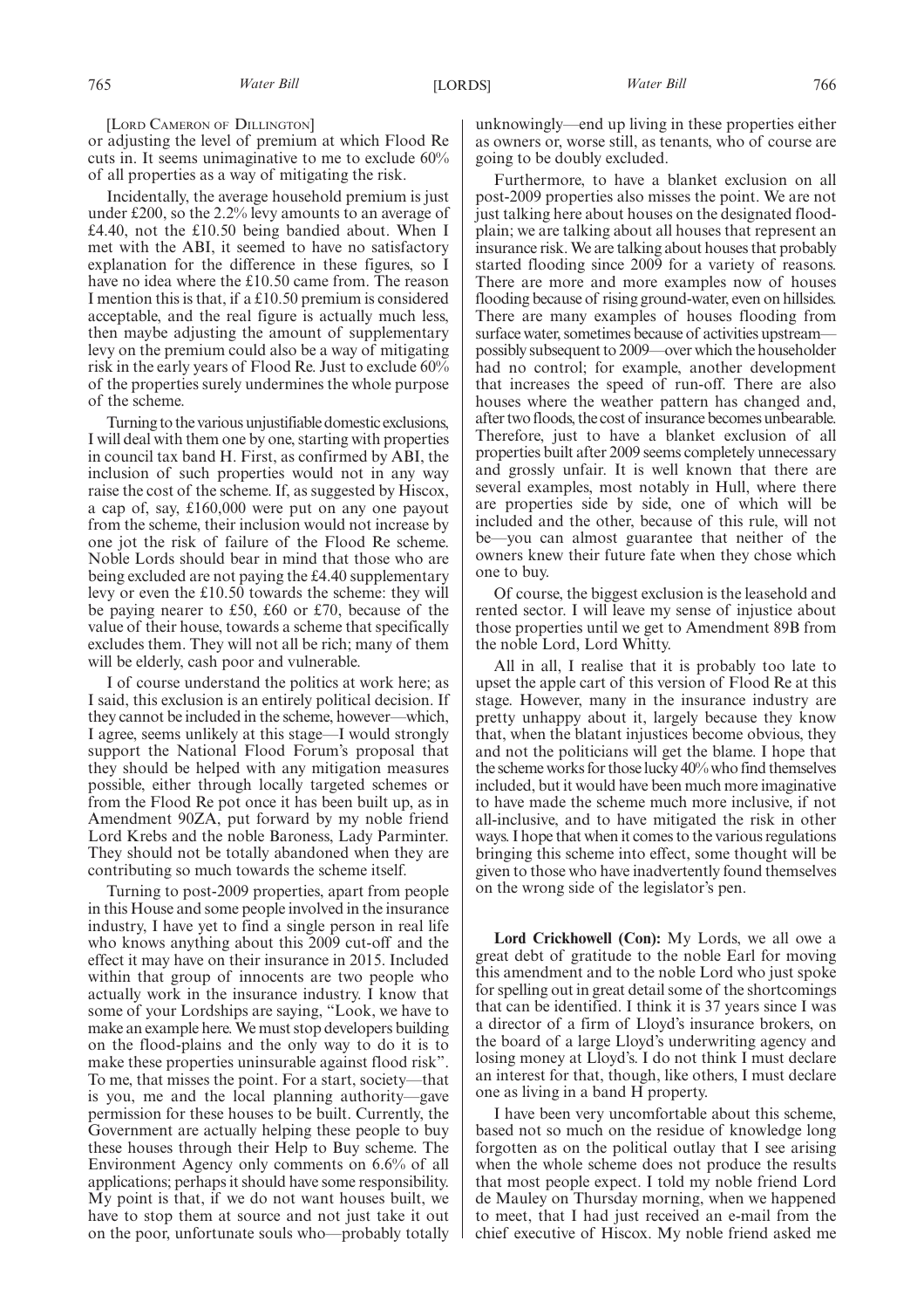[Lord Cameron of Dillington]

or adjusting the level of premium at which Flood Re cuts in. It seems unimaginative to me to exclude 60% of all properties as a way of mitigating the risk.

Incidentally, the average household premium is just under £200, so the 2.2% levy amounts to an average of £4.40, not the £10.50 being bandied about. When I met with the ABI, it seemed to have no satisfactory explanation for the difference in these figures, so I have no idea where the £10.50 came from. The reason I mention this is that, if a £10.50 premium is considered acceptable, and the real figure is actually much less, then maybe adjusting the amount of supplementary levy on the premium could also be a way of mitigating risk in the early years of Flood Re. Just to exclude 60% of the properties surely undermines the whole purpose of the scheme.

Turning to the various unjustifiable domestic exclusions, I will deal with them one by one, starting with properties in council tax band H. First, as confirmed by ABI, the inclusion of such properties would not in any way raise the cost of the scheme. If, as suggested by Hiscox, a cap of, say, £160,000 were put on any one payout from the scheme, their inclusion would not increase by one jot the risk of failure of the Flood Re scheme. Noble Lords should bear in mind that those who are being excluded are not paying the £4.40 supplementary levy or even the £10.50 towards the scheme: they will be paying nearer to £50, £60 or £70, because of the value of their house, towards a scheme that specifically excludes them. They will not all be rich; many of them will be elderly, cash poor and vulnerable.

I of course understand the politics at work here; as I said, this exclusion is an entirely political decision. If they cannot be included in the scheme, however—which, I agree, seems unlikely at this stage—I would strongly support the National Flood Forum's proposal that they should be helped with any mitigation measures possible, either through locally targeted schemes or from the Flood Re pot once it has been built up, as in Amendment 90ZA, put forward by my noble friend Lord Krebs and the noble Baroness, Lady Parminter. They should not be totally abandoned when they are contributing so much towards the scheme itself.

Turning to post-2009 properties, apart from people in this House and some people involved in the insurance industry, I have yet to find a single person in real life who knows anything about this 2009 cut-off and the effect it may have on their insurance in 2015. Included within that group of innocents are two people who actually work in the insurance industry. I know that some of your Lordships are saying, "Look, we have to make an example here. We must stop developers building on the flood-plains and the only way to do it is to make these properties uninsurable against flood risk". To me, that misses the point. For a start, society—that is you, me and the local planning authority—gave permission for these houses to be built. Currently, the Government are actually helping these people to buy these houses through their Help to Buy scheme. The Environment Agency only comments on 6.6% of all applications; perhaps it should have some responsibility. My point is that, if we do not want houses built, we have to stop them at source and not just take it out on the poor, unfortunate souls who—probably totally unknowingly—end up living in these properties either as owners or, worse still, as tenants, who of course are going to be doubly excluded.

Furthermore, to have a blanket exclusion on all post-2009 properties also misses the point. We are not just talking here about houses on the designated flood-plain; we are talking about all houses that represent an insurance risk. We are talking about houses that probably started flooding since 2009 for a variety of reasons. There are more and more examples now of houses flooding because of rising ground-water, even on hillsides. There are many examples of houses flooding from surface water, sometimes because of activities upstream—possibly subsequent to 2009—over which the householder had no control; for example, another development that increases the speed of run-off. There are also houses where the weather pattern has changed and, after two floods, the cost of insurance becomes unbearable. Therefore, just to have a blanket exclusion of all properties built after 2009 seems completely unnecessary and grossly unfair. It is well known that there are several examples, most notably in Hull, where there are properties side by side, one of which will be included and the other, because of this rule, will not be—you can almost guarantee that neither of the owners knew their future fate when they chose which one to buy.

Of course, the biggest exclusion is the leasehold and rented sector. I will leave my sense of injustice about those properties until we get to Amendment 89B from the noble Lord, Lord Whitty.

All in all, I realise that it is probably too late to upset the apple cart of this version of Flood Re at this stage. However, many in the insurance industry are pretty unhappy about it, largely because they know that, when the blatant injustices become obvious, they and not the politicians will get the blame. I hope that the scheme works for those lucky 40% who find themselves included, but it would have been much more imaginative to have made the scheme much more inclusive, if not all-inclusive, and to have mitigated the risk in other ways. I hope that when it comes to the various regulations bringing this scheme into effect, some thought will be given to those who have inadvertently found themselves on the wrong side of the legislator's pen.

**Lord Crickhowell (Con):** My Lords, we all owe a great debt of gratitude to the noble Earl for moving this amendment and to the noble Lord who just spoke for spelling out in great detail some of the shortcomings that can be identified. I think it is 37 years since I was a director of a firm of Lloyd's insurance brokers, on the board of a large Lloyd's underwriting agency and losing money at Lloyd's. I do not think I must declare an interest for that, though, like others, I must declare one as living in a band H property.

I have been very uncomfortable about this scheme, based not so much on the residue of knowledge long forgotten as on the political outlay that I see arising when the whole scheme does not produce the results that most people expect. I told my noble friend Lord de Mauley on Thursday morning, when we happened to meet, that I had just received an e-mail from the chief executive of Hiscox. My noble friend asked me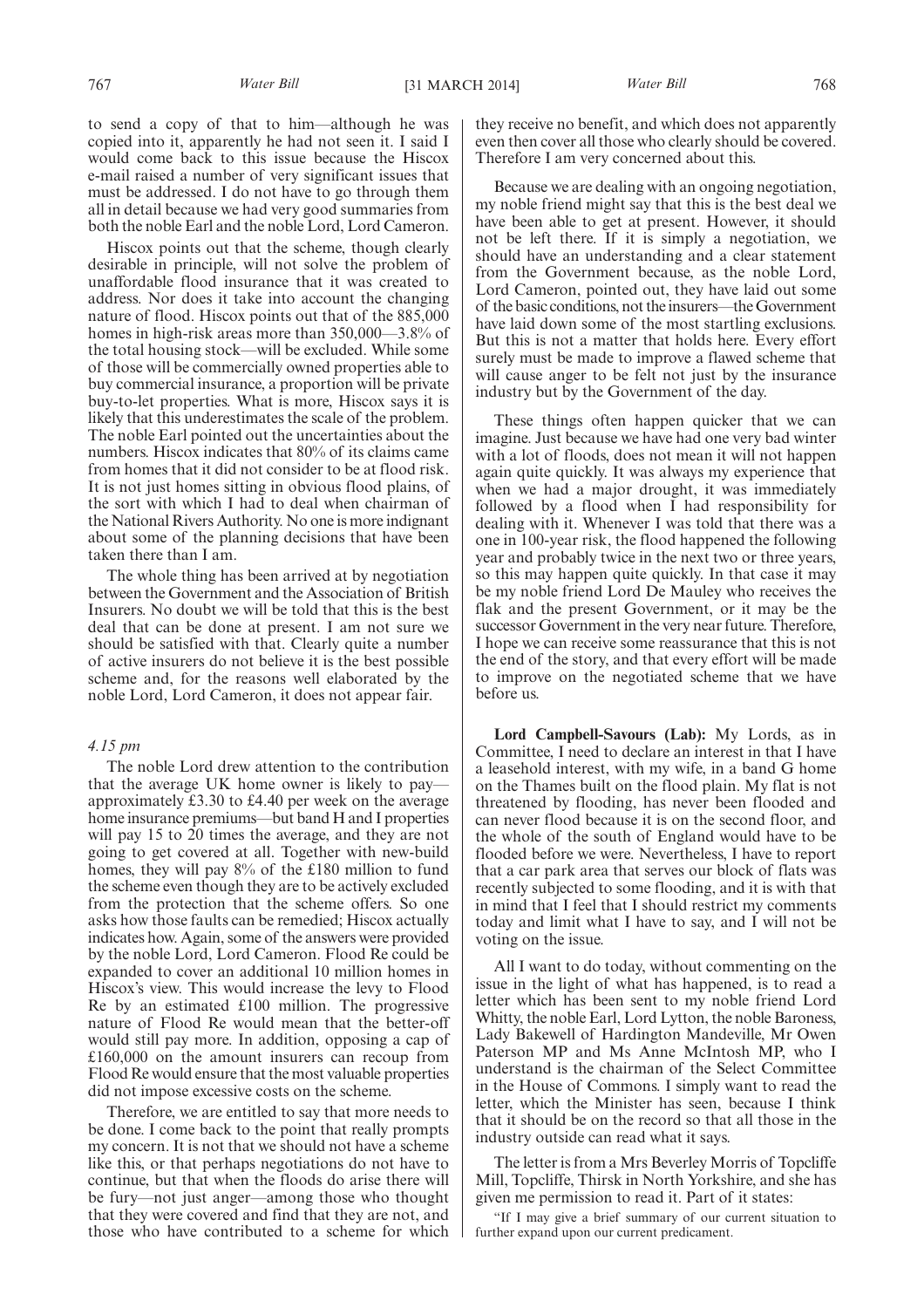to send a copy of that to him—although he was copied into it, apparently he had not seen it. I said I would come back to this issue because the Hiscox e-mail raised a number of very significant issues that must be addressed. I do not have to go through them all in detail because we had very good summaries from both the noble Earl and the noble Lord, Lord Cameron.

Hiscox points out that the scheme, though clearly desirable in principle, will not solve the problem of unaffordable flood insurance that it was created to address. Nor does it take into account the changing nature of flood. Hiscox points out that of the 885,000 homes in high-risk areas more than 350,000—3.8% of the total housing stock—will be excluded. While some of those will be commercially owned properties able to buy commercial insurance, a proportion will be private buy-to-let properties. What is more, Hiscox says it is likely that this underestimates the scale of the problem. The noble Earl pointed out the uncertainties about the numbers. Hiscox indicates that 80% of its claims came from homes that it did not consider to be at flood risk. It is not just homes sitting in obvious flood plains, of the sort with which I had to deal when chairman of the National Rivers Authority. No one is more indignant about some of the planning decisions that have been taken there than I am.

The whole thing has been arrived at by negotiation between the Government and the Association of British Insurers. No doubt we will be told that this is the best deal that can be done at present. I am not sure we should be satisfied with that. Clearly quite a number of active insurers do not believe it is the best possible scheme and, for the reasons well elaborated by the noble Lord, Lord Cameron, it does not appear fair.

*4.15 pm*

The noble Lord drew attention to the contribution that the average UK home owner is likely to pay—approximately £3.30 to £4.40 per week on the average home insurance premiums—but band H and I properties will pay 15 to 20 times the average, and they are not going to get covered at all. Together with new-build homes, they will pay 8% of the £180 million to fund the scheme even though they are to be actively excluded from the protection that the scheme offers. So one asks how those faults can be remedied; Hiscox actually indicates how. Again, some of the answers were provided by the noble Lord, Lord Cameron. Flood Re could be expanded to cover an additional 10 million homes in Hiscox's view. This would increase the levy to Flood Re by an estimated £100 million. The progressive nature of Flood Re would mean that the better-off would still pay more. In addition, opposing a cap of £160,000 on the amount insurers can recoup from Flood Re would ensure that the most valuable properties did not impose excessive costs on the scheme.

Therefore, we are entitled to say that more needs to be done. I come back to the point that really prompts my concern. It is not that we should not have a scheme like this, or that perhaps negotiations do not have to continue, but that when the floods do arise there will be fury—not just anger—among those who thought that they were covered and find that they are not, and those who have contributed to a scheme for which they receive no benefit, and which does not apparently even then cover all those who clearly should be covered. Therefore I am very concerned about this.

Because we are dealing with an ongoing negotiation, my noble friend might say that this is the best deal we have been able to get at present. However, it should not be left there. If it is simply a negotiation, we should have an understanding and a clear statement from the Government because, as the noble Lord, Lord Cameron, pointed out, they have laid out some of the basic conditions, not the insurers—the Government have laid down some of the most startling exclusions. But this is not a matter that holds here. Every effort surely must be made to improve a flawed scheme that will cause anger to be felt not just by the insurance industry but by the Government of the day.

These things often happen quicker that we can imagine. Just because we have had one very bad winter with a lot of floods, does not mean it will not happen again quite quickly. It was always my experience that when we had a major drought, it was immediately followed by a flood when I had responsibility for dealing with it. Whenever I was told that there was a one in 100-year risk, the flood happened the following year and probably twice in the next two or three years, so this may happen quite quickly. In that case it may be my noble friend Lord De Mauley who receives the flak and the present Government, or it may be the successor Government in the very near future. Therefore, I hope we can receive some reassurance that this is not the end of the story, and that every effort will be made to improve on the negotiated scheme that we have before us.

**Lord Campbell-Savours (Lab):** My Lords, as in Committee, I need to declare an interest in that I have a leasehold interest, with my wife, in a band G home on the Thames built on the flood plain. My flat is not threatened by flooding, has never been flooded and can never flood because it is on the second floor, and the whole of the south of England would have to be flooded before we were. Nevertheless, I have to report that a car park area that serves our block of flats was recently subjected to some flooding, and it is with that in mind that I feel that I should restrict my comments today and limit what I have to say, and I will not be voting on the issue.

All I want to do today, without commenting on the issue in the light of what has happened, is to read a letter which has been sent to my noble friend Lord Whitty, the noble Earl, Lord Lytton, the noble Baroness, Lady Bakewell of Hardington Mandeville, Mr Owen Paterson MP and Ms Anne McIntosh MP, who I understand is the chairman of the Select Committee in the House of Commons. I simply want to read the letter, which the Minister has seen, because I think that it should be on the record so that all those in the industry outside can read what it says.

The letter is from a Mrs Beverley Morris of Topcliffe Mill, Topcliffe, Thirsk in North Yorkshire, and she has given me permission to read it. Part of it states:

"If I may give a brief summary of our current situation to further expand upon our current predicament.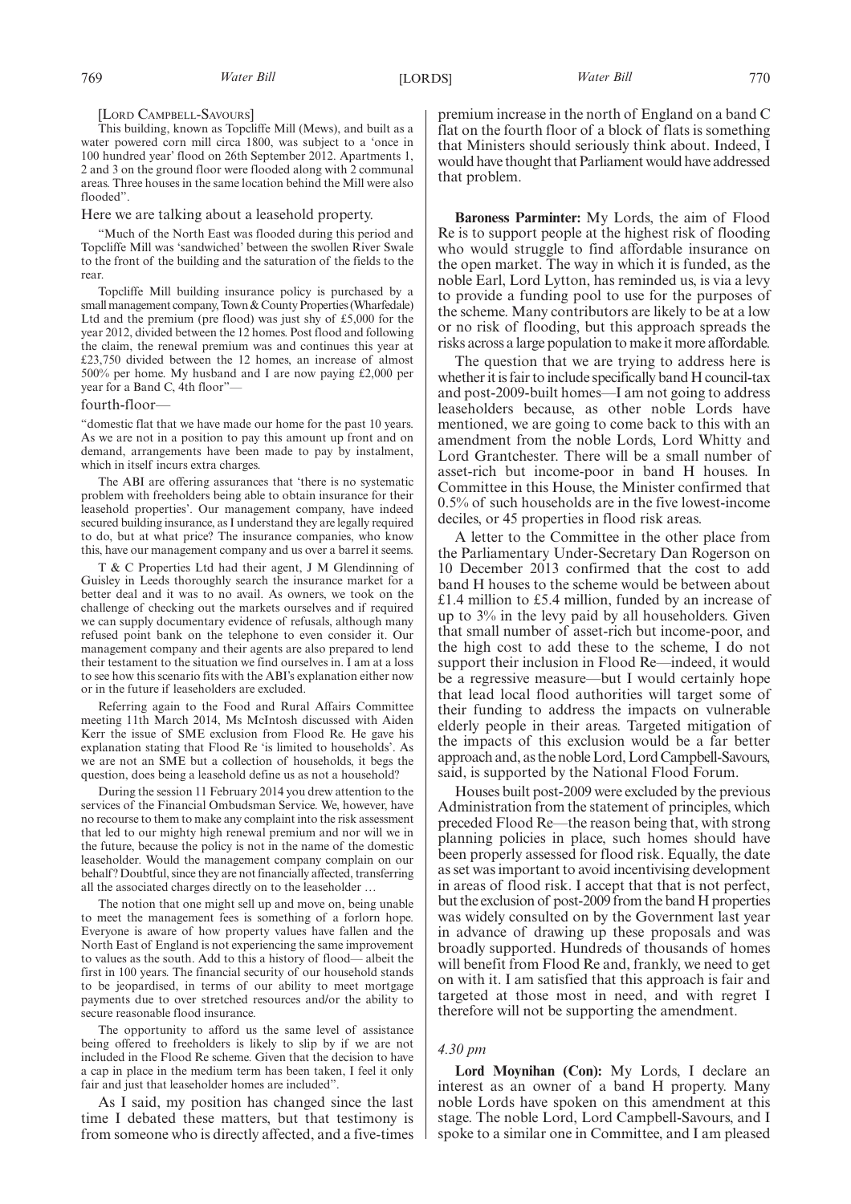[LORD CAMPBELL-SAVOURS]

This building, known as Topcliffe Mill (Mews), and built as a water powered corn mill circa 1800, was subject to a 'once in 100 hundred year' flood on 26th September 2012. Apartments 1, 2 and 3 on the ground floor were flooded along with 2 communal areas. Three houses in the same location behind the Mill were also flooded".

Here we are talking about a leasehold property.

"Much of the North East was flooded during this period and Topcliffe Mill was 'sandwiched' between the swollen River Swale to the front of the building and the saturation of the fields to the rear.

Topcliffe Mill building insurance policy is purchased by a small management company, Town & County Properties (Wharfedale) Ltd and the premium (pre flood) was just shy of £5,000 for the year 2012, divided between the 12 homes. Post flood and following the claim, the renewal premium was and continues this year at £23,750 divided between the 12 homes, an increase of almost 500% per home. My husband and I are now paying £2,000 per year for a Band C, 4th floor"—

fourth-floor—

"domestic flat that we have made our home for the past 10 years. As we are not in a position to pay this amount up front and on demand, arrangements have been made to pay by instalment, which in itself incurs extra charges.

The ABI are offering assurances that 'there is no systematic problem with freeholders being able to obtain insurance for their leasehold properties'. Our management company, have indeed secured building insurance, as I understand they are legally required to do, but at what price? The insurance companies, who know this, have our management company and us over a barrel it seems.

T & C Properties Ltd had their agent, J M Glendinning of Guisley in Leeds thoroughly search the insurance market for a better deal and it was to no avail. As owners, we took on the challenge of checking out the markets ourselves and if required we can supply documentary evidence of refusals, although many refused point bank on the telephone to even consider it. Our management company and their agents are also prepared to lend their testament to the situation we find ourselves in. I am at a loss to see how this scenario fits with the ABI's explanation either now or in the future if leaseholders are excluded.

Referring again to the Food and Rural Affairs Committee meeting 11th March 2014, Ms McIntosh discussed with Aiden Kerr the issue of SME exclusion from Flood Re. He gave his explanation stating that Flood Re 'is limited to households'. As we are not an SME but a collection of households, it begs the question, does being a leasehold define us as not a household?

During the session 11 February 2014 you drew attention to the services of the Financial Ombudsman Service. We, however, have no recourse to them to make any complaint into the risk assessment that led to our mighty high renewal premium and nor will we in the future, because the policy is not in the name of the domestic leaseholder. Would the management company complain on our behalf? Doubtful, since they are not financially affected, transferring all the associated charges directly on to the leaseholder …

The notion that one might sell up and move on, being unable to meet the management fees is something of a forlorn hope. Everyone is aware of how property values have fallen and the North East of England is not experiencing the same improvement to values as the south. Add to this a history of flood— albeit the first in 100 years. The financial security of our household stands to be jeopardised, in terms of our ability to meet mortgage payments due to over stretched resources and/or the ability to secure reasonable flood insurance.

The opportunity to afford us the same level of assistance being offered to freeholders is likely to slip by if we are not included in the Flood Re scheme. Given that the decision to have a cap in place in the medium term has been taken, I feel it only fair and just that leaseholder homes are included".

As I said, my position has changed since the last time I debated these matters, but that testimony is from someone who is directly affected, and a five-times premium increase in the north of England on a band C flat on the fourth floor of a block of flats is something that Ministers should seriously think about. Indeed, I would have thought that Parliament would have addressed that problem.

**Baroness Parminter:** My Lords, the aim of Flood Re is to support people at the highest risk of flooding who would struggle to find affordable insurance on the open market. The way in which it is funded, as the noble Earl, Lord Lytton, has reminded us, is via a levy to provide a funding pool to use for the purposes of the scheme. Many contributors are likely to be at a low or no risk of flooding, but this approach spreads the risks across a large population to make it more affordable.

The question that we are trying to address here is whether it is fair to include specifically band H council-tax and post-2009-built homes—I am not going to address leaseholders because, as other noble Lords have mentioned, we are going to come back to this with an amendment from the noble Lords, Lord Whitty and Lord Grantchester. There will be a small number of asset-rich but income-poor in band H houses. In Committee in this House, the Minister confirmed that 0.5% of such households are in the five lowest-income deciles, or 45 properties in flood risk areas.

A letter to the Committee in the other place from the Parliamentary Under-Secretary Dan Rogerson on 10 December 2013 confirmed that the cost to add band H houses to the scheme would be between about £1.4 million to £5.4 million, funded by an increase of up to 3% in the levy paid by all householders. Given that small number of asset-rich but income-poor, and the high cost to add these to the scheme, I do not support their inclusion in Flood Re—indeed, it would be a regressive measure—but I would certainly hope that lead local flood authorities will target some of their funding to address the impacts on vulnerable elderly people in their areas. Targeted mitigation of the impacts of this exclusion would be a far better approach and, as the noble Lord, Lord Campbell-Savours, said, is supported by the National Flood Forum.

Houses built post-2009 were excluded by the previous Administration from the statement of principles, which preceded Flood Re—the reason being that, with strong planning policies in place, such homes should have been properly assessed for flood risk. Equally, the date as set was important to avoid incentivising development in areas of flood risk. I accept that that is not perfect, but the exclusion of post-2009 from the band H properties was widely consulted on by the Government last year in advance of drawing up these proposals and was broadly supported. Hundreds of thousands of homes will benefit from Flood Re and, frankly, we need to get on with it. I am satisfied that this approach is fair and targeted at those most in need, and with regret I therefore will not be supporting the amendment.

*4.30 pm*

**Lord Moynihan (Con):** My Lords, I declare an interest as an owner of a band H property. Many noble Lords have spoken on this amendment at this stage. The noble Lord, Lord Campbell-Savours, and I spoke to a similar one in Committee, and I am pleased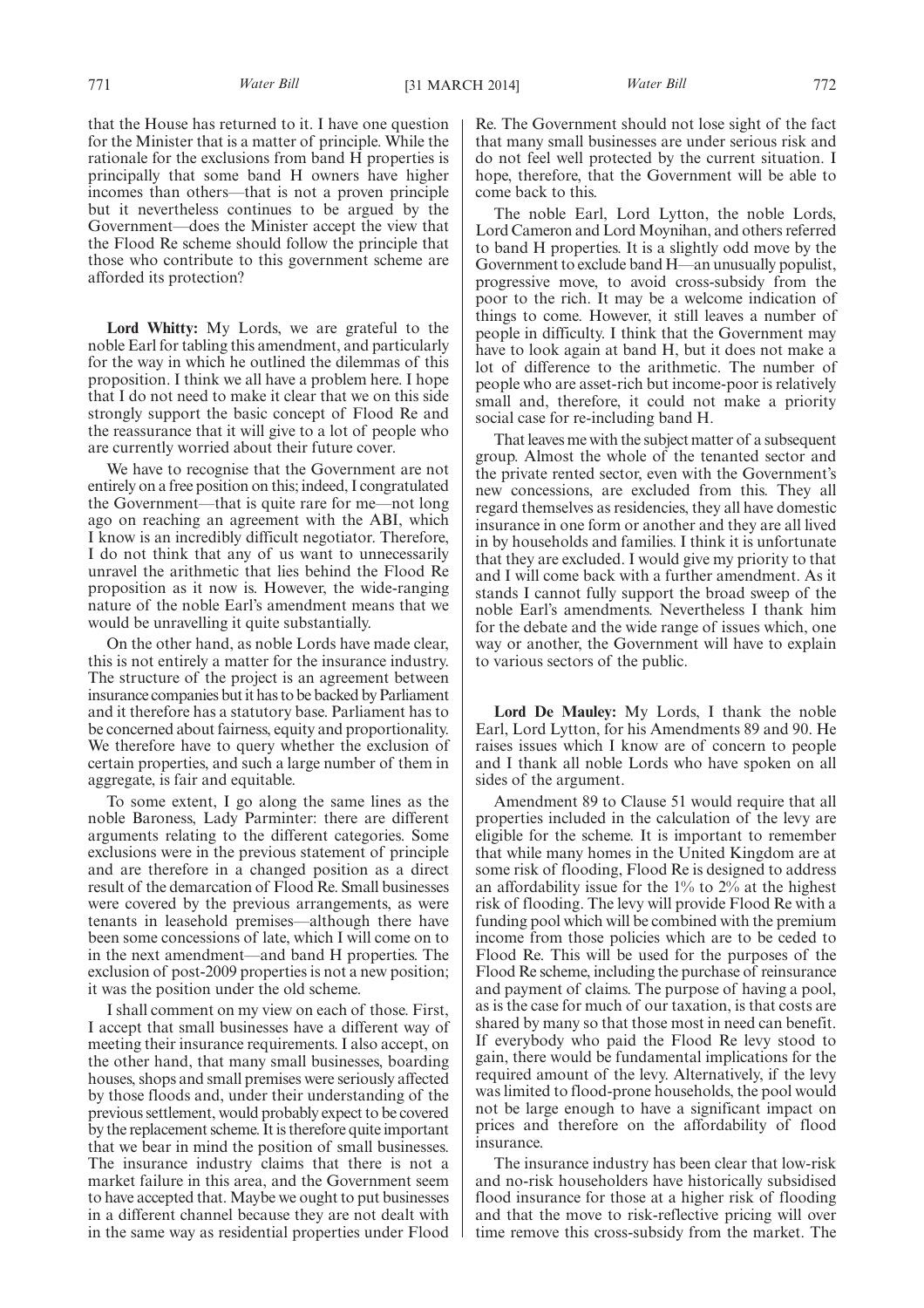that the House has returned to it. I have one question for the Minister that is a matter of principle. While the rationale for the exclusions from band H properties is principally that some band H owners have higher incomes than others—that is not a proven principle but it nevertheless continues to be argued by the Government—does the Minister accept the view that the Flood Re scheme should follow the principle that those who contribute to this government scheme are afforded its protection?

**Lord Whitty:** My Lords, we are grateful to the noble Earl for tabling this amendment, and particularly for the way in which he outlined the dilemmas of this proposition. I think we all have a problem here. I hope that I do not need to make it clear that we on this side strongly support the basic concept of Flood Re and the reassurance that it will give to a lot of people who are currently worried about their future cover.

We have to recognise that the Government are not entirely on a free position on this; indeed, I congratulated the Government—that is quite rare for me—not long ago on reaching an agreement with the ABI, which I know is an incredibly difficult negotiator. Therefore, I do not think that any of us want to unnecessarily unravel the arithmetic that lies behind the Flood Re proposition as it now is. However, the wide-ranging nature of the noble Earl's amendment means that we would be unravelling it quite substantially.

On the other hand, as noble Lords have made clear, this is not entirely a matter for the insurance industry. The structure of the project is an agreement between insurance companies but it has to be backed by Parliament and it therefore has a statutory base. Parliament has to be concerned about fairness, equity and proportionality. We therefore have to query whether the exclusion of certain properties, and such a large number of them in aggregate, is fair and equitable.

To some extent, I go along the same lines as the noble Baroness, Lady Parminter: there are different arguments relating to the different categories. Some exclusions were in the previous statement of principle and are therefore in a changed position as a direct result of the demarcation of Flood Re. Small businesses were covered by the previous arrangements, as were tenants in leasehold premises—although there have been some concessions of late, which I will come on to in the next amendment—and band H properties. The exclusion of post-2009 properties is not a new position; it was the position under the old scheme.

I shall comment on my view on each of those. First, I accept that small businesses have a different way of meeting their insurance requirements. I also accept, on the other hand, that many small businesses, boarding houses, shops and small premises were seriously affected by those floods and, under their understanding of the previous settlement, would probably expect to be covered by the replacement scheme. It is therefore quite important that we bear in mind the position of small businesses. The insurance industry claims that there is not a market failure in this area, and the Government seem to have accepted that. Maybe we ought to put businesses in a different channel because they are not dealt with in the same way as residential properties under Flood Re. The Government should not lose sight of the fact that many small businesses are under serious risk and do not feel well protected by the current situation. I hope, therefore, that the Government will be able to come back to this.

The noble Earl, Lord Lytton, the noble Lords, Lord Cameron and Lord Moynihan, and others referred to band H properties. It is a slightly odd move by the Government to exclude band H—an unusually populist, progressive move, to avoid cross-subsidy from the poor to the rich. It may be a welcome indication of things to come. However, it still leaves a number of people in difficulty. I think that the Government may have to look again at band H, but it does not make a lot of difference to the arithmetic. The number of people who are asset-rich but income-poor is relatively small and, therefore, it could not make a priority social case for re-including band H.

That leaves me with the subject matter of a subsequent group. Almost the whole of the tenanted sector and the private rented sector, even with the Government's new concessions, are excluded from this. They all regard themselves as residencies, they all have domestic insurance in one form or another and they are all lived in by households and families. I think it is unfortunate that they are excluded. I would give my priority to that and I will come back with a further amendment. As it stands I cannot fully support the broad sweep of the noble Earl's amendments. Nevertheless I thank him for the debate and the wide range of issues which, one way or another, the Government will have to explain to various sectors of the public.

**Lord De Mauley:** My Lords, I thank the noble Earl, Lord Lytton, for his Amendments 89 and 90. He raises issues which I know are of concern to people and I thank all noble Lords who have spoken on all sides of the argument.

Amendment 89 to Clause 51 would require that all properties included in the calculation of the levy are eligible for the scheme. It is important to remember that while many homes in the United Kingdom are at some risk of flooding, Flood Re is designed to address an affordability issue for the 1% to 2% at the highest risk of flooding. The levy will provide Flood Re with a funding pool which will be combined with the premium income from those policies which are to be ceded to Flood Re. This will be used for the purposes of the Flood Re scheme, including the purchase of reinsurance and payment of claims. The purpose of having a pool, as is the case for much of our taxation, is that costs are shared by many so that those most in need can benefit. If everybody who paid the Flood Re levy stood to gain, there would be fundamental implications for the required amount of the levy. Alternatively, if the levy was limited to flood-prone households, the pool would not be large enough to have a significant impact on prices and therefore on the affordability of flood insurance.

The insurance industry has been clear that low-risk and no-risk householders have historically subsidised flood insurance for those at a higher risk of flooding and that the move to risk-reflective pricing will over time remove this cross-subsidy from the market. The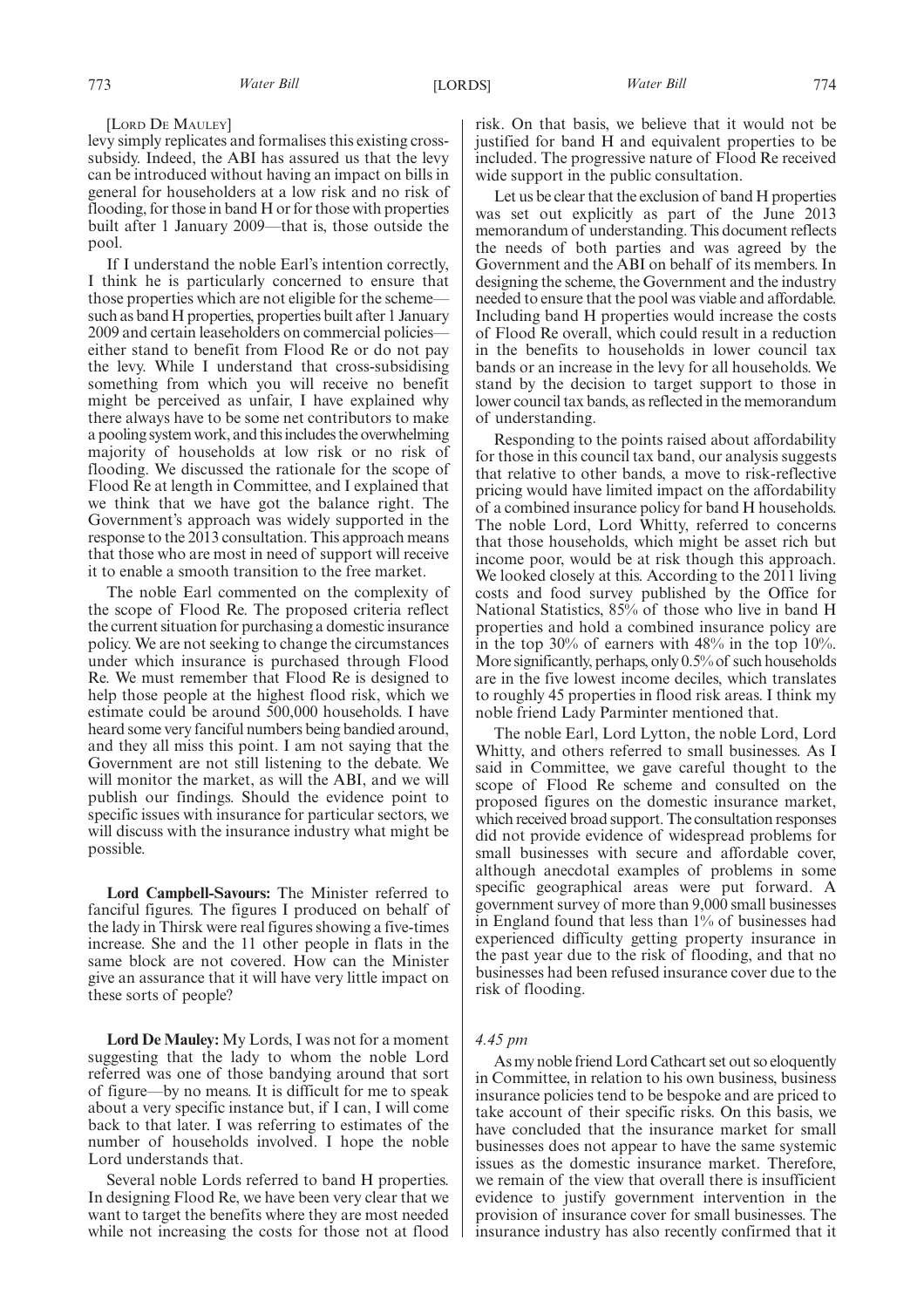[LORD DE MAULEY]

levy simply replicates and formalises this existing cross-subsidy. Indeed, the ABI has assured us that the levy can be introduced without having an impact on bills in general for householders at a low risk and no risk of flooding, for those in band H or for those with properties built after 1 January 2009—that is, those outside the pool.

If I understand the noble Earl's intention correctly, I think he is particularly concerned to ensure that those properties which are not eligible for the scheme—such as band H properties, properties built after 1 January 2009 and certain leaseholders on commercial policies—either stand to benefit from Flood Re or do not pay the levy. While I understand that cross-subsidising something from which you will receive no benefit might be perceived as unfair, I have explained why there always have to be some net contributors to make a pooling system work, and this includes the overwhelming majority of households at low risk or no risk of flooding. We discussed the rationale for the scope of Flood Re at length in Committee, and I explained that we think that we have got the balance right. The Government's approach was widely supported in the response to the 2013 consultation. This approach means that those who are most in need of support will receive it to enable a smooth transition to the free market.

The noble Earl commented on the complexity of the scope of Flood Re. The proposed criteria reflect the current situation for purchasing a domestic insurance policy. We are not seeking to change the circumstances under which insurance is purchased through Flood Re. We must remember that Flood Re is designed to help those people at the highest flood risk, which we estimate could be around 500,000 households. I have heard some very fanciful numbers being bandied around, and they all miss this point. I am not saying that the Government are not still listening to the debate. We will monitor the market, as will the ABI, and we will publish our findings. Should the evidence point to specific issues with insurance for particular sectors, we will discuss with the insurance industry what might be possible.

**Lord Campbell-Savours:** The Minister referred to fanciful figures. The figures I produced on behalf of the lady in Thirsk were real figures showing a five-times increase. She and the 11 other people in flats in the same block are not covered. How can the Minister give an assurance that it will have very little impact on these sorts of people?

**Lord De Mauley:** My Lords, I was not for a moment suggesting that the lady to whom the noble Lord referred was one of those bandying around that sort of figure—by no means. It is difficult for me to speak about a very specific instance but, if I can, I will come back to that later. I was referring to estimates of the number of households involved. I hope the noble Lord understands that.

Several noble Lords referred to band H properties. In designing Flood Re, we have been very clear that we want to target the benefits where they are most needed while not increasing the costs for those not at flood risk. On that basis, we believe that it would not be justified for band H and equivalent properties to be included. The progressive nature of Flood Re received wide support in the public consultation.

Let us be clear that the exclusion of band H properties was set out explicitly as part of the June 2013 memorandum of understanding. This document reflects the needs of both parties and was agreed by the Government and the ABI on behalf of its members. In designing the scheme, the Government and the industry needed to ensure that the pool was viable and affordable. Including band H properties would increase the costs of Flood Re overall, which could result in a reduction in the benefits to households in lower council tax bands or an increase in the levy for all households. We stand by the decision to target support to those in lower council tax bands, as reflected in the memorandum of understanding.

Responding to the points raised about affordability for those in this council tax band, our analysis suggests that relative to other bands, a move to risk-reflective pricing would have limited impact on the affordability of a combined insurance policy for band H households. The noble Lord, Lord Whitty, referred to concerns that those households, which might be asset rich but income poor, would be at risk though this approach. We looked closely at this. According to the 2011 living costs and food survey published by the Office for National Statistics, 85% of those who live in band H properties and hold a combined insurance policy are in the top 30% of earners with 48% in the top 10%. More significantly, perhaps, only 0.5% of such households are in the five lowest income deciles, which translates to roughly 45 properties in flood risk areas. I think my noble friend Lady Parminter mentioned that.

The noble Earl, Lord Lytton, the noble Lord, Lord Whitty, and others referred to small businesses. As I said in Committee, we gave careful thought to the scope of Flood Re scheme and consulted on the proposed figures on the domestic insurance market, which received broad support. The consultation responses did not provide evidence of widespread problems for small businesses with secure and affordable cover, although anecdotal examples of problems in some specific geographical areas were put forward. A government survey of more than 9,000 small businesses in England found that less than 1% of businesses had experienced difficulty getting property insurance in the past year due to the risk of flooding, and that no businesses had been refused insurance cover due to the risk of flooding.

*4.45 pm*

As my noble friend Lord Cathcart set out so eloquently in Committee, in relation to his own business, business insurance policies tend to be bespoke and are priced to take account of their specific risks. On this basis, we have concluded that the insurance market for small businesses does not appear to have the same systemic issues as the domestic insurance market. Therefore, we remain of the view that overall there is insufficient evidence to justify government intervention in the provision of insurance cover for small businesses. The insurance industry has also recently confirmed that it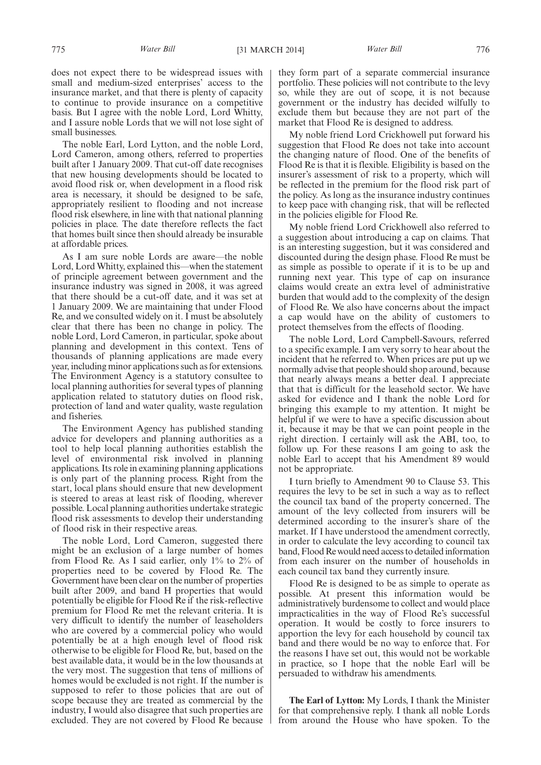does not expect there to be widespread issues with small and medium-sized enterprises' access to the insurance market, and that there is plenty of capacity to continue to provide insurance on a competitive basis. But I agree with the noble Lord, Lord Whitty, and I assure noble Lords that we will not lose sight of small businesses.

The noble Earl, Lord Lytton, and the noble Lord, Lord Cameron, among others, referred to properties built after 1 January 2009. That cut-off date recognises that new housing developments should be located to avoid flood risk or, when development in a flood risk area is necessary, it should be designed to be safe, appropriately resilient to flooding and not increase flood risk elsewhere, in line with that national planning policies in place. The date therefore reflects the fact that homes built since then should already be insurable at affordable prices.

As I am sure noble Lords are aware—the noble Lord, Lord Whitty, explained this—when the statement of principle agreement between government and the insurance industry was signed in 2008, it was agreed that there should be a cut-off date, and it was set at 1 January 2009. We are maintaining that under Flood Re, and we consulted widely on it. I must be absolutely clear that there has been no change in policy. The noble Lord, Lord Cameron, in particular, spoke about planning and development in this context. Tens of thousands of planning applications are made every year, including minor applications such as for extensions. The Environment Agency is a statutory consultee to local planning authorities for several types of planning application related to statutory duties on flood risk, protection of land and water quality, waste regulation and fisheries.

The Environment Agency has published standing advice for developers and planning authorities as a tool to help local planning authorities establish the level of environmental risk involved in planning applications. Its role in examining planning applications is only part of the planning process. Right from the start, local plans should ensure that new development is steered to areas at least risk of flooding, wherever possible. Local planning authorities undertake strategic flood risk assessments to develop their understanding of flood risk in their respective areas.

The noble Lord, Lord Cameron, suggested there might be an exclusion of a large number of homes from Flood Re. As I said earlier, only 1% to 2% of properties need to be covered by Flood Re. The Government have been clear on the number of properties built after 2009, and band H properties that would potentially be eligible for Flood Re if the risk-reflective premium for Flood Re met the relevant criteria. It is very difficult to identify the number of leaseholders who are covered by a commercial policy who would potentially be at a high enough level of flood risk otherwise to be eligible for Flood Re, but, based on the best available data, it would be in the low thousands at the very most. The suggestion that tens of millions of homes would be excluded is not right. If the number is supposed to refer to those policies that are out of scope because they are treated as commercial by the industry, I would also disagree that such properties are excluded. They are not covered by Flood Re because they form part of a separate commercial insurance portfolio. These policies will not contribute to the levy so, while they are out of scope, it is not because government or the industry has decided wilfully to exclude them but because they are not part of the market that Flood Re is designed to address.

My noble friend Lord Crickhowell put forward his suggestion that Flood Re does not take into account the changing nature of flood. One of the benefits of Flood Re is that it is flexible. Eligibility is based on the insurer's assessment of risk to a property, which will be reflected in the premium for the flood risk part of the policy. As long as the insurance industry continues to keep pace with changing risk, that will be reflected in the policies eligible for Flood Re.

My noble friend Lord Crickhowell also referred to a suggestion about introducing a cap on claims. That is an interesting suggestion, but it was considered and discounted during the design phase. Flood Re must be as simple as possible to operate if it is to be up and running next year. This type of cap on insurance claims would create an extra level of administrative burden that would add to the complexity of the design of Flood Re. We also have concerns about the impact a cap would have on the ability of customers to protect themselves from the effects of flooding.

The noble Lord, Lord Campbell-Savours, referred to a specific example. I am very sorry to hear about the incident that he referred to. When prices are put up we normally advise that people should shop around, because that nearly always means a better deal. I appreciate that that is difficult for the leasehold sector. We have asked for evidence and I thank the noble Lord for bringing this example to my attention. It might be helpful if we were to have a specific discussion about it, because it may be that we can point people in the right direction. I certainly will ask the ABI, too, to follow up. For these reasons I am going to ask the noble Earl to accept that his Amendment 89 would not be appropriate.

I turn briefly to Amendment 90 to Clause 53. This requires the levy to be set in such a way as to reflect the council tax band of the property concerned. The amount of the levy collected from insurers will be determined according to the insurer's share of the market. If I have understood the amendment correctly, in order to calculate the levy according to council tax band, Flood Re would need access to detailed information from each insurer on the number of households in each council tax band they currently insure.

Flood Re is designed to be as simple to operate as possible. At present this information would be administratively burdensome to collect and would place impracticalities in the way of Flood Re's successful operation. It would be costly to force insurers to apportion the levy for each household by council tax band and there would be no way to enforce that. For the reasons I have set out, this would not be workable in practice, so I hope that the noble Earl will be persuaded to withdraw his amendments.

**The Earl of Lytton:** My Lords, I thank the Minister for that comprehensive reply. I thank all noble Lords from around the House who have spoken. To the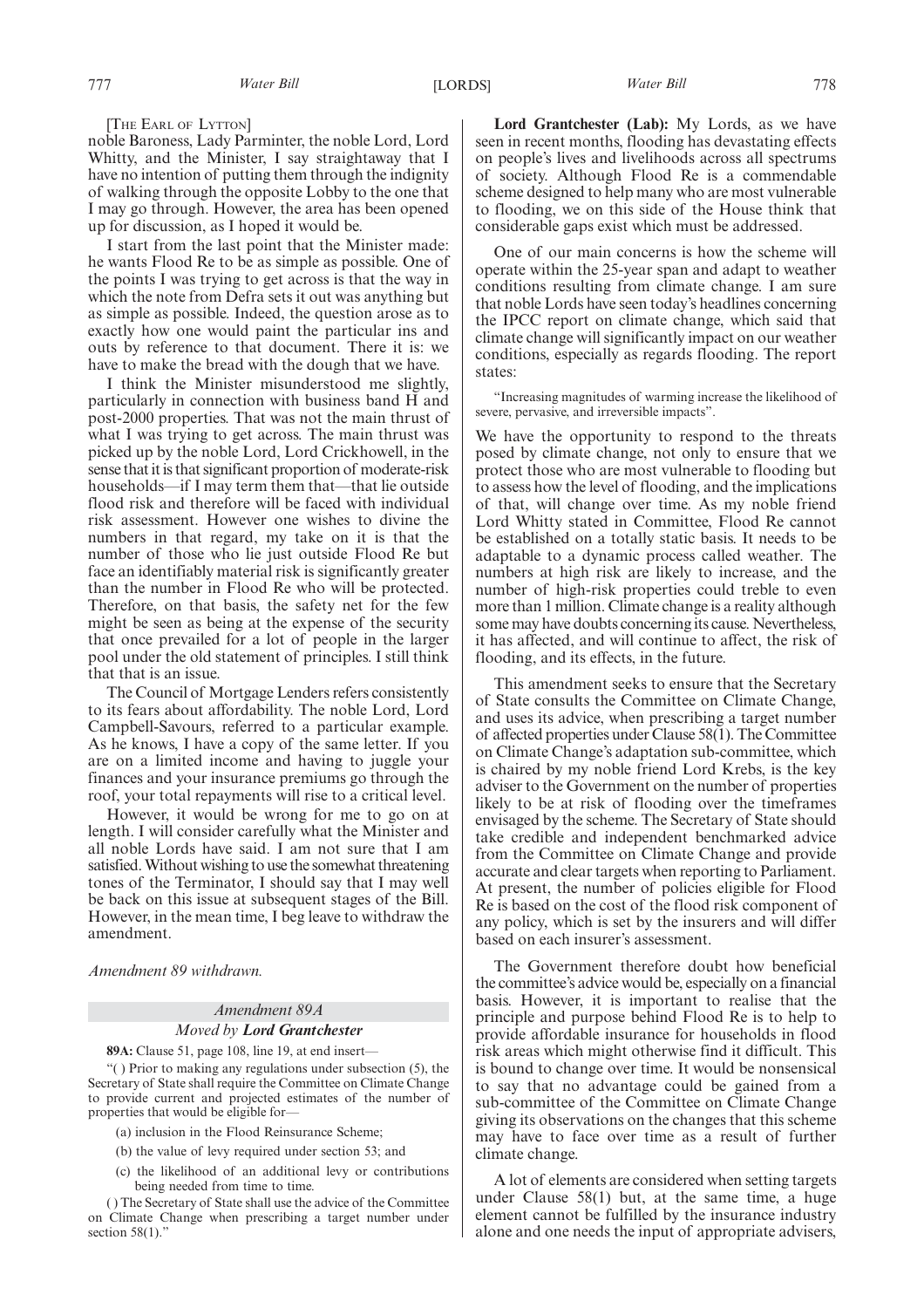[The Earl of Lytton]

noble Baroness, Lady Parminter, the noble Lord, Lord Whitty, and the Minister, I say straightaway that I have no intention of putting them through the indignity of walking through the opposite Lobby to the one that I may go through. However, the area has been opened up for discussion, as I hoped it would be.

I start from the last point that the Minister made: he wants Flood Re to be as simple as possible. One of the points I was trying to get across is that the way in which the note from Defra sets it out was anything but as simple as possible. Indeed, the question arose as to exactly how one would paint the particular ins and outs by reference to that document. There it is: we have to make the bread with the dough that we have.

I think the Minister misunderstood me slightly, particularly in connection with business band H and post-2000 properties. That was not the main thrust of what I was trying to get across. The main thrust was picked up by the noble Lord, Lord Crickhowell, in the sense that it is that significant proportion of moderate-risk households—if I may term them that—that lie outside flood risk and therefore will be faced with individual risk assessment. However one wishes to divine the numbers in that regard, my take on it is that the number of those who lie just outside Flood Re but face an identifiably material risk is significantly greater than the number in Flood Re who will be protected. Therefore, on that basis, the safety net for the few might be seen as being at the expense of the security that once prevailed for a lot of people in the larger pool under the old statement of principles. I still think that that is an issue.

The Council of Mortgage Lenders refers consistently to its fears about affordability. The noble Lord, Lord Campbell-Savours, referred to a particular example. As he knows, I have a copy of the same letter. If you are on a limited income and having to juggle your finances and your insurance premiums go through the roof, your total repayments will rise to a critical level.

However, it would be wrong for me to go on at length. I will consider carefully what the Minister and all noble Lords have said. I am not sure that I am satisfied. Without wishing to use the somewhat threatening tones of the Terminator, I should say that I may well be back on this issue at subsequent stages of the Bill. However, in the mean time, I beg leave to withdraw the amendment.

*Amendment 89 withdrawn.*

*Amendment 89A*

*Moved by* ***Lord Grantchester***

**89A:** Clause 51, page 108, line 19, at end insert—

"( ) Prior to making any regulations under subsection (5), the Secretary of State shall require the Committee on Climate Change to provide current and projected estimates of the number of properties that would be eligible for—

(a) inclusion in the Flood Reinsurance Scheme;

(b) the value of levy required under section 53; and

(c) the likelihood of an additional levy or contributions being needed from time to time.

( ) The Secretary of State shall use the advice of the Committee on Climate Change when prescribing a target number under section 58(1)."

**Lord Grantchester (Lab):** My Lords, as we have seen in recent months, flooding has devastating effects on people's lives and livelihoods across all spectrums of society. Although Flood Re is a commendable scheme designed to help many who are most vulnerable to flooding, we on this side of the House think that considerable gaps exist which must be addressed.

One of our main concerns is how the scheme will operate within the 25-year span and adapt to weather conditions resulting from climate change. I am sure that noble Lords have seen today's headlines concerning the IPCC report on climate change, which said that climate change will significantly impact on our weather conditions, especially as regards flooding. The report states:

"Increasing magnitudes of warming increase the likelihood of severe, pervasive, and irreversible impacts".

We have the opportunity to respond to the threats posed by climate change, not only to ensure that we protect those who are most vulnerable to flooding but to assess how the level of flooding, and the implications of that, will change over time. As my noble friend Lord Whitty stated in Committee, Flood Re cannot be established on a totally static basis. It needs to be adaptable to a dynamic process called weather. The numbers at high risk are likely to increase, and the number of high-risk properties could treble to even more than 1 million. Climate change is a reality although some may have doubts concerning its cause. Nevertheless, it has affected, and will continue to affect, the risk of flooding, and its effects, in the future.

This amendment seeks to ensure that the Secretary of State consults the Committee on Climate Change, and uses its advice, when prescribing a target number of affected properties under Clause 58(1). The Committee on Climate Change's adaptation sub-committee, which is chaired by my noble friend Lord Krebs, is the key adviser to the Government on the number of properties likely to be at risk of flooding over the timeframes envisaged by the scheme. The Secretary of State should take credible and independent benchmarked advice from the Committee on Climate Change and provide accurate and clear targets when reporting to Parliament. At present, the number of policies eligible for Flood Re is based on the cost of the flood risk component of any policy, which is set by the insurers and will differ based on each insurer's assessment.

The Government therefore doubt how beneficial the committee's advice would be, especially on a financial basis. However, it is important to realise that the principle and purpose behind Flood Re is to help to provide affordable insurance for households in flood risk areas which might otherwise find it difficult. This is bound to change over time. It would be nonsensical to say that no advantage could be gained from a sub-committee of the Committee on Climate Change giving its observations on the changes that this scheme may have to face over time as a result of further climate change.

A lot of elements are considered when setting targets under Clause 58(1) but, at the same time, a huge element cannot be fulfilled by the insurance industry alone and one needs the input of appropriate advisers,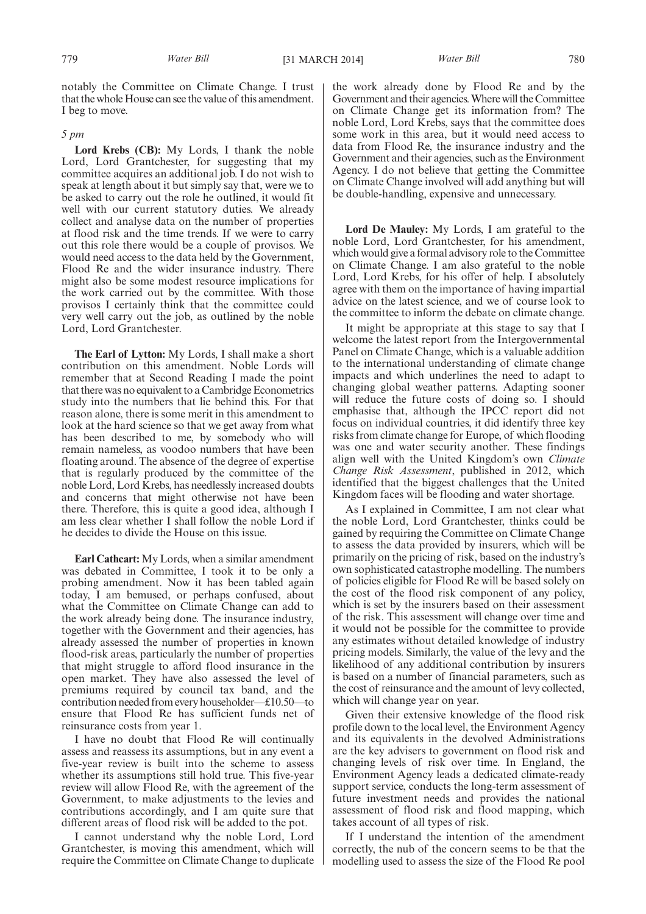notably the Committee on Climate Change. I trust that the whole House can see the value of this amendment. I beg to move.

*5 pm*

**Lord Krebs (CB):** My Lords, I thank the noble Lord, Lord Grantchester, for suggesting that my committee acquires an additional job. I do not wish to speak at length about it but simply say that, were we to be asked to carry out the role he outlined, it would fit well with our current statutory duties. We already collect and analyse data on the number of properties at flood risk and the time trends. If we were to carry out this role there would be a couple of provisos. We would need access to the data held by the Government, Flood Re and the wider insurance industry. There might also be some modest resource implications for the work carried out by the committee. With those provisos I certainly think that the committee could very well carry out the job, as outlined by the noble Lord, Lord Grantchester.

**The Earl of Lytton:** My Lords, I shall make a short contribution on this amendment. Noble Lords will remember that at Second Reading I made the point that there was no equivalent to a Cambridge Econometrics study into the numbers that lie behind this. For that reason alone, there is some merit in this amendment to look at the hard science so that we get away from what has been described to me, by somebody who will remain nameless, as voodoo numbers that have been floating around. The absence of the degree of expertise that is regularly produced by the committee of the noble Lord, Lord Krebs, has needlessly increased doubts and concerns that might otherwise not have been there. Therefore, this is quite a good idea, although I am less clear whether I shall follow the noble Lord if he decides to divide the House on this issue.

**Earl Cathcart:** My Lords, when a similar amendment was debated in Committee, I took it to be only a probing amendment. Now it has been tabled again today, I am bemused, or perhaps confused, about what the Committee on Climate Change can add to the work already being done. The insurance industry, together with the Government and their agencies, has already assessed the number of properties in known flood-risk areas, particularly the number of properties that might struggle to afford flood insurance in the open market. They have also assessed the level of premiums required by council tax band, and the contribution needed from every householder—£10.50—to ensure that Flood Re has sufficient funds net of reinsurance costs from year 1.

I have no doubt that Flood Re will continually assess and reassess its assumptions, but in any event a five-year review is built into the scheme to assess whether its assumptions still hold true. This five-year review will allow Flood Re, with the agreement of the Government, to make adjustments to the levies and contributions accordingly, and I am quite sure that different areas of flood risk will be added to the pot.

I cannot understand why the noble Lord, Lord Grantchester, is moving this amendment, which will require the Committee on Climate Change to duplicate the work already done by Flood Re and by the Government and their agencies. Where will the Committee on Climate Change get its information from? The noble Lord, Lord Krebs, says that the committee does some work in this area, but it would need access to data from Flood Re, the insurance industry and the Government and their agencies, such as the Environment Agency. I do not believe that getting the Committee on Climate Change involved will add anything but will be double-handling, expensive and unnecessary.

**Lord De Mauley:** My Lords, I am grateful to the noble Lord, Lord Grantchester, for his amendment, which would give a formal advisory role to the Committee on Climate Change. I am also grateful to the noble Lord, Lord Krebs, for his offer of help. I absolutely agree with them on the importance of having impartial advice on the latest science, and we of course look to the committee to inform the debate on climate change.

It might be appropriate at this stage to say that I welcome the latest report from the Intergovernmental Panel on Climate Change, which is a valuable addition to the international understanding of climate change impacts and which underlines the need to adapt to changing global weather patterns. Adapting sooner will reduce the future costs of doing so. I should emphasise that, although the IPCC report did not focus on individual countries, it did identify three key risks from climate change for Europe, of which flooding was one and water security another. These findings align well with the United Kingdom's own *Climate Change Risk Assessment*, published in 2012, which identified that the biggest challenges that the United Kingdom faces will be flooding and water shortage.

As I explained in Committee, I am not clear what the noble Lord, Lord Grantchester, thinks could be gained by requiring the Committee on Climate Change to assess the data provided by insurers, which will be primarily on the pricing of risk, based on the industry's own sophisticated catastrophe modelling. The numbers of policies eligible for Flood Re will be based solely on the cost of the flood risk component of any policy, which is set by the insurers based on their assessment of the risk. This assessment will change over time and it would not be possible for the committee to provide any estimates without detailed knowledge of industry pricing models. Similarly, the value of the levy and the likelihood of any additional contribution by insurers is based on a number of financial parameters, such as the cost of reinsurance and the amount of levy collected, which will change year on year.

Given their extensive knowledge of the flood risk profile down to the local level, the Environment Agency and its equivalents in the devolved Administrations are the key advisers to government on flood risk and changing levels of risk over time. In England, the Environment Agency leads a dedicated climate-ready support service, conducts the long-term assessment of future investment needs and provides the national assessment of flood risk and flood mapping, which takes account of all types of risk.

If I understand the intention of the amendment correctly, the nub of the concern seems to be that the modelling used to assess the size of the Flood Re pool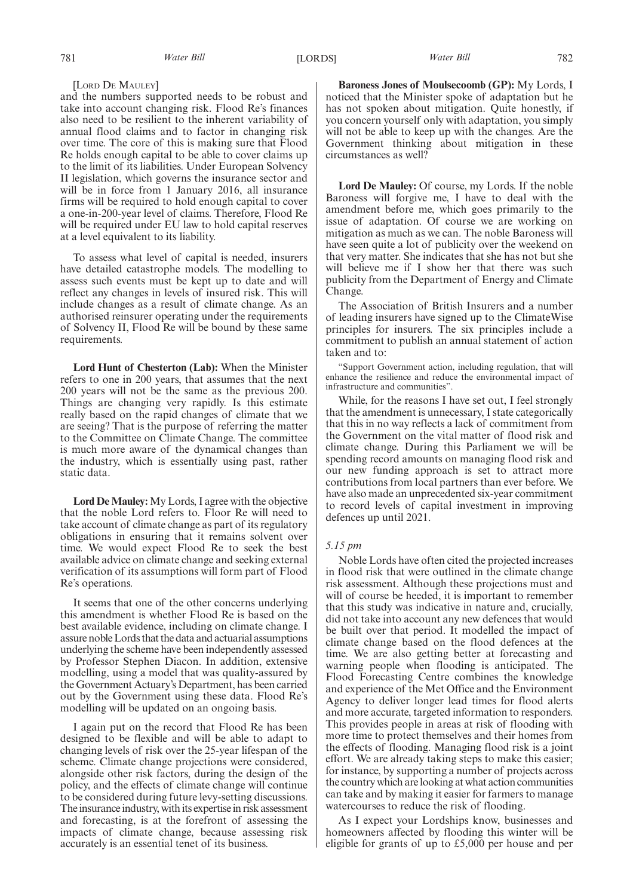[LORD DE MAULEY]

and the numbers supported needs to be robust and take into account changing risk. Flood Re's finances also need to be resilient to the inherent variability of annual flood claims and to factor in changing risk over time. The core of this is making sure that Flood Re holds enough capital to be able to cover claims up to the limit of its liabilities. Under European Solvency II legislation, which governs the insurance sector and will be in force from 1 January 2016, all insurance firms will be required to hold enough capital to cover a one-in-200-year level of claims. Therefore, Flood Re will be required under EU law to hold capital reserves at a level equivalent to its liability.

To assess what level of capital is needed, insurers have detailed catastrophe models. The modelling to assess such events must be kept up to date and will reflect any changes in levels of insured risk. This will include changes as a result of climate change. As an authorised reinsurer operating under the requirements of Solvency II, Flood Re will be bound by these same requirements.

**Lord Hunt of Chesterton (Lab):** When the Minister refers to one in 200 years, that assumes that the next 200 years will not be the same as the previous 200. Things are changing very rapidly. Is this estimate really based on the rapid changes of climate that we are seeing? That is the purpose of referring the matter to the Committee on Climate Change. The committee is much more aware of the dynamical changes than the industry, which is essentially using past, rather static data.

**Lord De Mauley:** My Lords, I agree with the objective that the noble Lord refers to. Floor Re will need to take account of climate change as part of its regulatory obligations in ensuring that it remains solvent over time. We would expect Flood Re to seek the best available advice on climate change and seeking external verification of its assumptions will form part of Flood Re's operations.

It seems that one of the other concerns underlying this amendment is whether Flood Re is based on the best available evidence, including on climate change. I assure noble Lords that the data and actuarial assumptions underlying the scheme have been independently assessed by Professor Stephen Diacon. In addition, extensive modelling, using a model that was quality-assured by the Government Actuary's Department, has been carried out by the Government using these data. Flood Re's modelling will be updated on an ongoing basis.

I again put on the record that Flood Re has been designed to be flexible and will be able to adapt to changing levels of risk over the 25-year lifespan of the scheme. Climate change projections were considered, alongside other risk factors, during the design of the policy, and the effects of climate change will continue to be considered during future levy-setting discussions. The insurance industry, with its expertise in risk assessment and forecasting, is at the forefront of assessing the impacts of climate change, because assessing risk accurately is an essential tenet of its business.

**Baroness Jones of Moulsecoomb (GP):** My Lords, I noticed that the Minister spoke of adaptation but he has not spoken about mitigation. Quite honestly, if you concern yourself only with adaptation, you simply will not be able to keep up with the changes. Are the Government thinking about mitigation in these circumstances as well?

**Lord De Mauley:** Of course, my Lords. If the noble Baroness will forgive me, I have to deal with the amendment before me, which goes primarily to the issue of adaptation. Of course we are working on mitigation as much as we can. The noble Baroness will have seen quite a lot of publicity over the weekend on that very matter. She indicates that she has not but she will believe me if I show her that there was such publicity from the Department of Energy and Climate Change.

The Association of British Insurers and a number of leading insurers have signed up to the ClimateWise principles for insurers. The six principles include a commitment to publish an annual statement of action taken and to:

"Support Government action, including regulation, that will enhance the resilience and reduce the environmental impact of infrastructure and communities".

While, for the reasons I have set out, I feel strongly that the amendment is unnecessary, I state categorically that this in no way reflects a lack of commitment from the Government on the vital matter of flood risk and climate change. During this Parliament we will be spending record amounts on managing flood risk and our new funding approach is set to attract more contributions from local partners than ever before. We have also made an unprecedented six-year commitment to record levels of capital investment in improving defences up until 2021.

*5.15 pm*

Noble Lords have often cited the projected increases in flood risk that were outlined in the climate change risk assessment. Although these projections must and will of course be heeded, it is important to remember that this study was indicative in nature and, crucially, did not take into account any new defences that would be built over that period. It modelled the impact of climate change based on the flood defences at the time. We are also getting better at forecasting and warning people when flooding is anticipated. The Flood Forecasting Centre combines the knowledge and experience of the Met Office and the Environment Agency to deliver longer lead times for flood alerts and more accurate, targeted information to responders. This provides people in areas at risk of flooding with more time to protect themselves and their homes from the effects of flooding. Managing flood risk is a joint effort. We are already taking steps to make this easier; for instance, by supporting a number of projects across the country which are looking at what action communities can take and by making it easier for farmers to manage watercourses to reduce the risk of flooding.

As I expect your Lordships know, businesses and homeowners affected by flooding this winter will be eligible for grants of up to £5,000 per house and per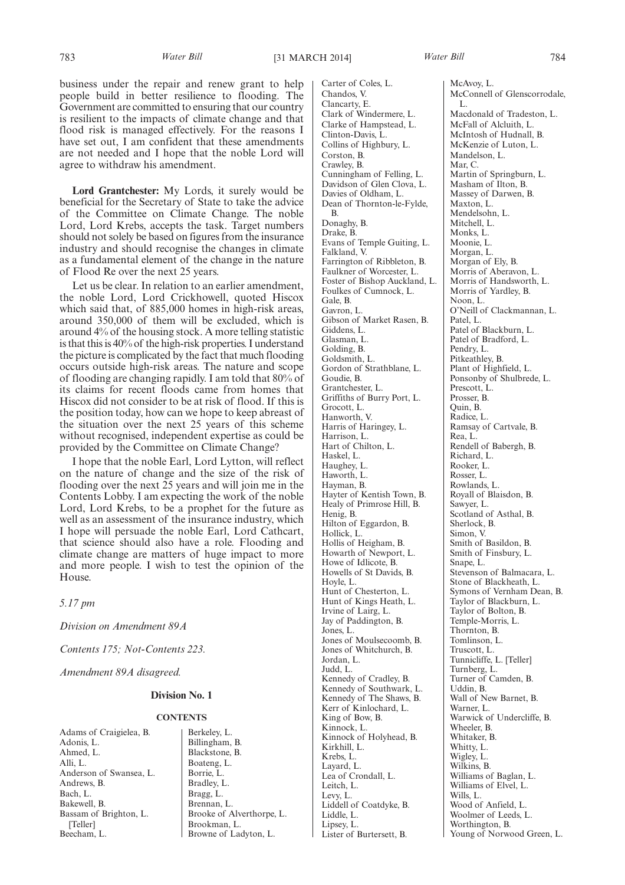business under the repair and renew grant to help people build in better resilience to flooding. The Government are committed to ensuring that our country is resilient to the impacts of climate change and that flood risk is managed effectively. For the reasons I have set out, I am confident that these amendments are not needed and I hope that the noble Lord will agree to withdraw his amendment.

**Lord Grantchester:** My Lords, it surely would be beneficial for the Secretary of State to take the advice of the Committee on Climate Change. The noble Lord, Lord Krebs, accepts the task. Target numbers should not solely be based on figures from the insurance industry and should recognise the changes in climate as a fundamental element of the change in the nature of Flood Re over the next 25 years.

Let us be clear. In relation to an earlier amendment, the noble Lord, Lord Crickhowell, quoted Hiscox which said that, of 885,000 homes in high-risk areas, around 350,000 of them will be excluded, which is around 4% of the housing stock. A more telling statistic is that this is 40% of the high-risk properties. I understand the picture is complicated by the fact that much flooding occurs outside high-risk areas. The nature and scope of flooding are changing rapidly. I am told that 80% of its claims for recent floods came from homes that Hiscox did not consider to be at risk of flood. If this is the position today, how can we hope to keep abreast of the situation over the next 25 years of this scheme without recognised, independent expertise as could be provided by the Committee on Climate Change?

I hope that the noble Earl, Lord Lytton, will reflect on the nature of change and the size of the risk of flooding over the next 25 years and will join me in the Contents Lobby. I am expecting the work of the noble Lord, Lord Krebs, to be a prophet for the future as well as an assessment of the insurance industry, which I hope will persuade the noble Earl, Lord Cathcart, that science should also have a role. Flooding and climate change are matters of huge impact to more and more people. I wish to test the opinion of the House.

*5.17 pm*

*Division on Amendment 89A*

*Contents 175; Not-Contents 223.*

*Amendment 89A disagreed.*

**Division No. 1**

**CONTENTS**

Adams of Craigielea, B.
Adonis, L.
Ahmed, L.
Alli, L.
Anderson of Swansea, L.
Andrews, B.
Bach, L.
Bakewell, B.
Bassam of Brighton, L. [Teller]
Beecham, L.
Berkeley, L.
Billingham, B.
Blackstone, B.
Boateng, L.
Borrie, L.
Bradley, L.
Bragg, L.
Brennan, L.
Brooke of Alverthorpe, L.
Brookman, L.
Browne of Ladyton, L.
Carter of Coles, L.
Chandos, V.
Clancarty, E.
Clark of Windermere, L.
Clarke of Hampstead, L.
Clinton-Davis, L.
Collins of Highbury, L.
Corston, B.
Crawley, B.
Cunningham of Felling, L.
Davidson of Glen Clova, L.
Davies of Oldham, L.
Dean of Thornton-le-Fylde, B.
Donaghy, B.
Drake, B.
Evans of Temple Guiting, L.
Falkland, V.
Farrington of Ribbleton, B.
Faulkner of Worcester, L.
Foster of Bishop Auckland, L.
Foulkes of Cumnock, L.
Gale, B.
Gavron, L.
Gibson of Market Rasen, B.
Giddens, L.
Glasman, L.
Golding, B.
Goldsmith, L.
Gordon of Strathblane, L.
Goudie, B.
Grantchester, L.
Griffiths of Burry Port, L.
Grocott, L.
Hanworth, V.
Harris of Haringey, L.
Harrison, L.
Hart of Chilton, L.
Haskel, L.
Haughey, L.
Haworth, L.
Hayman, B.
Hayter of Kentish Town, B.
Healy of Primrose Hill, B.
Henig, B.
Hilton of Eggardon, B.
Hollick, L.
Hollis of Heigham, B.
Howarth of Newport, L.
Howe of Idlicote, B.
Howells of St Davids, B.
Hoyle, L.
Hunt of Chesterton, L.
Hunt of Kings Heath, L.
Irvine of Lairg, L.
Jay of Paddington, B.
Jones, L.
Jones of Moulsecoomb, B.
Jones of Whitchurch, B.
Jordan, L.
Judd, L.
Kennedy of Cradley, B.
Kennedy of Southwark, L.
Kennedy of The Shaws, B.
Kerr of Kinlochard, L.
King of Bow, B.
Kinnock, L.
Kinnock of Holyhead, B.
Kirkhill, L.
Krebs, L.
Layard, L.
Lea of Crondall, L.
Leitch, L.
Levy, L.
Liddell of Coatdyke, B.
Liddle, L.
Lipsey, L.
Lister of Burtersett, B.
McAvoy, L.
McConnell of Glenscorrodale, L.
Macdonald of Tradeston, L.
McFall of Alcluith, L.
McIntosh of Hudnall, B.
McKenzie of Luton, L.
Mandelson, L.
Mar, C.
Martin of Springburn, L.
Masham of Ilton, B.
Massey of Darwen, B.
Maxton, L.
Mendelsohn, L.
Mitchell, L.
Monks, L.
Moonie, L.
Morgan, L.
Morgan of Ely, B.
Morris of Aberavon, L.
Morris of Handsworth, L.
Morris of Yardley, B.
Noon, L.
O'Neill of Clackmannan, L.
Patel, L.
Patel of Blackburn, L.
Patel of Bradford, L.
Pendry, L.
Pitkeathley, B.
Plant of Highfield, L.
Ponsonby of Shulbrede, L.
Prescott, L.
Prosser, B.
Quin, B.
Radice, L.
Ramsay of Cartvale, B.
Rea, L.
Rendell of Babergh, B.
Richard, L.
Rooker, L.
Rosser, L.
Rowlands, L.
Royall of Blaisdon, B.
Sawyer, L.
Scotland of Asthal, B.
Sherlock, B.
Simon, V.
Smith of Basildon, B.
Smith of Finsbury, L.
Snape, L.
Stevenson of Balmacara, L.
Stone of Blackheath, L.
Symons of Vernham Dean, B.
Taylor of Blackburn, L.
Taylor of Bolton, B.
Temple-Morris, L.
Thornton, B.
Tomlinson, L.
Truscott, L.
Tunnicliffe, L. [Teller]
Turnberg, L.
Turner of Camden, B.
Uddin, B.
Wall of New Barnet, B.
Warner, L.
Warwick of Undercliffe, B.
Wheeler, B.
Whitaker, B.
Whitty, L.
Wigley, L.
Wilkins, B.
Williams of Baglan, L.
Williams of Elvel, L.
Wills, L.
Wood of Anfield, L.
Woolmer of Leeds, L.
Worthington, B.
Young of Norwood Green, L.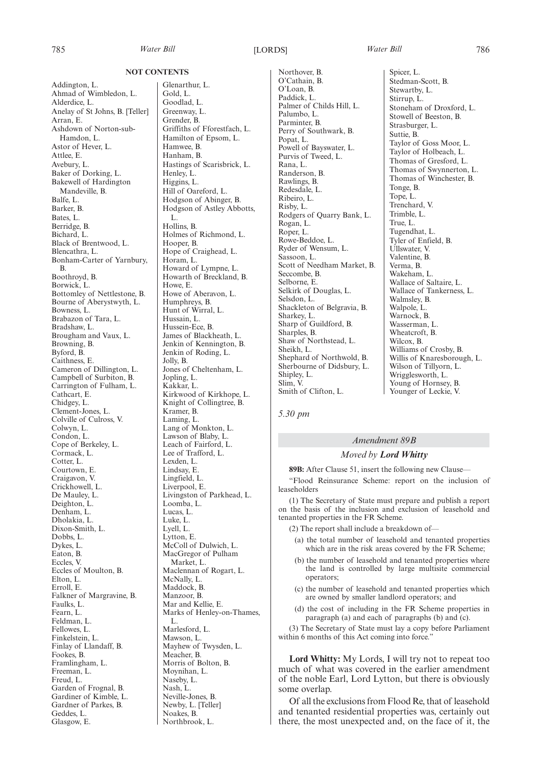## NOT CONTENTS

Addington, L.
Ahmad of Wimbledon, L.
Alderdice, L.
Anelay of St Johns, B. [Teller]
Arran, E.
Ashdown of Norton-sub-Hamdon, L.
Astor of Hever, L.
Attlee, E.
Avebury, L.
Baker of Dorking, L.
Bakewell of Hardington Mandeville, B.
Balfe, L.
Barker, B.
Bates, L.
Berridge, B.
Bichard, L.
Black of Brentwood, L.
Blencathra, L.
Bonham-Carter of Yarnbury, B.
Boothroyd, B.
Borwick, L.
Bottomley of Nettlestone, B.
Bourne of Aberystwyth, L.
Bowness, L.
Brabazon of Tara, L.
Bradshaw, L.
Brougham and Vaux, L.
Browning, B.
Byford, B.
Caithness, E.
Cameron of Dillington, L.
Campbell of Surbiton, B.
Carrington of Fulham, L.
Cathcart, E.
Chidgey, L.
Clement-Jones, L.
Colville of Culross, V.
Colwyn, L.
Condon, L.
Cope of Berkeley, L.
Cormack, L.
Cotter, L.
Courtown, E.
Craigavon, V.
Crickhowell, L.
De Mauley, L.
Deighton, L.
Denham, L.
Dholakia, L.
Dixon-Smith, L.
Dobbs, L.
Dykes, L.
Eaton, B.
Eccles, V.
Eccles of Moulton, B.
Elton, L.
Erroll, E.
Falkner of Margravine, B.
Faulks, L.
Fearn, L.
Feldman, L.
Fellowes, L.
Finkelstein, L.
Finlay of Llandaff, B.
Fookes, B.
Framlingham, L.
Freeman, L.
Freud, L.
Garden of Frognal, B.
Gardiner of Kimble, L.
Gardner of Parkes, B.
Geddes, L.
Glasgow, E.
Glenarthur, L.
Gold, L.
Goodlad, L.
Greenway, L.
Grender, B.
Griffiths of Fforestfach, L.
Hamilton of Epsom, L.
Hamwee, B.
Hanham, B.
Hastings of Scarisbrick, L.
Henley, L.
Higgins, L.
Hill of Oareford, L.
Hodgson of Abinger, B.
Hodgson of Astley Abbotts, L.
Hollins, B.
Holmes of Richmond, L.
Hooper, B.
Hope of Craighead, L.
Horam, L.
Howard of Lympne, L.
Howarth of Breckland, B.
Howe, E.
Howe of Aberavon, L.
Humphreys, B.
Hunt of Wirral, L.
Hussain, L.
Hussein-Ece, B.
James of Blackheath, L.
Jenkin of Kennington, B.
Jenkin of Roding, L.
Jolly, B.
Jones of Cheltenham, L.
Jopling, L.
Kakkar, L.
Kirkwood of Kirkhope, L.
Knight of Collingtree, B.
Kramer, B.
Laming, L.
Lang of Monkton, L.
Lawson of Blaby, L.
Leach of Fairford, L.
Lee of Trafford, L.
Lexden, L.
Lindsay, E.
Lingfield, L.
Liverpool, E.
Livingston of Parkhead, L.
Loomba, L.
Lucas, L.
Luke, L.
Lyell, L.
Lytton, E.
McColl of Dulwich, L.
MacGregor of Pulham Market, L.
Maclennan of Rogart, L.
McNally, L.
Maddock, B.
Manzoor, B.
Mar and Kellie, E.
Marks of Henley-on-Thames, L.
Marlesford, L.
Mawson, L.
Mayhew of Twysden, L.
Meacher, B.
Morris of Bolton, B.
Moynihan, L.
Naseby, L.
Nash, L.
Neville-Jones, B.
Newby, L. [Teller]
Noakes, B.
Northbrook, L.
Northover, B.
O'Cathain, B.
O'Loan, B.
Paddick, L.
Palmer of Childs Hill, L.
Palumbo, L.
Parminter, B.
Perry of Southwark, B.
Popat, L.
Powell of Bayswater, L.
Purvis of Tweed, L.
Rana, L.
Randerson, B.
Rawlings, B.
Redesdale, L.
Ribeiro, L.
Risby, L.
Rodgers of Quarry Bank, L.
Rogan, L.
Roper, L.
Rowe-Beddoe, L.
Ryder of Wensum, L.
Sassoon, L.
Scott of Needham Market, B.
Seccombe, B.
Selborne, E.
Selkirk of Douglas, L.
Selsdon, L.
Shackleton of Belgravia, B.
Sharkey, L.
Sharp of Guildford, B.
Sharples, B.
Shaw of Northstead, L.
Sheikh, L.
Shephard of Northwold, B.
Sherbourne of Didsbury, L.
Shipley, L.
Slim, V.
Smith of Clifton, L.
Spicer, L.
Stedman-Scott, B.
Stewartby, L.
Stirrup, L.
Stoneham of Droxford, L.
Stowell of Beeston, B.
Strasburger, L.
Suttie, B.
Taylor of Goss Moor, L.
Taylor of Holbeach, L.
Thomas of Gresford, L.
Thomas of Swynnerton, L.
Thomas of Winchester, B.
Tonge, B.
Tope, L.
Trenchard, V.
Trimble, L.
True, L.
Tugendhat, L.
Tyler of Enfield, B.
Ullswater, V.
Valentine, B.
Verma, B.
Wakeham, L.
Wallace of Saltaire, L.
Wallace of Tankerness, L.
Walmsley, B.
Walpole, L.
Warnock, B.
Wasserman, L.
Wheatcroft, B.
Wilcox, B.
Williams of Crosby, B.
Willis of Knaresborough, L.
Wilson of Tillyorn, L.
Wrigglesworth, L.
Young of Hornsey, B.
Younger of Leckie, V.

*5.30 pm*

### *Amendment 89B*

*Moved by* ***Lord Whitty***

**89B:** After Clause 51, insert the following new Clause—

"Flood Reinsurance Scheme: report on the inclusion of leaseholders

(1) The Secretary of State must prepare and publish a report on the basis of the inclusion and exclusion of leasehold and tenanted properties in the FR Scheme.

(2) The report shall include a breakdown of—

(a) the total number of leasehold and tenanted properties which are in the risk areas covered by the FR Scheme;

(b) the number of leasehold and tenanted properties where the land is controlled by large multisite commercial operators;

(c) the number of leasehold and tenanted properties which are owned by smaller landlord operators; and

(d) the cost of including in the FR Scheme properties in paragraph (a) and each of paragraphs (b) and (c).

(3) The Secretary of State must lay a copy before Parliament within 6 months of this Act coming into force."

**Lord Whitty:** My Lords, I will try not to repeat too much of what was covered in the earlier amendment of the noble Earl, Lord Lytton, but there is obviously some overlap.

Of all the exclusions from Flood Re, that of leasehold and tenanted residential properties was, certainly out there, the most unexpected and, on the face of it, the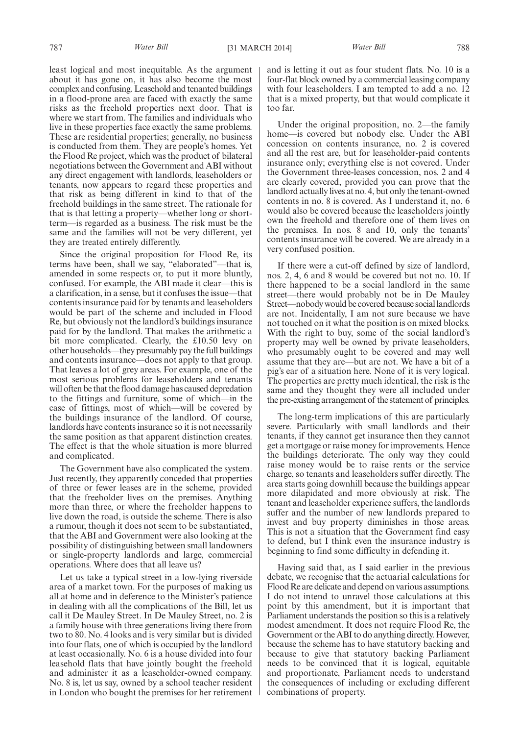least logical and most inequitable. As the argument about it has gone on, it has also become the most complex and confusing. Leasehold and tenanted buildings in a flood-prone area are faced with exactly the same risks as the freehold properties next door. That is where we start from. The families and individuals who live in these properties face exactly the same problems. These are residential properties; generally, no business is conducted from them. They are people's homes. Yet the Flood Re project, which was the product of bilateral negotiations between the Government and ABI without any direct engagement with landlords, leaseholders or tenants, now appears to regard these properties and that risk as being different in kind to that of the freehold buildings in the same street. The rationale for that is that letting a property—whether long or short-term—is regarded as a business. The risk must be the same and the families will not be very different, yet they are treated entirely differently.

Since the original proposition for Flood Re, its terms have been, shall we say, "elaborated"—that is, amended in some respects or, to put it more bluntly, confused. For example, the ABI made it clear—this is a clarification, in a sense, but it confuses the issue—that contents insurance paid for by tenants and leaseholders would be part of the scheme and included in Flood Re, but obviously not the landlord's buildings insurance paid for by the landlord. That makes the arithmetic a bit more complicated. Clearly, the £10.50 levy on other households—they presumably pay the full buildings and contents insurance—does not apply to that group. That leaves a lot of grey areas. For example, one of the most serious problems for leaseholders and tenants will often be that the flood damage has caused depredation to the fittings and furniture, some of which—in the case of fittings, most of which—will be covered by the buildings insurance of the landlord. Of course, landlords have contents insurance so it is not necessarily the same position as that apparent distinction creates. The effect is that the whole situation is more blurred and complicated.

The Government have also complicated the system. Just recently, they apparently conceded that properties of three or fewer leases are in the scheme, provided that the freeholder lives on the premises. Anything more than three, or where the freeholder happens to live down the road, is outside the scheme. There is also a rumour, though it does not seem to be substantiated, that the ABI and Government were also looking at the possibility of distinguishing between small landowners or single-property landlords and large, commercial operations. Where does that all leave us?

Let us take a typical street in a low-lying riverside area of a market town. For the purposes of making us all at home and in deference to the Minister's patience in dealing with all the complications of the Bill, let us call it De Mauley Street. In De Mauley Street, no. 2 is a family house with three generations living there from two to 80. No. 4 looks and is very similar but is divided into four flats, one of which is occupied by the landlord at least occasionally. No. 6 is a house divided into four leasehold flats that have jointly bought the freehold and administer it as a leaseholder-owned company. No. 8 is, let us say, owned by a school teacher resident in London who bought the premises for her retirement and is letting it out as four student flats. No. 10 is a four-flat block owned by a commercial leasing company with four leaseholders. I am tempted to add a no. 12 that is a mixed property, but that would complicate it too far.

Under the original proposition, no. 2—the family home—is covered but nobody else. Under the ABI concession on contents insurance, no. 2 is covered and all the rest are, but for leaseholder-paid contents insurance only; everything else is not covered. Under the Government three-leases concession, nos. 2 and 4 are clearly covered, provided you can prove that the landlord actually lives at no. 4, but only the tenant-owned contents in no. 8 is covered. As I understand it, no. 6 would also be covered because the leaseholders jointly own the freehold and therefore one of them lives on the premises. In nos. 8 and 10, only the tenants' contents insurance will be covered. We are already in a very confused position.

If there were a cut-off defined by size of landlord, nos. 2, 4, 6 and 8 would be covered but not no. 10. If there happened to be a social landlord in the same street—there would probably not be in De Mauley Street—nobody would be covered because social landlords are not. Incidentally, I am not sure because we have not touched on it what the position is on mixed blocks. With the right to buy, some of the social landlord's property may well be owned by private leaseholders, who presumably ought to be covered and may well assume that they are—but are not. We have a bit of a pig's ear of a situation here. None of it is very logical. The properties are pretty much identical, the risk is the same and they thought they were all included under the pre-existing arrangement of the statement of principles.

The long-term implications of this are particularly severe. Particularly with small landlords and their tenants, if they cannot get insurance then they cannot get a mortgage or raise money for improvements. Hence the buildings deteriorate. The only way they could raise money would be to raise rents or the service charge, so tenants and leaseholders suffer directly. The area starts going downhill because the buildings appear more dilapidated and more obviously at risk. The tenant and leaseholder experience suffers, the landlords suffer and the number of new landlords prepared to invest and buy property diminishes in those areas. This is not a situation that the Government find easy to defend, but I think even the insurance industry is beginning to find some difficulty in defending it.

Having said that, as I said earlier in the previous debate, we recognise that the actuarial calculations for Flood Re are delicate and depend on various assumptions. I do not intend to unravel those calculations at this point by this amendment, but it is important that Parliament understands the position so this is a relatively modest amendment. It does not require Flood Re, the Government or the ABI to do anything directly. However, because the scheme has to have statutory backing and because to give that statutory backing Parliament needs to be convinced that it is logical, equitable and proportionate, Parliament needs to understand the consequences of including or excluding different combinations of property.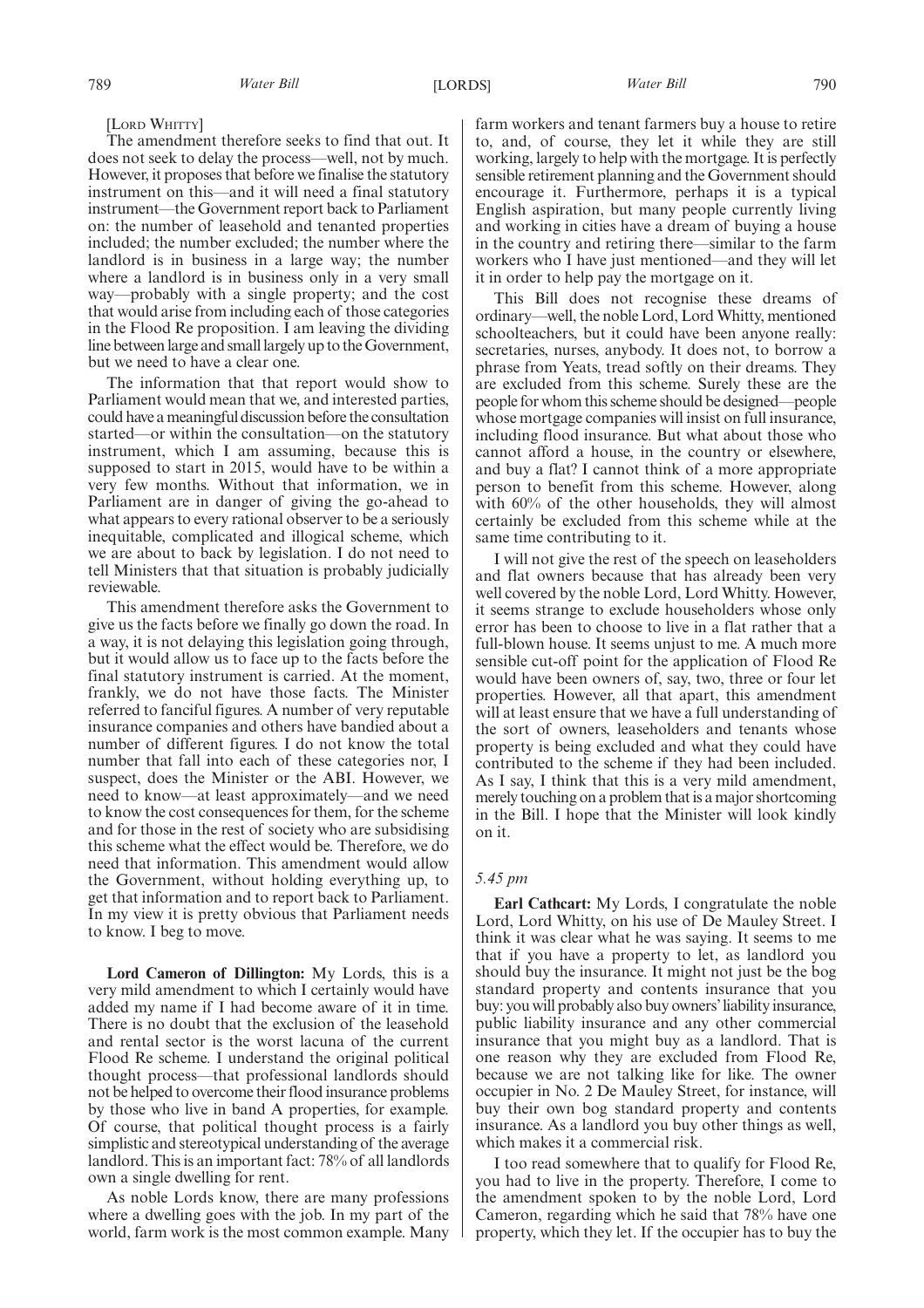[LORD WHITTY]

The amendment therefore seeks to find that out. It does not seek to delay the process—well, not by much. However, it proposes that before we finalise the statutory instrument on this—and it will need a final statutory instrument—the Government report back to Parliament on: the number of leasehold and tenanted properties included; the number excluded; the number where the landlord is in business in a large way; the number where a landlord is in business only in a very small way—probably with a single property; and the cost that would arise from including each of those categories in the Flood Re proposition. I am leaving the dividing line between large and small largely up to the Government, but we need to have a clear one.

The information that that report would show to Parliament would mean that we, and interested parties, could have a meaningful discussion before the consultation started—or within the consultation—on the statutory instrument, which I am assuming, because this is supposed to start in 2015, would have to be within a very few months. Without that information, we in Parliament are in danger of giving the go-ahead to what appears to every rational observer to be a seriously inequitable, complicated and illogical scheme, which we are about to back by legislation. I do not need to tell Ministers that that situation is probably judicially reviewable.

This amendment therefore asks the Government to give us the facts before we finally go down the road. In a way, it is not delaying this legislation going through, but it would allow us to face up to the facts before the final statutory instrument is carried. At the moment, frankly, we do not have those facts. The Minister referred to fanciful figures. A number of very reputable insurance companies and others have bandied about a number of different figures. I do not know the total number that fall into each of these categories nor, I suspect, does the Minister or the ABI. However, we need to know—at least approximately—and we need to know the cost consequences for them, for the scheme and for those in the rest of society who are subsidising this scheme what the effect would be. Therefore, we do need that information. This amendment would allow the Government, without holding everything up, to get that information and to report back to Parliament. In my view it is pretty obvious that Parliament needs to know. I beg to move.

**Lord Cameron of Dillington:** My Lords, this is a very mild amendment to which I certainly would have added my name if I had become aware of it in time. There is no doubt that the exclusion of the leasehold and rental sector is the worst lacuna of the current Flood Re scheme. I understand the original political thought process—that professional landlords should not be helped to overcome their flood insurance problems by those who live in band A properties, for example. Of course, that political thought process is a fairly simplistic and stereotypical understanding of the average landlord. This is an important fact: 78% of all landlords own a single dwelling for rent.

As noble Lords know, there are many professions where a dwelling goes with the job. In my part of the world, farm work is the most common example. Many farm workers and tenant farmers buy a house to retire to, and, of course, they let it while they are still working, largely to help with the mortgage. It is perfectly sensible retirement planning and the Government should encourage it. Furthermore, perhaps it is a typical English aspiration, but many people currently living and working in cities have a dream of buying a house in the country and retiring there—similar to the farm workers who I have just mentioned—and they will let it in order to help pay the mortgage on it.

This Bill does not recognise these dreams of ordinary—well, the noble Lord, Lord Whitty, mentioned schoolteachers, but it could have been anyone really: secretaries, nurses, anybody. It does not, to borrow a phrase from Yeats, tread softly on their dreams. They are excluded from this scheme. Surely these are the people for whom this scheme should be designed—people whose mortgage companies will insist on full insurance, including flood insurance. But what about those who cannot afford a house, in the country or elsewhere, and buy a flat? I cannot think of a more appropriate person to benefit from this scheme. However, along with 60% of the other households, they will almost certainly be excluded from this scheme while at the same time contributing to it.

I will not give the rest of the speech on leaseholders and flat owners because that has already been very well covered by the noble Lord, Lord Whitty. However, it seems strange to exclude householders whose only error has been to choose to live in a flat rather that a full-blown house. It seems unjust to me. A much more sensible cut-off point for the application of Flood Re would have been owners of, say, two, three or four let properties. However, all that apart, this amendment will at least ensure that we have a full understanding of the sort of owners, leaseholders and tenants whose property is being excluded and what they could have contributed to the scheme if they had been included. As I say, I think that this is a very mild amendment, merely touching on a problem that is a major shortcoming in the Bill. I hope that the Minister will look kindly on it.

*5.45 pm*

**Earl Cathcart:** My Lords, I congratulate the noble Lord, Lord Whitty, on his use of De Mauley Street. I think it was clear what he was saying. It seems to me that if you have a property to let, as landlord you should buy the insurance. It might not just be the bog standard property and contents insurance that you buy: you will probably also buy owners' liability insurance, public liability insurance and any other commercial insurance that you might buy as a landlord. That is one reason why they are excluded from Flood Re, because we are not talking like for like. The owner occupier in No. 2 De Mauley Street, for instance, will buy their own bog standard property and contents insurance. As a landlord you buy other things as well, which makes it a commercial risk.

I too read somewhere that to qualify for Flood Re, you had to live in the property. Therefore, I come to the amendment spoken to by the noble Lord, Lord Cameron, regarding which he said that 78% have one property, which they let. If the occupier has to buy the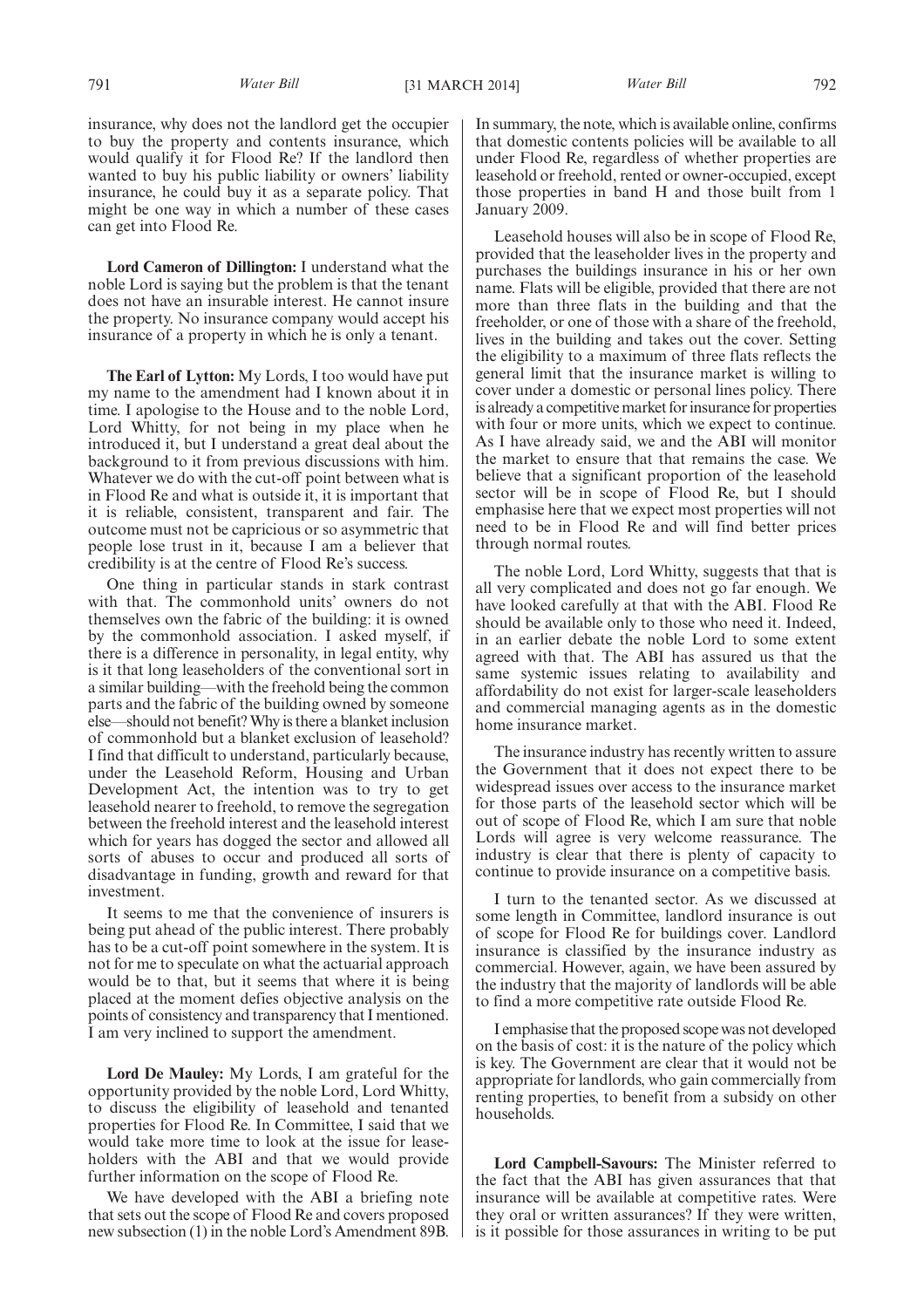insurance, why does not the landlord get the occupier to buy the property and contents insurance, which would qualify it for Flood Re? If the landlord then wanted to buy his public liability or owners' liability insurance, he could buy it as a separate policy. That might be one way in which a number of these cases can get into Flood Re.

**Lord Cameron of Dillington:** I understand what the noble Lord is saying but the problem is that the tenant does not have an insurable interest. He cannot insure the property. No insurance company would accept his insurance of a property in which he is only a tenant.

**The Earl of Lytton:** My Lords, I too would have put my name to the amendment had I known about it in time. I apologise to the House and to the noble Lord, Lord Whitty, for not being in my place when he introduced it, but I understand a great deal about the background to it from previous discussions with him. Whatever we do with the cut-off point between what is in Flood Re and what is outside it, it is important that it is reliable, consistent, transparent and fair. The outcome must not be capricious or so asymmetric that people lose trust in it, because I am a believer that credibility is at the centre of Flood Re's success.

One thing in particular stands in stark contrast with that. The commonhold units' owners do not themselves own the fabric of the building: it is owned by the commonhold association. I asked myself, if there is a difference in personality, in legal entity, why is it that long leaseholders of the conventional sort in a similar building—with the freehold being the common parts and the fabric of the building owned by someone else—should not benefit? Why is there a blanket inclusion of commonhold but a blanket exclusion of leasehold? I find that difficult to understand, particularly because, under the Leasehold Reform, Housing and Urban Development Act, the intention was to try to get leasehold nearer to freehold, to remove the segregation between the freehold interest and the leasehold interest which for years has dogged the sector and allowed all sorts of abuses to occur and produced all sorts of disadvantage in funding, growth and reward for that investment.

It seems to me that the convenience of insurers is being put ahead of the public interest. There probably has to be a cut-off point somewhere in the system. It is not for me to speculate on what the actuarial approach would be to that, but it seems that where it is being placed at the moment defies objective analysis on the points of consistency and transparency that I mentioned. I am very inclined to support the amendment.

**Lord De Mauley:** My Lords, I am grateful for the opportunity provided by the noble Lord, Lord Whitty, to discuss the eligibility of leasehold and tenanted properties for Flood Re. In Committee, I said that we would take more time to look at the issue for leaseholders with the ABI and that we would provide further information on the scope of Flood Re.

We have developed with the ABI a briefing note that sets out the scope of Flood Re and covers proposed new subsection (1) in the noble Lord's Amendment 89B. In summary, the note, which is available online, confirms that domestic contents policies will be available to all under Flood Re, regardless of whether properties are leasehold or freehold, rented or owner-occupied, except those properties in band H and those built from 1 January 2009.

Leasehold houses will also be in scope of Flood Re, provided that the leaseholder lives in the property and purchases the buildings insurance in his or her own name. Flats will be eligible, provided that there are not more than three flats in the building and that the freeholder, or one of those with a share of the freehold, lives in the building and takes out the cover. Setting the eligibility to a maximum of three flats reflects the general limit that the insurance market is willing to cover under a domestic or personal lines policy. There is already a competitive market for insurance for properties with four or more units, which we expect to continue. As I have already said, we and the ABI will monitor the market to ensure that that remains the case. We believe that a significant proportion of the leasehold sector will be in scope of Flood Re, but I should emphasise here that we expect most properties will not need to be in Flood Re and will find better prices through normal routes.

The noble Lord, Lord Whitty, suggests that that is all very complicated and does not go far enough. We have looked carefully at that with the ABI. Flood Re should be available only to those who need it. Indeed, in an earlier debate the noble Lord to some extent agreed with that. The ABI has assured us that the same systemic issues relating to availability and affordability do not exist for larger-scale leaseholders and commercial managing agents as in the domestic home insurance market.

The insurance industry has recently written to assure the Government that it does not expect there to be widespread issues over access to the insurance market for those parts of the leasehold sector which will be out of scope of Flood Re, which I am sure that noble Lords will agree is very welcome reassurance. The industry is clear that there is plenty of capacity to continue to provide insurance on a competitive basis.

I turn to the tenanted sector. As we discussed at some length in Committee, landlord insurance is out of scope for Flood Re for buildings cover. Landlord insurance is classified by the insurance industry as commercial. However, again, we have been assured by the industry that the majority of landlords will be able to find a more competitive rate outside Flood Re.

I emphasise that the proposed scope was not developed on the basis of cost: it is the nature of the policy which is key. The Government are clear that it would not be appropriate for landlords, who gain commercially from renting properties, to benefit from a subsidy on other households.

**Lord Campbell-Savours:** The Minister referred to the fact that the ABI has given assurances that that insurance will be available at competitive rates. Were they oral or written assurances? If they were written, is it possible for those assurances in writing to be put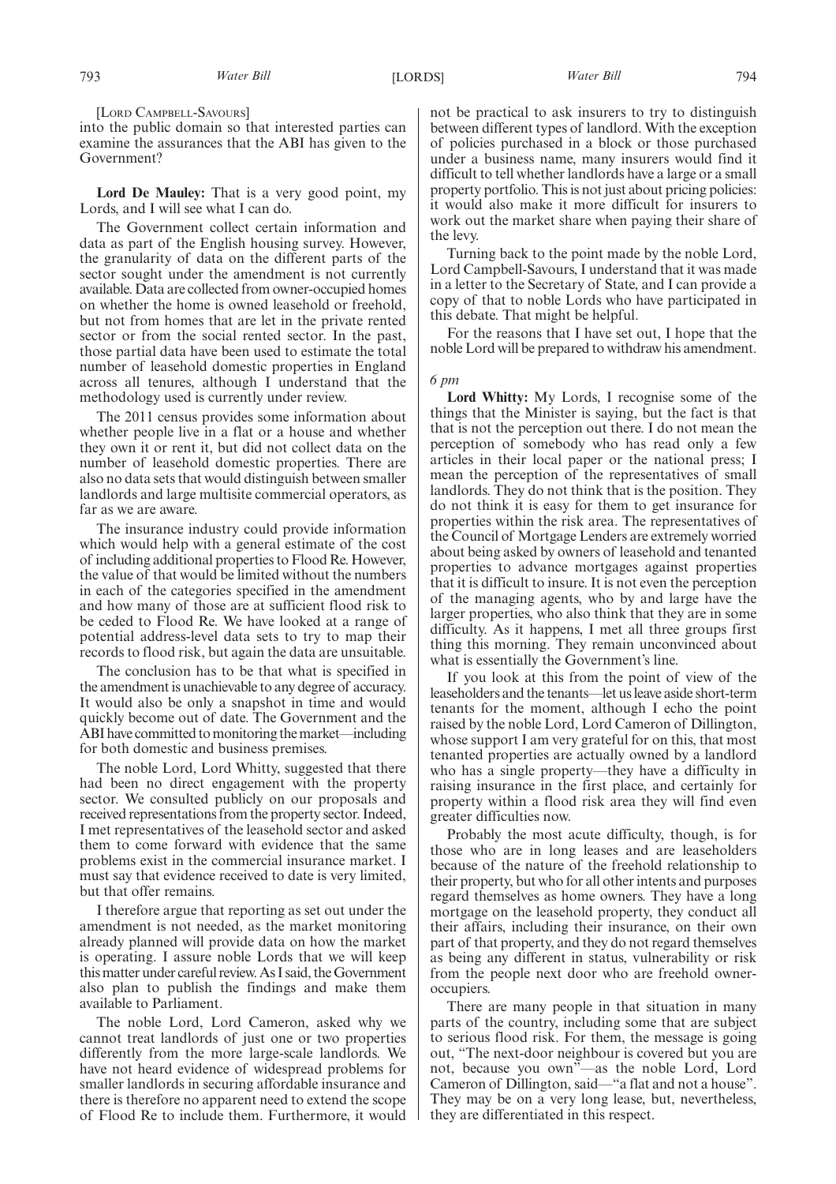[Lord Campbell-Savours]

into the public domain so that interested parties can examine the assurances that the ABI has given to the Government?

**Lord De Mauley:** That is a very good point, my Lords, and I will see what I can do.

The Government collect certain information and data as part of the English housing survey. However, the granularity of data on the different parts of the sector sought under the amendment is not currently available. Data are collected from owner-occupied homes on whether the home is owned leasehold or freehold, but not from homes that are let in the private rented sector or from the social rented sector. In the past, those partial data have been used to estimate the total number of leasehold domestic properties in England across all tenures, although I understand that the methodology used is currently under review.

The 2011 census provides some information about whether people live in a flat or a house and whether they own it or rent it, but did not collect data on the number of leasehold domestic properties. There are also no data sets that would distinguish between smaller landlords and large multisite commercial operators, as far as we are aware.

The insurance industry could provide information which would help with a general estimate of the cost of including additional properties to Flood Re. However, the value of that would be limited without the numbers in each of the categories specified in the amendment and how many of those are at sufficient flood risk to be ceded to Flood Re. We have looked at a range of potential address-level data sets to try to map their records to flood risk, but again the data are unsuitable.

The conclusion has to be that what is specified in the amendment is unachievable to any degree of accuracy. It would also be only a snapshot in time and would quickly become out of date. The Government and the ABI have committed to monitoring the market—including for both domestic and business premises.

The noble Lord, Lord Whitty, suggested that there had been no direct engagement with the property sector. We consulted publicly on our proposals and received representations from the property sector. Indeed, I met representatives of the leasehold sector and asked them to come forward with evidence that the same problems exist in the commercial insurance market. I must say that evidence received to date is very limited, but that offer remains.

I therefore argue that reporting as set out under the amendment is not needed, as the market monitoring already planned will provide data on how the market is operating. I assure noble Lords that we will keep this matter under careful review. As I said, the Government also plan to publish the findings and make them available to Parliament.

The noble Lord, Lord Cameron, asked why we cannot treat landlords of just one or two properties differently from the more large-scale landlords. We have not heard evidence of widespread problems for smaller landlords in securing affordable insurance and there is therefore no apparent need to extend the scope of Flood Re to include them. Furthermore, it would not be practical to ask insurers to try to distinguish between different types of landlord. With the exception of policies purchased in a block or those purchased under a business name, many insurers would find it difficult to tell whether landlords have a large or a small property portfolio. This is not just about pricing policies: it would also make it more difficult for insurers to work out the market share when paying their share of the levy.

Turning back to the point made by the noble Lord, Lord Campbell-Savours, I understand that it was made in a letter to the Secretary of State, and I can provide a copy of that to noble Lords who have participated in this debate. That might be helpful.

For the reasons that I have set out, I hope that the noble Lord will be prepared to withdraw his amendment.

*6 pm*

**Lord Whitty:** My Lords, I recognise some of the things that the Minister is saying, but the fact is that that is not the perception out there. I do not mean the perception of somebody who has read only a few articles in their local paper or the national press; I mean the perception of the representatives of small landlords. They do not think that is the position. They do not think it is easy for them to get insurance for properties within the risk area. The representatives of the Council of Mortgage Lenders are extremely worried about being asked by owners of leasehold and tenanted properties to advance mortgages against properties that it is difficult to insure. It is not even the perception of the managing agents, who by and large have the larger properties, who also think that they are in some difficulty. As it happens, I met all three groups first thing this morning. They remain unconvinced about what is essentially the Government's line.

If you look at this from the point of view of the leaseholders and the tenants—let us leave aside short-term tenants for the moment, although I echo the point raised by the noble Lord, Lord Cameron of Dillington, whose support I am very grateful for on this, that most tenanted properties are actually owned by a landlord who has a single property—they have a difficulty in raising insurance in the first place, and certainly for property within a flood risk area they will find even greater difficulties now.

Probably the most acute difficulty, though, is for those who are in long leases and are leaseholders because of the nature of the freehold relationship to their property, but who for all other intents and purposes regard themselves as home owners. They have a long mortgage on the leasehold property, they conduct all their affairs, including their insurance, on their own part of that property, and they do not regard themselves as being any different in status, vulnerability or risk from the people next door who are freehold owner-occupiers.

There are many people in that situation in many parts of the country, including some that are subject to serious flood risk. For them, the message is going out, "The next-door neighbour is covered but you are not, because you own"—as the noble Lord, Lord Cameron of Dillington, said—"a flat and not a house". They may be on a very long lease, but, nevertheless, they are differentiated in this respect.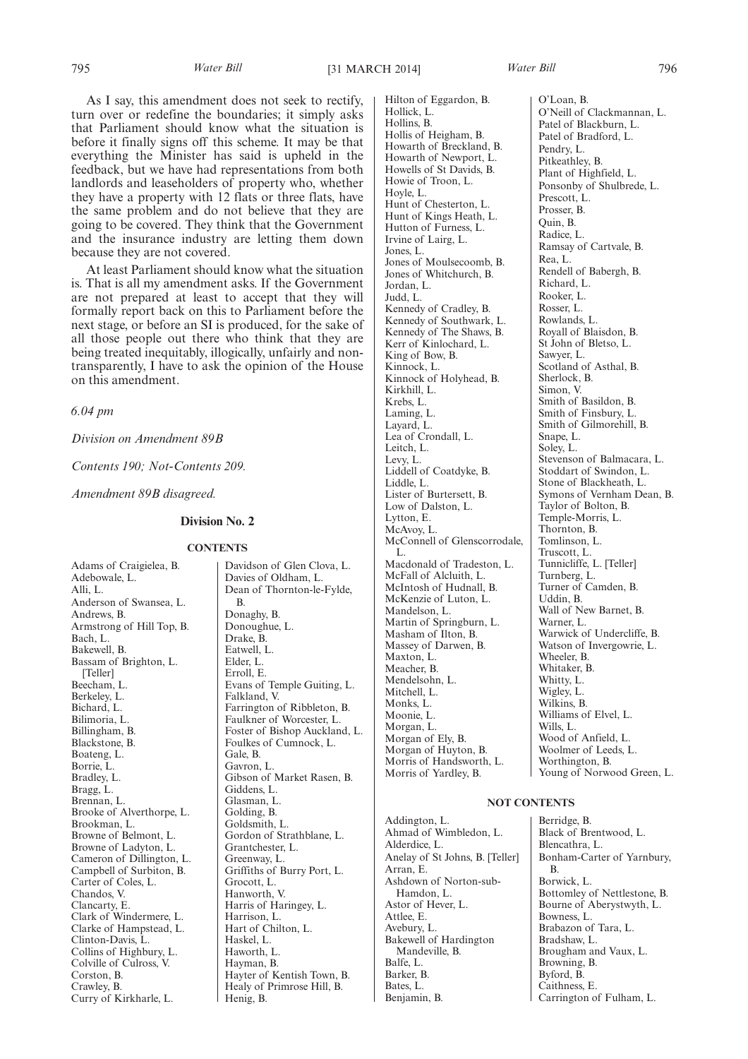As I say, this amendment does not seek to rectify, turn over or redefine the boundaries; it simply asks that Parliament should know what the situation is before it finally signs off this scheme. It may be that everything the Minister has said is upheld in the feedback, but we have had representations from both landlords and leaseholders of property who, whether they have a property with 12 flats or three flats, have the same problem and do not believe that they are going to be covered. They think that the Government and the insurance industry are letting them down because they are not covered.

At least Parliament should know what the situation is. That is all my amendment asks. If the Government are not prepared at least to accept that they will formally report back on this to Parliament before the next stage, or before an SI is produced, for the sake of all those people out there who think that they are being treated inequitably, illogically, unfairly and non-transparently, I have to ask the opinion of the House on this amendment.

*6.04 pm*

*Division on Amendment 89B*

*Contents 190; Not-Contents 209.*

*Amendment 89B disagreed.*

**Division No. 2**

**CONTENTS**

Adams of Craigielea, B.
Adebowale, L.
Alli, L.
Anderson of Swansea, L.
Andrews, B.
Armstrong of Hill Top, B.
Bach, L.
Bakewell, B.
Bassam of Brighton, L. [Teller]
Beecham, L.
Berkeley, L.
Bichard, L.
Bilimoria, L.
Billingham, B.
Blackstone, B.
Boateng, L.
Borrie, L.
Bradley, L.
Bragg, L.
Brennan, L.
Brooke of Alverthorpe, L.
Brookman, L.
Browne of Belmont, L.
Browne of Ladyton, L.
Cameron of Dillington, L.
Campbell of Surbiton, B.
Carter of Coles, L.
Chandos, V.
Clancarty, E.
Clark of Windermere, L.
Clarke of Hampstead, L.
Clinton-Davis, L.
Collins of Highbury, L.
Colville of Culross, V.
Corston, B.
Crawley, B.
Curry of Kirkharle, L.
Davidson of Glen Clova, L.
Davies of Oldham, L.
Dean of Thornton-le-Fylde, B.
Donaghy, B.
Donoughue, L.
Drake, B.
Eatwell, L.
Elder, L.
Erroll, E.
Evans of Temple Guiting, L.
Falkland, V.
Farrington of Ribbleton, B.
Faulkner of Worcester, L.
Foster of Bishop Auckland, L.
Foulkes of Cumnock, L.
Gale, B.
Gavron, L.
Gibson of Market Rasen, B.
Giddens, L.
Glasman, L.
Golding, B.
Goldsmith, L.
Gordon of Strathblane, L.
Grantchester, L.
Greenway, L.
Griffiths of Burry Port, L.
Grocott, L.
Hanworth, V.
Harris of Haringey, L.
Harrison, L.
Hart of Chilton, L.
Haskel, L.
Haworth, L.
Hayman, B.
Hayter of Kentish Town, B.
Healy of Primrose Hill, B.
Henig, B.
Hilton of Eggardon, B.
Hollick, L.
Hollins, B.
Hollis of Heigham, B.
Howarth of Breckland, B.
Howarth of Newport, L.
Howells of St Davids, B.
Howie of Troon, L.
Hoyle, L.
Hunt of Chesterton, L.
Hunt of Kings Heath, L.
Hutton of Furness, L.
Irvine of Lairg, L.
Jones, L.
Jones of Moulsecoomb, B.
Jones of Whitchurch, B.
Jordan, L.
Judd, L.
Kennedy of Cradley, B.
Kennedy of Southwark, L.
Kennedy of The Shaws, B.
Kerr of Kinlochard, L.
King of Bow, B.
Kinnock, L.
Kinnock of Holyhead, B.
Kirkhill, L.
Krebs, L.
Laming, L.
Layard, L.
Lea of Crondall, L.
Leitch, L.
Levy, L.
Liddell of Coatdyke, B.
Liddle, L.
Lister of Burtersett, B.
Low of Dalston, L.
Lytton, E.
McAvoy, L.
McConnell of Glenscorrodale, L.
Macdonald of Tradeston, L.
McFall of Alcluith, L.
McIntosh of Hudnall, B.
McKenzie of Luton, L.
Mandelson, L.
Martin of Springburn, L.
Masham of Ilton, B.
Massey of Darwen, B.
Maxton, L.
Meacher, B.
Mendelsohn, L.
Mitchell, L.
Monks, L.
Moonie, L.
Morgan, L.
Morgan of Ely, B.
Morgan of Huyton, B.
Morris of Handsworth, L.
Morris of Yardley, B.
O'Loan, B.
O'Neill of Clackmannan, L.
Patel of Blackburn, L.
Patel of Bradford, L.
Pendry, L.
Pitkeathley, B.
Plant of Highfield, L.
Ponsonby of Shulbrede, L.
Prescott, L.
Prosser, B.
Quin, B.
Radice, L.
Ramsay of Cartvale, B.
Rea, L.
Rendell of Babergh, B.
Richard, L.
Rooker, L.
Rosser, L.
Rowlands, L.
Royall of Blaisdon, B.
St John of Bletso, L.
Sawyer, L.
Scotland of Asthal, B.
Sherlock, B.
Simon, V.
Smith of Basildon, B.
Smith of Finsbury, L.
Smith of Gilmorehill, B.
Snape, L.
Soley, L.
Stevenson of Balmacara, L.
Stoddart of Swindon, L.
Stone of Blackheath, L.
Symons of Vernham Dean, B.
Taylor of Bolton, B.
Temple-Morris, L.
Thornton, B.
Tomlinson, L.
Truscott, L.
Tunnicliffe, L. [Teller]
Turnberg, L.
Turner of Camden, B.
Uddin, B.
Wall of New Barnet, B.
Warner, L.
Warwick of Undercliffe, B.
Watson of Invergowrie, L.
Wheeler, B.
Whitaker, B.
Whitty, L.
Wigley, L.
Wilkins, B.
Williams of Elvel, L.
Wills, L.
Wood of Anfield, L.
Woolmer of Leeds, L.
Worthington, B.
Young of Norwood Green, L.

**NOT CONTENTS**

Addington, L.
Ahmad of Wimbledon, L.
Alderdice, L.
Anelay of St Johns, B. [Teller]
Arran, E.
Ashdown of Norton-sub-Hamdon, L.
Astor of Hever, L.
Attlee, E.
Avebury, L.
Bakewell of Hardington Mandeville, B.
Balfe, L.
Barker, B.
Bates, L.
Benjamin, B.
Berridge, B.
Black of Brentwood, L.
Blencathra, L.
Bonham-Carter of Yarnbury, B.
Borwick, L.
Bottomley of Nettlestone, B.
Bourne of Aberystwyth, L.
Bowness, L.
Brabazon of Tara, L.
Bradshaw, L.
Brougham and Vaux, L.
Browning, B.
Byford, B.
Caithness, E.
Carrington of Fulham, L.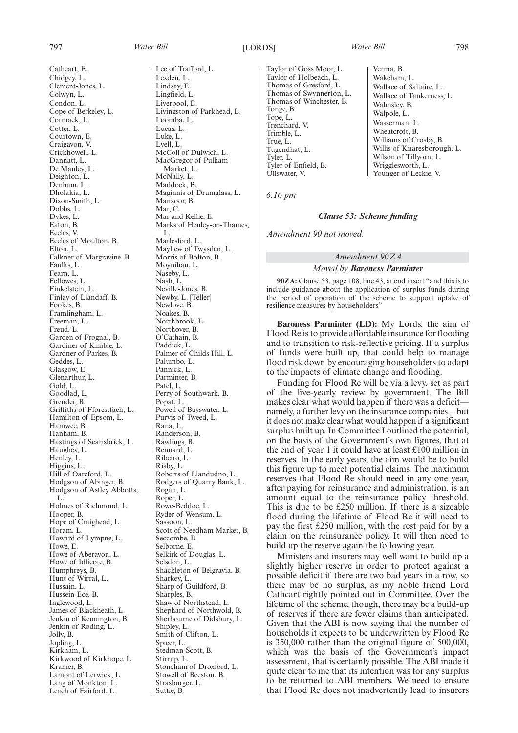Cathcart, E.
Chidgey, L.
Clement-Jones, L.
Colwyn, L.
Condon, L.
Cope of Berkeley, L.
Cormack, L.
Cotter, L.
Courtown, E.
Craigavon, V.
Crickhowell, L.
Dannatt, L.
De Mauley, L.
Deighton, L.
Denham, L.
Dholakia, L.
Dixon-Smith, L.
Dobbs, L.
Dykes, L.
Eaton, B.
Eccles, V.
Eccles of Moulton, B.
Elton, L.
Falkner of Margravine, B.
Faulks, L.
Fearn, L.
Fellowes, L.
Finkelstein, L.
Finlay of Llandaff, B.
Fookes, B.
Framlingham, L.
Freeman, L.
Freud, L.
Garden of Frognal, B.
Gardiner of Kimble, L.
Gardner of Parkes, B.
Geddes, L.
Glasgow, E.
Glenarthur, L.
Gold, L.
Goodlad, L.
Grender, B.
Griffiths of Fforestfach, L.
Hamilton of Epsom, L.
Hamwee, B.
Hanham, B.
Hastings of Scarisbrick, L.
Haughey, L.
Henley, L.
Higgins, L.
Hill of Oareford, L.
Hodgson of Abinger, B.
Hodgson of Astley Abbotts, L.
Holmes of Richmond, L.
Hooper, B.
Hope of Craighead, L.
Horam, L.
Howard of Lympne, L.
Howe, E.
Howe of Aberavon, L.
Howe of Idlicote, B.
Humphreys, B.
Hunt of Wirral, L.
Hussain, L.
Hussein-Ece, B.
Inglewood, L.
James of Blackheath, L.
Jenkin of Kennington, B.
Jenkin of Roding, L.
Jolly, B.
Jopling, L.
Kirkham, L.
Kirkwood of Kirkhope, L.
Kramer, B.
Lamont of Lerwick, L.
Lang of Monkton, L.
Leach of Fairford, L.
Lee of Trafford, L.
Lexden, L.
Lindsay, E.
Lingfield, L.
Liverpool, E.
Livingston of Parkhead, L.
Loomba, L.
Lucas, L.
Luke, L.
Lyell, L.
McColl of Dulwich, L.
MacGregor of Pulham Market, L.
McNally, L.
Maddock, B.
Maginnis of Drumglass, L.
Manzoor, B.
Mar, C.
Mar and Kellie, E.
Marks of Henley-on-Thames, L.
Marlesford, L.
Mayhew of Twysden, L.
Morris of Bolton, B.
Moynihan, L.
Naseby, L.
Nash, L.
Neville-Jones, B.
Newby, L. [Teller]
Newlove, B.
Noakes, B.
Northbrook, L.
Northover, B.
O'Cathain, B.
Paddick, L.
Palmer of Childs Hill, L.
Palumbo, L.
Pannick, L.
Parminter, B.
Patel, L.
Perry of Southwark, B.
Popat, L.
Powell of Bayswater, L.
Purvis of Tweed, L.
Rana, L.
Randerson, B.
Rawlings, B.
Rennard, L.
Ribeiro, L.
Risby, L.
Roberts of Llandudno, L.
Rodgers of Quarry Bank, L.
Rogan, L.
Roper, L.
Rowe-Beddoe, L.
Ryder of Wensum, L.
Sassoon, L.
Scott of Needham Market, B.
Seccombe, B.
Selborne, E.
Selkirk of Douglas, L.
Selsdon, L.
Shackleton of Belgravia, B.
Sharkey, L.
Sharp of Guildford, B.
Sharples, B.
Shaw of Northstead, L.
Shephard of Northwold, B.
Sherbourne of Didsbury, L.
Shipley, L.
Smith of Clifton, L.
Spicer, L.
Stedman-Scott, B.
Stirrup, L.
Stoneham of Droxford, L.
Stowell of Beeston, B.
Strasburger, L.
Suttie, B.
Taylor of Goss Moor, L.
Taylor of Holbeach, L.
Thomas of Gresford, L.
Thomas of Swynnerton, L.
Thomas of Winchester, B.
Tonge, B.
Tope, L.
Trenchard, V.
Trimble, L.
True, L.
Tugendhat, L.
Tyler, L.
Tyler of Enfield, B.
Ullswater, V.
Verma, B.
Wakeham, L.
Wallace of Saltaire, L.
Wallace of Tankerness, L.
Walmsley, B.
Walpole, L.
Wasserman, L.
Wheatcroft, B.
Williams of Crosby, B.
Willis of Knaresborough, L.
Wilson of Tillyorn, L.
Wrigglesworth, L.
Younger of Leckie, V.

*6.16 pm*

### *Clause 53: Scheme funding*

*Amendment 90 not moved.*

*Amendment 90ZA*

*Moved by* ***Baroness Parminter***

**90ZA:** Clause 53, page 108, line 43, at end insert "and this is to include guidance about the application of surplus funds during the period of operation of the scheme to support uptake of resilience measures by householders"

**Baroness Parminter (LD):** My Lords, the aim of Flood Re is to provide affordable insurance for flooding and to transition to risk-reflective pricing. If a surplus of funds were built up, that could help to manage flood risk down by encouraging householders to adapt to the impacts of climate change and flooding.

Funding for Flood Re will be via a levy, set as part of the five-yearly review by government. The Bill makes clear what would happen if there was a deficit—namely, a further levy on the insurance companies—but it does not make clear what would happen if a significant surplus built up. In Committee I outlined the potential, on the basis of the Government's own figures, that at the end of year 1 it could have at least £100 million in reserves. In the early years, the aim would be to build this figure up to meet potential claims. The maximum reserves that Flood Re should need in any one year, after paying for reinsurance and administration, is an amount equal to the reinsurance policy threshold. This is due to be £250 million. If there is a sizeable flood during the lifetime of Flood Re it will need to pay the first £250 million, with the rest paid for by a claim on the reinsurance policy. It will then need to build up the reserve again the following year.

Ministers and insurers may well want to build up a slightly higher reserve in order to protect against a possible deficit if there are two bad years in a row, so there may be no surplus, as my noble friend Lord Cathcart rightly pointed out in Committee. Over the lifetime of the scheme, though, there may be a build-up of reserves if there are fewer claims than anticipated. Given that the ABI is now saying that the number of households it expects to be underwritten by Flood Re is 350,000 rather than the original figure of 500,000, which was the basis of the Government's impact assessment, that is certainly possible. The ABI made it quite clear to me that its intention was for any surplus to be returned to ABI members. We need to ensure that Flood Re does not inadvertently lead to insurers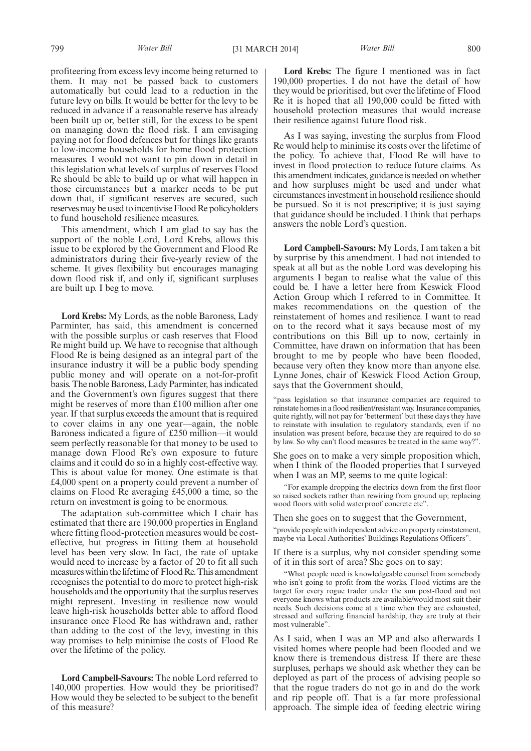profiteering from excess levy income being returned to them. It may not be passed back to customers automatically but could lead to a reduction in the future levy on bills. It would be better for the levy to be reduced in advance if a reasonable reserve has already been built up or, better still, for the excess to be spent on managing down the flood risk. I am envisaging paying not for flood defences but for things like grants to low-income households for home flood protection measures. I would not want to pin down in detail in this legislation what levels of surplus of reserves Flood Re should be able to build up or what will happen in those circumstances but a marker needs to be put down that, if significant reserves are secured, such reserves may be used to incentivise Flood Re policyholders to fund household resilience measures.

This amendment, which I am glad to say has the support of the noble Lord, Lord Krebs, allows this issue to be explored by the Government and Flood Re administrators during their five-yearly review of the scheme. It gives flexibility but encourages managing down flood risk if, and only if, significant surpluses are built up. I beg to move.

**Lord Krebs:** My Lords, as the noble Baroness, Lady Parminter, has said, this amendment is concerned with the possible surplus or cash reserves that Flood Re might build up. We have to recognise that although Flood Re is being designed as an integral part of the insurance industry it will be a public body spending public money and will operate on a not-for-profit basis. The noble Baroness, Lady Parminter, has indicated and the Government's own figures suggest that there might be reserves of more than £100 million after one year. If that surplus exceeds the amount that is required to cover claims in any one year—again, the noble Baroness indicated a figure of £250 million—it would seem perfectly reasonable for that money to be used to manage down Flood Re's own exposure to future claims and it could do so in a highly cost-effective way. This is about value for money. One estimate is that £4,000 spent on a property could prevent a number of claims on Flood Re averaging £45,000 a time, so the return on investment is going to be enormous.

The adaptation sub-committee which I chair has estimated that there are 190,000 properties in England where fitting flood-protection measures would be cost-effective, but progress in fitting them at household level has been very slow. In fact, the rate of uptake would need to increase by a factor of 20 to fit all such measures within the lifetime of Flood Re. This amendment recognises the potential to do more to protect high-risk households and the opportunity that the surplus reserves might represent. Investing in resilience now would leave high-risk households better able to afford flood insurance once Flood Re has withdrawn and, rather than adding to the cost of the levy, investing in this way promises to help minimise the costs of Flood Re over the lifetime of the policy.

**Lord Campbell-Savours:** The noble Lord referred to 140,000 properties. How would they be prioritised? How would they be selected to be subject to the benefit of this measure?

**Lord Krebs:** The figure I mentioned was in fact 190,000 properties. I do not have the detail of how they would be prioritised, but over the lifetime of Flood Re it is hoped that all 190,000 could be fitted with household protection measures that would increase their resilience against future flood risk.

As I was saying, investing the surplus from Flood Re would help to minimise its costs over the lifetime of the policy. To achieve that, Flood Re will have to invest in flood protection to reduce future claims. As this amendment indicates, guidance is needed on whether and how surpluses might be used and under what circumstances investment in household resilience should be pursued. So it is not prescriptive; it is just saying that guidance should be included. I think that perhaps answers the noble Lord's question.

**Lord Campbell-Savours:** My Lords, I am taken a bit by surprise by this amendment. I had not intended to speak at all but as the noble Lord was developing his arguments I began to realise what the value of this could be. I have a letter here from Keswick Flood Action Group which I referred to in Committee. It makes recommendations on the question of the reinstatement of homes and resilience. I want to read on to the record what it says because most of my contributions on this Bill up to now, certainly in Committee, have drawn on information that has been brought to me by people who have been flooded, because very often they know more than anyone else. Lynne Jones, chair of Keswick Flood Action Group, says that the Government should,

"pass legislation so that insurance companies are required to reinstate homes in a flood resilient/resistant way. Insurance companies, quite rightly, will not pay for 'betterment' but these days they have to reinstate with insulation to regulatory standards, even if no insulation was present before, because they are required to do so by law. So why can't flood measures be treated in the same way?".

She goes on to make a very simple proposition which, when I think of the flooded properties that I surveyed when I was an MP, seems to me quite logical:

"For example dropping the electrics down from the first floor so raised sockets rather than rewiring from ground up; replacing wood floors with solid waterproof concrete etc".

Then she goes on to suggest that the Government,

"provide people with independent advice on property reinstatement, maybe via Local Authorities' Buildings Regulations Officers".

If there is a surplus, why not consider spending some of it in this sort of area? She goes on to say:

"What people need is knowledgeable counsel from somebody who isn't going to profit from the works. Flood victims are the target for every rogue trader under the sun post-flood and not everyone knows what products are available/would most suit their needs. Such decisions come at a time when they are exhausted, stressed and suffering financial hardship, they are truly at their most vulnerable".

As I said, when I was an MP and also afterwards I visited homes where people had been flooded and we know there is tremendous distress. If there are these surpluses, perhaps we should ask whether they can be deployed as part of the process of advising people so that the rogue traders do not go in and do the work and rip people off. That is a far more professional approach. The simple idea of feeding electric wiring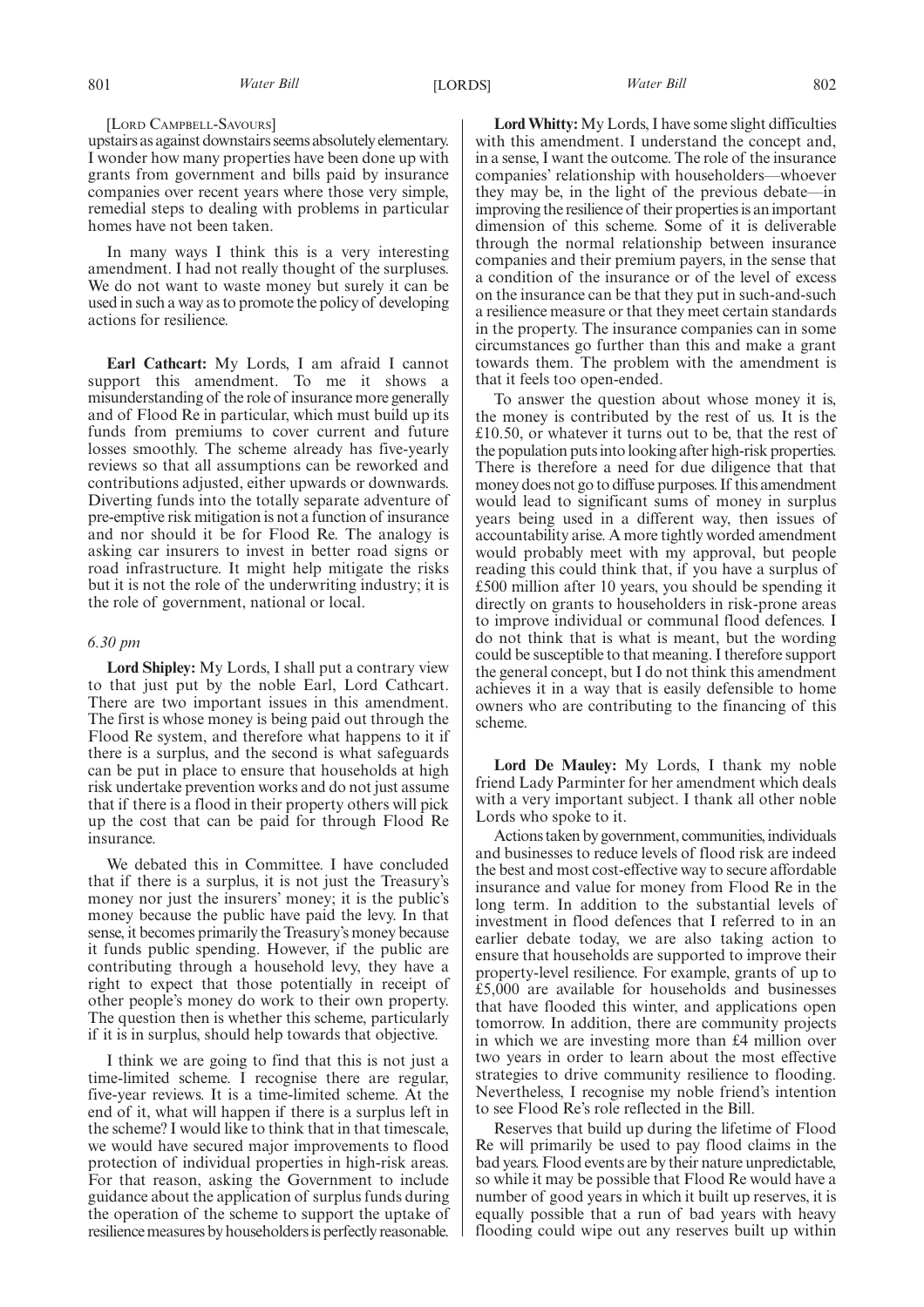[LORD CAMPBELL-SAVOURS]

upstairs as against downstairs seems absolutely elementary. I wonder how many properties have been done up with grants from government and bills paid by insurance companies over recent years where those very simple, remedial steps to dealing with problems in particular homes have not been taken.

In many ways I think this is a very interesting amendment. I had not really thought of the surpluses. We do not want to waste money but surely it can be used in such a way as to promote the policy of developing actions for resilience.

**Earl Cathcart:** My Lords, I am afraid I cannot support this amendment. To me it shows a misunderstanding of the role of insurance more generally and of Flood Re in particular, which must build up its funds from premiums to cover current and future losses smoothly. The scheme already has five-yearly reviews so that all assumptions can be reworked and contributions adjusted, either upwards or downwards. Diverting funds into the totally separate adventure of pre-emptive risk mitigation is not a function of insurance and nor should it be for Flood Re. The analogy is asking car insurers to invest in better road signs or road infrastructure. It might help mitigate the risks but it is not the role of the underwriting industry; it is the role of government, national or local.

*6.30 pm*

**Lord Shipley:** My Lords, I shall put a contrary view to that just put by the noble Earl, Lord Cathcart. There are two important issues in this amendment. The first is whose money is being paid out through the Flood Re system, and therefore what happens to it if there is a surplus, and the second is what safeguards can be put in place to ensure that households at high risk undertake prevention works and do not just assume that if there is a flood in their property others will pick up the cost that can be paid for through Flood Re insurance.

We debated this in Committee. I have concluded that if there is a surplus, it is not just the Treasury's money nor just the insurers' money; it is the public's money because the public have paid the levy. In that sense, it becomes primarily the Treasury's money because it funds public spending. However, if the public are contributing through a household levy, they have a right to expect that those potentially in receipt of other people's money do work to their own property. The question then is whether this scheme, particularly if it is in surplus, should help towards that objective.

I think we are going to find that this is not just a time-limited scheme. I recognise there are regular, five-year reviews. It is a time-limited scheme. At the end of it, what will happen if there is a surplus left in the scheme? I would like to think that in that timescale, we would have secured major improvements to flood protection of individual properties in high-risk areas. For that reason, asking the Government to include guidance about the application of surplus funds during the operation of the scheme to support the uptake of resilience measures by householders is perfectly reasonable.

**Lord Whitty:** My Lords, I have some slight difficulties with this amendment. I understand the concept and, in a sense, I want the outcome. The role of the insurance companies' relationship with householders—whoever they may be, in the light of the previous debate—in improving the resilience of their properties is an important dimension of this scheme. Some of it is deliverable through the normal relationship between insurance companies and their premium payers, in the sense that a condition of the insurance or of the level of excess on the insurance can be that they put in such-and-such a resilience measure or that they meet certain standards in the property. The insurance companies can in some circumstances go further than this and make a grant towards them. The problem with the amendment is that it feels too open-ended.

To answer the question about whose money it is, the money is contributed by the rest of us. It is the £10.50, or whatever it turns out to be, that the rest of the population puts into looking after high-risk properties. There is therefore a need for due diligence that that money does not go to diffuse purposes. If this amendment would lead to significant sums of money in surplus years being used in a different way, then issues of accountability arise. A more tightly worded amendment would probably meet with my approval, but people reading this could think that, if you have a surplus of £500 million after 10 years, you should be spending it directly on grants to householders in risk-prone areas to improve individual or communal flood defences. I do not think that is what is meant, but the wording could be susceptible to that meaning. I therefore support the general concept, but I do not think this amendment achieves it in a way that is easily defensible to home owners who are contributing to the financing of this scheme.

**Lord De Mauley:** My Lords, I thank my noble friend Lady Parminter for her amendment which deals with a very important subject. I thank all other noble Lords who spoke to it.

Actions taken by government, communities, individuals and businesses to reduce levels of flood risk are indeed the best and most cost-effective way to secure affordable insurance and value for money from Flood Re in the long term. In addition to the substantial levels of investment in flood defences that I referred to in an earlier debate today, we are also taking action to ensure that households are supported to improve their property-level resilience. For example, grants of up to £5,000 are available for households and businesses that have flooded this winter, and applications open tomorrow. In addition, there are community projects in which we are investing more than £4 million over two years in order to learn about the most effective strategies to drive community resilience to flooding. Nevertheless, I recognise my noble friend's intention to see Flood Re's role reflected in the Bill.

Reserves that build up during the lifetime of Flood Re will primarily be used to pay flood claims in the bad years. Flood events are by their nature unpredictable, so while it may be possible that Flood Re would have a number of good years in which it built up reserves, it is equally possible that a run of bad years with heavy flooding could wipe out any reserves built up within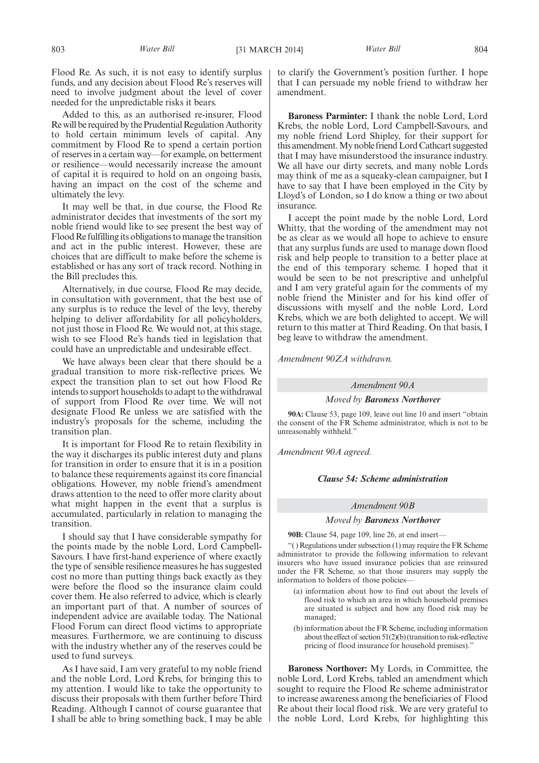Flood Re. As such, it is not easy to identify surplus funds, and any decision about Flood Re's reserves will need to involve judgment about the level of cover needed for the unpredictable risks it bears.

Added to this, as an authorised re-insurer, Flood Re will be required by the Prudential Regulation Authority to hold certain minimum levels of capital. Any commitment by Flood Re to spend a certain portion of reserves in a certain way—for example, on betterment or resilience—would necessarily increase the amount of capital it is required to hold on an ongoing basis, having an impact on the cost of the scheme and ultimately the levy.

It may well be that, in due course, the Flood Re administrator decides that investments of the sort my noble friend would like to see present the best way of Flood Re fulfilling its obligations to manage the transition and act in the public interest. However, these are choices that are difficult to make before the scheme is established or has any sort of track record. Nothing in the Bill precludes this.

Alternatively, in due course, Flood Re may decide, in consultation with government, that the best use of any surplus is to reduce the level of the levy, thereby helping to deliver affordability for all policyholders, not just those in Flood Re. We would not, at this stage, wish to see Flood Re's hands tied in legislation that could have an unpredictable and undesirable effect.

We have always been clear that there should be a gradual transition to more risk-reflective prices. We expect the transition plan to set out how Flood Re intends to support households to adapt to the withdrawal of support from Flood Re over time. We will not designate Flood Re unless we are satisfied with the industry's proposals for the scheme, including the transition plan.

It is important for Flood Re to retain flexibility in the way it discharges its public interest duty and plans for transition in order to ensure that it is in a position to balance these requirements against its core financial obligations. However, my noble friend's amendment draws attention to the need to offer more clarity about what might happen in the event that a surplus is accumulated, particularly in relation to managing the transition.

I should say that I have considerable sympathy for the points made by the noble Lord, Lord Campbell-Savours. I have first-hand experience of where exactly the type of sensible resilience measures he has suggested cost no more than putting things back exactly as they were before the flood so the insurance claim could cover them. He also referred to advice, which is clearly an important part of that. A number of sources of independent advice are available today. The National Flood Forum can direct flood victims to appropriate measures. Furthermore, we are continuing to discuss with the industry whether any of the reserves could be used to fund surveys.

As I have said, I am very grateful to my noble friend and the noble Lord, Lord Krebs, for bringing this to my attention. I would like to take the opportunity to discuss their proposals with them further before Third Reading. Although I cannot of course guarantee that I shall be able to bring something back, I may be able to clarify the Government's position further. I hope that I can persuade my noble friend to withdraw her amendment.

**Baroness Parminter:** I thank the noble Lord, Lord Krebs, the noble Lord, Lord Campbell-Savours, and my noble friend Lord Shipley, for their support for this amendment. My noble friend Lord Cathcart suggested that I may have misunderstood the insurance industry. We all have our dirty secrets, and many noble Lords may think of me as a squeaky-clean campaigner, but I have to say that I have been employed in the City by Lloyd's of London, so I do know a thing or two about insurance.

I accept the point made by the noble Lord, Lord Whitty, that the wording of the amendment may not be as clear as we would all hope to achieve to ensure that any surplus funds are used to manage down flood risk and help people to transition to a better place at the end of this temporary scheme. I hoped that it would be seen to be not prescriptive and unhelpful and I am very grateful again for the comments of my noble friend the Minister and for his kind offer of discussions with myself and the noble Lord, Lord Krebs, which we are both delighted to accept. We will return to this matter at Third Reading. On that basis, I beg leave to withdraw the amendment.

*Amendment 90ZA withdrawn.*

*Amendment 90A*

*Moved by **Baroness Northover***

**90A:** Clause 53, page 109, leave out line 10 and insert "obtain the consent of the FR Scheme administrator, which is not to be unreasonably withheld."

*Amendment 90A agreed.*

***Clause 54: Scheme administration***

*Amendment 90B*

*Moved by **Baroness Northover***

**90B:** Clause 54, page 109, line 26, at end insert—

"( ) Regulations under subsection (1) may require the FR Scheme administrator to provide the following information to relevant insurers who have issued insurance policies that are reinsured under the FR Scheme, so that those insurers may supply the information to holders of those policies—

(a) information about how to find out about the levels of flood risk to which an area in which household premises are situated is subject and how any flood risk may be managed;

(b) information about the FR Scheme, including information about the effect of section 51(2)(b) (transition to risk-reflective pricing of flood insurance for household premises)."

**Baroness Northover:** My Lords, in Committee, the noble Lord, Lord Krebs, tabled an amendment which sought to require the Flood Re scheme administrator to increase awareness among the beneficiaries of Flood Re about their local flood risk. We are very grateful to the noble Lord, Lord Krebs, for highlighting this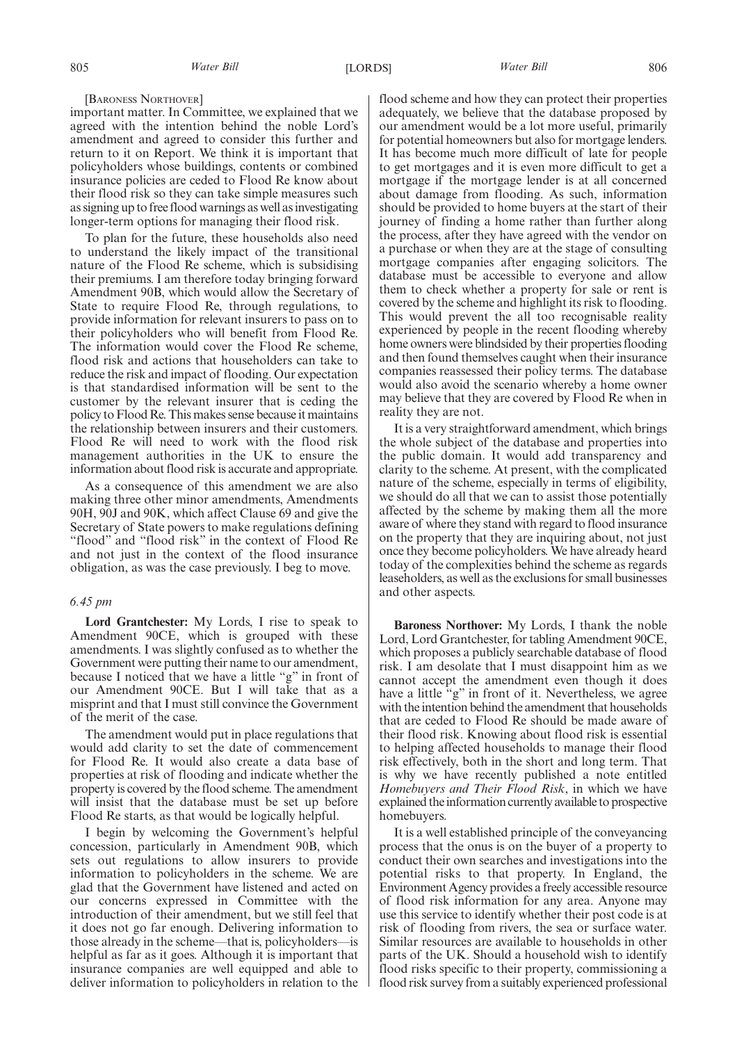[Baroness Northover]

important matter. In Committee, we explained that we agreed with the intention behind the noble Lord's amendment and agreed to consider this further and return to it on Report. We think it is important that policyholders whose buildings, contents or combined insurance policies are ceded to Flood Re know about their flood risk so they can take simple measures such as signing up to free flood warnings as well as investigating longer-term options for managing their flood risk.

To plan for the future, these households also need to understand the likely impact of the transitional nature of the Flood Re scheme, which is subsidising their premiums. I am therefore today bringing forward Amendment 90B, which would allow the Secretary of State to require Flood Re, through regulations, to provide information for relevant insurers to pass on to their policyholders who will benefit from Flood Re. The information would cover the Flood Re scheme, flood risk and actions that householders can take to reduce the risk and impact of flooding. Our expectation is that standardised information will be sent to the customer by the relevant insurer that is ceding the policy to Flood Re. This makes sense because it maintains the relationship between insurers and their customers. Flood Re will need to work with the flood risk management authorities in the UK to ensure the information about flood risk is accurate and appropriate.

As a consequence of this amendment we are also making three other minor amendments, Amendments 90H, 90J and 90K, which affect Clause 69 and give the Secretary of State powers to make regulations defining "flood" and "flood risk" in the context of Flood Re and not just in the context of the flood insurance obligation, as was the case previously. I beg to move.

*6.45 pm*

**Lord Grantchester:** My Lords, I rise to speak to Amendment 90CE, which is grouped with these amendments. I was slightly confused as to whether the Government were putting their name to our amendment, because I noticed that we have a little "g" in front of our Amendment 90CE. But I will take that as a misprint and that I must still convince the Government of the merit of the case.

The amendment would put in place regulations that would add clarity to set the date of commencement for Flood Re. It would also create a data base of properties at risk of flooding and indicate whether the property is covered by the flood scheme. The amendment will insist that the database must be set up before Flood Re starts, as that would be logically helpful.

I begin by welcoming the Government's helpful concession, particularly in Amendment 90B, which sets out regulations to allow insurers to provide information to policyholders in the scheme. We are glad that the Government have listened and acted on our concerns expressed in Committee with the introduction of their amendment, but we still feel that it does not go far enough. Delivering information to those already in the scheme—that is, policyholders—is helpful as far as it goes. Although it is important that insurance companies are well equipped and able to deliver information to policyholders in relation to the flood scheme and how they can protect their properties adequately, we believe that the database proposed by our amendment would be a lot more useful, primarily for potential homeowners but also for mortgage lenders. It has become much more difficult of late for people to get mortgages and it is even more difficult to get a mortgage if the mortgage lender is at all concerned about damage from flooding. As such, information should be provided to home buyers at the start of their journey of finding a home rather than further along the process, after they have agreed with the vendor on a purchase or when they are at the stage of consulting mortgage companies after engaging solicitors. The database must be accessible to everyone and allow them to check whether a property for sale or rent is covered by the scheme and highlight its risk to flooding. This would prevent the all too recognisable reality experienced by people in the recent flooding whereby home owners were blindsided by their properties flooding and then found themselves caught when their insurance companies reassessed their policy terms. The database would also avoid the scenario whereby a home owner may believe that they are covered by Flood Re when in reality they are not.

It is a very straightforward amendment, which brings the whole subject of the database and properties into the public domain. It would add transparency and clarity to the scheme. At present, with the complicated nature of the scheme, especially in terms of eligibility, we should do all that we can to assist those potentially affected by the scheme by making them all the more aware of where they stand with regard to flood insurance on the property that they are inquiring about, not just once they become policyholders. We have already heard today of the complexities behind the scheme as regards leaseholders, as well as the exclusions for small businesses and other aspects.

**Baroness Northover:** My Lords, I thank the noble Lord, Lord Grantchester, for tabling Amendment 90CE, which proposes a publicly searchable database of flood risk. I am desolate that I must disappoint him as we cannot accept the amendment even though it does have a little "g" in front of it. Nevertheless, we agree with the intention behind the amendment that households that are ceded to Flood Re should be made aware of their flood risk. Knowing about flood risk is essential to helping affected households to manage their flood risk effectively, both in the short and long term. That is why we have recently published a note entitled *Homebuyers and Their Flood Risk*, in which we have explained the information currently available to prospective homebuyers.

It is a well established principle of the conveyancing process that the onus is on the buyer of a property to conduct their own searches and investigations into the potential risks to that property. In England, the Environment Agency provides a freely accessible resource of flood risk information for any area. Anyone may use this service to identify whether their post code is at risk of flooding from rivers, the sea or surface water. Similar resources are available to households in other parts of the UK. Should a household wish to identify flood risks specific to their property, commissioning a flood risk survey from a suitably experienced professional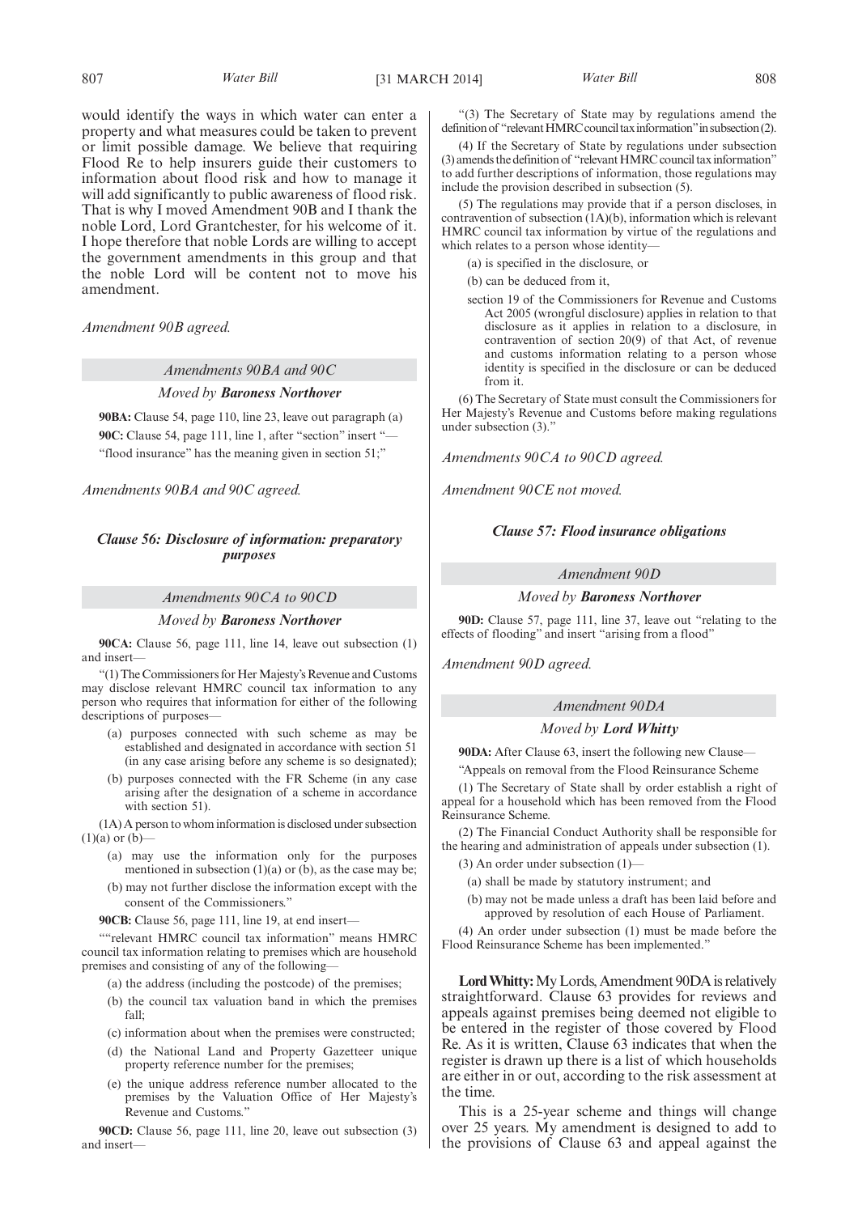would identify the ways in which water can enter a property and what measures could be taken to prevent or limit possible damage. We believe that requiring Flood Re to help insurers guide their customers to information about flood risk and how to manage it will add significantly to public awareness of flood risk. That is why I moved Amendment 90B and I thank the noble Lord, Lord Grantchester, for his welcome of it. I hope therefore that noble Lords are willing to accept the government amendments in this group and that the noble Lord will be content not to move his amendment.

*Amendment 90B agreed.*

*Amendments 90BA and 90C*

*Moved by* ***Baroness Northover***

**90BA:** Clause 54, page 110, line 23, leave out paragraph (a)

**90C:** Clause 54, page 111, line 1, after "section" insert "—

"flood insurance" has the meaning given in section 51;"

*Amendments 90BA and 90C agreed.*

### *Clause 56: Disclosure of information: preparatory purposes*

*Amendments 90CA to 90CD*

*Moved by* ***Baroness Northover***

**90CA:** Clause 56, page 111, line 14, leave out subsection (1) and insert—

"(1) The Commissioners for Her Majesty's Revenue and Customs may disclose relevant HMRC council tax information to any person who requires that information for either of the following descriptions of purposes—

(a) purposes connected with such scheme as may be established and designated in accordance with section 51 (in any case arising before any scheme is so designated);

(b) purposes connected with the FR Scheme (in any case arising after the designation of a scheme in accordance with section 51).

(1A) A person to whom information is disclosed under subsection (1)(a) or (b)—

(a) may use the information only for the purposes mentioned in subsection (1)(a) or (b), as the case may be;

(b) may not further disclose the information except with the consent of the Commissioners."

**90CB:** Clause 56, page 111, line 19, at end insert—

""relevant HMRC council tax information" means HMRC council tax information relating to premises which are household premises and consisting of any of the following—

(a) the address (including the postcode) of the premises;

(b) the council tax valuation band in which the premises fall;

(c) information about when the premises were constructed;

(d) the National Land and Property Gazetteer unique property reference number for the premises;

(e) the unique address reference number allocated to the premises by the Valuation Office of Her Majesty's Revenue and Customs."

**90CD:** Clause 56, page 111, line 20, leave out subsection (3) and insert—

"(3) The Secretary of State may by regulations amend the definition of "relevant HMRC council tax information" in subsection (2).

(4) If the Secretary of State by regulations under subsection (3) amends the definition of "relevant HMRC council tax information" to add further descriptions of information, those regulations may include the provision described in subsection (5).

(5) The regulations may provide that if a person discloses, in contravention of subsection (1A)(b), information which is relevant HMRC council tax information by virtue of the regulations and which relates to a person whose identity—

(a) is specified in the disclosure, or

(b) can be deduced from it,

section 19 of the Commissioners for Revenue and Customs Act 2005 (wrongful disclosure) applies in relation to that disclosure as it applies in relation to a disclosure, in contravention of section 20(9) of that Act, of revenue and customs information relating to a person whose identity is specified in the disclosure or can be deduced from it.

(6) The Secretary of State must consult the Commissioners for Her Majesty's Revenue and Customs before making regulations under subsection (3)."

*Amendments 90CA to 90CD agreed.*

*Amendment 90CE not moved.*

### *Clause 57: Flood insurance obligations*

*Amendment 90D*

*Moved by* ***Baroness Northover***

**90D:** Clause 57, page 111, line 37, leave out "relating to the effects of flooding" and insert "arising from a flood"

*Amendment 90D agreed.*

*Amendment 90DA*

*Moved by* ***Lord Whitty***

**90DA:** After Clause 63, insert the following new Clause—

"Appeals on removal from the Flood Reinsurance Scheme

(1) The Secretary of State shall by order establish a right of appeal for a household which has been removed from the Flood Reinsurance Scheme.

(2) The Financial Conduct Authority shall be responsible for the hearing and administration of appeals under subsection (1).

(3) An order under subsection (1)—

(a) shall be made by statutory instrument; and

(b) may not be made unless a draft has been laid before and approved by resolution of each House of Parliament.

(4) An order under subsection (1) must be made before the Flood Reinsurance Scheme has been implemented."

**Lord Whitty:** My Lords, Amendment 90DA is relatively straightforward. Clause 63 provides for reviews and appeals against premises being deemed not eligible to be entered in the register of those covered by Flood Re. As it is written, Clause 63 indicates that when the register is drawn up there is a list of which households are either in or out, according to the risk assessment at the time.

This is a 25-year scheme and things will change over 25 years. My amendment is designed to add to the provisions of Clause 63 and appeal against the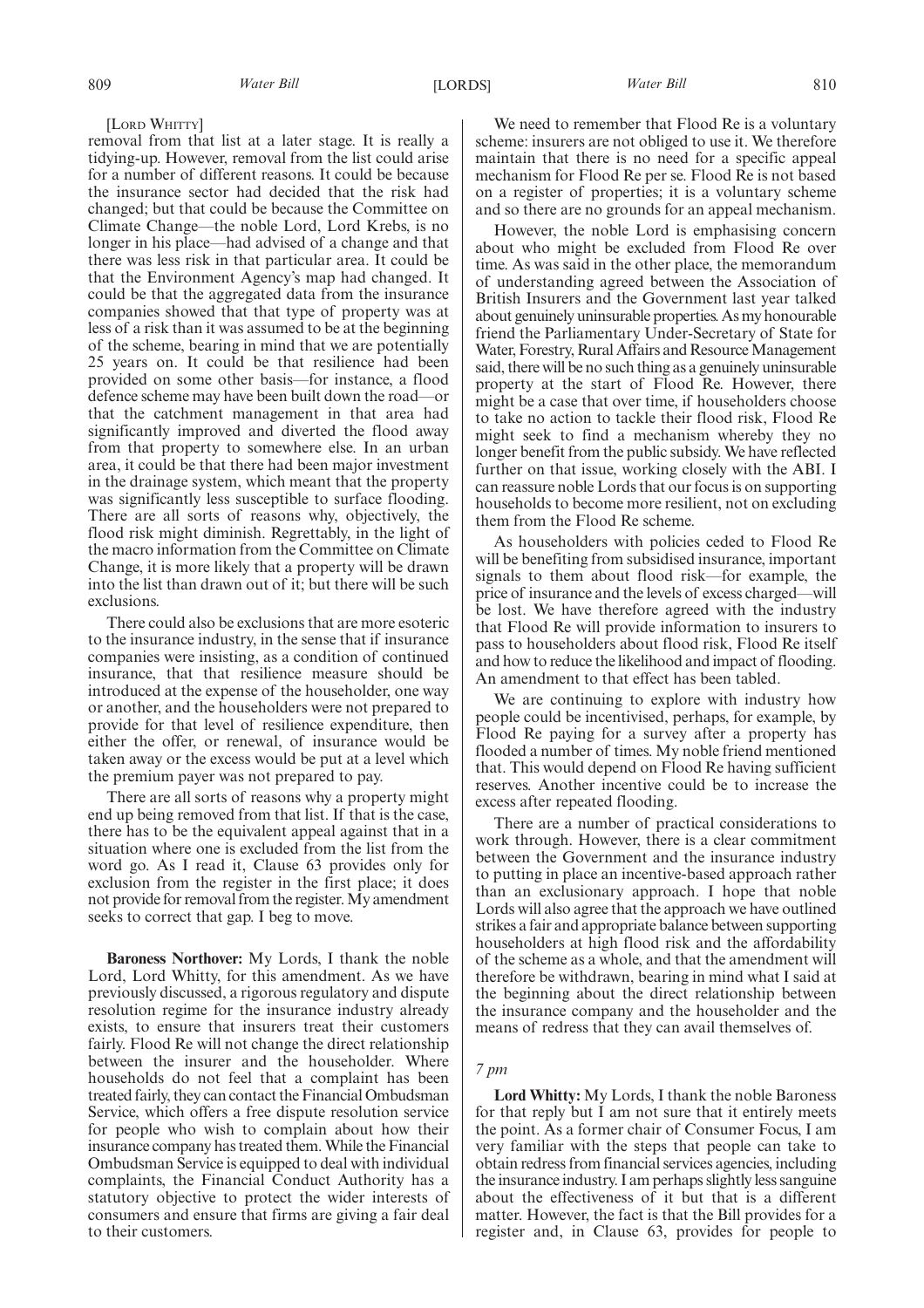[LORD WHITTY]

removal from that list at a later stage. It is really a tidying-up. However, removal from the list could arise for a number of different reasons. It could be because the insurance sector had decided that the risk had changed; but that could be because the Committee on Climate Change—the noble Lord, Lord Krebs, is no longer in his place—had advised of a change and that there was less risk in that particular area. It could be that the Environment Agency's map had changed. It could be that the aggregated data from the insurance companies showed that that type of property was at less of a risk than it was assumed to be at the beginning of the scheme, bearing in mind that we are potentially 25 years on. It could be that resilience had been provided on some other basis—for instance, a flood defence scheme may have been built down the road—or that the catchment management in that area had significantly improved and diverted the flood away from that property to somewhere else. In an urban area, it could be that there had been major investment in the drainage system, which meant that the property was significantly less susceptible to surface flooding. There are all sorts of reasons why, objectively, the flood risk might diminish. Regrettably, in the light of the macro information from the Committee on Climate Change, it is more likely that a property will be drawn into the list than drawn out of it; but there will be such exclusions.

There could also be exclusions that are more esoteric to the insurance industry, in the sense that if insurance companies were insisting, as a condition of continued insurance, that that resilience measure should be introduced at the expense of the householder, one way or another, and the householders were not prepared to provide for that level of resilience expenditure, then either the offer, or renewal, of insurance would be taken away or the excess would be put at a level which the premium payer was not prepared to pay.

There are all sorts of reasons why a property might end up being removed from that list. If that is the case, there has to be the equivalent appeal against that in a situation where one is excluded from the list from the word go. As I read it, Clause 63 provides only for exclusion from the register in the first place; it does not provide for removal from the register. My amendment seeks to correct that gap. I beg to move.

**Baroness Northover:** My Lords, I thank the noble Lord, Lord Whitty, for this amendment. As we have previously discussed, a rigorous regulatory and dispute resolution regime for the insurance industry already exists, to ensure that insurers treat their customers fairly. Flood Re will not change the direct relationship between the insurer and the householder. Where households do not feel that a complaint has been treated fairly, they can contact the Financial Ombudsman Service, which offers a free dispute resolution service for people who wish to complain about how their insurance company has treated them. While the Financial Ombudsman Service is equipped to deal with individual complaints, the Financial Conduct Authority has a statutory objective to protect the wider interests of consumers and ensure that firms are giving a fair deal to their customers.

We need to remember that Flood Re is a voluntary scheme: insurers are not obliged to use it. We therefore maintain that there is no need for a specific appeal mechanism for Flood Re per se. Flood Re is not based on a register of properties; it is a voluntary scheme and so there are no grounds for an appeal mechanism.

However, the noble Lord is emphasising concern about who might be excluded from Flood Re over time. As was said in the other place, the memorandum of understanding agreed between the Association of British Insurers and the Government last year talked about genuinely uninsurable properties. As my honourable friend the Parliamentary Under-Secretary of State for Water, Forestry, Rural Affairs and Resource Management said, there will be no such thing as a genuinely uninsurable property at the start of Flood Re. However, there might be a case that over time, if householders choose to take no action to tackle their flood risk, Flood Re might seek to find a mechanism whereby they no longer benefit from the public subsidy. We have reflected further on that issue, working closely with the ABI. I can reassure noble Lords that our focus is on supporting households to become more resilient, not on excluding them from the Flood Re scheme.

As householders with policies ceded to Flood Re will be benefiting from subsidised insurance, important signals to them about flood risk—for example, the price of insurance and the levels of excess charged—will be lost. We have therefore agreed with the industry that Flood Re will provide information to insurers to pass to householders about flood risk, Flood Re itself and how to reduce the likelihood and impact of flooding. An amendment to that effect has been tabled.

We are continuing to explore with industry how people could be incentivised, perhaps, for example, by Flood Re paying for a survey after a property has flooded a number of times. My noble friend mentioned that. This would depend on Flood Re having sufficient reserves. Another incentive could be to increase the excess after repeated flooding.

There are a number of practical considerations to work through. However, there is a clear commitment between the Government and the insurance industry to putting in place an incentive-based approach rather than an exclusionary approach. I hope that noble Lords will also agree that the approach we have outlined strikes a fair and appropriate balance between supporting householders at high flood risk and the affordability of the scheme as a whole, and that the amendment will therefore be withdrawn, bearing in mind what I said at the beginning about the direct relationship between the insurance company and the householder and the means of redress that they can avail themselves of.

*7 pm*

**Lord Whitty:** My Lords, I thank the noble Baroness for that reply but I am not sure that it entirely meets the point. As a former chair of Consumer Focus, I am very familiar with the steps that people can take to obtain redress from financial services agencies, including the insurance industry. I am perhaps slightly less sanguine about the effectiveness of it but that is a different matter. However, the fact is that the Bill provides for a register and, in Clause 63, provides for people to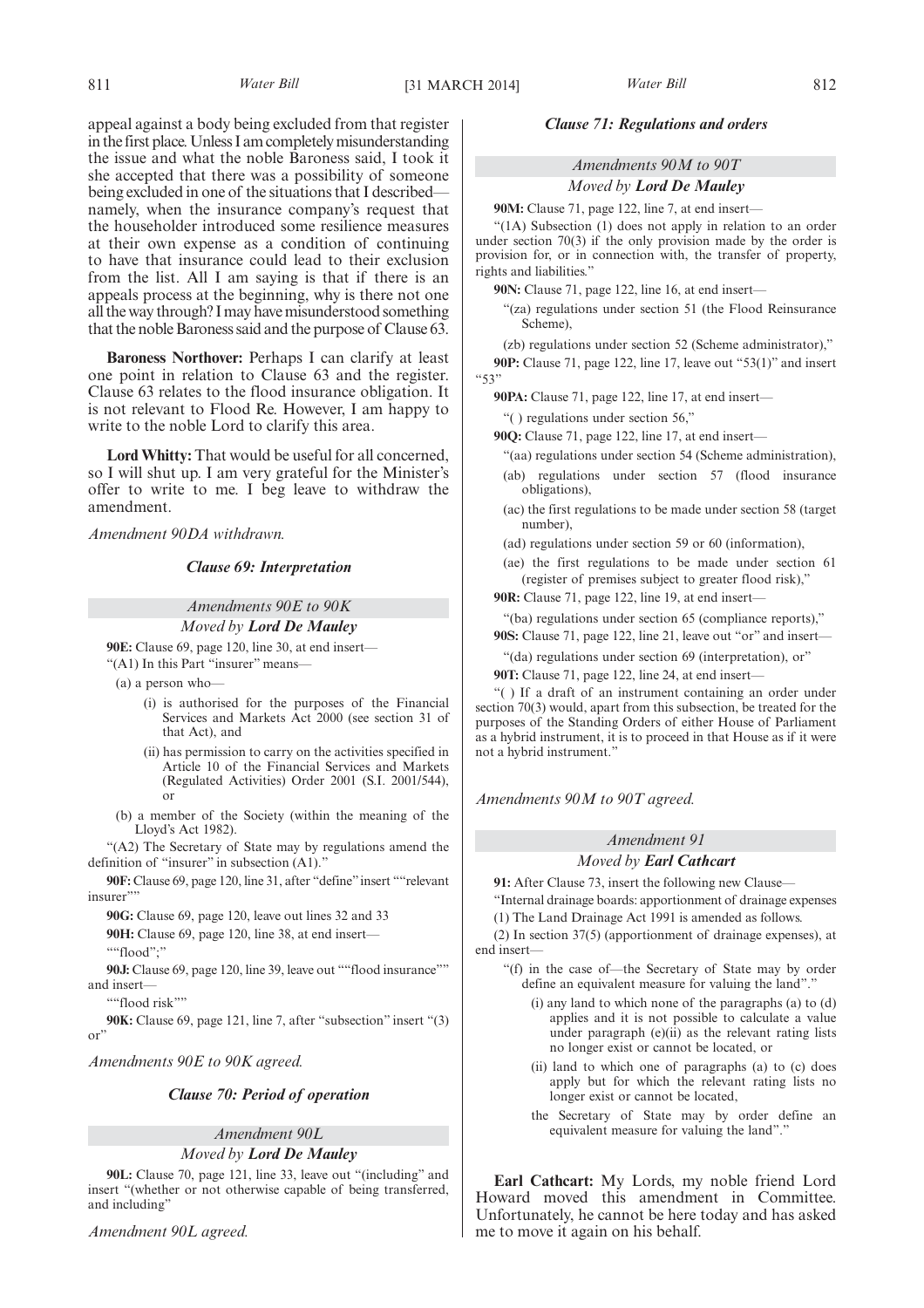appeal against a body being excluded from that register in the first place. Unless I am completely misunderstanding the issue and what the noble Baroness said, I took it she accepted that there was a possibility of someone being excluded in one of the situations that I described—namely, when the insurance company's request that the householder introduced some resilience measures at their own expense as a condition of continuing to have that insurance could lead to their exclusion from the list. All I am saying is that if there is an appeals process at the beginning, why is there not one all the way through? I may have misunderstood something that the noble Baroness said and the purpose of Clause 63.

**Baroness Northover:** Perhaps I can clarify at least one point in relation to Clause 63 and the register. Clause 63 relates to the flood insurance obligation. It is not relevant to Flood Re. However, I am happy to write to the noble Lord to clarify this area.

**Lord Whitty:** That would be useful for all concerned, so I will shut up. I am very grateful for the Minister's offer to write to me. I beg leave to withdraw the amendment.

*Amendment 90DA withdrawn.*

### *Clause 69: Interpretation*

#### *Amendments 90E to 90K*

*Moved by **Lord De Mauley***

**90E:** Clause 69, page 120, line 30, at end insert—

"(A1) In this Part "insurer" means—

(a) a person who—

(i) is authorised for the purposes of the Financial Services and Markets Act 2000 (see section 31 of that Act), and

(ii) has permission to carry on the activities specified in Article 10 of the Financial Services and Markets (Regulated Activities) Order 2001 (S.I. 2001/544), or

(b) a member of the Society (within the meaning of the Lloyd's Act 1982).

"(A2) The Secretary of State may by regulations amend the definition of "insurer" in subsection (A1)."

**90F:** Clause 69, page 120, line 31, after "define" insert ""relevant insurer""

**90G:** Clause 69, page 120, leave out lines 32 and 33

**90H:** Clause 69, page 120, line 38, at end insert—

""flood";"

**90J:** Clause 69, page 120, line 39, leave out ""flood insurance"" and insert—

""flood risk""

**90K:** Clause 69, page 121, line 7, after "subsection" insert "(3) or"

*Amendments 90E to 90K agreed.*

### *Clause 70: Period of operation*

#### *Amendment 90L*

*Moved by **Lord De Mauley***

**90L:** Clause 70, page 121, line 33, leave out "(including" and insert "(whether or not otherwise capable of being transferred, and including"

*Amendment 90L agreed.*

### *Clause 71: Regulations and orders*

#### *Amendments 90M to 90T*

*Moved by **Lord De Mauley***

**90M:** Clause 71, page 122, line 7, at end insert—

"(1A) Subsection (1) does not apply in relation to an order under section 70(3) if the only provision made by the order is provision for, or in connection with, the transfer of property, rights and liabilities."

**90N:** Clause 71, page 122, line 16, at end insert—

"(za) regulations under section 51 (the Flood Reinsurance Scheme),

(zb) regulations under section 52 (Scheme administrator),"

**90P:** Clause 71, page 122, line 17, leave out "53(1)" and insert "53"

**90PA:** Clause 71, page 122, line 17, at end insert—

"( ) regulations under section 56,"

**90Q:** Clause 71, page 122, line 17, at end insert—

"(aa) regulations under section 54 (Scheme administration),

(ab) regulations under section 57 (flood insurance obligations),

(ac) the first regulations to be made under section 58 (target number),

(ad) regulations under section 59 or 60 (information),

(ae) the first regulations to be made under section 61 (register of premises subject to greater flood risk),"

**90R:** Clause 71, page 122, line 19, at end insert—

"(ba) regulations under section 65 (compliance reports),"

**90S:** Clause 71, page 122, line 21, leave out "or" and insert—

"(da) regulations under section 69 (interpretation), or"

**90T:** Clause 71, page 122, line 24, at end insert—

"( ) If a draft of an instrument containing an order under section 70(3) would, apart from this subsection, be treated for the purposes of the Standing Orders of either House of Parliament as a hybrid instrument, it is to proceed in that House as if it were not a hybrid instrument."

*Amendments 90M to 90T agreed.*

#### *Amendment 91*

*Moved by **Earl Cathcart***

**91:** After Clause 73, insert the following new Clause—

"Internal drainage boards: apportionment of drainage expenses

(1) The Land Drainage Act 1991 is amended as follows.

(2) In section 37(5) (apportionment of drainage expenses), at end insert—

"(f) in the case of—the Secretary of State may by order define an equivalent measure for valuing the land"."

(i) any land to which none of the paragraphs (a) to (d) applies and it is not possible to calculate a value under paragraph (e)(ii) as the relevant rating lists no longer exist or cannot be located, or

(ii) land to which one of paragraphs (a) to (c) does apply but for which the relevant rating lists no longer exist or cannot be located,

the Secretary of State may by order define an equivalent measure for valuing the land"."

**Earl Cathcart:** My Lords, my noble friend Lord Howard moved this amendment in Committee. Unfortunately, he cannot be here today and has asked me to move it again on his behalf.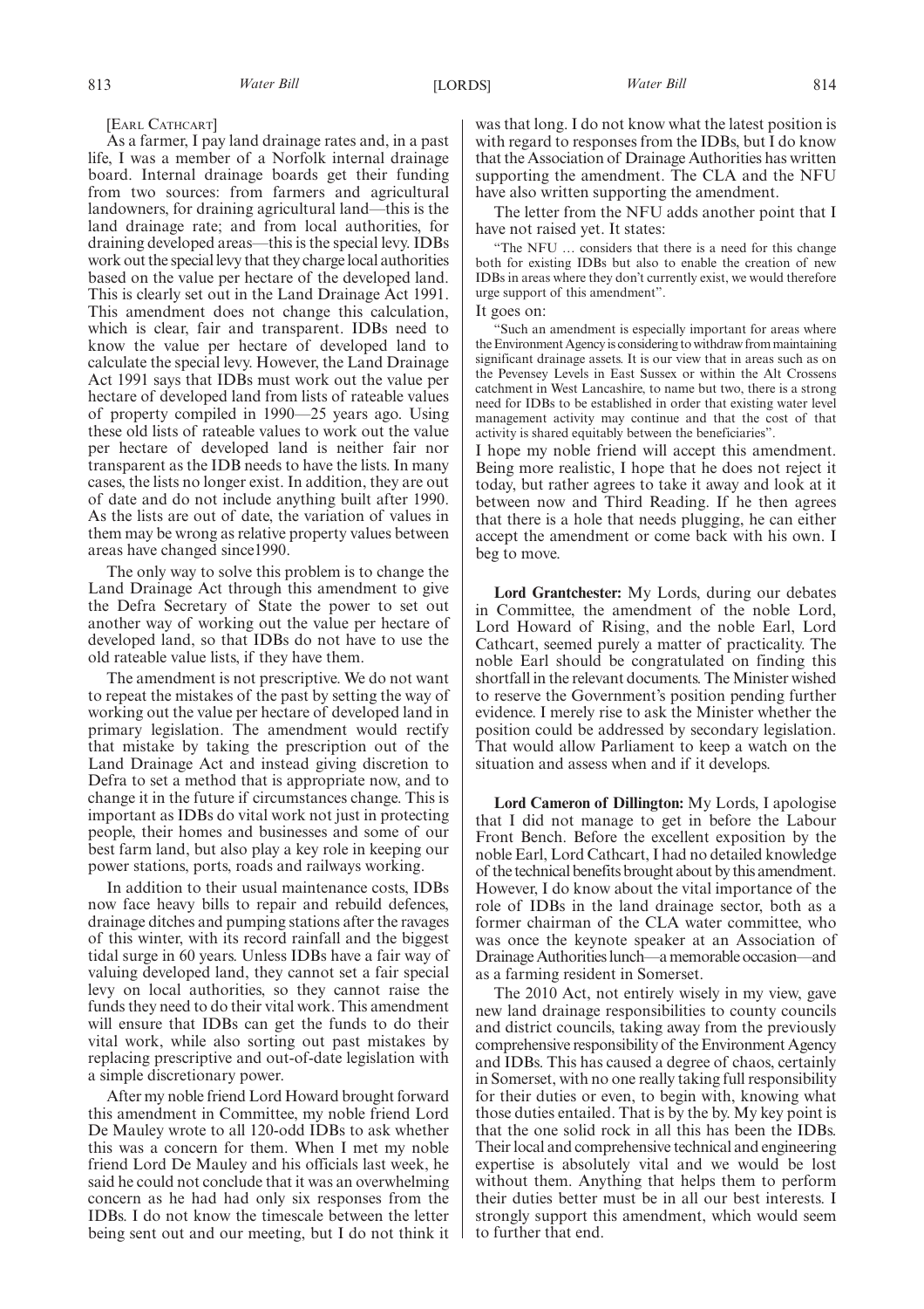[EARL CATHCART]

As a farmer, I pay land drainage rates and, in a past life, I was a member of a Norfolk internal drainage board. Internal drainage boards get their funding from two sources: from farmers and agricultural landowners, for draining agricultural land—this is the land drainage rate; and from local authorities, for draining developed areas—this is the special levy. IDBs work out the special levy that they charge local authorities based on the value per hectare of the developed land. This is clearly set out in the Land Drainage Act 1991. This amendment does not change this calculation, which is clear, fair and transparent. IDBs need to know the value per hectare of developed land to calculate the special levy. However, the Land Drainage Act 1991 says that IDBs must work out the value per hectare of developed land from lists of rateable values of property compiled in 1990—25 years ago. Using these old lists of rateable values to work out the value per hectare of developed land is neither fair nor transparent as the IDB needs to have the lists. In many cases, the lists no longer exist. In addition, they are out of date and do not include anything built after 1990. As the lists are out of date, the variation of values in them may be wrong as relative property values between areas have changed since1990.

The only way to solve this problem is to change the Land Drainage Act through this amendment to give the Defra Secretary of State the power to set out another way of working out the value per hectare of developed land, so that IDBs do not have to use the old rateable value lists, if they have them.

The amendment is not prescriptive. We do not want to repeat the mistakes of the past by setting the way of working out the value per hectare of developed land in primary legislation. The amendment would rectify that mistake by taking the prescription out of the Land Drainage Act and instead giving discretion to Defra to set a method that is appropriate now, and to change it in the future if circumstances change. This is important as IDBs do vital work not just in protecting people, their homes and businesses and some of our best farm land, but also play a key role in keeping our power stations, ports, roads and railways working.

In addition to their usual maintenance costs, IDBs now face heavy bills to repair and rebuild defences, drainage ditches and pumping stations after the ravages of this winter, with its record rainfall and the biggest tidal surge in 60 years. Unless IDBs have a fair way of valuing developed land, they cannot set a fair special levy on local authorities, so they cannot raise the funds they need to do their vital work. This amendment will ensure that IDBs can get the funds to do their vital work, while also sorting out past mistakes by replacing prescriptive and out-of-date legislation with a simple discretionary power.

After my noble friend Lord Howard brought forward this amendment in Committee, my noble friend Lord De Mauley wrote to all 120-odd IDBs to ask whether this was a concern for them. When I met my noble friend Lord De Mauley and his officials last week, he said he could not conclude that it was an overwhelming concern as he had had only six responses from the IDBs. I do not know the timescale between the letter being sent out and our meeting, but I do not think it was that long. I do not know what the latest position is with regard to responses from the IDBs, but I do know that the Association of Drainage Authorities has written supporting the amendment. The CLA and the NFU have also written supporting the amendment.

The letter from the NFU adds another point that I have not raised yet. It states:

"The NFU … considers that there is a need for this change both for existing IDBs but also to enable the creation of new IDBs in areas where they don't currently exist, we would therefore urge support of this amendment".

It goes on:

"Such an amendment is especially important for areas where the Environment Agency is considering to withdraw from maintaining significant drainage assets. It is our view that in areas such as on the Pevensey Levels in East Sussex or within the Alt Crossens catchment in West Lancashire, to name but two, there is a strong need for IDBs to be established in order that existing water level management activity may continue and that the cost of that activity is shared equitably between the beneficiaries".

I hope my noble friend will accept this amendment. Being more realistic, I hope that he does not reject it today, but rather agrees to take it away and look at it between now and Third Reading. If he then agrees that there is a hole that needs plugging, he can either accept the amendment or come back with his own. I beg to move.

**Lord Grantchester:** My Lords, during our debates in Committee, the amendment of the noble Lord, Lord Howard of Rising, and the noble Earl, Lord Cathcart, seemed purely a matter of practicality. The noble Earl should be congratulated on finding this shortfall in the relevant documents. The Minister wished to reserve the Government's position pending further evidence. I merely rise to ask the Minister whether the position could be addressed by secondary legislation. That would allow Parliament to keep a watch on the situation and assess when and if it develops.

**Lord Cameron of Dillington:** My Lords, I apologise that I did not manage to get in before the Labour Front Bench. Before the excellent exposition by the noble Earl, Lord Cathcart, I had no detailed knowledge of the technical benefits brought about by this amendment. However, I do know about the vital importance of the role of IDBs in the land drainage sector, both as a former chairman of the CLA water committee, who was once the keynote speaker at an Association of Drainage Authorities lunch—a memorable occasion—and as a farming resident in Somerset.

The 2010 Act, not entirely wisely in my view, gave new land drainage responsibilities to county councils and district councils, taking away from the previously comprehensive responsibility of the Environment Agency and IDBs. This has caused a degree of chaos, certainly in Somerset, with no one really taking full responsibility for their duties or even, to begin with, knowing what those duties entailed. That is by the by. My key point is that the one solid rock in all this has been the IDBs. Their local and comprehensive technical and engineering expertise is absolutely vital and we would be lost without them. Anything that helps them to perform their duties better must be in all our best interests. I strongly support this amendment, which would seem to further that end.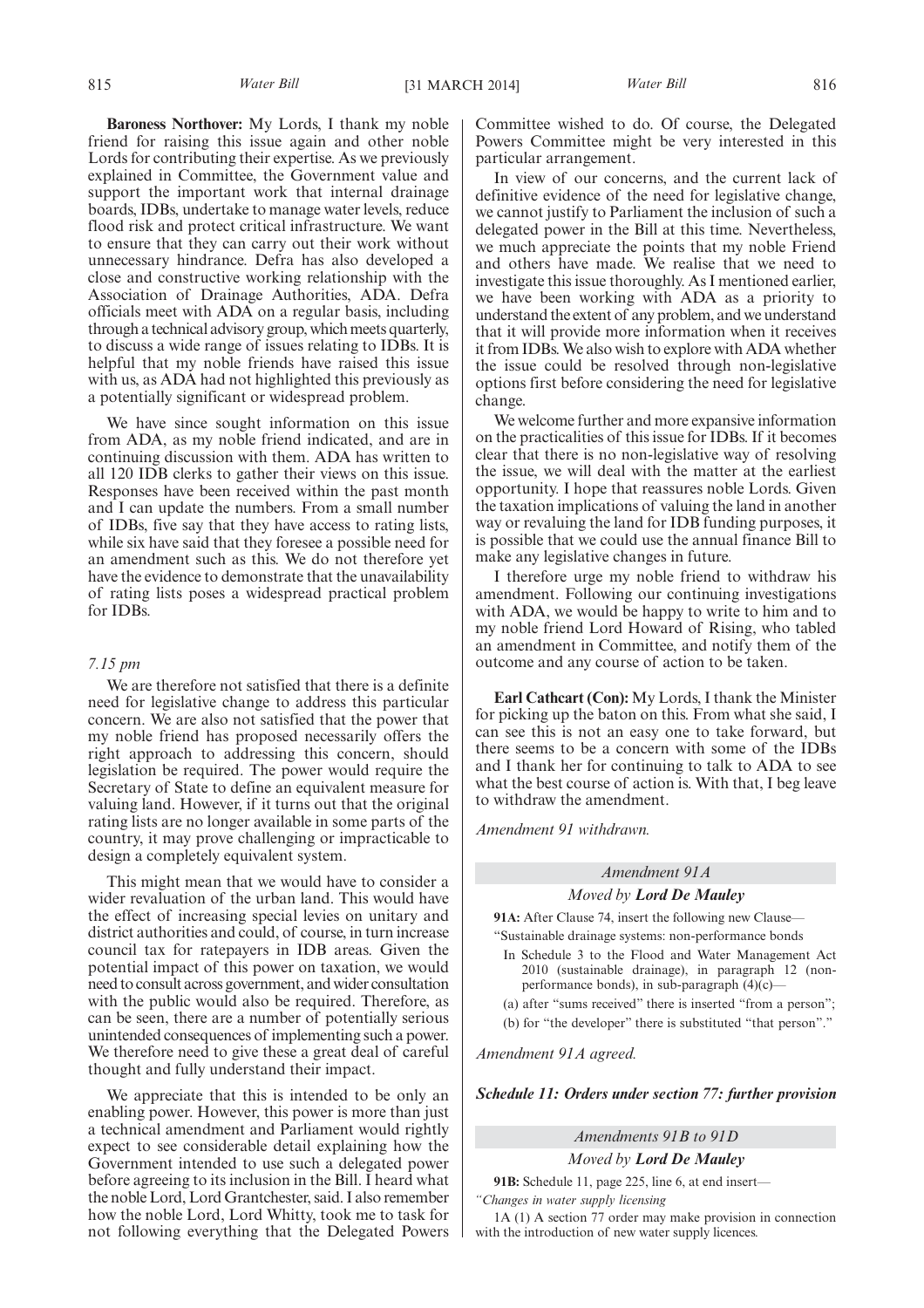**Baroness Northover:** My Lords, I thank my noble friend for raising this issue again and other noble Lords for contributing their expertise. As we previously explained in Committee, the Government value and support the important work that internal drainage boards, IDBs, undertake to manage water levels, reduce flood risk and protect critical infrastructure. We want to ensure that they can carry out their work without unnecessary hindrance. Defra has also developed a close and constructive working relationship with the Association of Drainage Authorities, ADA. Defra officials meet with ADA on a regular basis, including through a technical advisory group, which meets quarterly, to discuss a wide range of issues relating to IDBs. It is helpful that my noble friends have raised this issue with us, as ADA had not highlighted this previously as a potentially significant or widespread problem.

We have since sought information on this issue from ADA, as my noble friend indicated, and are in continuing discussion with them. ADA has written to all 120 IDB clerks to gather their views on this issue. Responses have been received within the past month and I can update the numbers. From a small number of IDBs, five say that they have access to rating lists, while six have said that they foresee a possible need for an amendment such as this. We do not therefore yet have the evidence to demonstrate that the unavailability of rating lists poses a widespread practical problem for IDBs.

*7.15 pm*

We are therefore not satisfied that there is a definite need for legislative change to address this particular concern. We are also not satisfied that the power that my noble friend has proposed necessarily offers the right approach to addressing this concern, should legislation be required. The power would require the Secretary of State to define an equivalent measure for valuing land. However, if it turns out that the original rating lists are no longer available in some parts of the country, it may prove challenging or impracticable to design a completely equivalent system.

This might mean that we would have to consider a wider revaluation of the urban land. This would have the effect of increasing special levies on unitary and district authorities and could, of course, in turn increase council tax for ratepayers in IDB areas. Given the potential impact of this power on taxation, we would need to consult across government, and wider consultation with the public would also be required. Therefore, as can be seen, there are a number of potentially serious unintended consequences of implementing such a power. We therefore need to give these a great deal of careful thought and fully understand their impact.

We appreciate that this is intended to be only an enabling power. However, this power is more than just a technical amendment and Parliament would rightly expect to see considerable detail explaining how the Government intended to use such a delegated power before agreeing to its inclusion in the Bill. I heard what the noble Lord, Lord Grantchester, said. I also remember how the noble Lord, Lord Whitty, took me to task for not following everything that the Delegated Powers Committee wished to do. Of course, the Delegated Powers Committee might be very interested in this particular arrangement.

In view of our concerns, and the current lack of definitive evidence of the need for legislative change, we cannot justify to Parliament the inclusion of such a delegated power in the Bill at this time. Nevertheless, we much appreciate the points that my noble Friend and others have made. We realise that we need to investigate this issue thoroughly. As I mentioned earlier, we have been working with ADA as a priority to understand the extent of any problem, and we understand that it will provide more information when it receives it from IDBs. We also wish to explore with ADA whether the issue could be resolved through non-legislative options first before considering the need for legislative change.

We welcome further and more expansive information on the practicalities of this issue for IDBs. If it becomes clear that there is no non-legislative way of resolving the issue, we will deal with the matter at the earliest opportunity. I hope that reassures noble Lords. Given the taxation implications of valuing the land in another way or revaluing the land for IDB funding purposes, it is possible that we could use the annual finance Bill to make any legislative changes in future.

I therefore urge my noble friend to withdraw his amendment. Following our continuing investigations with ADA, we would be happy to write to him and to my noble friend Lord Howard of Rising, who tabled an amendment in Committee, and notify them of the outcome and any course of action to be taken.

**Earl Cathcart (Con):** My Lords, I thank the Minister for picking up the baton on this. From what she said, I can see this is not an easy one to take forward, but there seems to be a concern with some of the IDBs and I thank her for continuing to talk to ADA to see what the best course of action is. With that, I beg leave to withdraw the amendment.

*Amendment 91 withdrawn.*

*Amendment 91A*

*Moved by* ***Lord De Mauley***

**91A:** After Clause 74, insert the following new Clause—

"Sustainable drainage systems: non-performance bonds

In Schedule 3 to the Flood and Water Management Act 2010 (sustainable drainage), in paragraph 12 (non-performance bonds), in sub-paragraph (4)(c)—

(a) after "sums received" there is inserted "from a person";

(b) for "the developer" there is substituted "that person"."

*Amendment 91A agreed.*

***Schedule 11: Orders under section 77: further provision***

*Amendments 91B to 91D*

*Moved by* ***Lord De Mauley***

**91B:** Schedule 11, page 225, line 6, at end insert—

*"Changes in water supply licensing*

1A (1) A section 77 order may make provision in connection with the introduction of new water supply licences.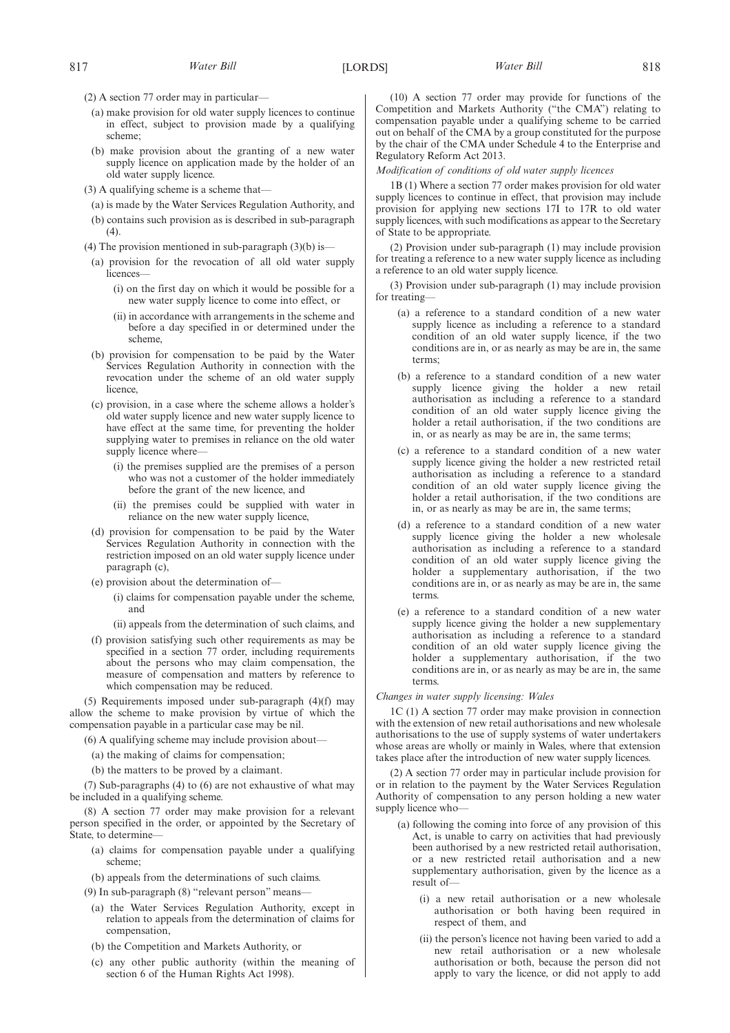(2) A section 77 order may in particular—

(a) make provision for old water supply licences to continue in effect, subject to provision made by a qualifying scheme;

(b) make provision about the granting of a new water supply licence on application made by the holder of an old water supply licence.

(3) A qualifying scheme is a scheme that—

(a) is made by the Water Services Regulation Authority, and

(b) contains such provision as is described in sub-paragraph (4).

(4) The provision mentioned in sub-paragraph (3)(b) is—

(a) provision for the revocation of all old water supply licences—

(i) on the first day on which it would be possible for a new water supply licence to come into effect, or

(ii) in accordance with arrangements in the scheme and before a day specified in or determined under the scheme,

(b) provision for compensation to be paid by the Water Services Regulation Authority in connection with the revocation under the scheme of an old water supply licence,

(c) provision, in a case where the scheme allows a holder's old water supply licence and new water supply licence to have effect at the same time, for preventing the holder supplying water to premises in reliance on the old water supply licence where—

(i) the premises supplied are the premises of a person who was not a customer of the holder immediately before the grant of the new licence, and

(ii) the premises could be supplied with water in reliance on the new water supply licence,

(d) provision for compensation to be paid by the Water Services Regulation Authority in connection with the restriction imposed on an old water supply licence under paragraph (c),

(e) provision about the determination of—

(i) claims for compensation payable under the scheme, and

(ii) appeals from the determination of such claims, and

(f) provision satisfying such other requirements as may be specified in a section 77 order, including requirements about the persons who may claim compensation, the measure of compensation and matters by reference to which compensation may be reduced.

(5) Requirements imposed under sub-paragraph (4)(f) may allow the scheme to make provision by virtue of which the compensation payable in a particular case may be nil.

(6) A qualifying scheme may include provision about—

(a) the making of claims for compensation;

(b) the matters to be proved by a claimant.

(7) Sub-paragraphs (4) to (6) are not exhaustive of what may be included in a qualifying scheme.

(8) A section 77 order may make provision for a relevant person specified in the order, or appointed by the Secretary of State, to determine—

(a) claims for compensation payable under a qualifying scheme;

(b) appeals from the determinations of such claims.

(9) In sub-paragraph (8) "relevant person" means—

(a) the Water Services Regulation Authority, except in relation to appeals from the determination of claims for compensation,

(b) the Competition and Markets Authority, or

(c) any other public authority (within the meaning of section 6 of the Human Rights Act 1998).

(10) A section 77 order may provide for functions of the Competition and Markets Authority ("the CMA") relating to compensation payable under a qualifying scheme to be carried out on behalf of the CMA by a group constituted for the purpose by the chair of the CMA under Schedule 4 to the Enterprise and Regulatory Reform Act 2013.

*Modification of conditions of old water supply licences*

1B (1) Where a section 77 order makes provision for old water supply licences to continue in effect, that provision may include provision for applying new sections 17I to 17R to old water supply licences, with such modifications as appear to the Secretary of State to be appropriate.

(2) Provision under sub-paragraph (1) may include provision for treating a reference to a new water supply licence as including a reference to an old water supply licence.

(3) Provision under sub-paragraph (1) may include provision for treating—

(a) a reference to a standard condition of a new water supply licence as including a reference to a standard condition of an old water supply licence, if the two conditions are in, or as nearly as may be are in, the same terms;

(b) a reference to a standard condition of a new water supply licence giving the holder a new retail authorisation as including a reference to a standard condition of an old water supply licence giving the holder a retail authorisation, if the two conditions are in, or as nearly as may be are in, the same terms;

(c) a reference to a standard condition of a new water supply licence giving the holder a new restricted retail authorisation as including a reference to a standard condition of an old water supply licence giving the holder a retail authorisation, if the two conditions are in, or as nearly as may be are in, the same terms;

(d) a reference to a standard condition of a new water supply licence giving the holder a new wholesale authorisation as including a reference to a standard condition of an old water supply licence giving the holder a supplementary authorisation, if the two conditions are in, or as nearly as may be are in, the same terms.

(e) a reference to a standard condition of a new water supply licence giving the holder a new supplementary authorisation as including a reference to a standard condition of an old water supply licence giving the holder a supplementary authorisation, if the two conditions are in, or as nearly as may be are in, the same terms.

*Changes in water supply licensing: Wales*

1C (1) A section 77 order may make provision in connection with the extension of new retail authorisations and new wholesale authorisations to the use of supply systems of water undertakers whose areas are wholly or mainly in Wales, where that extension takes place after the introduction of new water supply licences.

(2) A section 77 order may in particular include provision for or in relation to the payment by the Water Services Regulation Authority of compensation to any person holding a new water supply licence who—

(a) following the coming into force of any provision of this Act, is unable to carry on activities that had previously been authorised by a new restricted retail authorisation, or a new restricted retail authorisation and a new supplementary authorisation, given by the licence as a result of—

(i) a new retail authorisation or a new wholesale authorisation or both having been required in respect of them, and

(ii) the person's licence not having been varied to add a new retail authorisation or a new wholesale authorisation or both, because the person did not apply to vary the licence, or did not apply to add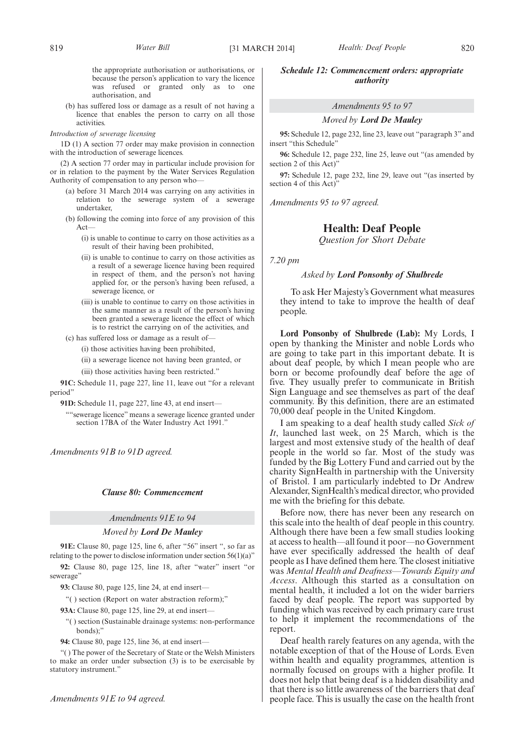the appropriate authorisation or authorisations, or because the person's application to vary the licence was refused or granted only as to one authorisation, and

(b) has suffered loss or damage as a result of not having a licence that enables the person to carry on all those activities.

*Introduction of sewerage licensing*

1D (1) A section 77 order may make provision in connection with the introduction of sewerage licences.

(2) A section 77 order may in particular include provision for or in relation to the payment by the Water Services Regulation Authority of compensation to any person who—

(a) before 31 March 2014 was carrying on any activities in relation to the sewerage system of a sewerage undertaker,

(b) following the coming into force of any provision of this Act—

(i) is unable to continue to carry on those activities as a result of their having been prohibited,

(ii) is unable to continue to carry on those activities as a result of a sewerage licence having been required in respect of them, and the person's not having applied for, or the person's having been refused, a sewerage licence, or

(iii) is unable to continue to carry on those activities in the same manner as a result of the person's having been granted a sewerage licence the effect of which is to restrict the carrying on of the activities, and

(c) has suffered loss or damage as a result of—

(i) those activities having been prohibited,

(ii) a sewerage licence not having been granted, or

(iii) those activities having been restricted."

**91C:** Schedule 11, page 227, line 11, leave out "for a relevant period"

**91D:** Schedule 11, page 227, line 43, at end insert—

""sewerage licence" means a sewerage licence granted under section 17BA of the Water Industry Act 1991."

*Amendments 91B to 91D agreed.*

***Clause 80: Commencement***

*Amendments 91E to 94*

*Moved by* ***Lord De Mauley***

**91E:** Clause 80, page 125, line 6, after "56" insert ", so far as relating to the power to disclose information under section 56(1)(a)"

**92:** Clause 80, page 125, line 18, after "water" insert "or sewerage"

**93:** Clause 80, page 125, line 24, at end insert—

"( ) section (Report on water abstraction reform);"

**93A:** Clause 80, page 125, line 29, at end insert—

"( ) section (Sustainable drainage systems: non-performance bonds);"

**94:** Clause 80, page 125, line 36, at end insert—

"( ) The power of the Secretary of State or the Welsh Ministers to make an order under subsection (3) is to be exercisable by statutory instrument."

*Amendments 91E to 94 agreed.*

***Schedule 12: Commencement orders: appropriate authority***

*Amendments 95 to 97*

*Moved by* ***Lord De Mauley***

**95:** Schedule 12, page 232, line 23, leave out "paragraph 3" and insert "this Schedule"

**96:** Schedule 12, page 232, line 25, leave out "(as amended by section 2 of this Act)"

**97:** Schedule 12, page 232, line 29, leave out "(as inserted by section 4 of this Act)"

*Amendments 95 to 97 agreed.*

## Health: Deaf People

*Question for Short Debate*

*7.20 pm*

*Asked by* ***Lord Ponsonby of Shulbrede***

To ask Her Majesty's Government what measures they intend to take to improve the health of deaf people.

**Lord Ponsonby of Shulbrede (Lab):** My Lords, I open by thanking the Minister and noble Lords who are going to take part in this important debate. It is about deaf people, by which I mean people who are born or become profoundly deaf before the age of five. They usually prefer to communicate in British Sign Language and see themselves as part of the deaf community. By this definition, there are an estimated 70,000 deaf people in the United Kingdom.

I am speaking to a deaf health study called *Sick of It*, launched last week, on 25 March, which is the largest and most extensive study of the health of deaf people in the world so far. Most of the study was funded by the Big Lottery Fund and carried out by the charity SignHealth in partnership with the University of Bristol. I am particularly indebted to Dr Andrew Alexander, SignHealth's medical director, who provided me with the briefing for this debate.

Before now, there has never been any research on this scale into the health of deaf people in this country. Although there have been a few small studies looking at access to health—all found it poor—no Government have ever specifically addressed the health of deaf people as I have defined them here. The closest initiative was *Mental Health and Deafness—Towards Equity and Access*. Although this started as a consultation on mental health, it included a lot on the wider barriers faced by deaf people. The report was supported by funding which was received by each primary care trust to help it implement the recommendations of the report.

Deaf health rarely features on any agenda, with the notable exception of that of the House of Lords. Even within health and equality programmes, attention is normally focused on groups with a higher profile. It does not help that being deaf is a hidden disability and that there is so little awareness of the barriers that deaf people face. This is usually the case on the health front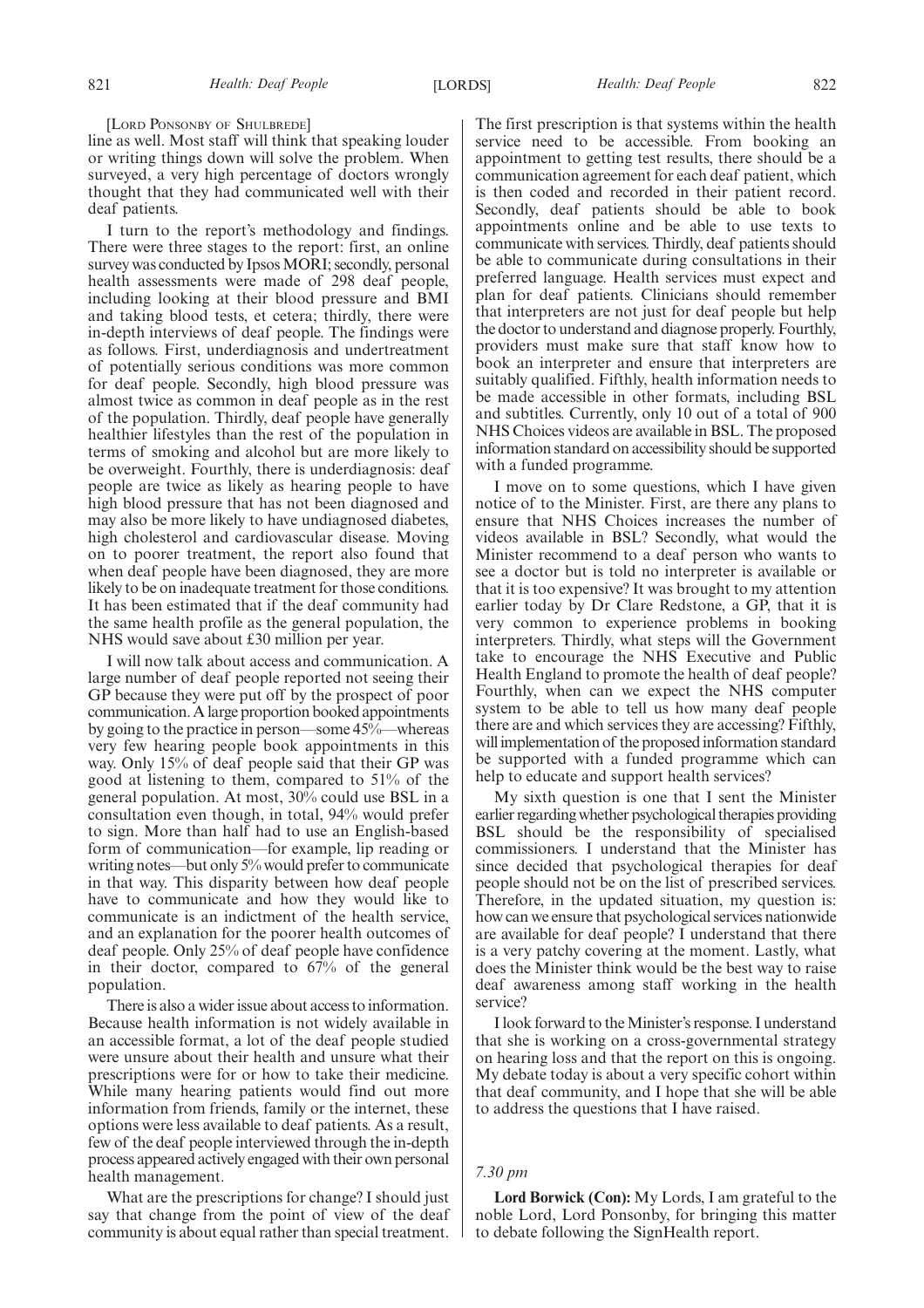[Lord Ponsonby of Shulbrede]

line as well. Most staff will think that speaking louder or writing things down will solve the problem. When surveyed, a very high percentage of doctors wrongly thought that they had communicated well with their deaf patients.

I turn to the report's methodology and findings. There were three stages to the report: first, an online survey was conducted by Ipsos MORI; secondly, personal health assessments were made of 298 deaf people, including looking at their blood pressure and BMI and taking blood tests, et cetera; thirdly, there were in-depth interviews of deaf people. The findings were as follows. First, underdiagnosis and undertreatment of potentially serious conditions was more common for deaf people. Secondly, high blood pressure was almost twice as common in deaf people as in the rest of the population. Thirdly, deaf people have generally healthier lifestyles than the rest of the population in terms of smoking and alcohol but are more likely to be overweight. Fourthly, there is underdiagnosis: deaf people are twice as likely as hearing people to have high blood pressure that has not been diagnosed and may also be more likely to have undiagnosed diabetes, high cholesterol and cardiovascular disease. Moving on to poorer treatment, the report also found that when deaf people have been diagnosed, they are more likely to be on inadequate treatment for those conditions. It has been estimated that if the deaf community had the same health profile as the general population, the NHS would save about £30 million per year.

I will now talk about access and communication. A large number of deaf people reported not seeing their GP because they were put off by the prospect of poor communication. A large proportion booked appointments by going to the practice in person—some 45%—whereas very few hearing people book appointments in this way. Only 15% of deaf people said that their GP was good at listening to them, compared to 51% of the general population. At most, 30% could use BSL in a consultation even though, in total, 94% would prefer to sign. More than half had to use an English-based form of communication—for example, lip reading or writing notes—but only 5% would prefer to communicate in that way. This disparity between how deaf people have to communicate and how they would like to communicate is an indictment of the health service, and an explanation for the poorer health outcomes of deaf people. Only 25% of deaf people have confidence in their doctor, compared to 67% of the general population.

There is also a wider issue about access to information. Because health information is not widely available in an accessible format, a lot of the deaf people studied were unsure about their health and unsure what their prescriptions were for or how to take their medicine. While many hearing patients would find out more information from friends, family or the internet, these options were less available to deaf patients. As a result, few of the deaf people interviewed through the in-depth process appeared actively engaged with their own personal health management.

What are the prescriptions for change? I should just say that change from the point of view of the deaf community is about equal rather than special treatment. The first prescription is that systems within the health service need to be accessible. From booking an appointment to getting test results, there should be a communication agreement for each deaf patient, which is then coded and recorded in their patient record. Secondly, deaf patients should be able to book appointments online and be able to use texts to communicate with services. Thirdly, deaf patients should be able to communicate during consultations in their preferred language. Health services must expect and plan for deaf patients. Clinicians should remember that interpreters are not just for deaf people but help the doctor to understand and diagnose properly. Fourthly, providers must make sure that staff know how to book an interpreter and ensure that interpreters are suitably qualified. Fifthly, health information needs to be made accessible in other formats, including BSL and subtitles. Currently, only 10 out of a total of 900 NHS Choices videos are available in BSL. The proposed information standard on accessibility should be supported with a funded programme.

I move on to some questions, which I have given notice of to the Minister. First, are there any plans to ensure that NHS Choices increases the number of videos available in BSL? Secondly, what would the Minister recommend to a deaf person who wants to see a doctor but is told no interpreter is available or that it is too expensive? It was brought to my attention earlier today by Dr Clare Redstone, a GP, that it is very common to experience problems in booking interpreters. Thirdly, what steps will the Government take to encourage the NHS Executive and Public Health England to promote the health of deaf people? Fourthly, when can we expect the NHS computer system to be able to tell us how many deaf people there are and which services they are accessing? Fifthly, will implementation of the proposed information standard be supported with a funded programme which can help to educate and support health services?

My sixth question is one that I sent the Minister earlier regarding whether psychological therapies providing BSL should be the responsibility of specialised commissioners. I understand that the Minister has since decided that psychological therapies for deaf people should not be on the list of prescribed services. Therefore, in the updated situation, my question is: how can we ensure that psychological services nationwide are available for deaf people? I understand that there is a very patchy covering at the moment. Lastly, what does the Minister think would be the best way to raise deaf awareness among staff working in the health service?

I look forward to the Minister's response. I understand that she is working on a cross-governmental strategy on hearing loss and that the report on this is ongoing. My debate today is about a very specific cohort within that deaf community, and I hope that she will be able to address the questions that I have raised.

*7.30 pm*

**Lord Borwick (Con):** My Lords, I am grateful to the noble Lord, Lord Ponsonby, for bringing this matter to debate following the SignHealth report.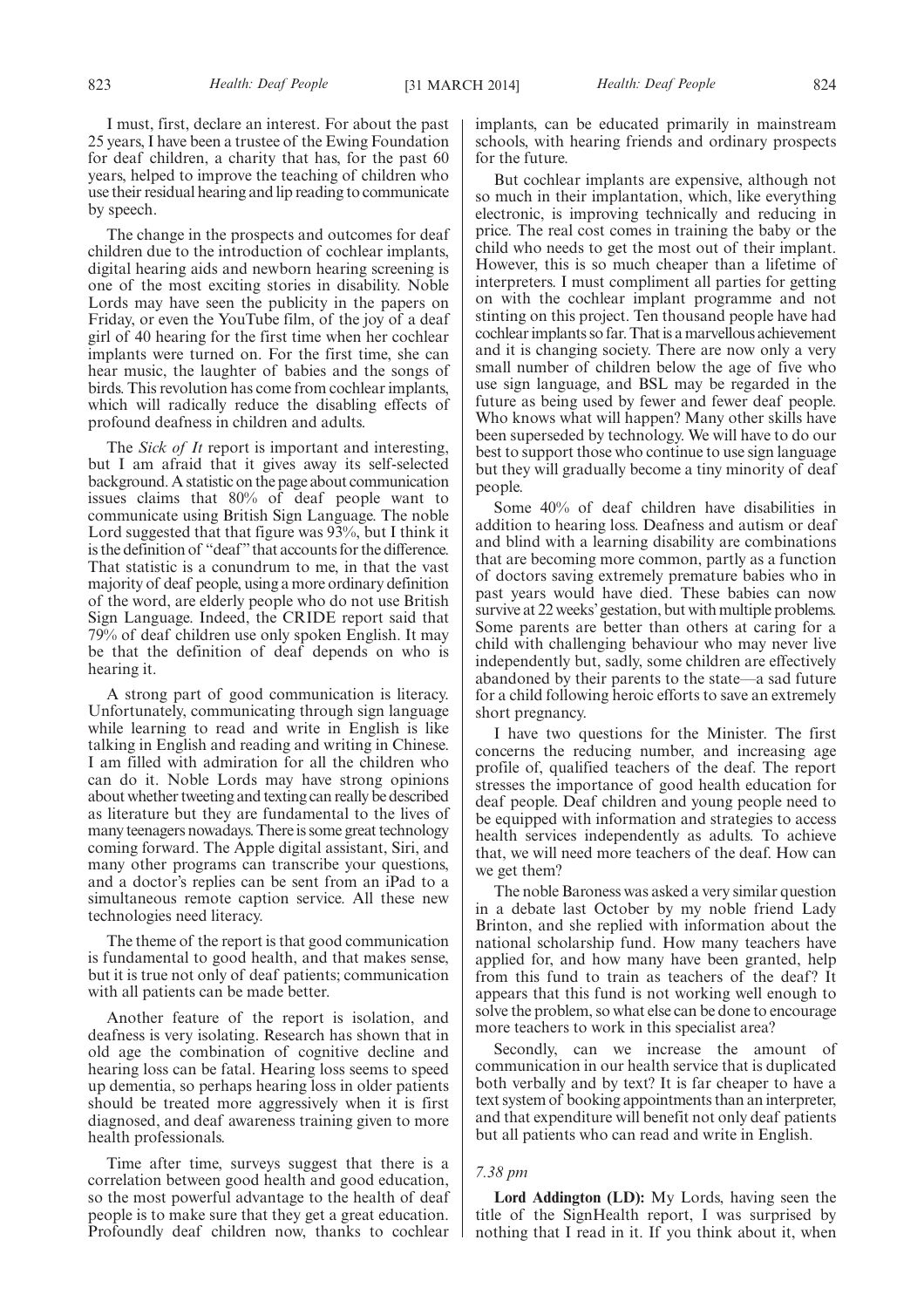I must, first, declare an interest. For about the past 25 years, I have been a trustee of the Ewing Foundation for deaf children, a charity that has, for the past 60 years, helped to improve the teaching of children who use their residual hearing and lip reading to communicate by speech.

The change in the prospects and outcomes for deaf children due to the introduction of cochlear implants, digital hearing aids and newborn hearing screening is one of the most exciting stories in disability. Noble Lords may have seen the publicity in the papers on Friday, or even the YouTube film, of the joy of a deaf girl of 40 hearing for the first time when her cochlear implants were turned on. For the first time, she can hear music, the laughter of babies and the songs of birds. This revolution has come from cochlear implants, which will radically reduce the disabling effects of profound deafness in children and adults.

The *Sick of It* report is important and interesting, but I am afraid that it gives away its self-selected background. A statistic on the page about communication issues claims that 80% of deaf people want to communicate using British Sign Language. The noble Lord suggested that that figure was 93%, but I think it is the definition of "deaf" that accounts for the difference. That statistic is a conundrum to me, in that the vast majority of deaf people, using a more ordinary definition of the word, are elderly people who do not use British Sign Language. Indeed, the CRIDE report said that 79% of deaf children use only spoken English. It may be that the definition of deaf depends on who is hearing it.

A strong part of good communication is literacy. Unfortunately, communicating through sign language while learning to read and write in English is like talking in English and reading and writing in Chinese. I am filled with admiration for all the children who can do it. Noble Lords may have strong opinions about whether tweeting and texting can really be described as literature but they are fundamental to the lives of many teenagers nowadays. There is some great technology coming forward. The Apple digital assistant, Siri, and many other programs can transcribe your questions, and a doctor's replies can be sent from an iPad to a simultaneous remote caption service. All these new technologies need literacy.

The theme of the report is that good communication is fundamental to good health, and that makes sense, but it is true not only of deaf patients; communication with all patients can be made better.

Another feature of the report is isolation, and deafness is very isolating. Research has shown that in old age the combination of cognitive decline and hearing loss can be fatal. Hearing loss seems to speed up dementia, so perhaps hearing loss in older patients should be treated more aggressively when it is first diagnosed, and deaf awareness training given to more health professionals.

Time after time, surveys suggest that there is a correlation between good health and good education, so the most powerful advantage to the health of deaf people is to make sure that they get a great education. Profoundly deaf children now, thanks to cochlear implants, can be educated primarily in mainstream schools, with hearing friends and ordinary prospects for the future.

But cochlear implants are expensive, although not so much in their implantation, which, like everything electronic, is improving technically and reducing in price. The real cost comes in training the baby or the child who needs to get the most out of their implant. However, this is so much cheaper than a lifetime of interpreters. I must compliment all parties for getting on with the cochlear implant programme and not stinting on this project. Ten thousand people have had cochlear implants so far. That is a marvellous achievement and it is changing society. There are now only a very small number of children below the age of five who use sign language, and BSL may be regarded in the future as being used by fewer and fewer deaf people. Who knows what will happen? Many other skills have been superseded by technology. We will have to do our best to support those who continue to use sign language but they will gradually become a tiny minority of deaf people.

Some 40% of deaf children have disabilities in addition to hearing loss. Deafness and autism or deaf and blind with a learning disability are combinations that are becoming more common, partly as a function of doctors saving extremely premature babies who in past years would have died. These babies can now survive at 22 weeks' gestation, but with multiple problems. Some parents are better than others at caring for a child with challenging behaviour who may never live independently but, sadly, some children are effectively abandoned by their parents to the state—a sad future for a child following heroic efforts to save an extremely short pregnancy.

I have two questions for the Minister. The first concerns the reducing number, and increasing age profile of, qualified teachers of the deaf. The report stresses the importance of good health education for deaf people. Deaf children and young people need to be equipped with information and strategies to access health services independently as adults. To achieve that, we will need more teachers of the deaf. How can we get them?

The noble Baroness was asked a very similar question in a debate last October by my noble friend Lady Brinton, and she replied with information about the national scholarship fund. How many teachers have applied for, and how many have been granted, help from this fund to train as teachers of the deaf? It appears that this fund is not working well enough to solve the problem, so what else can be done to encourage more teachers to work in this specialist area?

Secondly, can we increase the amount of communication in our health service that is duplicated both verbally and by text? It is far cheaper to have a text system of booking appointments than an interpreter, and that expenditure will benefit not only deaf patients but all patients who can read and write in English.

*7.38 pm*

**Lord Addington (LD):** My Lords, having seen the title of the SignHealth report, I was surprised by nothing that I read in it. If you think about it, when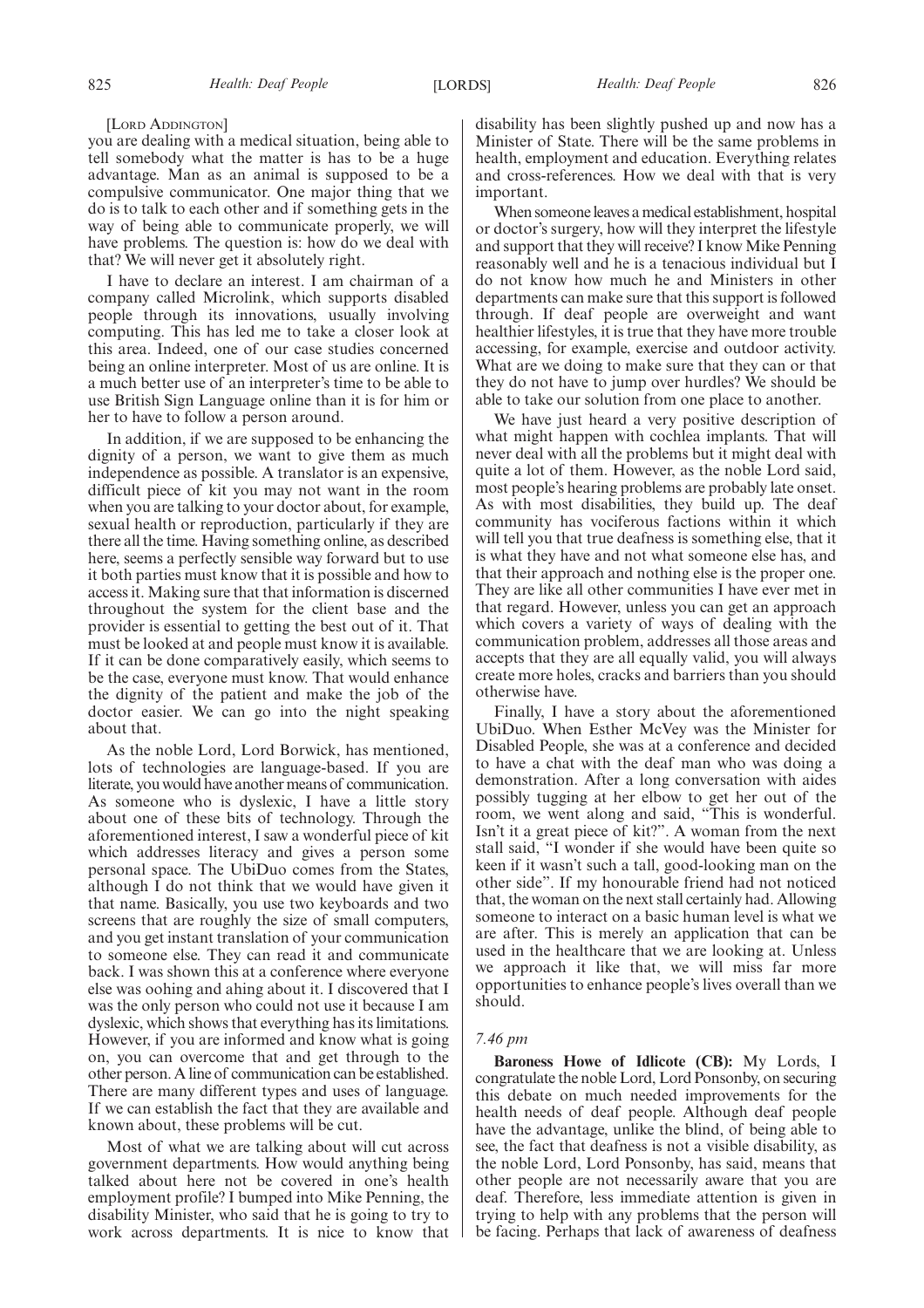[LORD ADDINGTON]

you are dealing with a medical situation, being able to tell somebody what the matter is has to be a huge advantage. Man as an animal is supposed to be a compulsive communicator. One major thing that we do is to talk to each other and if something gets in the way of being able to communicate properly, we will have problems. The question is: how do we deal with that? We will never get it absolutely right.

I have to declare an interest. I am chairman of a company called Microlink, which supports disabled people through its innovations, usually involving computing. This has led me to take a closer look at this area. Indeed, one of our case studies concerned being an online interpreter. Most of us are online. It is a much better use of an interpreter's time to be able to use British Sign Language online than it is for him or her to have to follow a person around.

In addition, if we are supposed to be enhancing the dignity of a person, we want to give them as much independence as possible. A translator is an expensive, difficult piece of kit you may not want in the room when you are talking to your doctor about, for example, sexual health or reproduction, particularly if they are there all the time. Having something online, as described here, seems a perfectly sensible way forward but to use it both parties must know that it is possible and how to access it. Making sure that that information is discerned throughout the system for the client base and the provider is essential to getting the best out of it. That must be looked at and people must know it is available. If it can be done comparatively easily, which seems to be the case, everyone must know. That would enhance the dignity of the patient and make the job of the doctor easier. We can go into the night speaking about that.

As the noble Lord, Lord Borwick, has mentioned, lots of technologies are language-based. If you are literate, you would have another means of communication. As someone who is dyslexic, I have a little story about one of these bits of technology. Through the aforementioned interest, I saw a wonderful piece of kit which addresses literacy and gives a person some personal space. The UbiDuo comes from the States, although I do not think that we would have given it that name. Basically, you use two keyboards and two screens that are roughly the size of small computers, and you get instant translation of your communication to someone else. They can read it and communicate back. I was shown this at a conference where everyone else was oohing and ahing about it. I discovered that I was the only person who could not use it because I am dyslexic, which shows that everything has its limitations. However, if you are informed and know what is going on, you can overcome that and get through to the other person. A line of communication can be established. There are many different types and uses of language. If we can establish the fact that they are available and known about, these problems will be cut.

Most of what we are talking about will cut across government departments. How would anything being talked about here not be covered in one's health employment profile? I bumped into Mike Penning, the disability Minister, who said that he is going to try to work across departments. It is nice to know that disability has been slightly pushed up and now has a Minister of State. There will be the same problems in health, employment and education. Everything relates and cross-references. How we deal with that is very important.

When someone leaves a medical establishment, hospital or doctor's surgery, how will they interpret the lifestyle and support that they will receive? I know Mike Penning reasonably well and he is a tenacious individual but I do not know how much he and Ministers in other departments can make sure that this support is followed through. If deaf people are overweight and want healthier lifestyles, it is true that they have more trouble accessing, for example, exercise and outdoor activity. What are we doing to make sure that they can or that they do not have to jump over hurdles? We should be able to take our solution from one place to another.

We have just heard a very positive description of what might happen with cochlea implants. That will never deal with all the problems but it might deal with quite a lot of them. However, as the noble Lord said, most people's hearing problems are probably late onset. As with most disabilities, they build up. The deaf community has vociferous factions within it which will tell you that true deafness is something else, that it is what they have and not what someone else has, and that their approach and nothing else is the proper one. They are like all other communities I have ever met in that regard. However, unless you can get an approach which covers a variety of ways of dealing with the communication problem, addresses all those areas and accepts that they are all equally valid, you will always create more holes, cracks and barriers than you should otherwise have.

Finally, I have a story about the aforementioned UbiDuo. When Esther McVey was the Minister for Disabled People, she was at a conference and decided to have a chat with the deaf man who was doing a demonstration. After a long conversation with aides possibly tugging at her elbow to get her out of the room, we went along and said, "This is wonderful. Isn't it a great piece of kit?". A woman from the next stall said, "I wonder if she would have been quite so keen if it wasn't such a tall, good-looking man on the other side". If my honourable friend had not noticed that, the woman on the next stall certainly had. Allowing someone to interact on a basic human level is what we are after. This is merely an application that can be used in the healthcare that we are looking at. Unless we approach it like that, we will miss far more opportunities to enhance people's lives overall than we should.

*7.46 pm*

**Baroness Howe of Idlicote (CB):** My Lords, I congratulate the noble Lord, Lord Ponsonby, on securing this debate on much needed improvements for the health needs of deaf people. Although deaf people have the advantage, unlike the blind, of being able to see, the fact that deafness is not a visible disability, as the noble Lord, Lord Ponsonby, has said, means that other people are not necessarily aware that you are deaf. Therefore, less immediate attention is given in trying to help with any problems that the person will be facing. Perhaps that lack of awareness of deafness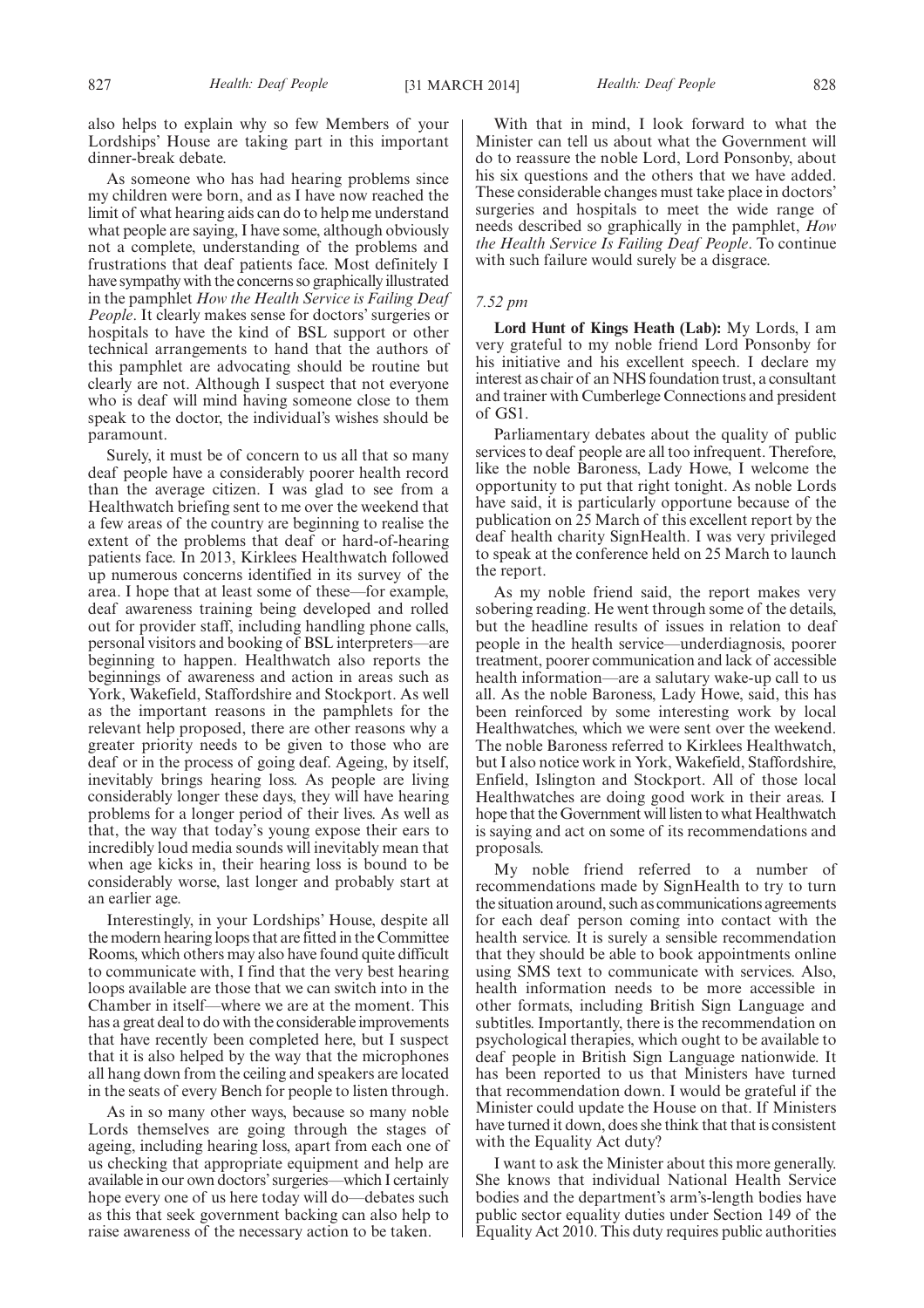also helps to explain why so few Members of your Lordships' House are taking part in this important dinner-break debate.

As someone who has had hearing problems since my children were born, and as I have now reached the limit of what hearing aids can do to help me understand what people are saying, I have some, although obviously not a complete, understanding of the problems and frustrations that deaf patients face. Most definitely I have sympathy with the concerns so graphically illustrated in the pamphlet *How the Health Service is Failing Deaf People*. It clearly makes sense for doctors' surgeries or hospitals to have the kind of BSL support or other technical arrangements to hand that the authors of this pamphlet are advocating should be routine but clearly are not. Although I suspect that not everyone who is deaf will mind having someone close to them speak to the doctor, the individual's wishes should be paramount.

Surely, it must be of concern to us all that so many deaf people have a considerably poorer health record than the average citizen. I was glad to see from a Healthwatch briefing sent to me over the weekend that a few areas of the country are beginning to realise the extent of the problems that deaf or hard-of-hearing patients face. In 2013, Kirklees Healthwatch followed up numerous concerns identified in its survey of the area. I hope that at least some of these—for example, deaf awareness training being developed and rolled out for provider staff, including handling phone calls, personal visitors and booking of BSL interpreters—are beginning to happen. Healthwatch also reports the beginnings of awareness and action in areas such as York, Wakefield, Staffordshire and Stockport. As well as the important reasons in the pamphlets for the relevant help proposed, there are other reasons why a greater priority needs to be given to those who are deaf or in the process of going deaf. Ageing, by itself, inevitably brings hearing loss. As people are living considerably longer these days, they will have hearing problems for a longer period of their lives. As well as that, the way that today's young expose their ears to incredibly loud media sounds will inevitably mean that when age kicks in, their hearing loss is bound to be considerably worse, last longer and probably start at an earlier age.

Interestingly, in your Lordships' House, despite all the modern hearing loops that are fitted in the Committee Rooms, which others may also have found quite difficult to communicate with, I find that the very best hearing loops available are those that we can switch into in the Chamber in itself—where we are at the moment. This has a great deal to do with the considerable improvements that have recently been completed here, but I suspect that it is also helped by the way that the microphones all hang down from the ceiling and speakers are located in the seats of every Bench for people to listen through.

As in so many other ways, because so many noble Lords themselves are going through the stages of ageing, including hearing loss, apart from each one of us checking that appropriate equipment and help are available in our own doctors' surgeries—which I certainly hope every one of us here today will do—debates such as this that seek government backing can also help to raise awareness of the necessary action to be taken.

With that in mind, I look forward to what the Minister can tell us about what the Government will do to reassure the noble Lord, Lord Ponsonby, about his six questions and the others that we have added. These considerable changes must take place in doctors' surgeries and hospitals to meet the wide range of needs described so graphically in the pamphlet, *How the Health Service Is Failing Deaf People*. To continue with such failure would surely be a disgrace.

*7.52 pm*

**Lord Hunt of Kings Heath (Lab):** My Lords, I am very grateful to my noble friend Lord Ponsonby for his initiative and his excellent speech. I declare my interest as chair of an NHS foundation trust, a consultant and trainer with Cumberlege Connections and president of GS1.

Parliamentary debates about the quality of public services to deaf people are all too infrequent. Therefore, like the noble Baroness, Lady Howe, I welcome the opportunity to put that right tonight. As noble Lords have said, it is particularly opportune because of the publication on 25 March of this excellent report by the deaf health charity SignHealth. I was very privileged to speak at the conference held on 25 March to launch the report.

As my noble friend said, the report makes very sobering reading. He went through some of the details, but the headline results of issues in relation to deaf people in the health service—underdiagnosis, poorer treatment, poorer communication and lack of accessible health information—are a salutary wake-up call to us all. As the noble Baroness, Lady Howe, said, this has been reinforced by some interesting work by local Healthwatches, which we were sent over the weekend. The noble Baroness referred to Kirklees Healthwatch, but I also notice work in York, Wakefield, Staffordshire, Enfield, Islington and Stockport. All of those local Healthwatches are doing good work in their areas. I hope that the Government will listen to what Healthwatch is saying and act on some of its recommendations and proposals.

My noble friend referred to a number of recommendations made by SignHealth to try to turn the situation around, such as communications agreements for each deaf person coming into contact with the health service. It is surely a sensible recommendation that they should be able to book appointments online using SMS text to communicate with services. Also, health information needs to be more accessible in other formats, including British Sign Language and subtitles. Importantly, there is the recommendation on psychological therapies, which ought to be available to deaf people in British Sign Language nationwide. It has been reported to us that Ministers have turned that recommendation down. I would be grateful if the Minister could update the House on that. If Ministers have turned it down, does she think that that is consistent with the Equality Act duty?

I want to ask the Minister about this more generally. She knows that individual National Health Service bodies and the department's arm's-length bodies have public sector equality duties under Section 149 of the Equality Act 2010. This duty requires public authorities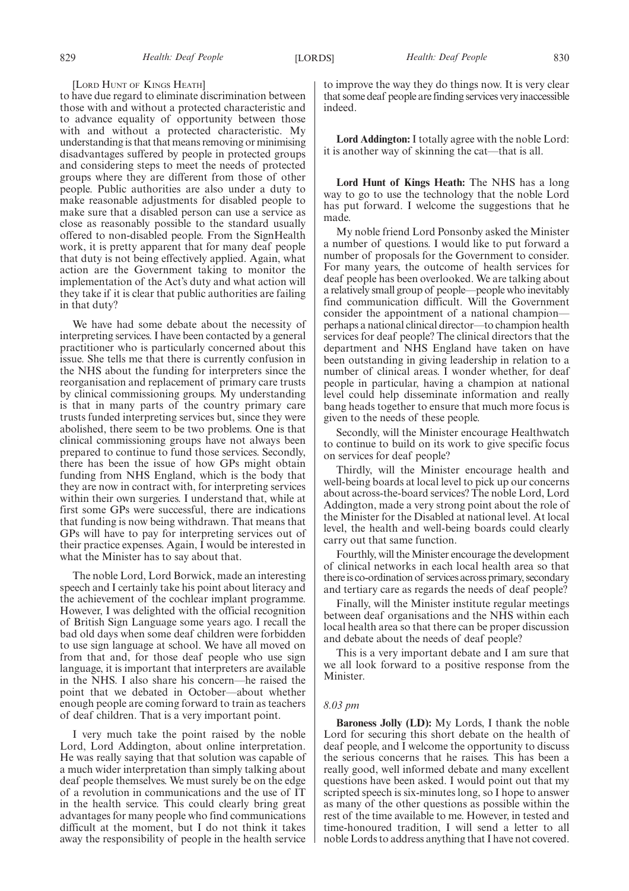[LORD HUNT OF KINGS HEATH]

to have due regard to eliminate discrimination between those with and without a protected characteristic and to advance equality of opportunity between those with and without a protected characteristic. My understanding is that that means removing or minimising disadvantages suffered by people in protected groups and considering steps to meet the needs of protected groups where they are different from those of other people. Public authorities are also under a duty to make reasonable adjustments for disabled people to make sure that a disabled person can use a service as close as reasonably possible to the standard usually offered to non-disabled people. From the SignHealth work, it is pretty apparent that for many deaf people that duty is not being effectively applied. Again, what action are the Government taking to monitor the implementation of the Act's duty and what action will they take if it is clear that public authorities are failing in that duty?

We have had some debate about the necessity of interpreting services. I have been contacted by a general practitioner who is particularly concerned about this issue. She tells me that there is currently confusion in the NHS about the funding for interpreters since the reorganisation and replacement of primary care trusts by clinical commissioning groups. My understanding is that in many parts of the country primary care trusts funded interpreting services but, since they were abolished, there seem to be two problems. One is that clinical commissioning groups have not always been prepared to continue to fund those services. Secondly, there has been the issue of how GPs might obtain funding from NHS England, which is the body that they are now in contract with, for interpreting services within their own surgeries. I understand that, while at first some GPs were successful, there are indications that funding is now being withdrawn. That means that GPs will have to pay for interpreting services out of their practice expenses. Again, I would be interested in what the Minister has to say about that.

The noble Lord, Lord Borwick, made an interesting speech and I certainly take his point about literacy and the achievement of the cochlear implant programme. However, I was delighted with the official recognition of British Sign Language some years ago. I recall the bad old days when some deaf children were forbidden to use sign language at school. We have all moved on from that and, for those deaf people who use sign language, it is important that interpreters are available in the NHS. I also share his concern—he raised the point that we debated in October—about whether enough people are coming forward to train as teachers of deaf children. That is a very important point.

I very much take the point raised by the noble Lord, Lord Addington, about online interpretation. He was really saying that that solution was capable of a much wider interpretation than simply talking about deaf people themselves. We must surely be on the edge of a revolution in communications and the use of IT in the health service. This could clearly bring great advantages for many people who find communications difficult at the moment, but I do not think it takes away the responsibility of people in the health service to improve the way they do things now. It is very clear that some deaf people are finding services very inaccessible indeed.

**Lord Addington:** I totally agree with the noble Lord: it is another way of skinning the cat—that is all.

**Lord Hunt of Kings Heath:** The NHS has a long way to go to use the technology that the noble Lord has put forward. I welcome the suggestions that he made.

My noble friend Lord Ponsonby asked the Minister a number of questions. I would like to put forward a number of proposals for the Government to consider. For many years, the outcome of health services for deaf people has been overlooked. We are talking about a relatively small group of people—people who inevitably find communication difficult. Will the Government consider the appointment of a national champion—perhaps a national clinical director—to champion health services for deaf people? The clinical directors that the department and NHS England have taken on have been outstanding in giving leadership in relation to a number of clinical areas. I wonder whether, for deaf people in particular, having a champion at national level could help disseminate information and really bang heads together to ensure that much more focus is given to the needs of these people.

Secondly, will the Minister encourage Healthwatch to continue to build on its work to give specific focus on services for deaf people?

Thirdly, will the Minister encourage health and well-being boards at local level to pick up our concerns about across-the-board services? The noble Lord, Lord Addington, made a very strong point about the role of the Minister for the Disabled at national level. At local level, the health and well-being boards could clearly carry out that same function.

Fourthly, will the Minister encourage the development of clinical networks in each local health area so that there is co-ordination of services across primary, secondary and tertiary care as regards the needs of deaf people?

Finally, will the Minister institute regular meetings between deaf organisations and the NHS within each local health area so that there can be proper discussion and debate about the needs of deaf people?

This is a very important debate and I am sure that we all look forward to a positive response from the Minister.

*8.03 pm*

**Baroness Jolly (LD):** My Lords, I thank the noble Lord for securing this short debate on the health of deaf people, and I welcome the opportunity to discuss the serious concerns that he raises. This has been a really good, well informed debate and many excellent questions have been asked. I would point out that my scripted speech is six-minutes long, so I hope to answer as many of the other questions as possible within the rest of the time available to me. However, in tested and time-honoured tradition, I will send a letter to all noble Lords to address anything that I have not covered.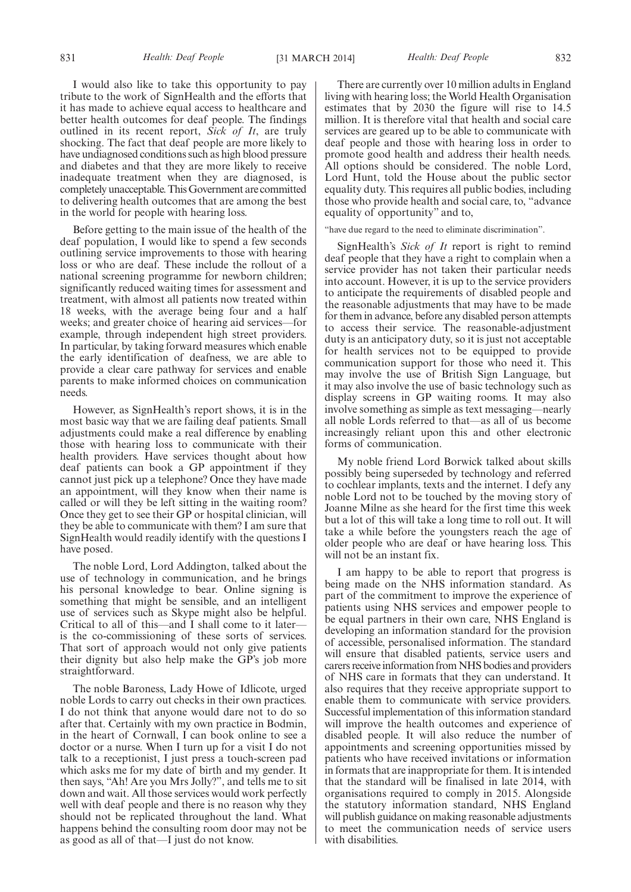I would also like to take this opportunity to pay tribute to the work of SignHealth and the efforts that it has made to achieve equal access to healthcare and better health outcomes for deaf people. The findings outlined in its recent report, *Sick of It*, are truly shocking. The fact that deaf people are more likely to have undiagnosed conditions such as high blood pressure and diabetes and that they are more likely to receive inadequate treatment when they are diagnosed, is completely unacceptable. This Government are committed to delivering health outcomes that are among the best in the world for people with hearing loss.

Before getting to the main issue of the health of the deaf population, I would like to spend a few seconds outlining service improvements to those with hearing loss or who are deaf. These include the rollout of a national screening programme for newborn children; significantly reduced waiting times for assessment and treatment, with almost all patients now treated within 18 weeks, with the average being four and a half weeks; and greater choice of hearing aid services—for example, through independent high street providers. In particular, by taking forward measures which enable the early identification of deafness, we are able to provide a clear care pathway for services and enable parents to make informed choices on communication needs.

However, as SignHealth's report shows, it is in the most basic way that we are failing deaf patients. Small adjustments could make a real difference by enabling those with hearing loss to communicate with their health providers. Have services thought about how deaf patients can book a GP appointment if they cannot just pick up a telephone? Once they have made an appointment, will they know when their name is called or will they be left sitting in the waiting room? Once they get to see their GP or hospital clinician, will they be able to communicate with them? I am sure that SignHealth would readily identify with the questions I have posed.

The noble Lord, Lord Addington, talked about the use of technology in communication, and he brings his personal knowledge to bear. Online signing is something that might be sensible, and an intelligent use of services such as Skype might also be helpful. Critical to all of this—and I shall come to it later—is the co-commissioning of these sorts of services. That sort of approach would not only give patients their dignity but also help make the GP's job more straightforward.

The noble Baroness, Lady Howe of Idlicote, urged noble Lords to carry out checks in their own practices. I do not think that anyone would dare not to do so after that. Certainly with my own practice in Bodmin, in the heart of Cornwall, I can book online to see a doctor or a nurse. When I turn up for a visit I do not talk to a receptionist, I just press a touch-screen pad which asks me for my date of birth and my gender. It then says, "Ah! Are you Mrs Jolly?", and tells me to sit down and wait. All those services would work perfectly well with deaf people and there is no reason why they should not be replicated throughout the land. What happens behind the consulting room door may not be as good as all of that—I just do not know.

There are currently over 10 million adults in England living with hearing loss; the World Health Organisation estimates that by 2030 the figure will rise to 14.5 million. It is therefore vital that health and social care services are geared up to be able to communicate with deaf people and those with hearing loss in order to promote good health and address their health needs. All options should be considered. The noble Lord, Lord Hunt, told the House about the public sector equality duty. This requires all public bodies, including those who provide health and social care, to, "advance equality of opportunity" and to,

"have due regard to the need to eliminate discrimination".

SignHealth's *Sick of It* report is right to remind deaf people that they have a right to complain when a service provider has not taken their particular needs into account. However, it is up to the service providers to anticipate the requirements of disabled people and the reasonable adjustments that may have to be made for them in advance, before any disabled person attempts to access their service. The reasonable-adjustment duty is an anticipatory duty, so it is just not acceptable for health services not to be equipped to provide communication support for those who need it. This may involve the use of British Sign Language, but it may also involve the use of basic technology such as display screens in GP waiting rooms. It may also involve something as simple as text messaging—nearly all noble Lords referred to that—as all of us become increasingly reliant upon this and other electronic forms of communication.

My noble friend Lord Borwick talked about skills possibly being superseded by technology and referred to cochlear implants, texts and the internet. I defy any noble Lord not to be touched by the moving story of Joanne Milne as she heard for the first time this week but a lot of this will take a long time to roll out. It will take a while before the youngsters reach the age of older people who are deaf or have hearing loss. This will not be an instant fix.

I am happy to be able to report that progress is being made on the NHS information standard. As part of the commitment to improve the experience of patients using NHS services and empower people to be equal partners in their own care, NHS England is developing an information standard for the provision of accessible, personalised information. The standard will ensure that disabled patients, service users and carers receive information from NHS bodies and providers of NHS care in formats that they can understand. It also requires that they receive appropriate support to enable them to communicate with service providers. Successful implementation of this information standard will improve the health outcomes and experience of disabled people. It will also reduce the number of appointments and screening opportunities missed by patients who have received invitations or information in formats that are inappropriate for them. It is intended that the standard will be finalised in late 2014, with organisations required to comply in 2015. Alongside the statutory information standard, NHS England will publish guidance on making reasonable adjustments to meet the communication needs of service users with disabilities.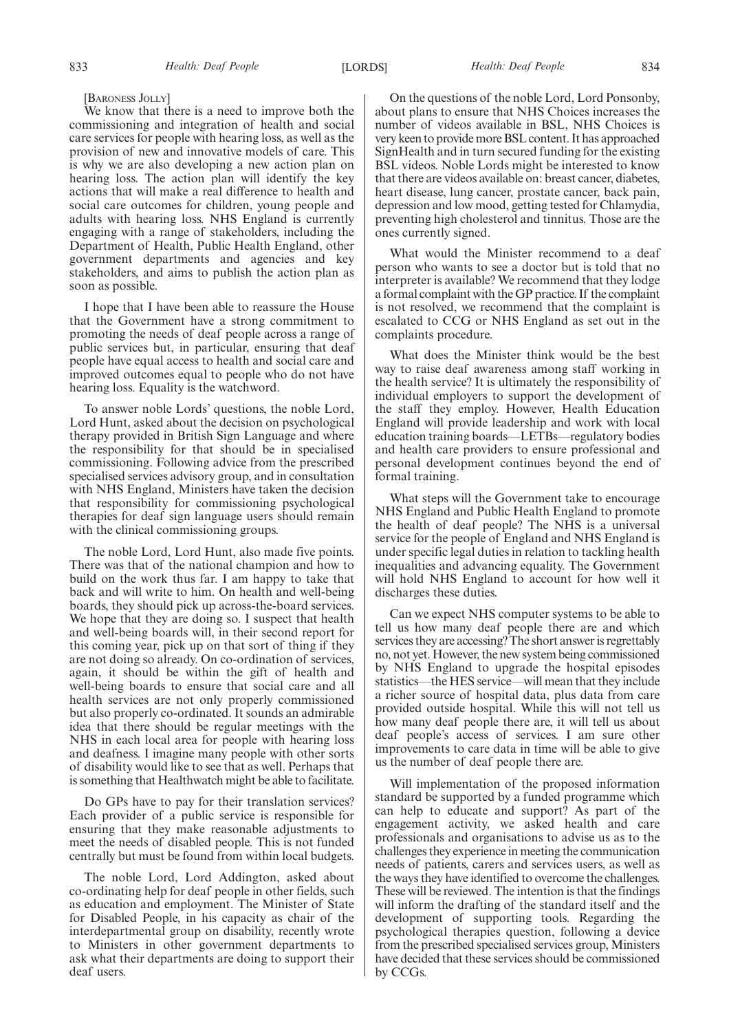[Baroness Jolly]

We know that there is a need to improve both the commissioning and integration of health and social care services for people with hearing loss, as well as the provision of new and innovative models of care. This is why we are also developing a new action plan on hearing loss. The action plan will identify the key actions that will make a real difference to health and social care outcomes for children, young people and adults with hearing loss. NHS England is currently engaging with a range of stakeholders, including the Department of Health, Public Health England, other government departments and agencies and key stakeholders, and aims to publish the action plan as soon as possible.

I hope that I have been able to reassure the House that the Government have a strong commitment to promoting the needs of deaf people across a range of public services but, in particular, ensuring that deaf people have equal access to health and social care and improved outcomes equal to people who do not have hearing loss. Equality is the watchword.

To answer noble Lords' questions, the noble Lord, Lord Hunt, asked about the decision on psychological therapy provided in British Sign Language and where the responsibility for that should be in specialised commissioning. Following advice from the prescribed specialised services advisory group, and in consultation with NHS England, Ministers have taken the decision that responsibility for commissioning psychological therapies for deaf sign language users should remain with the clinical commissioning groups.

The noble Lord, Lord Hunt, also made five points. There was that of the national champion and how to build on the work thus far. I am happy to take that back and will write to him. On health and well-being boards, they should pick up across-the-board services. We hope that they are doing so. I suspect that health and well-being boards will, in their second report for this coming year, pick up on that sort of thing if they are not doing so already. On co-ordination of services, again, it should be within the gift of health and well-being boards to ensure that social care and all health services are not only properly commissioned but also properly co-ordinated. It sounds an admirable idea that there should be regular meetings with the NHS in each local area for people with hearing loss and deafness. I imagine many people with other sorts of disability would like to see that as well. Perhaps that is something that Healthwatch might be able to facilitate.

Do GPs have to pay for their translation services? Each provider of a public service is responsible for ensuring that they make reasonable adjustments to meet the needs of disabled people. This is not funded centrally but must be found from within local budgets.

The noble Lord, Lord Addington, asked about co-ordinating help for deaf people in other fields, such as education and employment. The Minister of State for Disabled People, in his capacity as chair of the interdepartmental group on disability, recently wrote to Ministers in other government departments to ask what their departments are doing to support their deaf users.

On the questions of the noble Lord, Lord Ponsonby, about plans to ensure that NHS Choices increases the number of videos available in BSL, NHS Choices is very keen to provide more BSL content. It has approached SignHealth and in turn secured funding for the existing BSL videos. Noble Lords might be interested to know that there are videos available on: breast cancer, diabetes, heart disease, lung cancer, prostate cancer, back pain, depression and low mood, getting tested for Chlamydia, preventing high cholesterol and tinnitus. Those are the ones currently signed.

What would the Minister recommend to a deaf person who wants to see a doctor but is told that no interpreter is available? We recommend that they lodge a formal complaint with the GP practice. If the complaint is not resolved, we recommend that the complaint is escalated to CCG or NHS England as set out in the complaints procedure.

What does the Minister think would be the best way to raise deaf awareness among staff working in the health service? It is ultimately the responsibility of individual employers to support the development of the staff they employ. However, Health Education England will provide leadership and work with local education training boards—LETBs—regulatory bodies and health care providers to ensure professional and personal development continues beyond the end of formal training.

What steps will the Government take to encourage NHS England and Public Health England to promote the health of deaf people? The NHS is a universal service for the people of England and NHS England is under specific legal duties in relation to tackling health inequalities and advancing equality. The Government will hold NHS England to account for how well it discharges these duties.

Can we expect NHS computer systems to be able to tell us how many deaf people there are and which services they are accessing? The short answer is regrettably no, not yet. However, the new system being commissioned by NHS England to upgrade the hospital episodes statistics—the HES service—will mean that they include a richer source of hospital data, plus data from care provided outside hospital. While this will not tell us how many deaf people there are, it will tell us about deaf people's access of services. I am sure other improvements to care data in time will be able to give us the number of deaf people there are.

Will implementation of the proposed information standard be supported by a funded programme which can help to educate and support? As part of the engagement activity, we asked health and care professionals and organisations to advise us as to the challenges they experience in meeting the communication needs of patients, carers and services users, as well as the ways they have identified to overcome the challenges. These will be reviewed. The intention is that the findings will inform the drafting of the standard itself and the development of supporting tools. Regarding the psychological therapies question, following a device from the prescribed specialised services group, Ministers have decided that these services should be commissioned by CCGs.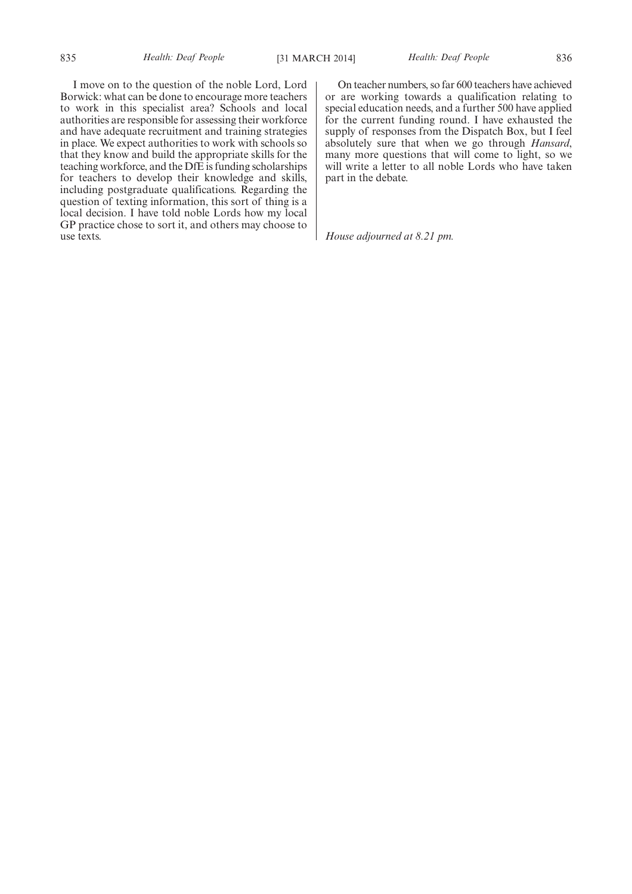I move on to the question of the noble Lord, Lord Borwick: what can be done to encourage more teachers to work in this specialist area? Schools and local authorities are responsible for assessing their workforce and have adequate recruitment and training strategies in place. We expect authorities to work with schools so that they know and build the appropriate skills for the teaching workforce, and the DfE is funding scholarships for teachers to develop their knowledge and skills, including postgraduate qualifications. Regarding the question of texting information, this sort of thing is a local decision. I have told noble Lords how my local GP practice chose to sort it, and others may choose to use texts.

On teacher numbers, so far 600 teachers have achieved or are working towards a qualification relating to special education needs, and a further 500 have applied for the current funding round. I have exhausted the supply of responses from the Dispatch Box, but I feel absolutely sure that when we go through *Hansard*, many more questions that will come to light, so we will write a letter to all noble Lords who have taken part in the debate.

*House adjourned at 8.21 pm.*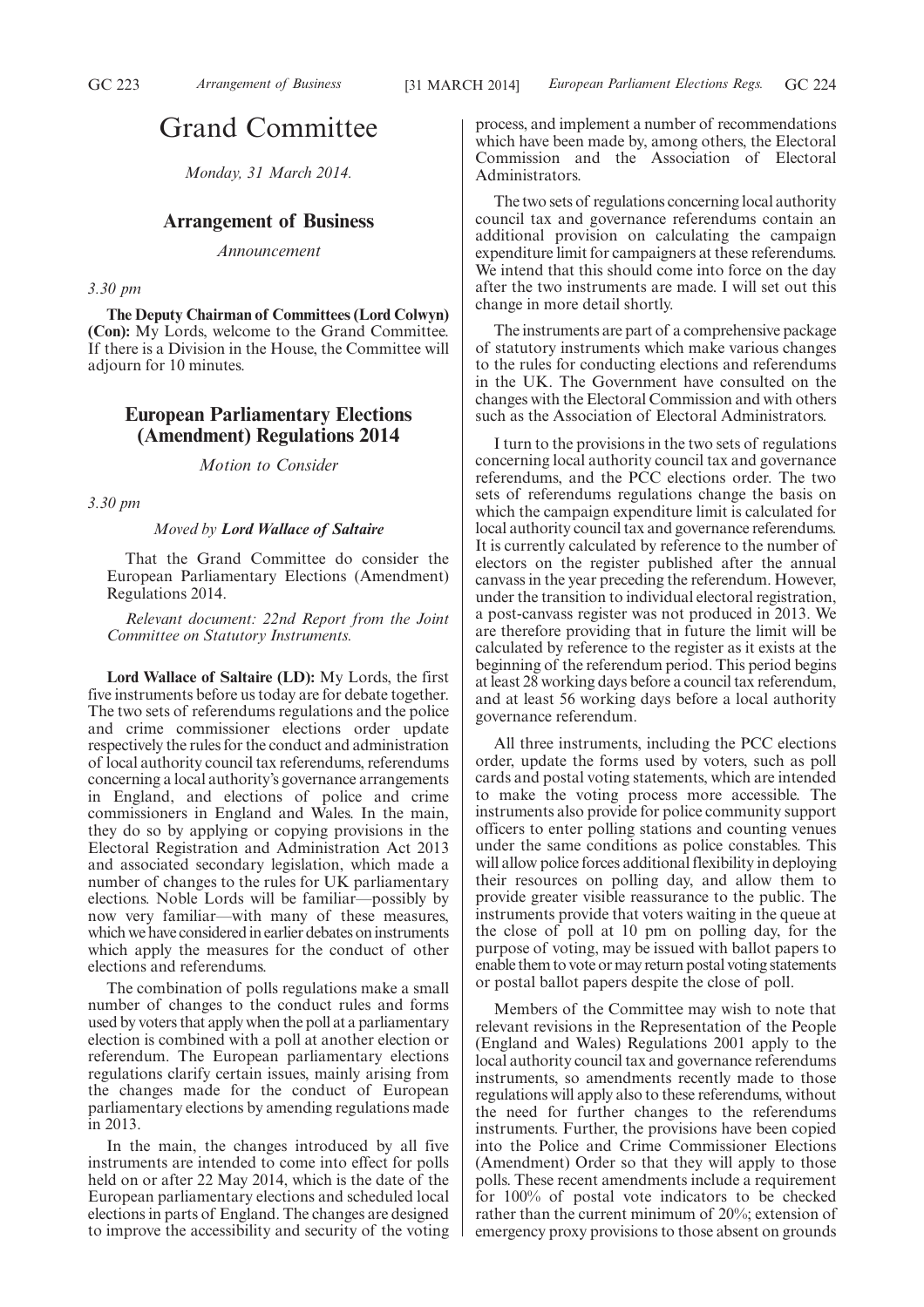# Grand Committee

*Monday, 31 March 2014.*

## Arrangement of Business

*Announcement*

*3.30 pm*

**The Deputy Chairman of Committees (Lord Colwyn) (Con):** My Lords, welcome to the Grand Committee. If there is a Division in the House, the Committee will adjourn for 10 minutes.

## European Parliamentary Elections (Amendment) Regulations 2014

*Motion to Consider*

*3.30 pm*

*Moved by* ***Lord Wallace of Saltaire***

That the Grand Committee do consider the European Parliamentary Elections (Amendment) Regulations 2014.

*Relevant document: 22nd Report from the Joint Committee on Statutory Instruments.*

**Lord Wallace of Saltaire (LD):** My Lords, the first five instruments before us today are for debate together. The two sets of referendums regulations and the police and crime commissioner elections order update respectively the rules for the conduct and administration of local authority council tax referendums, referendums concerning a local authority's governance arrangements in England, and elections of police and crime commissioners in England and Wales. In the main, they do so by applying or copying provisions in the Electoral Registration and Administration Act 2013 and associated secondary legislation, which made a number of changes to the rules for UK parliamentary elections. Noble Lords will be familiar—possibly by now very familiar—with many of these measures, which we have considered in earlier debates on instruments which apply the measures for the conduct of other elections and referendums.

The combination of polls regulations make a small number of changes to the conduct rules and forms used by voters that apply when the poll at a parliamentary election is combined with a poll at another election or referendum. The European parliamentary elections regulations clarify certain issues, mainly arising from the changes made for the conduct of European parliamentary elections by amending regulations made in 2013.

In the main, the changes introduced by all five instruments are intended to come into effect for polls held on or after 22 May 2014, which is the date of the European parliamentary elections and scheduled local elections in parts of England. The changes are designed to improve the accessibility and security of the voting process, and implement a number of recommendations which have been made by, among others, the Electoral Commission and the Association of Electoral Administrators.

The two sets of regulations concerning local authority council tax and governance referendums contain an additional provision on calculating the campaign expenditure limit for campaigners at these referendums. We intend that this should come into force on the day after the two instruments are made. I will set out this change in more detail shortly.

The instruments are part of a comprehensive package of statutory instruments which make various changes to the rules for conducting elections and referendums in the UK. The Government have consulted on the changes with the Electoral Commission and with others such as the Association of Electoral Administrators.

I turn to the provisions in the two sets of regulations concerning local authority council tax and governance referendums, and the PCC elections order. The two sets of referendums regulations change the basis on which the campaign expenditure limit is calculated for local authority council tax and governance referendums. It is currently calculated by reference to the number of electors on the register published after the annual canvass in the year preceding the referendum. However, under the transition to individual electoral registration, a post-canvass register was not produced in 2013. We are therefore providing that in future the limit will be calculated by reference to the register as it exists at the beginning of the referendum period. This period begins at least 28 working days before a council tax referendum, and at least 56 working days before a local authority governance referendum.

All three instruments, including the PCC elections order, update the forms used by voters, such as poll cards and postal voting statements, which are intended to make the voting process more accessible. The instruments also provide for police community support officers to enter polling stations and counting venues under the same conditions as police constables. This will allow police forces additional flexibility in deploying their resources on polling day, and allow them to provide greater visible reassurance to the public. The instruments provide that voters waiting in the queue at the close of poll at 10 pm on polling day, for the purpose of voting, may be issued with ballot papers to enable them to vote or may return postal voting statements or postal ballot papers despite the close of poll.

Members of the Committee may wish to note that relevant revisions in the Representation of the People (England and Wales) Regulations 2001 apply to the local authority council tax and governance referendums instruments, so amendments recently made to those regulations will apply also to these referendums, without the need for further changes to the referendums instruments. Further, the provisions have been copied into the Police and Crime Commissioner Elections (Amendment) Order so that they will apply to those polls. These recent amendments include a requirement for 100% of postal vote indicators to be checked rather than the current minimum of 20%; extension of emergency proxy provisions to those absent on grounds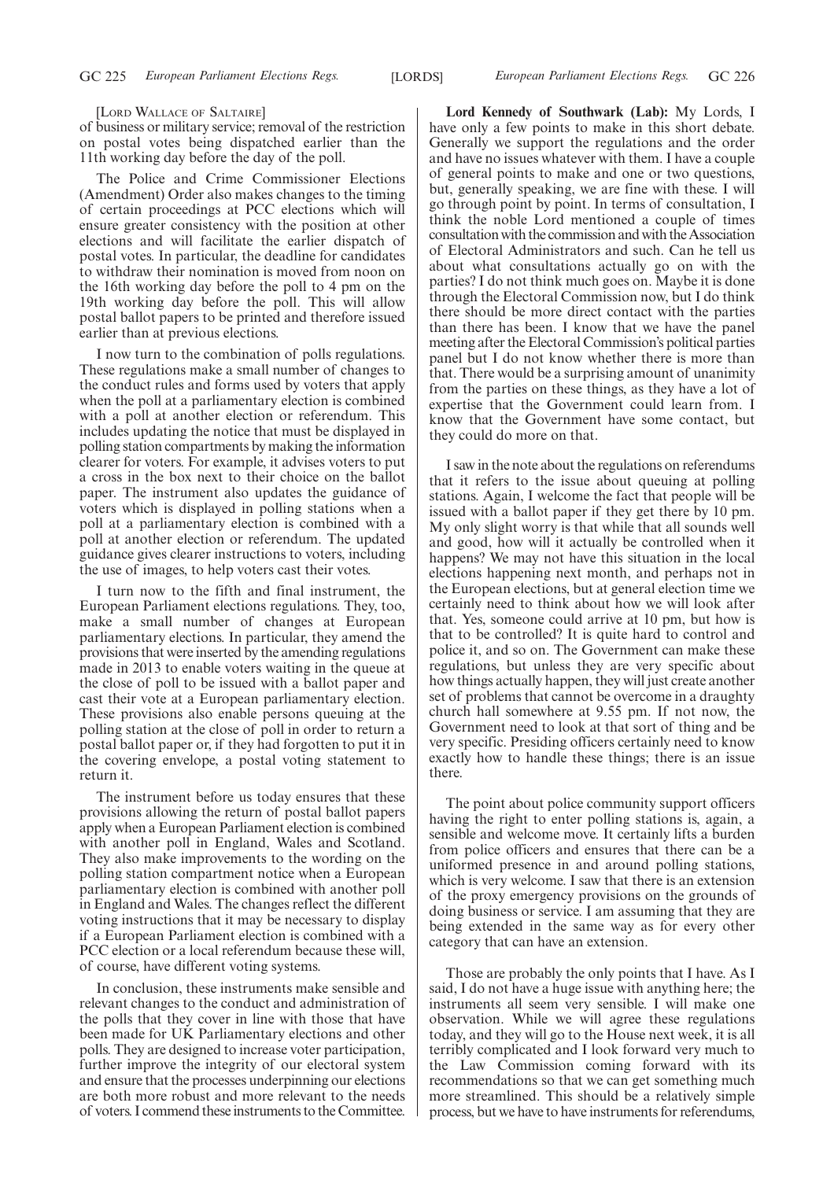[Lord Wallace of Saltaire]

of business or military service; removal of the restriction on postal votes being dispatched earlier than the 11th working day before the day of the poll.

The Police and Crime Commissioner Elections (Amendment) Order also makes changes to the timing of certain proceedings at PCC elections which will ensure greater consistency with the position at other elections and will facilitate the earlier dispatch of postal votes. In particular, the deadline for candidates to withdraw their nomination is moved from noon on the 16th working day before the poll to 4 pm on the 19th working day before the poll. This will allow postal ballot papers to be printed and therefore issued earlier than at previous elections.

I now turn to the combination of polls regulations. These regulations make a small number of changes to the conduct rules and forms used by voters that apply when the poll at a parliamentary election is combined with a poll at another election or referendum. This includes updating the notice that must be displayed in polling station compartments by making the information clearer for voters. For example, it advises voters to put a cross in the box next to their choice on the ballot paper. The instrument also updates the guidance of voters which is displayed in polling stations when a poll at a parliamentary election is combined with a poll at another election or referendum. The updated guidance gives clearer instructions to voters, including the use of images, to help voters cast their votes.

I turn now to the fifth and final instrument, the European Parliament elections regulations. They, too, make a small number of changes at European parliamentary elections. In particular, they amend the provisions that were inserted by the amending regulations made in 2013 to enable voters waiting in the queue at the close of poll to be issued with a ballot paper and cast their vote at a European parliamentary election. These provisions also enable persons queuing at the polling station at the close of poll in order to return a postal ballot paper or, if they had forgotten to put it in the covering envelope, a postal voting statement to return it.

The instrument before us today ensures that these provisions allowing the return of postal ballot papers apply when a European Parliament election is combined with another poll in England, Wales and Scotland. They also make improvements to the wording on the polling station compartment notice when a European parliamentary election is combined with another poll in England and Wales. The changes reflect the different voting instructions that it may be necessary to display if a European Parliament election is combined with a PCC election or a local referendum because these will, of course, have different voting systems.

In conclusion, these instruments make sensible and relevant changes to the conduct and administration of the polls that they cover in line with those that have been made for UK Parliamentary elections and other polls. They are designed to increase voter participation, further improve the integrity of our electoral system and ensure that the processes underpinning our elections are both more robust and more relevant to the needs of voters. I commend these instruments to the Committee.

**Lord Kennedy of Southwark (Lab):** My Lords, I have only a few points to make in this short debate. Generally we support the regulations and the order and have no issues whatever with them. I have a couple of general points to make and one or two questions, but, generally speaking, we are fine with these. I will go through point by point. In terms of consultation, I think the noble Lord mentioned a couple of times consultation with the commission and with the Association of Electoral Administrators and such. Can he tell us about what consultations actually go on with the parties? I do not think much goes on. Maybe it is done through the Electoral Commission now, but I do think there should be more direct contact with the parties than there has been. I know that we have the panel meeting after the Electoral Commission's political parties panel but I do not know whether there is more than that. There would be a surprising amount of unanimity from the parties on these things, as they have a lot of expertise that the Government could learn from. I know that the Government have some contact, but they could do more on that.

I saw in the note about the regulations on referendums that it refers to the issue about queuing at polling stations. Again, I welcome the fact that people will be issued with a ballot paper if they get there by 10 pm. My only slight worry is that while that all sounds well and good, how will it actually be controlled when it happens? We may not have this situation in the local elections happening next month, and perhaps not in the European elections, but at general election time we certainly need to think about how we will look after that. Yes, someone could arrive at 10 pm, but how is that to be controlled? It is quite hard to control and police it, and so on. The Government can make these regulations, but unless they are very specific about how things actually happen, they will just create another set of problems that cannot be overcome in a draughty church hall somewhere at 9.55 pm. If not now, the Government need to look at that sort of thing and be very specific. Presiding officers certainly need to know exactly how to handle these things; there is an issue there.

The point about police community support officers having the right to enter polling stations is, again, a sensible and welcome move. It certainly lifts a burden from police officers and ensures that there can be a uniformed presence in and around polling stations, which is very welcome. I saw that there is an extension of the proxy emergency provisions on the grounds of doing business or service. I am assuming that they are being extended in the same way as for every other category that can have an extension.

Those are probably the only points that I have. As I said, I do not have a huge issue with anything here; the instruments all seem very sensible. I will make one observation. While we will agree these regulations today, and they will go to the House next week, it is all terribly complicated and I look forward very much to the Law Commission coming forward with its recommendations so that we can get something much more streamlined. This should be a relatively simple process, but we have to have instruments for referendums,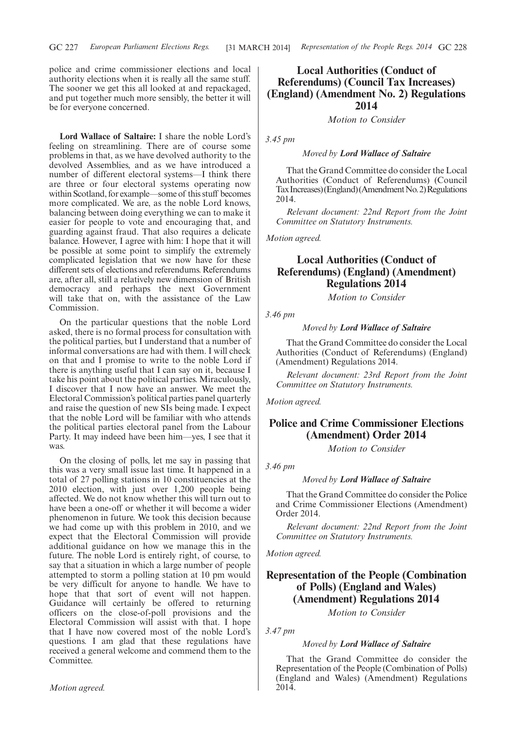police and crime commissioner elections and local authority elections when it is really all the same stuff. The sooner we get this all looked at and repackaged, and put together much more sensibly, the better it will be for everyone concerned.

**Lord Wallace of Saltaire:** I share the noble Lord's feeling on streamlining. There are of course some problems in that, as we have devolved authority to the devolved Assemblies, and as we have introduced a number of different electoral systems—I think there are three or four electoral systems operating now within Scotland, for example—some of this stuff becomes more complicated. We are, as the noble Lord knows, balancing between doing everything we can to make it easier for people to vote and encouraging that, and guarding against fraud. That also requires a delicate balance. However, I agree with him: I hope that it will be possible at some point to simplify the extremely complicated legislation that we now have for these different sets of elections and referendums. Referendums are, after all, still a relatively new dimension of British democracy and perhaps the next Government will take that on, with the assistance of the Law Commission.

On the particular questions that the noble Lord asked, there is no formal process for consultation with the political parties, but I understand that a number of informal conversations are had with them. I will check on that and I promise to write to the noble Lord if there is anything useful that I can say on it, because I take his point about the political parties. Miraculously, I discover that I now have an answer. We meet the Electoral Commission's political parties panel quarterly and raise the question of new SIs being made. I expect that the noble Lord will be familiar with who attends the political parties electoral panel from the Labour Party. It may indeed have been him—yes, I see that it was.

On the closing of polls, let me say in passing that this was a very small issue last time. It happened in a total of 27 polling stations in 10 constituencies at the 2010 election, with just over 1,200 people being affected. We do not know whether this will turn out to have been a one-off or whether it will become a wider phenomenon in future. We took this decision because we had come up with this problem in 2010, and we expect that the Electoral Commission will provide additional guidance on how we manage this in the future. The noble Lord is entirely right, of course, to say that a situation in which a large number of people attempted to storm a polling station at 10 pm would be very difficult for anyone to handle. We have to hope that that sort of event will not happen. Guidance will certainly be offered to returning officers on the close-of-poll provisions and the Electoral Commission will assist with that. I hope that I have now covered most of the noble Lord's questions. I am glad that these regulations have received a general welcome and commend them to the Committee.

*Motion agreed.*

## Local Authorities (Conduct of Referendums) (Council Tax Increases) (England) (Amendment No. 2) Regulations 2014

*Motion to Consider*

*3.45 pm*

*Moved by* ***Lord Wallace of Saltaire***

That the Grand Committee do consider the Local Authorities (Conduct of Referendums) (Council Tax Increases) (England) (Amendment No. 2) Regulations 2014.

*Relevant document: 22nd Report from the Joint Committee on Statutory Instruments.*

*Motion agreed.*

## Local Authorities (Conduct of Referendums) (England) (Amendment) Regulations 2014

*Motion to Consider*

*3.46 pm*

*Moved by* ***Lord Wallace of Saltaire***

That the Grand Committee do consider the Local Authorities (Conduct of Referendums) (England) (Amendment) Regulations 2014.

*Relevant document: 23rd Report from the Joint Committee on Statutory Instruments.*

*Motion agreed.*

## Police and Crime Commissioner Elections (Amendment) Order 2014

*Motion to Consider*

*3.46 pm*

*Moved by* ***Lord Wallace of Saltaire***

That the Grand Committee do consider the Police and Crime Commissioner Elections (Amendment) Order 2014.

*Relevant document: 22nd Report from the Joint Committee on Statutory Instruments.*

*Motion agreed.*

## Representation of the People (Combination of Polls) (England and Wales) (Amendment) Regulations 2014

*Motion to Consider*

*3.47 pm*

*Moved by* ***Lord Wallace of Saltaire***

That the Grand Committee do consider the Representation of the People (Combination of Polls) (England and Wales) (Amendment) Regulations 2014.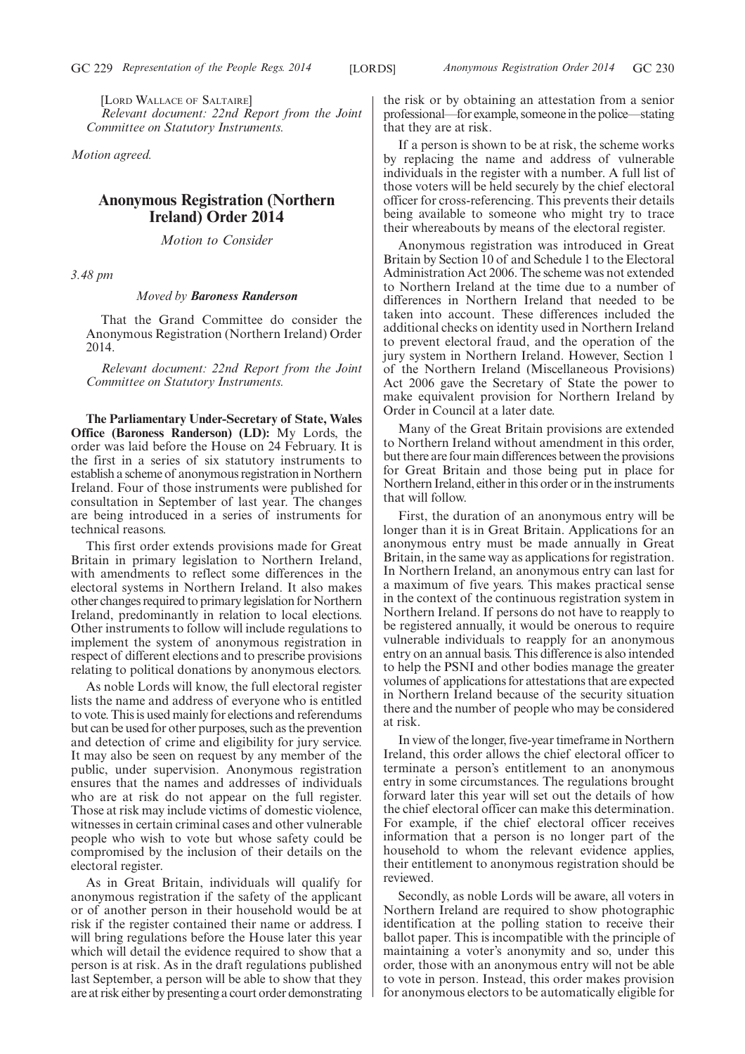[LORD WALLACE OF SALTAIRE]

*Relevant document: 22nd Report from the Joint Committee on Statutory Instruments.*

*Motion agreed.*

## Anonymous Registration (Northern Ireland) Order 2014

*Motion to Consider*

*3.48 pm*

*Moved by* ***Baroness Randerson***

That the Grand Committee do consider the Anonymous Registration (Northern Ireland) Order 2014.

*Relevant document: 22nd Report from the Joint Committee on Statutory Instruments.*

**The Parliamentary Under-Secretary of State, Wales Office (Baroness Randerson) (LD):** My Lords, the order was laid before the House on 24 February. It is the first in a series of six statutory instruments to establish a scheme of anonymous registration in Northern Ireland. Four of those instruments were published for consultation in September of last year. The changes are being introduced in a series of instruments for technical reasons.

This first order extends provisions made for Great Britain in primary legislation to Northern Ireland, with amendments to reflect some differences in the electoral systems in Northern Ireland. It also makes other changes required to primary legislation for Northern Ireland, predominantly in relation to local elections. Other instruments to follow will include regulations to implement the system of anonymous registration in respect of different elections and to prescribe provisions relating to political donations by anonymous electors.

As noble Lords will know, the full electoral register lists the name and address of everyone who is entitled to vote. This is used mainly for elections and referendums but can be used for other purposes, such as the prevention and detection of crime and eligibility for jury service. It may also be seen on request by any member of the public, under supervision. Anonymous registration ensures that the names and addresses of individuals who are at risk do not appear on the full register. Those at risk may include victims of domestic violence, witnesses in certain criminal cases and other vulnerable people who wish to vote but whose safety could be compromised by the inclusion of their details on the electoral register.

As in Great Britain, individuals will qualify for anonymous registration if the safety of the applicant or of another person in their household would be at risk if the register contained their name or address. I will bring regulations before the House later this year which will detail the evidence required to show that a person is at risk. As in the draft regulations published last September, a person will be able to show that they are at risk either by presenting a court order demonstrating the risk or by obtaining an attestation from a senior professional—for example, someone in the police—stating that they are at risk.

If a person is shown to be at risk, the scheme works by replacing the name and address of vulnerable individuals in the register with a number. A full list of those voters will be held securely by the chief electoral officer for cross-referencing. This prevents their details being available to someone who might try to trace their whereabouts by means of the electoral register.

Anonymous registration was introduced in Great Britain by Section 10 of and Schedule 1 to the Electoral Administration Act 2006. The scheme was not extended to Northern Ireland at the time due to a number of differences in Northern Ireland that needed to be taken into account. These differences included the additional checks on identity used in Northern Ireland to prevent electoral fraud, and the operation of the jury system in Northern Ireland. However, Section 1 of the Northern Ireland (Miscellaneous Provisions) Act 2006 gave the Secretary of State the power to make equivalent provision for Northern Ireland by Order in Council at a later date.

Many of the Great Britain provisions are extended to Northern Ireland without amendment in this order, but there are four main differences between the provisions for Great Britain and those being put in place for Northern Ireland, either in this order or in the instruments that will follow.

First, the duration of an anonymous entry will be longer than it is in Great Britain. Applications for an anonymous entry must be made annually in Great Britain, in the same way as applications for registration. In Northern Ireland, an anonymous entry can last for a maximum of five years. This makes practical sense in the context of the continuous registration system in Northern Ireland. If persons do not have to reapply to be registered annually, it would be onerous to require vulnerable individuals to reapply for an anonymous entry on an annual basis. This difference is also intended to help the PSNI and other bodies manage the greater volumes of applications for attestations that are expected in Northern Ireland because of the security situation there and the number of people who may be considered at risk.

In view of the longer, five-year timeframe in Northern Ireland, this order allows the chief electoral officer to terminate a person's entitlement to an anonymous entry in some circumstances. The regulations brought forward later this year will set out the details of how the chief electoral officer can make this determination. For example, if the chief electoral officer receives information that a person is no longer part of the household to whom the relevant evidence applies, their entitlement to anonymous registration should be reviewed.

Secondly, as noble Lords will be aware, all voters in Northern Ireland are required to show photographic identification at the polling station to receive their ballot paper. This is incompatible with the principle of maintaining a voter's anonymity and so, under this order, those with an anonymous entry will not be able to vote in person. Instead, this order makes provision for anonymous electors to be automatically eligible for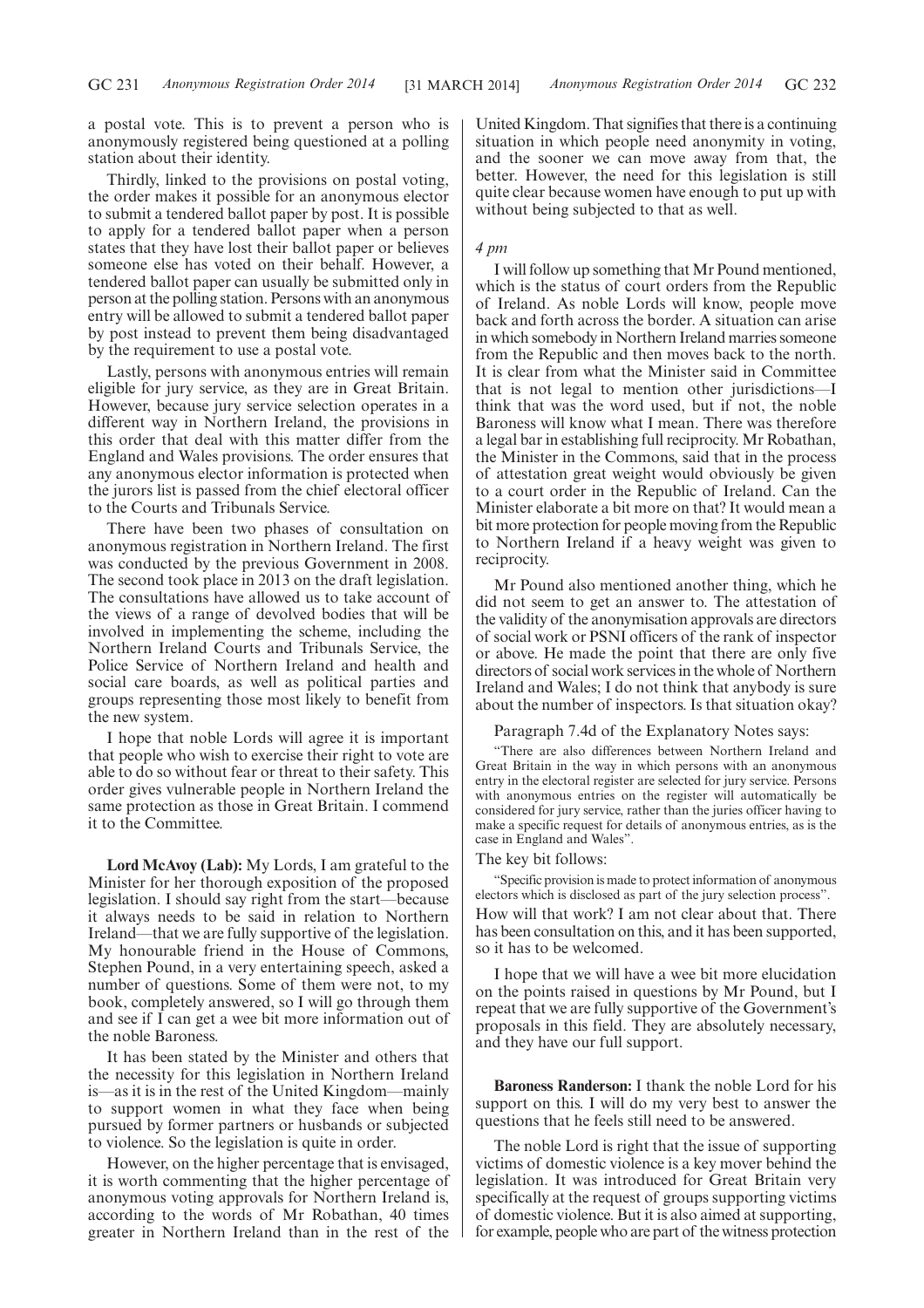a postal vote. This is to prevent a person who is anonymously registered being questioned at a polling station about their identity.

Thirdly, linked to the provisions on postal voting, the order makes it possible for an anonymous elector to submit a tendered ballot paper by post. It is possible to apply for a tendered ballot paper when a person states that they have lost their ballot paper or believes someone else has voted on their behalf. However, a tendered ballot paper can usually be submitted only in person at the polling station. Persons with an anonymous entry will be allowed to submit a tendered ballot paper by post instead to prevent them being disadvantaged by the requirement to use a postal vote.

Lastly, persons with anonymous entries will remain eligible for jury service, as they are in Great Britain. However, because jury service selection operates in a different way in Northern Ireland, the provisions in this order that deal with this matter differ from the England and Wales provisions. The order ensures that any anonymous elector information is protected when the jurors list is passed from the chief electoral officer to the Courts and Tribunals Service.

There have been two phases of consultation on anonymous registration in Northern Ireland. The first was conducted by the previous Government in 2008. The second took place in 2013 on the draft legislation. The consultations have allowed us to take account of the views of a range of devolved bodies that will be involved in implementing the scheme, including the Northern Ireland Courts and Tribunals Service, the Police Service of Northern Ireland and health and social care boards, as well as political parties and groups representing those most likely to benefit from the new system.

I hope that noble Lords will agree it is important that people who wish to exercise their right to vote are able to do so without fear or threat to their safety. This order gives vulnerable people in Northern Ireland the same protection as those in Great Britain. I commend it to the Committee.

**Lord McAvoy (Lab):** My Lords, I am grateful to the Minister for her thorough exposition of the proposed legislation. I should say right from the start—because it always needs to be said in relation to Northern Ireland—that we are fully supportive of the legislation. My honourable friend in the House of Commons, Stephen Pound, in a very entertaining speech, asked a number of questions. Some of them were not, to my book, completely answered, so I will go through them and see if I can get a wee bit more information out of the noble Baroness.

It has been stated by the Minister and others that the necessity for this legislation in Northern Ireland is—as it is in the rest of the United Kingdom—mainly to support women in what they face when being pursued by former partners or husbands or subjected to violence. So the legislation is quite in order.

However, on the higher percentage that is envisaged, it is worth commenting that the higher percentage of anonymous voting approvals for Northern Ireland is, according to the words of Mr Robathan, 40 times greater in Northern Ireland than in the rest of the United Kingdom. That signifies that there is a continuing situation in which people need anonymity in voting, and the sooner we can move away from that, the better. However, the need for this legislation is still quite clear because women have enough to put up with without being subjected to that as well.

*4 pm*

I will follow up something that Mr Pound mentioned, which is the status of court orders from the Republic of Ireland. As noble Lords will know, people move back and forth across the border. A situation can arise in which somebody in Northern Ireland marries someone from the Republic and then moves back to the north. It is clear from what the Minister said in Committee that is not legal to mention other jurisdictions—I think that was the word used, but if not, the noble Baroness will know what I mean. There was therefore a legal bar in establishing full reciprocity. Mr Robathan, the Minister in the Commons, said that in the process of attestation great weight would obviously be given to a court order in the Republic of Ireland. Can the Minister elaborate a bit more on that? It would mean a bit more protection for people moving from the Republic to Northern Ireland if a heavy weight was given to reciprocity.

Mr Pound also mentioned another thing, which he did not seem to get an answer to. The attestation of the validity of the anonymisation approvals are directors of social work or PSNI officers of the rank of inspector or above. He made the point that there are only five directors of social work services in the whole of Northern Ireland and Wales; I do not think that anybody is sure about the number of inspectors. Is that situation okay?

Paragraph 7.4d of the Explanatory Notes says:

> "There are also differences between Northern Ireland and Great Britain in the way in which persons with an anonymous entry in the electoral register are selected for jury service. Persons with anonymous entries on the register will automatically be considered for jury service, rather than the juries officer having to make a specific request for details of anonymous entries, as is the case in England and Wales".

The key bit follows:

> "Specific provision is made to protect information of anonymous electors which is disclosed as part of the jury selection process".

How will that work? I am not clear about that. There has been consultation on this, and it has been supported, so it has to be welcomed.

I hope that we will have a wee bit more elucidation on the points raised in questions by Mr Pound, but I repeat that we are fully supportive of the Government's proposals in this field. They are absolutely necessary, and they have our full support.

**Baroness Randerson:** I thank the noble Lord for his support on this. I will do my very best to answer the questions that he feels still need to be answered.

The noble Lord is right that the issue of supporting victims of domestic violence is a key mover behind the legislation. It was introduced for Great Britain very specifically at the request of groups supporting victims of domestic violence. But it is also aimed at supporting, for example, people who are part of the witness protection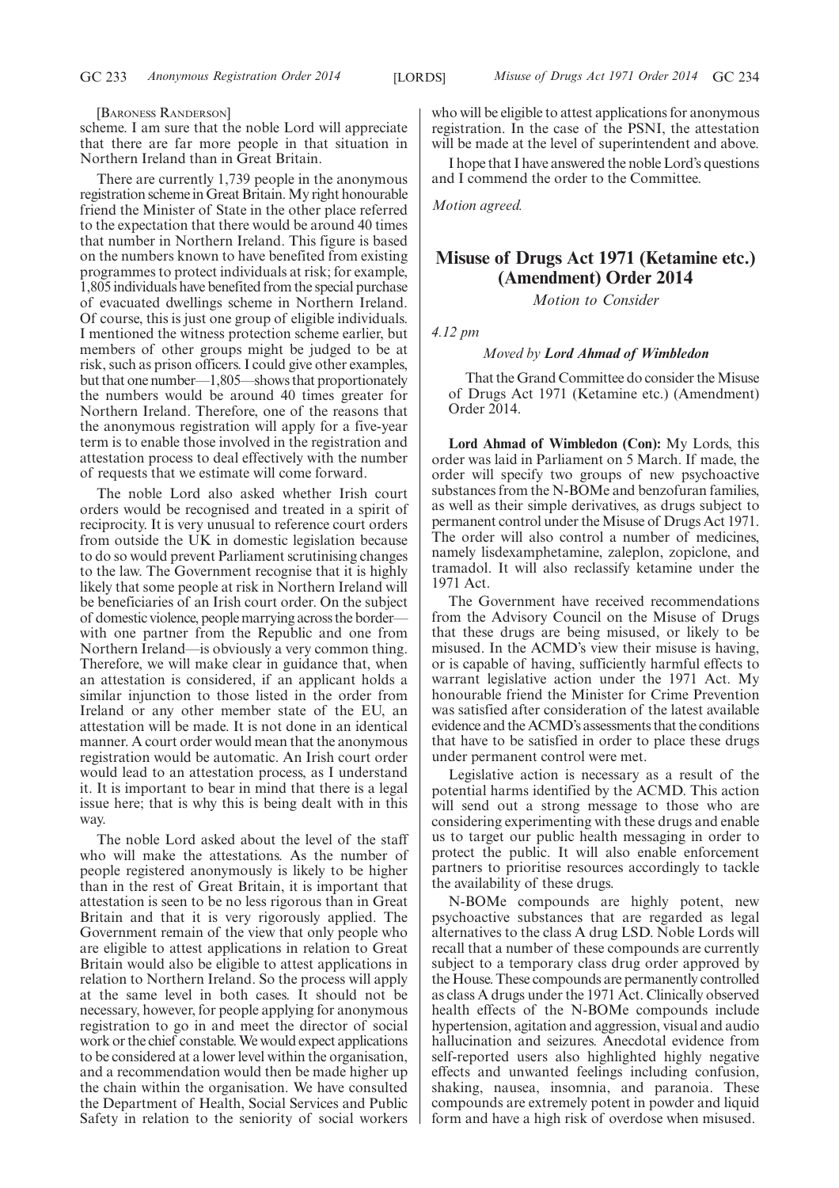[BARONESS RANDERSON]

scheme. I am sure that the noble Lord will appreciate that there are far more people in that situation in Northern Ireland than in Great Britain.

There are currently 1,739 people in the anonymous registration scheme in Great Britain. My right honourable friend the Minister of State in the other place referred to the expectation that there would be around 40 times that number in Northern Ireland. This figure is based on the numbers known to have benefited from existing programmes to protect individuals at risk; for example, 1,805 individuals have benefited from the special purchase of evacuated dwellings scheme in Northern Ireland. Of course, this is just one group of eligible individuals. I mentioned the witness protection scheme earlier, but members of other groups might be judged to be at risk, such as prison officers. I could give other examples, but that one number—1,805—shows that proportionately the numbers would be around 40 times greater for Northern Ireland. Therefore, one of the reasons that the anonymous registration will apply for a five-year term is to enable those involved in the registration and attestation process to deal effectively with the number of requests that we estimate will come forward.

The noble Lord also asked whether Irish court orders would be recognised and treated in a spirit of reciprocity. It is very unusual to reference court orders from outside the UK in domestic legislation because to do so would prevent Parliament scrutinising changes to the law. The Government recognise that it is highly likely that some people at risk in Northern Ireland will be beneficiaries of an Irish court order. On the subject of domestic violence, people marrying across the border—with one partner from the Republic and one from Northern Ireland—is obviously a very common thing. Therefore, we will make clear in guidance that, when an attestation is considered, if an applicant holds a similar injunction to those listed in the order from Ireland or any other member state of the EU, an attestation will be made. It is not done in an identical manner. A court order would mean that the anonymous registration would be automatic. An Irish court order would lead to an attestation process, as I understand it. It is important to bear in mind that there is a legal issue here; that is why this is being dealt with in this way.

The noble Lord asked about the level of the staff who will make the attestations. As the number of people registered anonymously is likely to be higher than in the rest of Great Britain, it is important that attestation is seen to be no less rigorous than in Great Britain and that it is very rigorously applied. The Government remain of the view that only people who are eligible to attest applications in relation to Great Britain would also be eligible to attest applications in relation to Northern Ireland. So the process will apply at the same level in both cases. It should not be necessary, however, for people applying for anonymous registration to go in and meet the director of social work or the chief constable. We would expect applications to be considered at a lower level within the organisation, and a recommendation would then be made higher up the chain within the organisation. We have consulted the Department of Health, Social Services and Public Safety in relation to the seniority of social workers who will be eligible to attest applications for anonymous registration. In the case of the PSNI, the attestation will be made at the level of superintendent and above.

I hope that I have answered the noble Lord's questions and I commend the order to the Committee.

*Motion agreed.*

## Misuse of Drugs Act 1971 (Ketamine etc.) (Amendment) Order 2014

*Motion to Consider*

*4.12 pm*

*Moved by* ***Lord Ahmad of Wimbledon***

That the Grand Committee do consider the Misuse of Drugs Act 1971 (Ketamine etc.) (Amendment) Order 2014.

**Lord Ahmad of Wimbledon (Con):** My Lords, this order was laid in Parliament on 5 March. If made, the order will specify two groups of new psychoactive substances from the N-BOMe and benzofuran families, as well as their simple derivatives, as drugs subject to permanent control under the Misuse of Drugs Act 1971. The order will also control a number of medicines, namely lisdexamphetamine, zaleplon, zopiclone, and tramadol. It will also reclassify ketamine under the 1971 Act.

The Government have received recommendations from the Advisory Council on the Misuse of Drugs that these drugs are being misused, or likely to be misused. In the ACMD's view their misuse is having, or is capable of having, sufficiently harmful effects to warrant legislative action under the 1971 Act. My honourable friend the Minister for Crime Prevention was satisfied after consideration of the latest available evidence and the ACMD's assessments that the conditions that have to be satisfied in order to place these drugs under permanent control were met.

Legislative action is necessary as a result of the potential harms identified by the ACMD. This action will send out a strong message to those who are considering experimenting with these drugs and enable us to target our public health messaging in order to protect the public. It will also enable enforcement partners to prioritise resources accordingly to tackle the availability of these drugs.

N-BOMe compounds are highly potent, new psychoactive substances that are regarded as legal alternatives to the class A drug LSD. Noble Lords will recall that a number of these compounds are currently subject to a temporary class drug order approved by the House. These compounds are permanently controlled as class A drugs under the 1971 Act. Clinically observed health effects of the N-BOMe compounds include hypertension, agitation and aggression, visual and audio hallucination and seizures. Anecdotal evidence from self-reported users also highlighted highly negative effects and unwanted feelings including confusion, shaking, nausea, insomnia, and paranoia. These compounds are extremely potent in powder and liquid form and have a high risk of overdose when misused.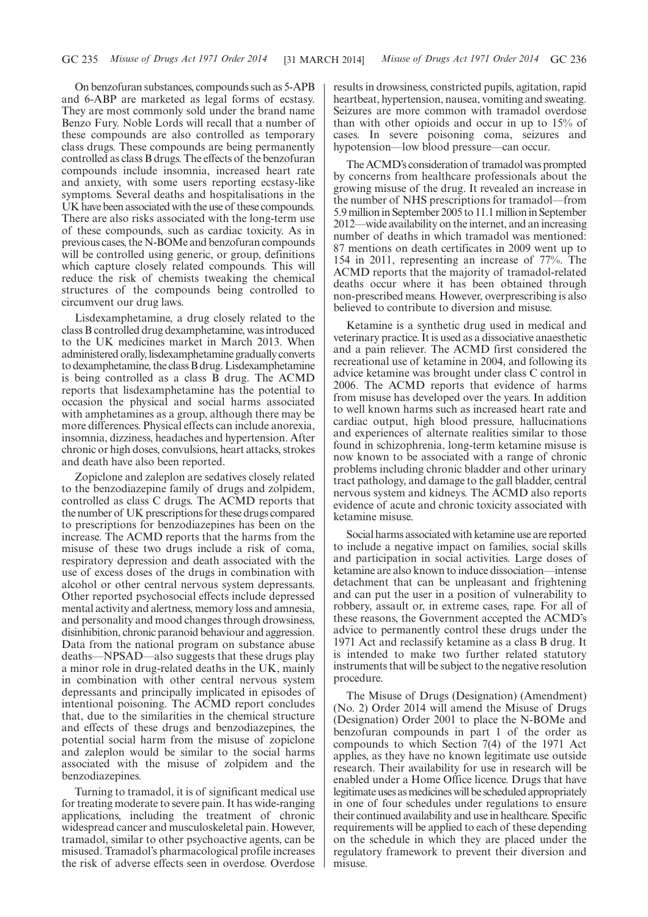On benzofuran substances, compounds such as 5-APB and 6-ABP are marketed as legal forms of ecstasy. They are most commonly sold under the brand name Benzo Fury. Noble Lords will recall that a number of these compounds are also controlled as temporary class drugs. These compounds are being permanently controlled as class B drugs. The effects of the benzofuran compounds include insomnia, increased heart rate and anxiety, with some users reporting ecstasy-like symptoms. Several deaths and hospitalisations in the UK have been associated with the use of these compounds. There are also risks associated with the long-term use of these compounds, such as cardiac toxicity. As in previous cases, the N-BOMe and benzofuran compounds will be controlled using generic, or group, definitions which capture closely related compounds. This will reduce the risk of chemists tweaking the chemical structures of the compounds being controlled to circumvent our drug laws.

Lisdexamphetamine, a drug closely related to the class B controlled drug dexamphetamine, was introduced to the UK medicines market in March 2013. When administered orally, lisdexamphetamine gradually converts to dexamphetamine, the class B drug. Lisdexamphetamine is being controlled as a class B drug. The ACMD reports that lisdexamphetamine has the potential to occasion the physical and social harms associated with amphetamines as a group, although there may be more differences. Physical effects can include anorexia, insomnia, dizziness, headaches and hypertension. After chronic or high doses, convulsions, heart attacks, strokes and death have also been reported.

Zopiclone and zaleplon are sedatives closely related to the benzodiazepine family of drugs and zolpidem, controlled as class C drugs. The ACMD reports that the number of UK prescriptions for these drugs compared to prescriptions for benzodiazepines has been on the increase. The ACMD reports that the harms from the misuse of these two drugs include a risk of coma, respiratory depression and death associated with the use of excess doses of the drugs in combination with alcohol or other central nervous system depressants. Other reported psychosocial effects include depressed mental activity and alertness, memory loss and amnesia, and personality and mood changes through drowsiness, disinhibition, chronic paranoid behaviour and aggression. Data from the national program on substance abuse deaths—NPSAD—also suggests that these drugs play a minor role in drug-related deaths in the UK, mainly in combination with other central nervous system depressants and principally implicated in episodes of intentional poisoning. The ACMD report concludes that, due to the similarities in the chemical structure and effects of these drugs and benzodiazepines, the potential social harm from the misuse of zopiclone and zaleplon would be similar to the social harms associated with the misuse of zolpidem and the benzodiazepines.

Turning to tramadol, it is of significant medical use for treating moderate to severe pain. It has wide-ranging applications, including the treatment of chronic widespread cancer and musculoskeletal pain. However, tramadol, similar to other psychoactive agents, can be misused. Tramadol's pharmacological profile increases the risk of adverse effects seen in overdose. Overdose results in drowsiness, constricted pupils, agitation, rapid heartbeat, hypertension, nausea, vomiting and sweating. Seizures are more common with tramadol overdose than with other opioids and occur in up to 15% of cases. In severe poisoning coma, seizures and hypotension—low blood pressure—can occur.

The ACMD's consideration of tramadol was prompted by concerns from healthcare professionals about the growing misuse of the drug. It revealed an increase in the number of NHS prescriptions for tramadol—from 5.9 million in September 2005 to 11.1 million in September 2012—wide availability on the internet, and an increasing number of deaths in which tramadol was mentioned: 87 mentions on death certificates in 2009 went up to 154 in 2011, representing an increase of 77%. The ACMD reports that the majority of tramadol-related deaths occur where it has been obtained through non-prescribed means. However, overprescribing is also believed to contribute to diversion and misuse.

Ketamine is a synthetic drug used in medical and veterinary practice. It is used as a dissociative anaesthetic and a pain reliever. The ACMD first considered the recreational use of ketamine in 2004, and following its advice ketamine was brought under class C control in 2006. The ACMD reports that evidence of harms from misuse has developed over the years. In addition to well known harms such as increased heart rate and cardiac output, high blood pressure, hallucinations and experiences of alternate realities similar to those found in schizophrenia, long-term ketamine misuse is now known to be associated with a range of chronic problems including chronic bladder and other urinary tract pathology, and damage to the gall bladder, central nervous system and kidneys. The ACMD also reports evidence of acute and chronic toxicity associated with ketamine misuse.

Social harms associated with ketamine use are reported to include a negative impact on families, social skills and participation in social activities. Large doses of ketamine are also known to induce dissociation—intense detachment that can be unpleasant and frightening and can put the user in a position of vulnerability to robbery, assault or, in extreme cases, rape. For all of these reasons, the Government accepted the ACMD's advice to permanently control these drugs under the 1971 Act and reclassify ketamine as a class B drug. It is intended to make two further related statutory instruments that will be subject to the negative resolution procedure.

The Misuse of Drugs (Designation) (Amendment) (No. 2) Order 2014 will amend the Misuse of Drugs (Designation) Order 2001 to place the N-BOMe and benzofuran compounds in part 1 of the order as compounds to which Section 7(4) of the 1971 Act applies, as they have no known legitimate use outside research. Their availability for use in research will be enabled under a Home Office licence. Drugs that have legitimate uses as medicines will be scheduled appropriately in one of four schedules under regulations to ensure their continued availability and use in healthcare. Specific requirements will be applied to each of these depending on the schedule in which they are placed under the regulatory framework to prevent their diversion and misuse.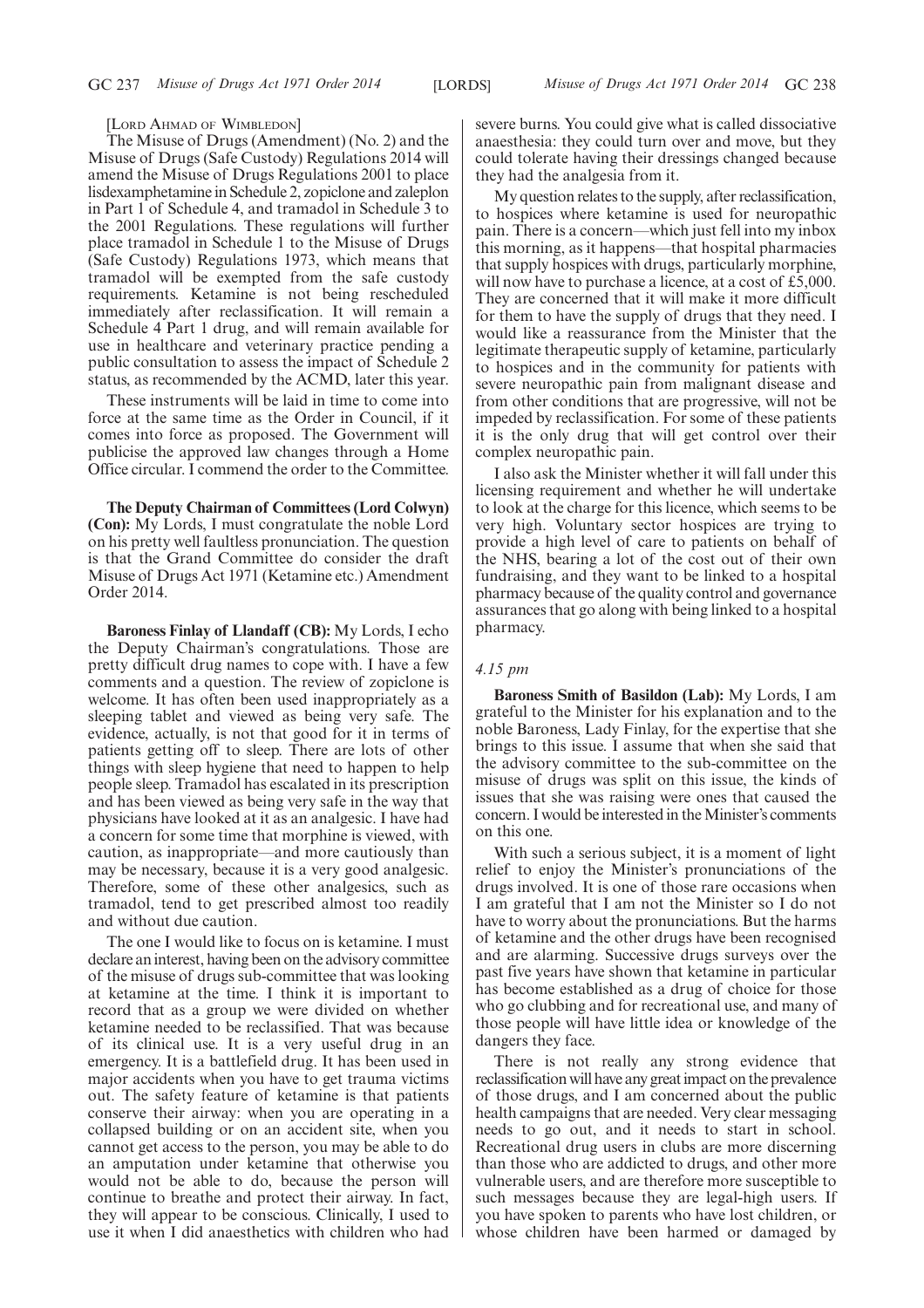[LORD AHMAD OF WIMBLEDON]

The Misuse of Drugs (Amendment) (No. 2) and the Misuse of Drugs (Safe Custody) Regulations 2014 will amend the Misuse of Drugs Regulations 2001 to place lisdexamphetamine in Schedule 2, zopiclone and zaleplon in Part 1 of Schedule 4, and tramadol in Schedule 3 to the 2001 Regulations. These regulations will further place tramadol in Schedule 1 to the Misuse of Drugs (Safe Custody) Regulations 1973, which means that tramadol will be exempted from the safe custody requirements. Ketamine is not being rescheduled immediately after reclassification. It will remain a Schedule 4 Part 1 drug, and will remain available for use in healthcare and veterinary practice pending a public consultation to assess the impact of Schedule 2 status, as recommended by the ACMD, later this year.

These instruments will be laid in time to come into force at the same time as the Order in Council, if it comes into force as proposed. The Government will publicise the approved law changes through a Home Office circular. I commend the order to the Committee.

**The Deputy Chairman of Committees (Lord Colwyn) (Con):** My Lords, I must congratulate the noble Lord on his pretty well faultless pronunciation. The question is that the Grand Committee do consider the draft Misuse of Drugs Act 1971 (Ketamine etc.) Amendment Order 2014.

**Baroness Finlay of Llandaff (CB):** My Lords, I echo the Deputy Chairman's congratulations. Those are pretty difficult drug names to cope with. I have a few comments and a question. The review of zopiclone is welcome. It has often been used inappropriately as a sleeping tablet and viewed as being very safe. The evidence, actually, is not that good for it in terms of patients getting off to sleep. There are lots of other things with sleep hygiene that need to happen to help people sleep. Tramadol has escalated in its prescription and has been viewed as being very safe in the way that physicians have looked at it as an analgesic. I have had a concern for some time that morphine is viewed, with caution, as inappropriate—and more cautiously than may be necessary, because it is a very good analgesic. Therefore, some of these other analgesics, such as tramadol, tend to get prescribed almost too readily and without due caution.

The one I would like to focus on is ketamine. I must declare an interest, having been on the advisory committee of the misuse of drugs sub-committee that was looking at ketamine at the time. I think it is important to record that as a group we were divided on whether ketamine needed to be reclassified. That was because of its clinical use. It is a very useful drug in an emergency. It is a battlefield drug. It has been used in major accidents when you have to get trauma victims out. The safety feature of ketamine is that patients conserve their airway: when you are operating in a collapsed building or on an accident site, when you cannot get access to the person, you may be able to do an amputation under ketamine that otherwise you would not be able to do, because the person will continue to breathe and protect their airway. In fact, they will appear to be conscious. Clinically, I used to use it when I did anaesthetics with children who had severe burns. You could give what is called dissociative anaesthesia: they could turn over and move, but they could tolerate having their dressings changed because they had the analgesia from it.

My question relates to the supply, after reclassification, to hospices where ketamine is used for neuropathic pain. There is a concern—which just fell into my inbox this morning, as it happens—that hospital pharmacies that supply hospices with drugs, particularly morphine, will now have to purchase a licence, at a cost of £5,000. They are concerned that it will make it more difficult for them to have the supply of drugs that they need. I would like a reassurance from the Minister that the legitimate therapeutic supply of ketamine, particularly to hospices and in the community for patients with severe neuropathic pain from malignant disease and from other conditions that are progressive, will not be impeded by reclassification. For some of these patients it is the only drug that will get control over their complex neuropathic pain.

I also ask the Minister whether it will fall under this licensing requirement and whether he will undertake to look at the charge for this licence, which seems to be very high. Voluntary sector hospices are trying to provide a high level of care to patients on behalf of the NHS, bearing a lot of the cost out of their own fundraising, and they want to be linked to a hospital pharmacy because of the quality control and governance assurances that go along with being linked to a hospital pharmacy.

*4.15 pm*

**Baroness Smith of Basildon (Lab):** My Lords, I am grateful to the Minister for his explanation and to the noble Baroness, Lady Finlay, for the expertise that she brings to this issue. I assume that when she said that the advisory committee to the sub-committee on the misuse of drugs was split on this issue, the kinds of issues that she was raising were ones that caused the concern. I would be interested in the Minister's comments on this one.

With such a serious subject, it is a moment of light relief to enjoy the Minister's pronunciations of the drugs involved. It is one of those rare occasions when I am grateful that I am not the Minister so I do not have to worry about the pronunciations. But the harms of ketamine and the other drugs have been recognised and are alarming. Successive drugs surveys over the past five years have shown that ketamine in particular has become established as a drug of choice for those who go clubbing and for recreational use, and many of those people will have little idea or knowledge of the dangers they face.

There is not really any strong evidence that reclassification will have any great impact on the prevalence of those drugs, and I am concerned about the public health campaigns that are needed. Very clear messaging needs to go out, and it needs to start in school. Recreational drug users in clubs are more discerning than those who are addicted to drugs, and other more vulnerable users, and are therefore more susceptible to such messages because they are legal-high users. If you have spoken to parents who have lost children, or whose children have been harmed or damaged by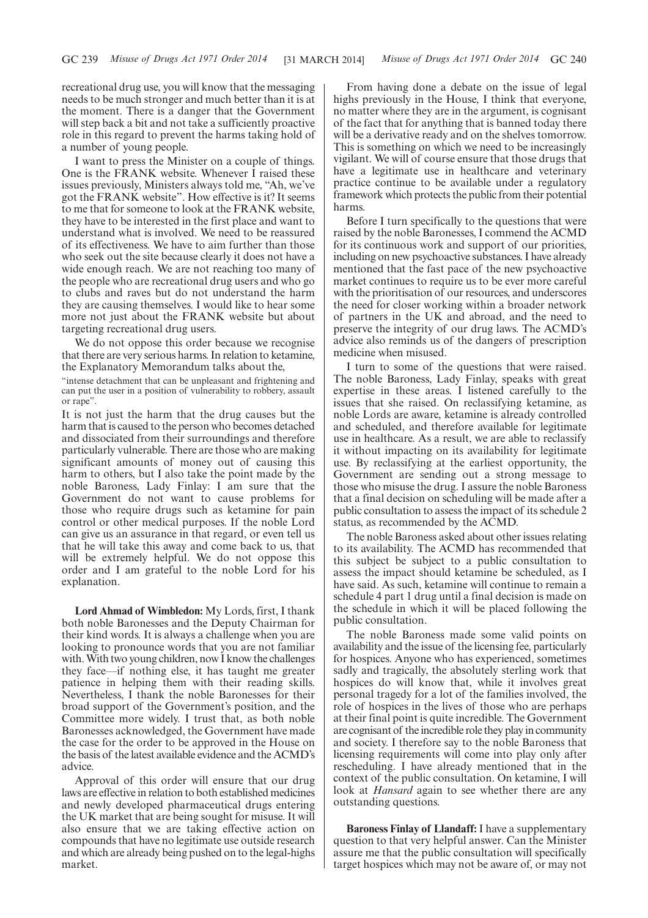recreational drug use, you will know that the messaging needs to be much stronger and much better than it is at the moment. There is a danger that the Government will step back a bit and not take a sufficiently proactive role in this regard to prevent the harms taking hold of a number of young people.

I want to press the Minister on a couple of things. One is the FRANK website. Whenever I raised these issues previously, Ministers always told me, "Ah, we've got the FRANK website". How effective is it? It seems to me that for someone to look at the FRANK website, they have to be interested in the first place and want to understand what is involved. We need to be reassured of its effectiveness. We have to aim further than those who seek out the site because clearly it does not have a wide enough reach. We are not reaching too many of the people who are recreational drug users and who go to clubs and raves but do not understand the harm they are causing themselves. I would like to hear some more not just about the FRANK website but about targeting recreational drug users.

We do not oppose this order because we recognise that there are very serious harms. In relation to ketamine, the Explanatory Memorandum talks about the,

"intense detachment that can be unpleasant and frightening and can put the user in a position of vulnerability to robbery, assault or rape".

It is not just the harm that the drug causes but the harm that is caused to the person who becomes detached and dissociated from their surroundings and therefore particularly vulnerable. There are those who are making significant amounts of money out of causing this harm to others, but I also take the point made by the noble Baroness, Lady Finlay: I am sure that the Government do not want to cause problems for those who require drugs such as ketamine for pain control or other medical purposes. If the noble Lord can give us an assurance in that regard, or even tell us that he will take this away and come back to us, that will be extremely helpful. We do not oppose this order and I am grateful to the noble Lord for his explanation.

**Lord Ahmad of Wimbledon:** My Lords, first, I thank both noble Baronesses and the Deputy Chairman for their kind words. It is always a challenge when you are looking to pronounce words that you are not familiar with. With two young children, now I know the challenges they face—if nothing else, it has taught me greater patience in helping them with their reading skills. Nevertheless, I thank the noble Baronesses for their broad support of the Government's position, and the Committee more widely. I trust that, as both noble Baronesses acknowledged, the Government have made the case for the order to be approved in the House on the basis of the latest available evidence and the ACMD's advice.

Approval of this order will ensure that our drug laws are effective in relation to both established medicines and newly developed pharmaceutical drugs entering the UK market that are being sought for misuse. It will also ensure that we are taking effective action on compounds that have no legitimate use outside research and which are already being pushed on to the legal-highs market.

From having done a debate on the issue of legal highs previously in the House, I think that everyone, no matter where they are in the argument, is cognisant of the fact that for anything that is banned today there will be a derivative ready and on the shelves tomorrow. This is something on which we need to be increasingly vigilant. We will of course ensure that those drugs that have a legitimate use in healthcare and veterinary practice continue to be available under a regulatory framework which protects the public from their potential harms.

Before I turn specifically to the questions that were raised by the noble Baronesses, I commend the ACMD for its continuous work and support of our priorities, including on new psychoactive substances. I have already mentioned that the fast pace of the new psychoactive market continues to require us to be ever more careful with the prioritisation of our resources, and underscores the need for closer working within a broader network of partners in the UK and abroad, and the need to preserve the integrity of our drug laws. The ACMD's advice also reminds us of the dangers of prescription medicine when misused.

I turn to some of the questions that were raised. The noble Baroness, Lady Finlay, speaks with great expertise in these areas. I listened carefully to the issues that she raised. On reclassifying ketamine, as noble Lords are aware, ketamine is already controlled and scheduled, and therefore available for legitimate use in healthcare. As a result, we are able to reclassify it without impacting on its availability for legitimate use. By reclassifying at the earliest opportunity, the Government are sending out a strong message to those who misuse the drug. I assure the noble Baroness that a final decision on scheduling will be made after a public consultation to assess the impact of its schedule 2 status, as recommended by the ACMD.

The noble Baroness asked about other issues relating to its availability. The ACMD has recommended that this subject be subject to a public consultation to assess the impact should ketamine be scheduled, as I have said. As such, ketamine will continue to remain a schedule 4 part 1 drug until a final decision is made on the schedule in which it will be placed following the public consultation.

The noble Baroness made some valid points on availability and the issue of the licensing fee, particularly for hospices. Anyone who has experienced, sometimes sadly and tragically, the absolutely sterling work that hospices do will know that, while it involves great personal tragedy for a lot of the families involved, the role of hospices in the lives of those who are perhaps at their final point is quite incredible. The Government are cognisant of the incredible role they play in community and society. I therefore say to the noble Baroness that licensing requirements will come into play only after rescheduling. I have already mentioned that in the context of the public consultation. On ketamine, I will look at *Hansard* again to see whether there are any outstanding questions.

**Baroness Finlay of Llandaff:** I have a supplementary question to that very helpful answer. Can the Minister assure me that the public consultation will specifically target hospices which may not be aware of, or may not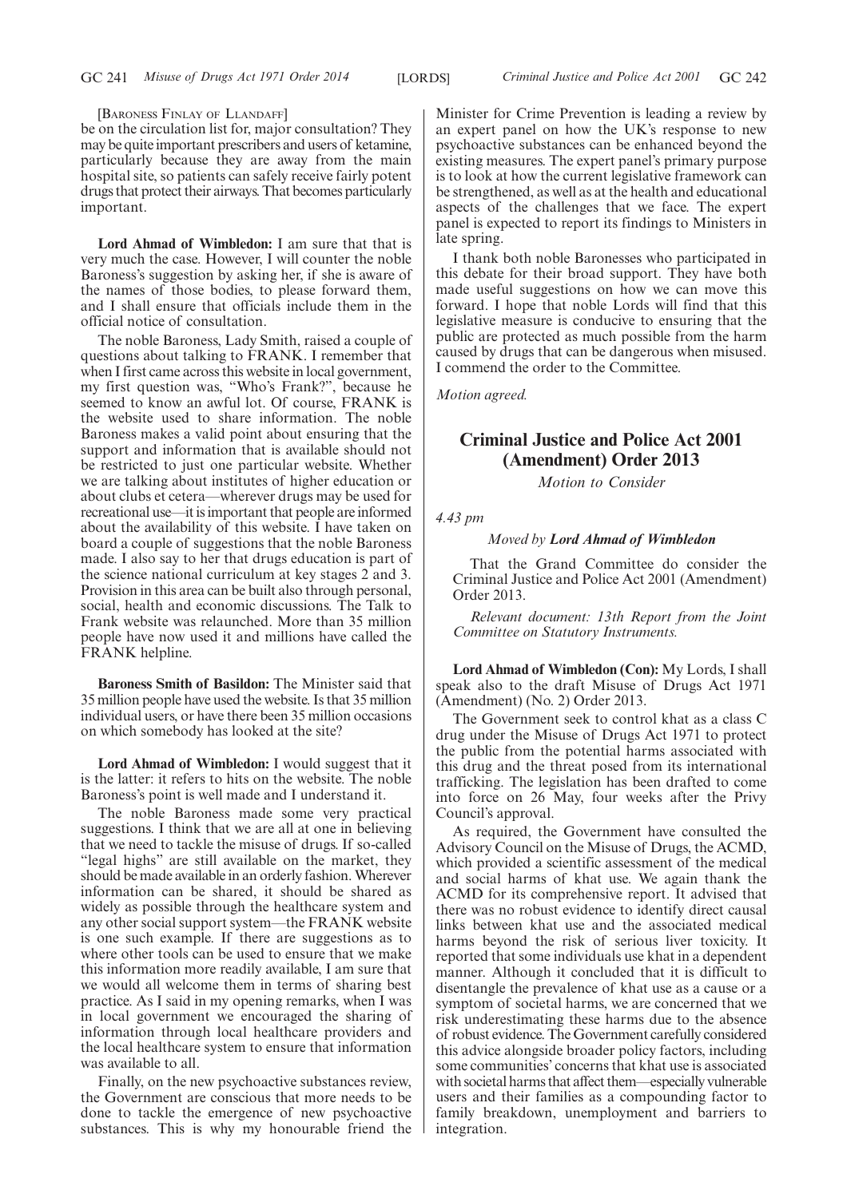[Baroness Finlay of Llandaff]

be on the circulation list for, major consultation? They may be quite important prescribers and users of ketamine, particularly because they are away from the main hospital site, so patients can safely receive fairly potent drugs that protect their airways. That becomes particularly important.

**Lord Ahmad of Wimbledon:** I am sure that that is very much the case. However, I will counter the noble Baroness's suggestion by asking her, if she is aware of the names of those bodies, to please forward them, and I shall ensure that officials include them in the official notice of consultation.

The noble Baroness, Lady Smith, raised a couple of questions about talking to FRANK. I remember that when I first came across this website in local government, my first question was, "Who's Frank?", because he seemed to know an awful lot. Of course, FRANK is the website used to share information. The noble Baroness makes a valid point about ensuring that the support and information that is available should not be restricted to just one particular website. Whether we are talking about institutes of higher education or about clubs et cetera—wherever drugs may be used for recreational use—it is important that people are informed about the availability of this website. I have taken on board a couple of suggestions that the noble Baroness made. I also say to her that drugs education is part of the science national curriculum at key stages 2 and 3. Provision in this area can be built also through personal, social, health and economic discussions. The Talk to Frank website was relaunched. More than 35 million people have now used it and millions have called the FRANK helpline.

**Baroness Smith of Basildon:** The Minister said that 35 million people have used the website. Is that 35 million individual users, or have there been 35 million occasions on which somebody has looked at the site?

**Lord Ahmad of Wimbledon:** I would suggest that it is the latter: it refers to hits on the website. The noble Baroness's point is well made and I understand it.

The noble Baroness made some very practical suggestions. I think that we are all at one in believing that we need to tackle the misuse of drugs. If so-called "legal highs" are still available on the market, they should be made available in an orderly fashion. Wherever information can be shared, it should be shared as widely as possible through the healthcare system and any other social support system—the FRANK website is one such example. If there are suggestions as to where other tools can be used to ensure that we make this information more readily available, I am sure that we would all welcome them in terms of sharing best practice. As I said in my opening remarks, when I was in local government we encouraged the sharing of information through local healthcare providers and the local healthcare system to ensure that information was available to all.

Finally, on the new psychoactive substances review, the Government are conscious that more needs to be done to tackle the emergence of new psychoactive substances. This is why my honourable friend the Minister for Crime Prevention is leading a review by an expert panel on how the UK's response to new psychoactive substances can be enhanced beyond the existing measures. The expert panel's primary purpose is to look at how the current legislative framework can be strengthened, as well as at the health and educational aspects of the challenges that we face. The expert panel is expected to report its findings to Ministers in late spring.

I thank both noble Baronesses who participated in this debate for their broad support. They have both made useful suggestions on how we can move this forward. I hope that noble Lords will find that this legislative measure is conducive to ensuring that the public are protected as much possible from the harm caused by drugs that can be dangerous when misused. I commend the order to the Committee.

*Motion agreed.*

## Criminal Justice and Police Act 2001 (Amendment) Order 2013

*Motion to Consider*

*4.43 pm*

*Moved by* ***Lord Ahmad of Wimbledon***

That the Grand Committee do consider the Criminal Justice and Police Act 2001 (Amendment) Order 2013.

*Relevant document: 13th Report from the Joint Committee on Statutory Instruments.*

**Lord Ahmad of Wimbledon (Con):** My Lords, I shall speak also to the draft Misuse of Drugs Act 1971 (Amendment) (No. 2) Order 2013.

The Government seek to control khat as a class C drug under the Misuse of Drugs Act 1971 to protect the public from the potential harms associated with this drug and the threat posed from its international trafficking. The legislation has been drafted to come into force on 26 May, four weeks after the Privy Council's approval.

As required, the Government have consulted the Advisory Council on the Misuse of Drugs, the ACMD, which provided a scientific assessment of the medical and social harms of khat use. We again thank the ACMD for its comprehensive report. It advised that there was no robust evidence to identify direct causal links between khat use and the associated medical harms beyond the risk of serious liver toxicity. It reported that some individuals use khat in a dependent manner. Although it concluded that it is difficult to disentangle the prevalence of khat use as a cause or a symptom of societal harms, we are concerned that we risk underestimating these harms due to the absence of robust evidence. The Government carefully considered this advice alongside broader policy factors, including some communities' concerns that khat use is associated with societal harms that affect them—especially vulnerable users and their families as a compounding factor to family breakdown, unemployment and barriers to integration.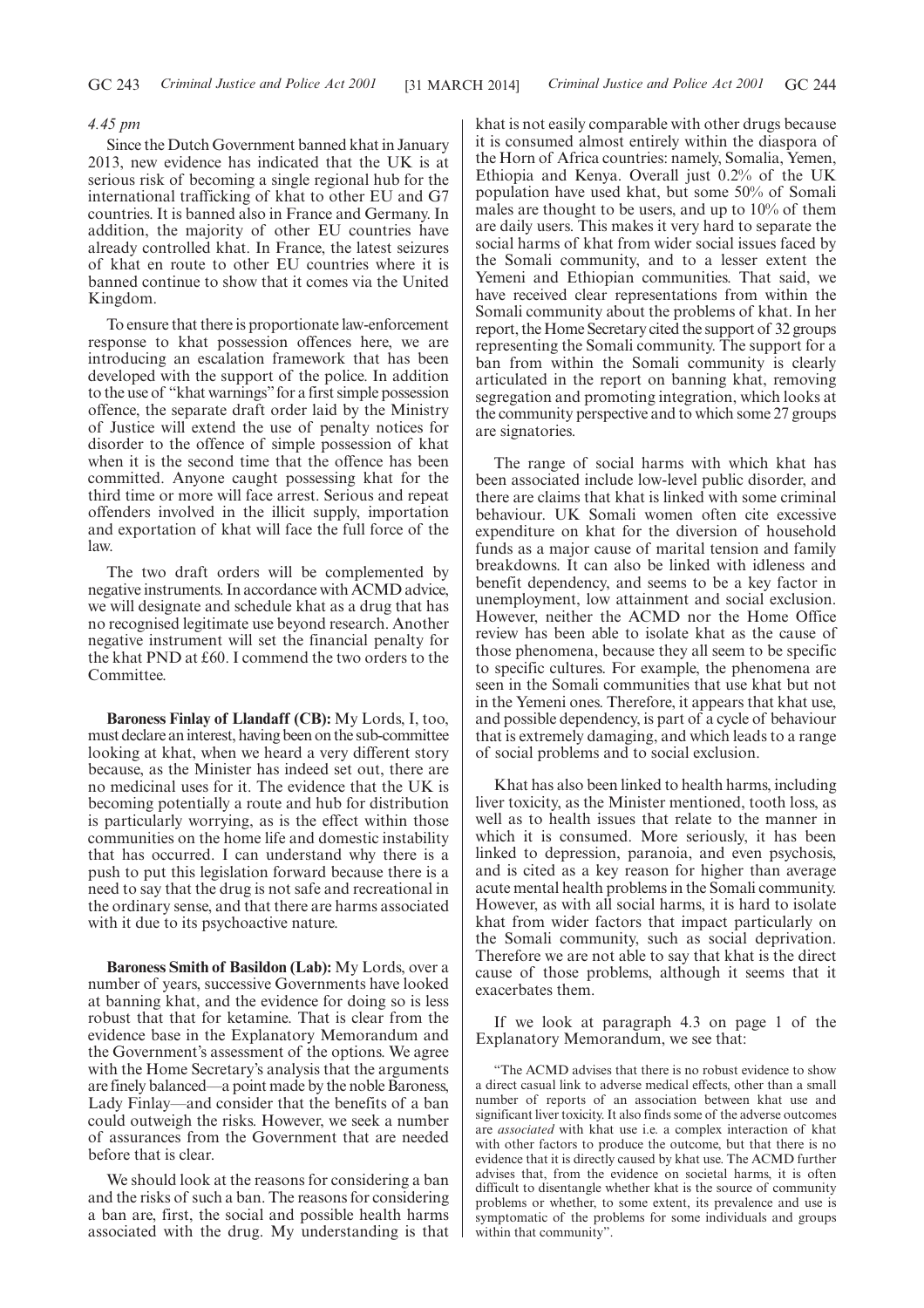*4.45 pm*

Since the Dutch Government banned khat in January 2013, new evidence has indicated that the UK is at serious risk of becoming a single regional hub for the international trafficking of khat to other EU and G7 countries. It is banned also in France and Germany. In addition, the majority of other EU countries have already controlled khat. In France, the latest seizures of khat en route to other EU countries where it is banned continue to show that it comes via the United Kingdom.

To ensure that there is proportionate law-enforcement response to khat possession offences here, we are introducing an escalation framework that has been developed with the support of the police. In addition to the use of "khat warnings" for a first simple possession offence, the separate draft order laid by the Ministry of Justice will extend the use of penalty notices for disorder to the offence of simple possession of khat when it is the second time that the offence has been committed. Anyone caught possessing khat for the third time or more will face arrest. Serious and repeat offenders involved in the illicit supply, importation and exportation of khat will face the full force of the law.

The two draft orders will be complemented by negative instruments. In accordance with ACMD advice, we will designate and schedule khat as a drug that has no recognised legitimate use beyond research. Another negative instrument will set the financial penalty for the khat PND at £60. I commend the two orders to the Committee.

**Baroness Finlay of Llandaff (CB):** My Lords, I, too, must declare an interest, having been on the sub-committee looking at khat, when we heard a very different story because, as the Minister has indeed set out, there are no medicinal uses for it. The evidence that the UK is becoming potentially a route and hub for distribution is particularly worrying, as is the effect within those communities on the home life and domestic instability that has occurred. I can understand why there is a push to put this legislation forward because there is a need to say that the drug is not safe and recreational in the ordinary sense, and that there are harms associated with it due to its psychoactive nature.

**Baroness Smith of Basildon (Lab):** My Lords, over a number of years, successive Governments have looked at banning khat, and the evidence for doing so is less robust that that for ketamine. That is clear from the evidence base in the Explanatory Memorandum and the Government's assessment of the options. We agree with the Home Secretary's analysis that the arguments are finely balanced—a point made by the noble Baroness, Lady Finlay—and consider that the benefits of a ban could outweigh the risks. However, we seek a number of assurances from the Government that are needed before that is clear.

We should look at the reasons for considering a ban and the risks of such a ban. The reasons for considering a ban are, first, the social and possible health harms associated with the drug. My understanding is that khat is not easily comparable with other drugs because it is consumed almost entirely within the diaspora of the Horn of Africa countries: namely, Somalia, Yemen, Ethiopia and Kenya. Overall just 0.2% of the UK population have used khat, but some 50% of Somali males are thought to be users, and up to 10% of them are daily users. This makes it very hard to separate the social harms of khat from wider social issues faced by the Somali community, and to a lesser extent the Yemeni and Ethiopian communities. That said, we have received clear representations from within the Somali community about the problems of khat. In her report, the Home Secretary cited the support of 32 groups representing the Somali community. The support for a ban from within the Somali community is clearly articulated in the report on banning khat, removing segregation and promoting integration, which looks at the community perspective and to which some 27 groups are signatories.

The range of social harms with which khat has been associated include low-level public disorder, and there are claims that khat is linked with some criminal behaviour. UK Somali women often cite excessive expenditure on khat for the diversion of household funds as a major cause of marital tension and family breakdowns. It can also be linked with idleness and benefit dependency, and seems to be a key factor in unemployment, low attainment and social exclusion. However, neither the ACMD nor the Home Office review has been able to isolate khat as the cause of those phenomena, because they all seem to be specific to specific cultures. For example, the phenomena are seen in the Somali communities that use khat but not in the Yemeni ones. Therefore, it appears that khat use, and possible dependency, is part of a cycle of behaviour that is extremely damaging, and which leads to a range of social problems and to social exclusion.

Khat has also been linked to health harms, including liver toxicity, as the Minister mentioned, tooth loss, as well as to health issues that relate to the manner in which it is consumed. More seriously, it has been linked to depression, paranoia, and even psychosis, and is cited as a key reason for higher than average acute mental health problems in the Somali community. However, as with all social harms, it is hard to isolate khat from wider factors that impact particularly on the Somali community, such as social deprivation. Therefore we are not able to say that khat is the direct cause of those problems, although it seems that it exacerbates them.

If we look at paragraph 4.3 on page 1 of the Explanatory Memorandum, we see that:

> "The ACMD advises that there is no robust evidence to show a direct casual link to adverse medical effects, other than a small number of reports of an association between khat use and significant liver toxicity. It also finds some of the adverse outcomes are *associated* with khat use i.e. a complex interaction of khat with other factors to produce the outcome, but that there is no evidence that it is directly caused by khat use. The ACMD further advises that, from the evidence on societal harms, it is often difficult to disentangle whether khat is the source of community problems or whether, to some extent, its prevalence and use is symptomatic of the problems for some individuals and groups within that community".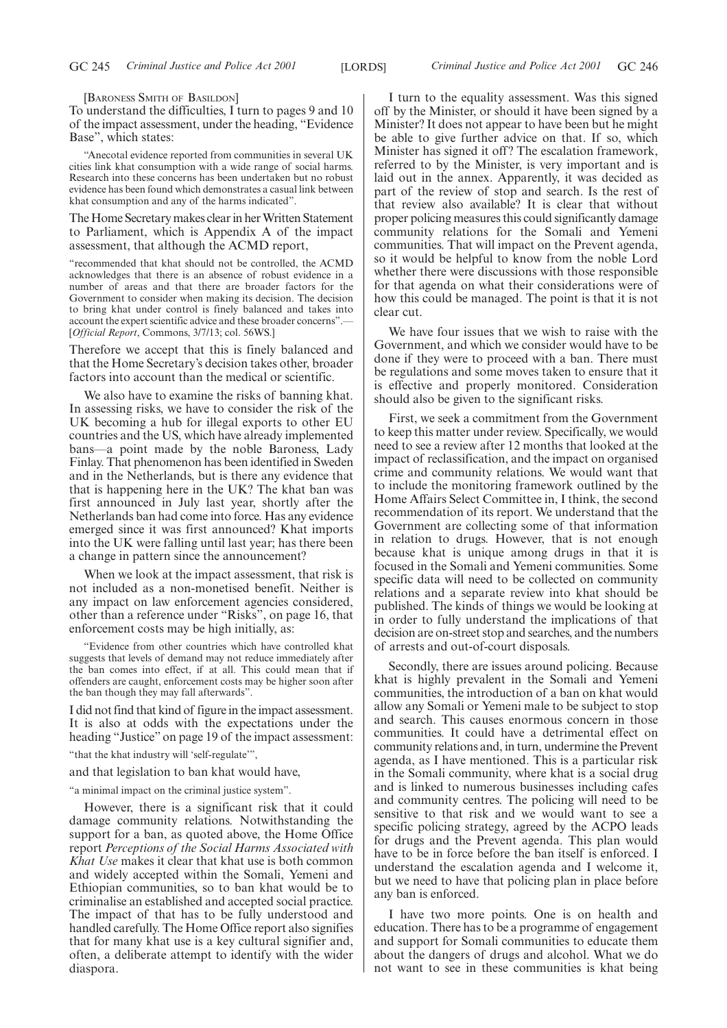[Baroness Smith of Basildon]

To understand the difficulties, I turn to pages 9 and 10 of the impact assessment, under the heading, "Evidence Base", which states:

> "Anecotal evidence reported from communities in several UK cities link khat consumption with a wide range of social harms. Research into these concerns has been undertaken but no robust evidence has been found which demonstrates a casual link between khat consumption and any of the harms indicated".

The Home Secretary makes clear in her Written Statement to Parliament, which is Appendix A of the impact assessment, that although the ACMD report,

> "recommended that khat should not be controlled, the ACMD acknowledges that there is an absence of robust evidence in a number of areas and that there are broader factors for the Government to consider when making its decision. The decision to bring khat under control is finely balanced and takes into account the expert scientific advice and these broader concerns".—[*Official Report*, Commons, 3/7/13; col. 56WS.]

Therefore we accept that this is finely balanced and that the Home Secretary's decision takes other, broader factors into account than the medical or scientific.

We also have to examine the risks of banning khat. In assessing risks, we have to consider the risk of the UK becoming a hub for illegal exports to other EU countries and the US, which have already implemented bans—a point made by the noble Baroness, Lady Finlay. That phenomenon has been identified in Sweden and in the Netherlands, but is there any evidence that that is happening here in the UK? The khat ban was first announced in July last year, shortly after the Netherlands ban had come into force. Has any evidence emerged since it was first announced? Khat imports into the UK were falling until last year; has there been a change in pattern since the announcement?

When we look at the impact assessment, that risk is not included as a non-monetised benefit. Neither is any impact on law enforcement agencies considered, other than a reference under "Risks", on page 16, that enforcement costs may be high initially, as:

> "Evidence from other countries which have controlled khat suggests that levels of demand may not reduce immediately after the ban comes into effect, if at all. This could mean that if offenders are caught, enforcement costs may be higher soon after the ban though they may fall afterwards".

I did not find that kind of figure in the impact assessment. It is also at odds with the expectations under the heading "Justice" on page 19 of the impact assessment:

> "that the khat industry will 'self-regulate'",

and that legislation to ban khat would have,

> "a minimal impact on the criminal justice system".

However, there is a significant risk that it could damage community relations. Notwithstanding the support for a ban, as quoted above, the Home Office report *Perceptions of the Social Harms Associated with Khat Use* makes it clear that khat use is both common and widely accepted within the Somali, Yemeni and Ethiopian communities, so to ban khat would be to criminalise an established and accepted social practice. The impact of that has to be fully understood and handled carefully. The Home Office report also signifies that for many khat use is a key cultural signifier and, often, a deliberate attempt to identify with the wider diaspora.

I turn to the equality assessment. Was this signed off by the Minister, or should it have been signed by a Minister? It does not appear to have been but he might be able to give further advice on that. If so, which Minister has signed it off? The escalation framework, referred to by the Minister, is very important and is laid out in the annex. Apparently, it was decided as part of the review of stop and search. Is the rest of that review also available? It is clear that without proper policing measures this could significantly damage community relations for the Somali and Yemeni communities. That will impact on the Prevent agenda, so it would be helpful to know from the noble Lord whether there were discussions with those responsible for that agenda on what their considerations were of how this could be managed. The point is that it is not clear cut.

We have four issues that we wish to raise with the Government, and which we consider would have to be done if they were to proceed with a ban. There must be regulations and some moves taken to ensure that it is effective and properly monitored. Consideration should also be given to the significant risks.

First, we seek a commitment from the Government to keep this matter under review. Specifically, we would need to see a review after 12 months that looked at the impact of reclassification, and the impact on organised crime and community relations. We would want that to include the monitoring framework outlined by the Home Affairs Select Committee in, I think, the second recommendation of its report. We understand that the Government are collecting some of that information in relation to drugs. However, that is not enough because khat is unique among drugs in that it is focused in the Somali and Yemeni communities. Some specific data will need to be collected on community relations and a separate review into khat should be published. The kinds of things we would be looking at in order to fully understand the implications of that decision are on-street stop and searches, and the numbers of arrests and out-of-court disposals.

Secondly, there are issues around policing. Because khat is highly prevalent in the Somali and Yemeni communities, the introduction of a ban on khat would allow any Somali or Yemeni male to be subject to stop and search. This causes enormous concern in those communities. It could have a detrimental effect on community relations and, in turn, undermine the Prevent agenda, as I have mentioned. This is a particular risk in the Somali community, where khat is a social drug and is linked to numerous businesses including cafes and community centres. The policing will need to be sensitive to that risk and we would want to see a specific policing strategy, agreed by the ACPO leads for drugs and the Prevent agenda. This plan would have to be in force before the ban itself is enforced. I understand the escalation agenda and I welcome it, but we need to have that policing plan in place before any ban is enforced.

I have two more points. One is on health and education. There has to be a programme of engagement and support for Somali communities to educate them about the dangers of drugs and alcohol. What we do not want to see in these communities is khat being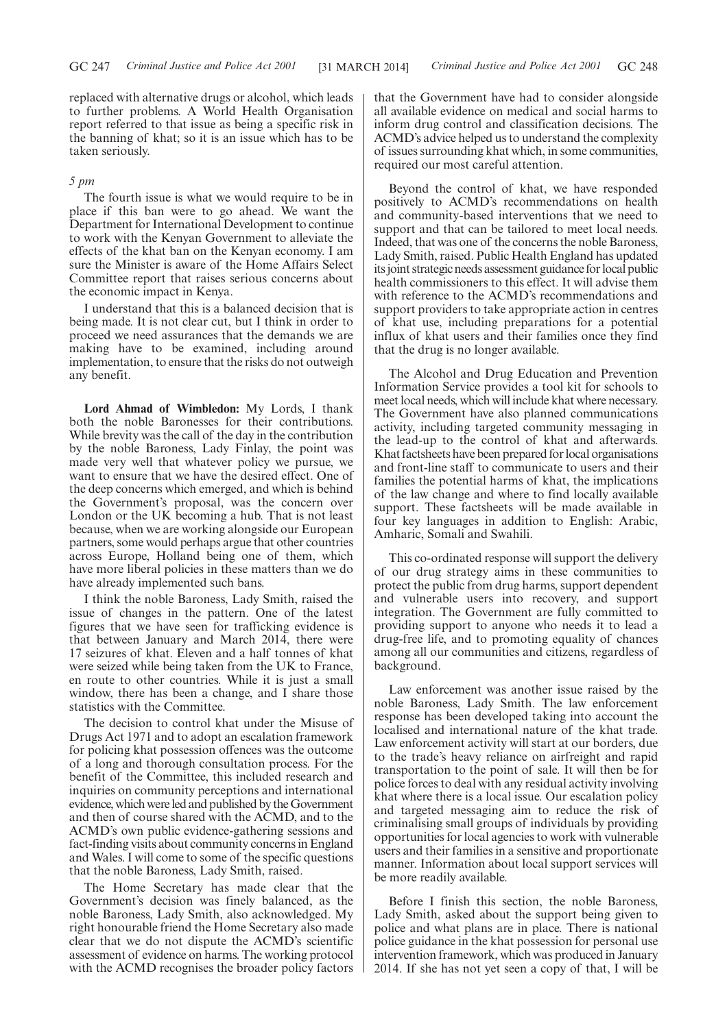replaced with alternative drugs or alcohol, which leads to further problems. A World Health Organisation report referred to that issue as being a specific risk in the banning of khat; so it is an issue which has to be taken seriously.

*5 pm*

The fourth issue is what we would require to be in place if this ban were to go ahead. We want the Department for International Development to continue to work with the Kenyan Government to alleviate the effects of the khat ban on the Kenyan economy. I am sure the Minister is aware of the Home Affairs Select Committee report that raises serious concerns about the economic impact in Kenya.

I understand that this is a balanced decision that is being made. It is not clear cut, but I think in order to proceed we need assurances that the demands we are making have to be examined, including around implementation, to ensure that the risks do not outweigh any benefit.

**Lord Ahmad of Wimbledon:** My Lords, I thank both the noble Baronesses for their contributions. While brevity was the call of the day in the contribution by the noble Baroness, Lady Finlay, the point was made very well that whatever policy we pursue, we want to ensure that we have the desired effect. One of the deep concerns which emerged, and which is behind the Government's proposal, was the concern over London or the UK becoming a hub. That is not least because, when we are working alongside our European partners, some would perhaps argue that other countries across Europe, Holland being one of them, which have more liberal policies in these matters than we do have already implemented such bans.

I think the noble Baroness, Lady Smith, raised the issue of changes in the pattern. One of the latest figures that we have seen for trafficking evidence is that between January and March 2014, there were 17 seizures of khat. Eleven and a half tonnes of khat were seized while being taken from the UK to France, en route to other countries. While it is just a small window, there has been a change, and I share those statistics with the Committee.

The decision to control khat under the Misuse of Drugs Act 1971 and to adopt an escalation framework for policing khat possession offences was the outcome of a long and thorough consultation process. For the benefit of the Committee, this included research and inquiries on community perceptions and international evidence, which were led and published by the Government and then of course shared with the ACMD, and to the ACMD's own public evidence-gathering sessions and fact-finding visits about community concerns in England and Wales. I will come to some of the specific questions that the noble Baroness, Lady Smith, raised.

The Home Secretary has made clear that the Government's decision was finely balanced, as the noble Baroness, Lady Smith, also acknowledged. My right honourable friend the Home Secretary also made clear that we do not dispute the ACMD's scientific assessment of evidence on harms. The working protocol with the ACMD recognises the broader policy factors that the Government have had to consider alongside all available evidence on medical and social harms to inform drug control and classification decisions. The ACMD's advice helped us to understand the complexity of issues surrounding khat which, in some communities, required our most careful attention.

Beyond the control of khat, we have responded positively to ACMD's recommendations on health and community-based interventions that we need to support and that can be tailored to meet local needs. Indeed, that was one of the concerns the noble Baroness, Lady Smith, raised. Public Health England has updated its joint strategic needs assessment guidance for local public health commissioners to this effect. It will advise them with reference to the ACMD's recommendations and support providers to take appropriate action in centres of khat use, including preparations for a potential influx of khat users and their families once they find that the drug is no longer available.

The Alcohol and Drug Education and Prevention Information Service provides a tool kit for schools to meet local needs, which will include khat where necessary. The Government have also planned communications activity, including targeted community messaging in the lead-up to the control of khat and afterwards. Khat factsheets have been prepared for local organisations and front-line staff to communicate to users and their families the potential harms of khat, the implications of the law change and where to find locally available support. These factsheets will be made available in four key languages in addition to English: Arabic, Amharic, Somali and Swahili.

This co-ordinated response will support the delivery of our drug strategy aims in these communities to protect the public from drug harms, support dependent and vulnerable users into recovery, and support integration. The Government are fully committed to providing support to anyone who needs it to lead a drug-free life, and to promoting equality of chances among all our communities and citizens, regardless of background.

Law enforcement was another issue raised by the noble Baroness, Lady Smith. The law enforcement response has been developed taking into account the localised and international nature of the khat trade. Law enforcement activity will start at our borders, due to the trade's heavy reliance on airfreight and rapid transportation to the point of sale. It will then be for police forces to deal with any residual activity involving khat where there is a local issue. Our escalation policy and targeted messaging aim to reduce the risk of criminalising small groups of individuals by providing opportunities for local agencies to work with vulnerable users and their families in a sensitive and proportionate manner. Information about local support services will be more readily available.

Before I finish this section, the noble Baroness, Lady Smith, asked about the support being given to police and what plans are in place. There is national police guidance in the khat possession for personal use intervention framework, which was produced in January 2014. If she has not yet seen a copy of that, I will be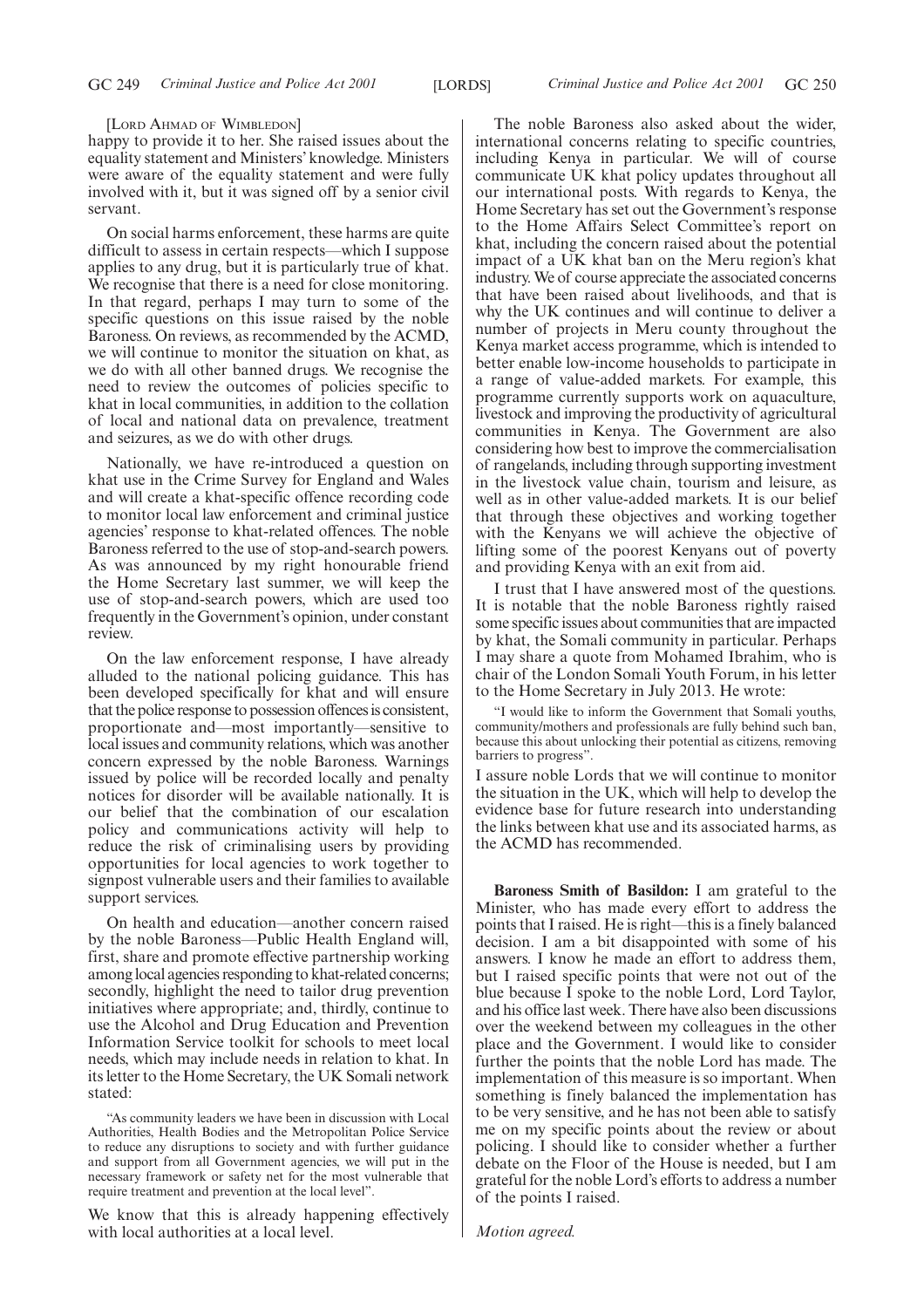[LORD AHMAD OF WIMBLEDON]

happy to provide it to her. She raised issues about the equality statement and Ministers' knowledge. Ministers were aware of the equality statement and were fully involved with it, but it was signed off by a senior civil servant.

On social harms enforcement, these harms are quite difficult to assess in certain respects—which I suppose applies to any drug, but it is particularly true of khat. We recognise that there is a need for close monitoring. In that regard, perhaps I may turn to some of the specific questions on this issue raised by the noble Baroness. On reviews, as recommended by the ACMD, we will continue to monitor the situation on khat, as we do with all other banned drugs. We recognise the need to review the outcomes of policies specific to khat in local communities, in addition to the collation of local and national data on prevalence, treatment and seizures, as we do with other drugs.

Nationally, we have re-introduced a question on khat use in the Crime Survey for England and Wales and will create a khat-specific offence recording code to monitor local law enforcement and criminal justice agencies' response to khat-related offences. The noble Baroness referred to the use of stop-and-search powers. As was announced by my right honourable friend the Home Secretary last summer, we will keep the use of stop-and-search powers, which are used too frequently in the Government's opinion, under constant review.

On the law enforcement response, I have already alluded to the national policing guidance. This has been developed specifically for khat and will ensure that the police response to possession offences is consistent, proportionate and—most importantly—sensitive to local issues and community relations, which was another concern expressed by the noble Baroness. Warnings issued by police will be recorded locally and penalty notices for disorder will be available nationally. It is our belief that the combination of our escalation policy and communications activity will help to reduce the risk of criminalising users by providing opportunities for local agencies to work together to signpost vulnerable users and their families to available support services.

On health and education—another concern raised by the noble Baroness—Public Health England will, first, share and promote effective partnership working among local agencies responding to khat-related concerns; secondly, highlight the need to tailor drug prevention initiatives where appropriate; and, thirdly, continue to use the Alcohol and Drug Education and Prevention Information Service toolkit for schools to meet local needs, which may include needs in relation to khat. In its letter to the Home Secretary, the UK Somali network stated:

"As community leaders we have been in discussion with Local Authorities, Health Bodies and the Metropolitan Police Service to reduce any disruptions to society and with further guidance and support from all Government agencies, we will put in the necessary framework or safety net for the most vulnerable that require treatment and prevention at the local level".

We know that this is already happening effectively with local authorities at a local level.

The noble Baroness also asked about the wider, international concerns relating to specific countries, including Kenya in particular. We will of course communicate UK khat policy updates throughout all our international posts. With regards to Kenya, the Home Secretary has set out the Government's response to the Home Affairs Select Committee's report on khat, including the concern raised about the potential impact of a UK khat ban on the Meru region's khat industry. We of course appreciate the associated concerns that have been raised about livelihoods, and that is why the UK continues and will continue to deliver a number of projects in Meru county throughout the Kenya market access programme, which is intended to better enable low-income households to participate in a range of value-added markets. For example, this programme currently supports work on aquaculture, livestock and improving the productivity of agricultural communities in Kenya. The Government are also considering how best to improve the commercialisation of rangelands, including through supporting investment in the livestock value chain, tourism and leisure, as well as in other value-added markets. It is our belief that through these objectives and working together with the Kenyans we will achieve the objective of lifting some of the poorest Kenyans out of poverty and providing Kenya with an exit from aid.

I trust that I have answered most of the questions. It is notable that the noble Baroness rightly raised some specific issues about communities that are impacted by khat, the Somali community in particular. Perhaps I may share a quote from Mohamed Ibrahim, who is chair of the London Somali Youth Forum, in his letter to the Home Secretary in July 2013. He wrote:

"I would like to inform the Government that Somali youths, community/mothers and professionals are fully behind such ban, because this about unlocking their potential as citizens, removing barriers to progress".

I assure noble Lords that we will continue to monitor the situation in the UK, which will help to develop the evidence base for future research into understanding the links between khat use and its associated harms, as the ACMD has recommended.

**Baroness Smith of Basildon:** I am grateful to the Minister, who has made every effort to address the points that I raised. He is right—this is a finely balanced decision. I am a bit disappointed with some of his answers. I know he made an effort to address them, but I raised specific points that were not out of the blue because I spoke to the noble Lord, Lord Taylor, and his office last week. There have also been discussions over the weekend between my colleagues in the other place and the Government. I would like to consider further the points that the noble Lord has made. The implementation of this measure is so important. When something is finely balanced the implementation has to be very sensitive, and he has not been able to satisfy me on my specific points about the review or about policing. I should like to consider whether a further debate on the Floor of the House is needed, but I am grateful for the noble Lord's efforts to address a number of the points I raised.

*Motion agreed.*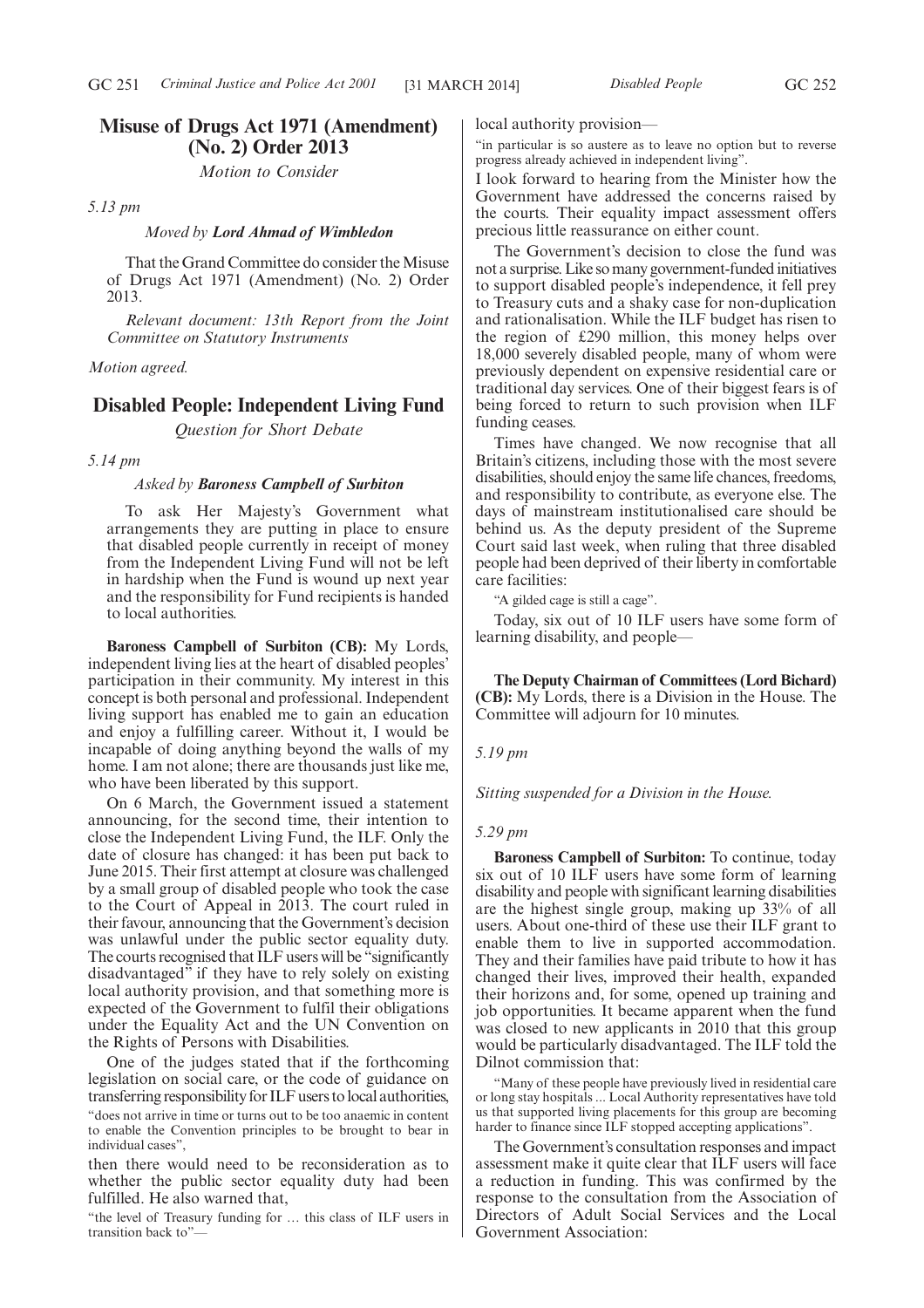## Misuse of Drugs Act 1971 (Amendment) (No. 2) Order 2013

*Motion to Consider*

*5.13 pm*

*Moved by* ***Lord Ahmad of Wimbledon***

That the Grand Committee do consider the Misuse of Drugs Act 1971 (Amendment) (No. 2) Order 2013.

*Relevant document: 13th Report from the Joint Committee on Statutory Instruments*

*Motion agreed.*

## Disabled People: Independent Living Fund

*Question for Short Debate*

*5.14 pm*

*Asked by* ***Baroness Campbell of Surbiton***

To ask Her Majesty's Government what arrangements they are putting in place to ensure that disabled people currently in receipt of money from the Independent Living Fund will not be left in hardship when the Fund is wound up next year and the responsibility for Fund recipients is handed to local authorities.

**Baroness Campbell of Surbiton (CB):** My Lords, independent living lies at the heart of disabled peoples' participation in their community. My interest in this concept is both personal and professional. Independent living support has enabled me to gain an education and enjoy a fulfilling career. Without it, I would be incapable of doing anything beyond the walls of my home. I am not alone; there are thousands just like me, who have been liberated by this support.

On 6 March, the Government issued a statement announcing, for the second time, their intention to close the Independent Living Fund, the ILF. Only the date of closure has changed: it has been put back to June 2015. Their first attempt at closure was challenged by a small group of disabled people who took the case to the Court of Appeal in 2013. The court ruled in their favour, announcing that the Government's decision was unlawful under the public sector equality duty. The courts recognised that ILF users will be "significantly disadvantaged" if they have to rely solely on existing local authority provision, and that something more is expected of the Government to fulfil their obligations under the Equality Act and the UN Convention on the Rights of Persons with Disabilities.

One of the judges stated that if the forthcoming legislation on social care, or the code of guidance on transferring responsibility for ILF users to local authorities,

"does not arrive in time or turns out to be too anaemic in content to enable the Convention principles to be brought to bear in individual cases",

then there would need to be reconsideration as to whether the public sector equality duty had been fulfilled. He also warned that,

"the level of Treasury funding for … this class of ILF users in transition back to"—

local authority provision—

"in particular is so austere as to leave no option but to reverse progress already achieved in independent living".

I look forward to hearing from the Minister how the Government have addressed the concerns raised by the courts. Their equality impact assessment offers precious little reassurance on either count.

The Government's decision to close the fund was not a surprise. Like so many government-funded initiatives to support disabled people's independence, it fell prey to Treasury cuts and a shaky case for non-duplication and rationalisation. While the ILF budget has risen to the region of £290 million, this money helps over 18,000 severely disabled people, many of whom were previously dependent on expensive residential care or traditional day services. One of their biggest fears is of being forced to return to such provision when ILF funding ceases.

Times have changed. We now recognise that all Britain's citizens, including those with the most severe disabilities, should enjoy the same life chances, freedoms, and responsibility to contribute, as everyone else. The days of mainstream institutionalised care should be behind us. As the deputy president of the Supreme Court said last week, when ruling that three disabled people had been deprived of their liberty in comfortable care facilities:

"A gilded cage is still a cage".

Today, six out of 10 ILF users have some form of learning disability, and people—

**The Deputy Chairman of Committees (Lord Bichard) (CB):** My Lords, there is a Division in the House. The Committee will adjourn for 10 minutes.

*5.19 pm*

*Sitting suspended for a Division in the House.*

*5.29 pm*

**Baroness Campbell of Surbiton:** To continue, today six out of 10 ILF users have some form of learning disability and people with significant learning disabilities are the highest single group, making up 33% of all users. About one-third of these use their ILF grant to enable them to live in supported accommodation. They and their families have paid tribute to how it has changed their lives, improved their health, expanded their horizons and, for some, opened up training and job opportunities. It became apparent when the fund was closed to new applicants in 2010 that this group would be particularly disadvantaged. The ILF told the Dilnot commission that:

"Many of these people have previously lived in residential care or long stay hospitals ... Local Authority representatives have told us that supported living placements for this group are becoming harder to finance since ILF stopped accepting applications".

The Government's consultation responses and impact assessment make it quite clear that ILF users will face a reduction in funding. This was confirmed by the response to the consultation from the Association of Directors of Adult Social Services and the Local Government Association: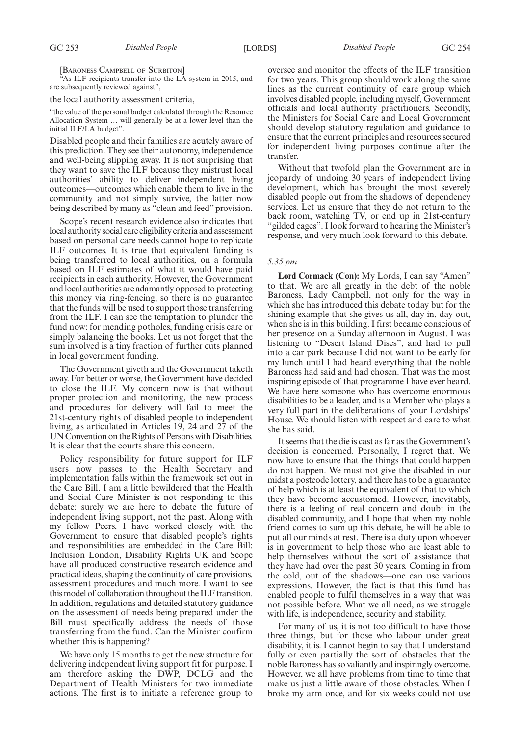[BARONESS CAMPBELL OF SURBITON]

"As ILF recipients transfer into the LA system in 2015, and are subsequently reviewed against",

the local authority assessment criteria,

"the value of the personal budget calculated through the Resource Allocation System … will generally be at a lower level than the initial ILF/LA budget".

Disabled people and their families are acutely aware of this prediction. They see their autonomy, independence and well-being slipping away. It is not surprising that they want to save the ILF because they mistrust local authorities' ability to deliver independent living outcomes—outcomes which enable them to live in the community and not simply survive, the latter now being described by many as "clean and feed" provision.

Scope's recent research evidence also indicates that local authority social care eligibility criteria and assessment based on personal care needs cannot hope to replicate ILF outcomes. It is true that equivalent funding is being transferred to local authorities, on a formula based on ILF estimates of what it would have paid recipients in each authority. However, the Government and local authorities are adamantly opposed to protecting this money via ring-fencing, so there is no guarantee that the funds will be used to support those transferring from the ILF. I can see the temptation to plunder the fund now: for mending potholes, funding crisis care or simply balancing the books. Let us not forget that the sum involved is a tiny fraction of further cuts planned in local government funding.

The Government giveth and the Government taketh away. For better or worse, the Government have decided to close the ILF. My concern now is that without proper protection and monitoring, the new process and procedures for delivery will fail to meet the 21st-century rights of disabled people to independent living, as articulated in Articles 19, 24 and 27 of the UN Convention on the Rights of Persons with Disabilities. It is clear that the courts share this concern.

Policy responsibility for future support for ILF users now passes to the Health Secretary and implementation falls within the framework set out in the Care Bill. I am a little bewildered that the Health and Social Care Minister is not responding to this debate: surely we are here to debate the future of independent living support, not the past. Along with my fellow Peers, I have worked closely with the Government to ensure that disabled people's rights and responsibilities are embedded in the Care Bill: Inclusion London, Disability Rights UK and Scope have all produced constructive research evidence and practical ideas, shaping the continuity of care provisions, assessment procedures and much more. I want to see this model of collaboration throughout the ILF transition. In addition, regulations and detailed statutory guidance on the assessment of needs being prepared under the Bill must specifically address the needs of those transferring from the fund. Can the Minister confirm whether this is happening?

We have only 15 months to get the new structure for delivering independent living support fit for purpose. I am therefore asking the DWP, DCLG and the Department of Health Ministers for two immediate actions. The first is to initiate a reference group to oversee and monitor the effects of the ILF transition for two years. This group should work along the same lines as the current continuity of care group which involves disabled people, including myself, Government officials and local authority practitioners. Secondly, the Ministers for Social Care and Local Government should develop statutory regulation and guidance to ensure that the current principles and resources secured for independent living purposes continue after the transfer.

Without that twofold plan the Government are in jeopardy of undoing 30 years of independent living development, which has brought the most severely disabled people out from the shadows of dependency services. Let us ensure that they do not return to the back room, watching TV, or end up in 21st-century "gilded cages". I look forward to hearing the Minister's response, and very much look forward to this debate.

*5.35 pm*

**Lord Cormack (Con):** My Lords, I can say "Amen" to that. We are all greatly in the debt of the noble Baroness, Lady Campbell, not only for the way in which she has introduced this debate today but for the shining example that she gives us all, day in, day out, when she is in this building. I first became conscious of her presence on a Sunday afternoon in August. I was listening to "Desert Island Discs", and had to pull into a car park because I did not want to be early for my lunch until I had heard everything that the noble Baroness had said and had chosen. That was the most inspiring episode of that programme I have ever heard. We have here someone who has overcome enormous disabilities to be a leader, and is a Member who plays a very full part in the deliberations of your Lordships' House. We should listen with respect and care to what she has said.

It seems that the die is cast as far as the Government's decision is concerned. Personally, I regret that. We now have to ensure that the things that could happen do not happen. We must not give the disabled in our midst a postcode lottery, and there has to be a guarantee of help which is at least the equivalent of that to which they have become accustomed. However, inevitably, there is a feeling of real concern and doubt in the disabled community, and I hope that when my noble friend comes to sum up this debate, he will be able to put all our minds at rest. There is a duty upon whoever is in government to help those who are least able to help themselves without the sort of assistance that they have had over the past 30 years. Coming in from the cold, out of the shadows—one can use various expressions. However, the fact is that this fund has enabled people to fulfil themselves in a way that was not possible before. What we all need, as we struggle with life, is independence, security and stability.

For many of us, it is not too difficult to have those three things, but for those who labour under great disability, it is. I cannot begin to say that I understand fully or even partially the sort of obstacles that the noble Baroness has so valiantly and inspiringly overcome. However, we all have problems from time to time that make us just a little aware of those obstacles. When I broke my arm once, and for six weeks could not use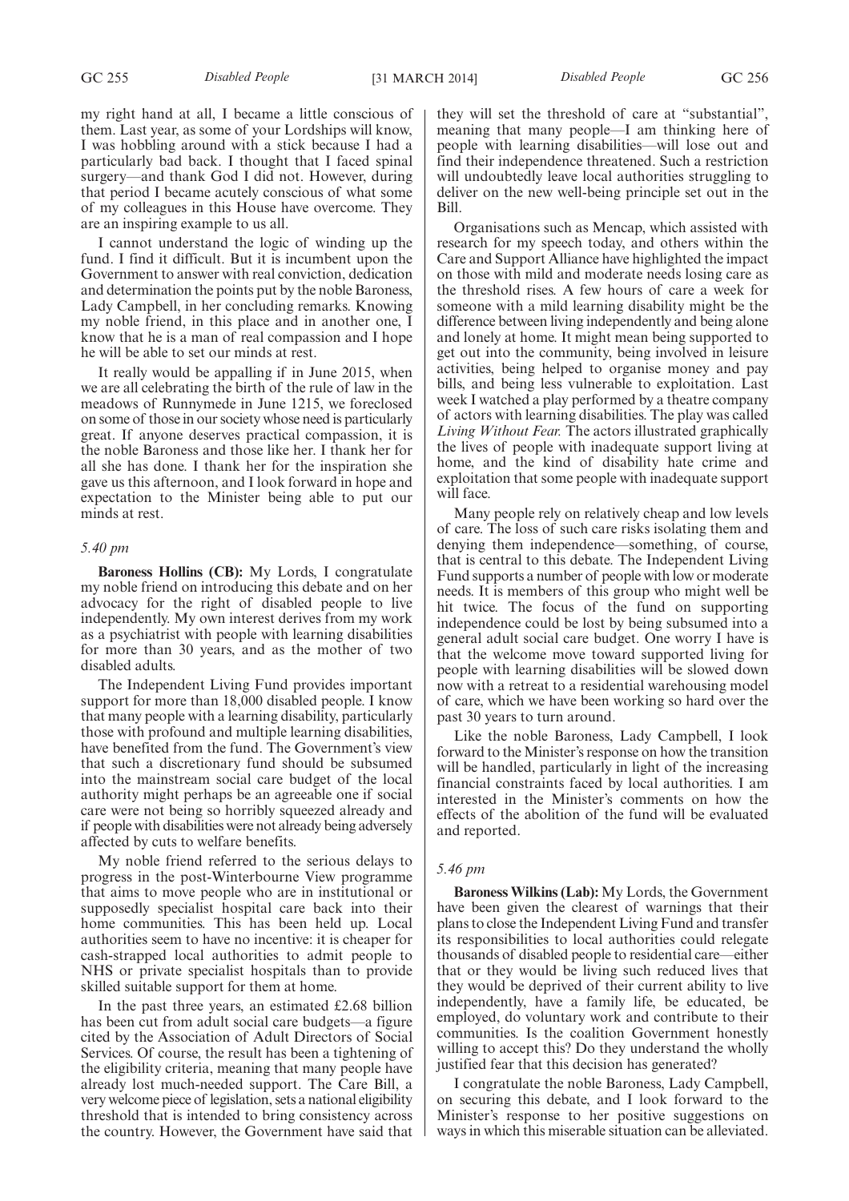my right hand at all, I became a little conscious of them. Last year, as some of your Lordships will know, I was hobbling around with a stick because I had a particularly bad back. I thought that I faced spinal surgery—and thank God I did not. However, during that period I became acutely conscious of what some of my colleagues in this House have overcome. They are an inspiring example to us all.

I cannot understand the logic of winding up the fund. I find it difficult. But it is incumbent upon the Government to answer with real conviction, dedication and determination the points put by the noble Baroness, Lady Campbell, in her concluding remarks. Knowing my noble friend, in this place and in another one, I know that he is a man of real compassion and I hope he will be able to set our minds at rest.

It really would be appalling if in June 2015, when we are all celebrating the birth of the rule of law in the meadows of Runnymede in June 1215, we foreclosed on some of those in our society whose need is particularly great. If anyone deserves practical compassion, it is the noble Baroness and those like her. I thank her for all she has done. I thank her for the inspiration she gave us this afternoon, and I look forward in hope and expectation to the Minister being able to put our minds at rest.

*5.40 pm*

**Baroness Hollins (CB):** My Lords, I congratulate my noble friend on introducing this debate and on her advocacy for the right of disabled people to live independently. My own interest derives from my work as a psychiatrist with people with learning disabilities for more than 30 years, and as the mother of two disabled adults.

The Independent Living Fund provides important support for more than 18,000 disabled people. I know that many people with a learning disability, particularly those with profound and multiple learning disabilities, have benefited from the fund. The Government's view that such a discretionary fund should be subsumed into the mainstream social care budget of the local authority might perhaps be an agreeable one if social care were not being so horribly squeezed already and if people with disabilities were not already being adversely affected by cuts to welfare benefits.

My noble friend referred to the serious delays to progress in the post-Winterbourne View programme that aims to move people who are in institutional or supposedly specialist hospital care back into their home communities. This has been held up. Local authorities seem to have no incentive: it is cheaper for cash-strapped local authorities to admit people to NHS or private specialist hospitals than to provide skilled suitable support for them at home.

In the past three years, an estimated £2.68 billion has been cut from adult social care budgets—a figure cited by the Association of Adult Directors of Social Services. Of course, the result has been a tightening of the eligibility criteria, meaning that many people have already lost much-needed support. The Care Bill, a very welcome piece of legislation, sets a national eligibility threshold that is intended to bring consistency across the country. However, the Government have said that they will set the threshold of care at "substantial", meaning that many people—I am thinking here of people with learning disabilities—will lose out and find their independence threatened. Such a restriction will undoubtedly leave local authorities struggling to deliver on the new well-being principle set out in the Bill.

Organisations such as Mencap, which assisted with research for my speech today, and others within the Care and Support Alliance have highlighted the impact on those with mild and moderate needs losing care as the threshold rises. A few hours of care a week for someone with a mild learning disability might be the difference between living independently and being alone and lonely at home. It might mean being supported to get out into the community, being involved in leisure activities, being helped to organise money and pay bills, and being less vulnerable to exploitation. Last week I watched a play performed by a theatre company of actors with learning disabilities. The play was called *Living Without Fear.* The actors illustrated graphically the lives of people with inadequate support living at home, and the kind of disability hate crime and exploitation that some people with inadequate support will face.

Many people rely on relatively cheap and low levels of care. The loss of such care risks isolating them and denying them independence—something, of course, that is central to this debate. The Independent Living Fund supports a number of people with low or moderate needs. It is members of this group who might well be hit twice. The focus of the fund on supporting independence could be lost by being subsumed into a general adult social care budget. One worry I have is that the welcome move toward supported living for people with learning disabilities will be slowed down now with a retreat to a residential warehousing model of care, which we have been working so hard over the past 30 years to turn around.

Like the noble Baroness, Lady Campbell, I look forward to the Minister's response on how the transition will be handled, particularly in light of the increasing financial constraints faced by local authorities. I am interested in the Minister's comments on how the effects of the abolition of the fund will be evaluated and reported.

*5.46 pm*

**Baroness Wilkins (Lab):** My Lords, the Government have been given the clearest of warnings that their plans to close the Independent Living Fund and transfer its responsibilities to local authorities could relegate thousands of disabled people to residential care—either that or they would be living such reduced lives that they would be deprived of their current ability to live independently, have a family life, be educated, be employed, do voluntary work and contribute to their communities. Is the coalition Government honestly willing to accept this? Do they understand the wholly justified fear that this decision has generated?

I congratulate the noble Baroness, Lady Campbell, on securing this debate, and I look forward to the Minister's response to her positive suggestions on ways in which this miserable situation can be alleviated.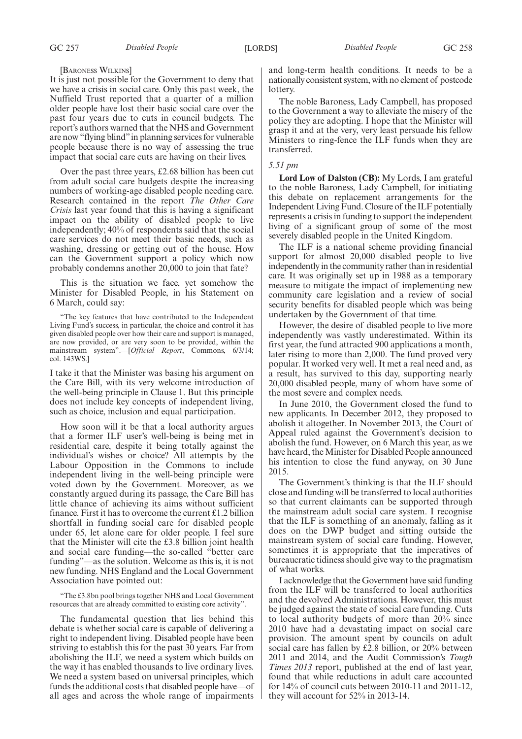[BARONESS WILKINS]

It is just not possible for the Government to deny that we have a crisis in social care. Only this past week, the Nuffield Trust reported that a quarter of a million older people have lost their basic social care over the past four years due to cuts in council budgets. The report's authors warned that the NHS and Government are now "flying blind" in planning services for vulnerable people because there is no way of assessing the true impact that social care cuts are having on their lives.

Over the past three years, £2.68 billion has been cut from adult social care budgets despite the increasing numbers of working-age disabled people needing care. Research contained in the report *The Other Care Crisis* last year found that this is having a significant impact on the ability of disabled people to live independently; 40% of respondents said that the social care services do not meet their basic needs, such as washing, dressing or getting out of the house. How can the Government support a policy which now probably condemns another 20,000 to join that fate?

This is the situation we face, yet somehow the Minister for Disabled People, in his Statement on 6 March, could say:

> "The key features that have contributed to the Independent Living Fund's success, in particular, the choice and control it has given disabled people over how their care and support is managed, are now provided, or are very soon to be provided, within the mainstream system".—[*Official Report*, Commons, 6/3/14; col. 143WS.]

I take it that the Minister was basing his argument on the Care Bill, with its very welcome introduction of the well-being principle in Clause 1. But this principle does not include key concepts of independent living, such as choice, inclusion and equal participation.

How soon will it be that a local authority argues that a former ILF user's well-being is being met in residential care, despite it being totally against the individual's wishes or choice? All attempts by the Labour Opposition in the Commons to include independent living in the well-being principle were voted down by the Government. Moreover, as we constantly argued during its passage, the Care Bill has little chance of achieving its aims without sufficient finance. First it has to overcome the current £1.2 billion shortfall in funding social care for disabled people under 65, let alone care for older people. I feel sure that the Minister will cite the £3.8 billion joint health and social care funding—the so-called "better care funding"—as the solution. Welcome as this is, it is not new funding. NHS England and the Local Government Association have pointed out:

> "The £3.8bn pool brings together NHS and Local Government resources that are already committed to existing core activity".

The fundamental question that lies behind this debate is whether social care is capable of delivering a right to independent living. Disabled people have been striving to establish this for the past 30 years. Far from abolishing the ILF, we need a system which builds on the way it has enabled thousands to live ordinary lives. We need a system based on universal principles, which funds the additional costs that disabled people have—of all ages and across the whole range of impairments and long-term health conditions. It needs to be a nationally consistent system, with no element of postcode lottery.

The noble Baroness, Lady Campbell, has proposed to the Government a way to alleviate the misery of the policy they are adopting. I hope that the Minister will grasp it and at the very, very least persuade his fellow Ministers to ring-fence the ILF funds when they are transferred.

*5.51 pm*

**Lord Low of Dalston (CB):** My Lords, I am grateful to the noble Baroness, Lady Campbell, for initiating this debate on replacement arrangements for the Independent Living Fund. Closure of the ILF potentially represents a crisis in funding to support the independent living of a significant group of some of the most severely disabled people in the United Kingdom.

The ILF is a national scheme providing financial support for almost 20,000 disabled people to live independently in the community rather than in residential care. It was originally set up in 1988 as a temporary measure to mitigate the impact of implementing new community care legislation and a review of social security benefits for disabled people which was being undertaken by the Government of that time.

However, the desire of disabled people to live more independently was vastly underestimated. Within its first year, the fund attracted 900 applications a month, later rising to more than 2,000. The fund proved very popular. It worked very well. It met a real need and, as a result, has survived to this day, supporting nearly 20,000 disabled people, many of whom have some of the most severe and complex needs.

In June 2010, the Government closed the fund to new applicants. In December 2012, they proposed to abolish it altogether. In November 2013, the Court of Appeal ruled against the Government's decision to abolish the fund. However, on 6 March this year, as we have heard, the Minister for Disabled People announced his intention to close the fund anyway, on 30 June 2015.

The Government's thinking is that the ILF should close and funding will be transferred to local authorities so that current claimants can be supported through the mainstream adult social care system. I recognise that the ILF is something of an anomaly, falling as it does on the DWP budget and sitting outside the mainstream system of social care funding. However, sometimes it is appropriate that the imperatives of bureaucratic tidiness should give way to the pragmatism of what works.

I acknowledge that the Government have said funding from the ILF will be transferred to local authorities and the devolved Administrations. However, this must be judged against the state of social care funding. Cuts to local authority budgets of more than 20% since 2010 have had a devastating impact on social care provision. The amount spent by councils on adult social care has fallen by £2.8 billion, or 20% between 2011 and 2014, and the Audit Commission's *Tough Times 2013* report, published at the end of last year, found that while reductions in adult care accounted for 14% of council cuts between 2010-11 and 2011-12, they will account for 52% in 2013-14.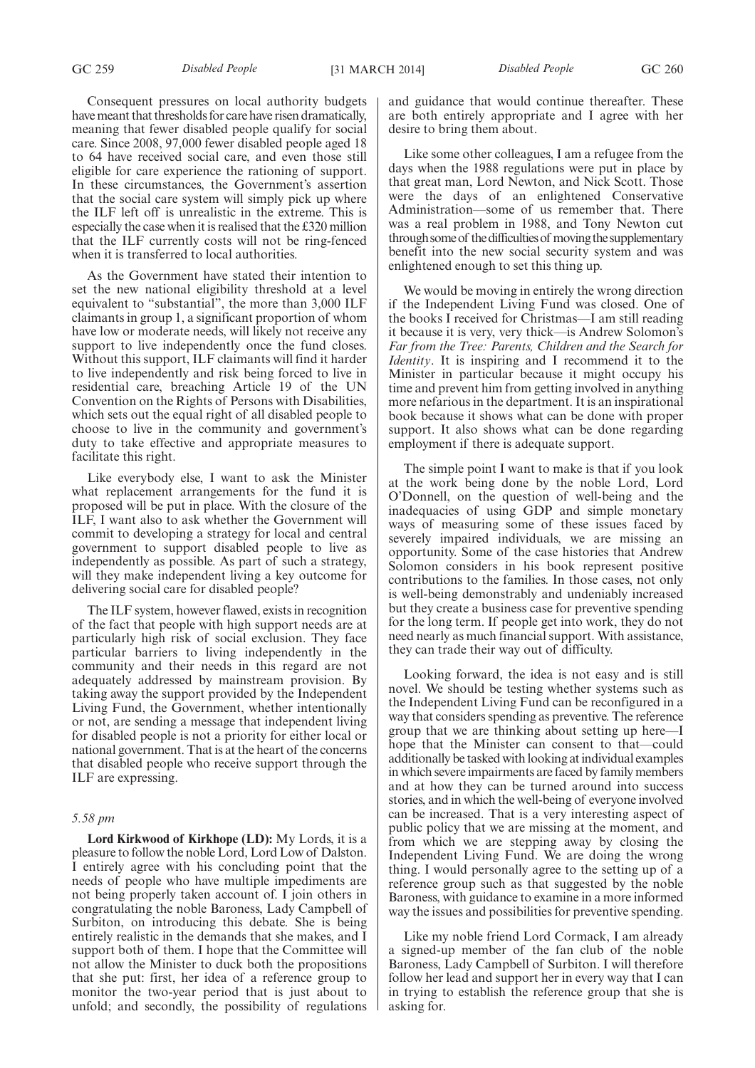Consequent pressures on local authority budgets have meant that thresholds for care have risen dramatically, meaning that fewer disabled people qualify for social care. Since 2008, 97,000 fewer disabled people aged 18 to 64 have received social care, and even those still eligible for care experience the rationing of support. In these circumstances, the Government's assertion that the social care system will simply pick up where the ILF left off is unrealistic in the extreme. This is especially the case when it is realised that the £320 million that the ILF currently costs will not be ring-fenced when it is transferred to local authorities.

As the Government have stated their intention to set the new national eligibility threshold at a level equivalent to "substantial", the more than 3,000 ILF claimants in group 1, a significant proportion of whom have low or moderate needs, will likely not receive any support to live independently once the fund closes. Without this support, ILF claimants will find it harder to live independently and risk being forced to live in residential care, breaching Article 19 of the UN Convention on the Rights of Persons with Disabilities, which sets out the equal right of all disabled people to choose to live in the community and government's duty to take effective and appropriate measures to facilitate this right.

Like everybody else, I want to ask the Minister what replacement arrangements for the fund it is proposed will be put in place. With the closure of the ILF, I want also to ask whether the Government will commit to developing a strategy for local and central government to support disabled people to live as independently as possible. As part of such a strategy, will they make independent living a key outcome for delivering social care for disabled people?

The ILF system, however flawed, exists in recognition of the fact that people with high support needs are at particularly high risk of social exclusion. They face particular barriers to living independently in the community and their needs in this regard are not adequately addressed by mainstream provision. By taking away the support provided by the Independent Living Fund, the Government, whether intentionally or not, are sending a message that independent living for disabled people is not a priority for either local or national government. That is at the heart of the concerns that disabled people who receive support through the ILF are expressing.

*5.58 pm*

**Lord Kirkwood of Kirkhope (LD):** My Lords, it is a pleasure to follow the noble Lord, Lord Low of Dalston. I entirely agree with his concluding point that the needs of people who have multiple impediments are not being properly taken account of. I join others in congratulating the noble Baroness, Lady Campbell of Surbiton, on introducing this debate. She is being entirely realistic in the demands that she makes, and I support both of them. I hope that the Committee will not allow the Minister to duck both the propositions that she put: first, her idea of a reference group to monitor the two-year period that is just about to unfold; and secondly, the possibility of regulations and guidance that would continue thereafter. These are both entirely appropriate and I agree with her desire to bring them about.

Like some other colleagues, I am a refugee from the days when the 1988 regulations were put in place by that great man, Lord Newton, and Nick Scott. Those were the days of an enlightened Conservative Administration—some of us remember that. There was a real problem in 1988, and Tony Newton cut through some of the difficulties of moving the supplementary benefit into the new social security system and was enlightened enough to set this thing up.

We would be moving in entirely the wrong direction if the Independent Living Fund was closed. One of the books I received for Christmas—I am still reading it because it is very, very thick—is Andrew Solomon's *Far from the Tree: Parents, Children and the Search for Identity*. It is inspiring and I recommend it to the Minister in particular because it might occupy his time and prevent him from getting involved in anything more nefarious in the department. It is an inspirational book because it shows what can be done with proper support. It also shows what can be done regarding employment if there is adequate support.

The simple point I want to make is that if you look at the work being done by the noble Lord, Lord O'Donnell, on the question of well-being and the inadequacies of using GDP and simple monetary ways of measuring some of these issues faced by severely impaired individuals, we are missing an opportunity. Some of the case histories that Andrew Solomon considers in his book represent positive contributions to the families. In those cases, not only is well-being demonstrably and undeniably increased but they create a business case for preventive spending for the long term. If people get into work, they do not need nearly as much financial support. With assistance, they can trade their way out of difficulty.

Looking forward, the idea is not easy and is still novel. We should be testing whether systems such as the Independent Living Fund can be reconfigured in a way that considers spending as preventive. The reference group that we are thinking about setting up here—I hope that the Minister can consent to that—could additionally be tasked with looking at individual examples in which severe impairments are faced by family members and at how they can be turned around into success stories, and in which the well-being of everyone involved can be increased. That is a very interesting aspect of public policy that we are missing at the moment, and from which we are stepping away by closing the Independent Living Fund. We are doing the wrong thing. I would personally agree to the setting up of a reference group such as that suggested by the noble Baroness, with guidance to examine in a more informed way the issues and possibilities for preventive spending.

Like my noble friend Lord Cormack, I am already a signed-up member of the fan club of the noble Baroness, Lady Campbell of Surbiton. I will therefore follow her lead and support her in every way that I can in trying to establish the reference group that she is asking for.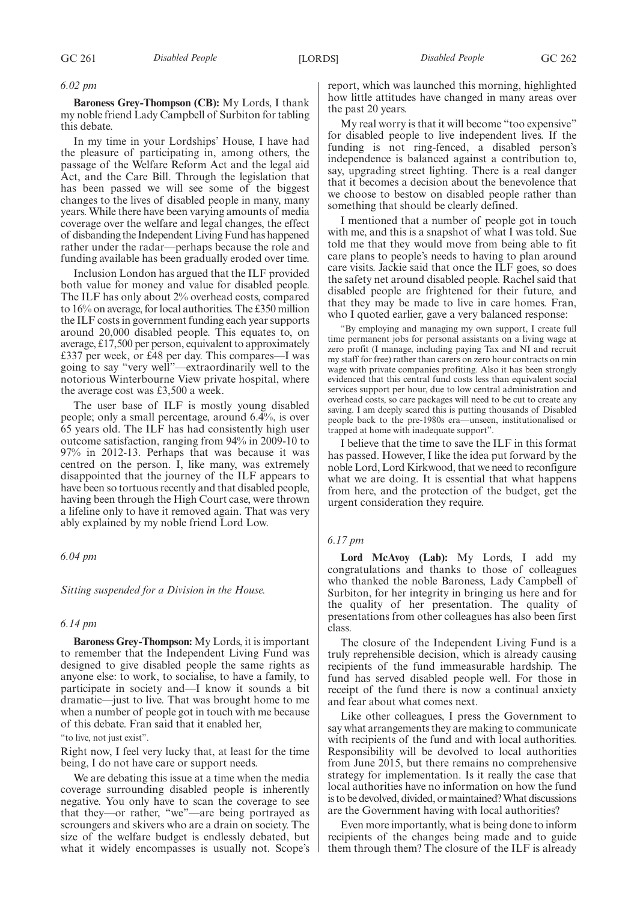*6.02 pm*

**Baroness Grey-Thompson (CB):** My Lords, I thank my noble friend Lady Campbell of Surbiton for tabling this debate.

In my time in your Lordships' House, I have had the pleasure of participating in, among others, the passage of the Welfare Reform Act and the legal aid Act, and the Care Bill. Through the legislation that has been passed we will see some of the biggest changes to the lives of disabled people in many, many years. While there have been varying amounts of media coverage over the welfare and legal changes, the effect of disbanding the Independent Living Fund has happened rather under the radar—perhaps because the role and funding available has been gradually eroded over time.

Inclusion London has argued that the ILF provided both value for money and value for disabled people. The ILF has only about 2% overhead costs, compared to 16% on average, for local authorities. The £350 million the ILF costs in government funding each year supports around 20,000 disabled people. This equates to, on average, £17,500 per person, equivalent to approximately £337 per week, or £48 per day. This compares—I was going to say "very well"—extraordinarily well to the notorious Winterbourne View private hospital, where the average cost was £3,500 a week.

The user base of ILF is mostly young disabled people; only a small percentage, around 6.4%, is over 65 years old. The ILF has had consistently high user outcome satisfaction, ranging from 94% in 2009-10 to 97% in 2012-13. Perhaps that was because it was centred on the person. I, like many, was extremely disappointed that the journey of the ILF appears to have been so tortuous recently and that disabled people, having been through the High Court case, were thrown a lifeline only to have it removed again. That was very ably explained by my noble friend Lord Low.

*6.04 pm*

*Sitting suspended for a Division in the House.*

*6.14 pm*

**Baroness Grey-Thompson:** My Lords, it is important to remember that the Independent Living Fund was designed to give disabled people the same rights as anyone else: to work, to socialise, to have a family, to participate in society and—I know it sounds a bit dramatic—just to live. That was brought home to me when a number of people got in touch with me because of this debate. Fran said that it enabled her,

"to live, not just exist".

Right now, I feel very lucky that, at least for the time being, I do not have care or support needs.

We are debating this issue at a time when the media coverage surrounding disabled people is inherently negative. You only have to scan the coverage to see that they—or rather, "we"—are being portrayed as scroungers and skivers who are a drain on society. The size of the welfare budget is endlessly debated, but what it widely encompasses is usually not. Scope's report, which was launched this morning, highlighted how little attitudes have changed in many areas over the past 20 years.

My real worry is that it will become "too expensive" for disabled people to live independent lives. If the funding is not ring-fenced, a disabled person's independence is balanced against a contribution to, say, upgrading street lighting. There is a real danger that it becomes a decision about the benevolence that we choose to bestow on disabled people rather than something that should be clearly defined.

I mentioned that a number of people got in touch with me, and this is a snapshot of what I was told. Sue told me that they would move from being able to fit care plans to people's needs to having to plan around care visits. Jackie said that once the ILF goes, so does the safety net around disabled people. Rachel said that disabled people are frightened for their future, and that they may be made to live in care homes. Fran, who I quoted earlier, gave a very balanced response:

> "By employing and managing my own support, I create full time permanent jobs for personal assistants on a living wage at zero profit (I manage, including paying Tax and NI and recruit my staff for free) rather than carers on zero hour contracts on min wage with private companies profiting. Also it has been strongly evidenced that this central fund costs less than equivalent social services support per hour, due to low central administration and overhead costs, so care packages will need to be cut to create any saving. I am deeply scared this is putting thousands of Disabled people back to the pre-1980s era—unseen, institutionalised or trapped at home with inadequate support".

I believe that the time to save the ILF in this format has passed. However, I like the idea put forward by the noble Lord, Lord Kirkwood, that we need to reconfigure what we are doing. It is essential that what happens from here, and the protection of the budget, get the urgent consideration they require.

*6.17 pm*

**Lord McAvoy (Lab):** My Lords, I add my congratulations and thanks to those of colleagues who thanked the noble Baroness, Lady Campbell of Surbiton, for her integrity in bringing us here and for the quality of her presentation. The quality of presentations from other colleagues has also been first class.

The closure of the Independent Living Fund is a truly reprehensible decision, which is already causing recipients of the fund immeasurable hardship. The fund has served disabled people well. For those in receipt of the fund there is now a continual anxiety and fear about what comes next.

Like other colleagues, I press the Government to say what arrangements they are making to communicate with recipients of the fund and with local authorities. Responsibility will be devolved to local authorities from June 2015, but there remains no comprehensive strategy for implementation. Is it really the case that local authorities have no information on how the fund is to be devolved, divided, or maintained? What discussions are the Government having with local authorities?

Even more importantly, what is being done to inform recipients of the changes being made and to guide them through them? The closure of the ILF is already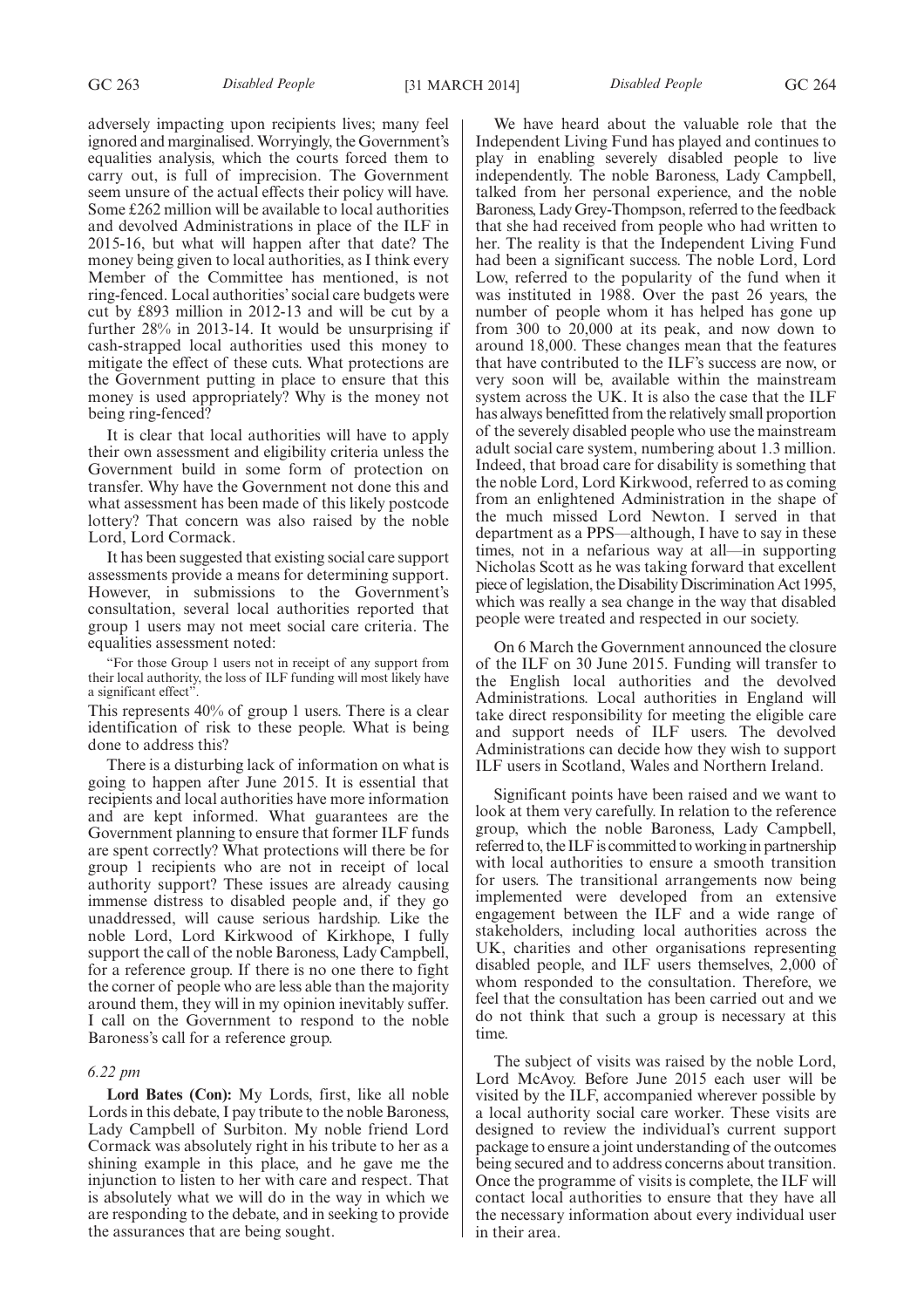adversely impacting upon recipients lives; many feel ignored and marginalised. Worryingly, the Government's equalities analysis, which the courts forced them to carry out, is full of imprecision. The Government seem unsure of the actual effects their policy will have. Some £262 million will be available to local authorities and devolved Administrations in place of the ILF in 2015-16, but what will happen after that date? The money being given to local authorities, as I think every Member of the Committee has mentioned, is not ring-fenced. Local authorities' social care budgets were cut by £893 million in 2012-13 and will be cut by a further 28% in 2013-14. It would be unsurprising if cash-strapped local authorities used this money to mitigate the effect of these cuts. What protections are the Government putting in place to ensure that this money is used appropriately? Why is the money not being ring-fenced?

It is clear that local authorities will have to apply their own assessment and eligibility criteria unless the Government build in some form of protection on transfer. Why have the Government not done this and what assessment has been made of this likely postcode lottery? That concern was also raised by the noble Lord, Lord Cormack.

It has been suggested that existing social care support assessments provide a means for determining support. However, in submissions to the Government's consultation, several local authorities reported that group 1 users may not meet social care criteria. The equalities assessment noted:

> "For those Group 1 users not in receipt of any support from their local authority, the loss of ILF funding will most likely have a significant effect".

This represents 40% of group 1 users. There is a clear identification of risk to these people. What is being done to address this?

There is a disturbing lack of information on what is going to happen after June 2015. It is essential that recipients and local authorities have more information and are kept informed. What guarantees are the Government planning to ensure that former ILF funds are spent correctly? What protections will there be for group 1 recipients who are not in receipt of local authority support? These issues are already causing immense distress to disabled people and, if they go unaddressed, will cause serious hardship. Like the noble Lord, Lord Kirkwood of Kirkhope, I fully support the call of the noble Baroness, Lady Campbell, for a reference group. If there is no one there to fight the corner of people who are less able than the majority around them, they will in my opinion inevitably suffer. I call on the Government to respond to the noble Baroness's call for a reference group.

*6.22 pm*

**Lord Bates (Con):** My Lords, first, like all noble Lords in this debate, I pay tribute to the noble Baroness, Lady Campbell of Surbiton. My noble friend Lord Cormack was absolutely right in his tribute to her as a shining example in this place, and he gave me the injunction to listen to her with care and respect. That is absolutely what we will do in the way in which we are responding to the debate, and in seeking to provide the assurances that are being sought.

We have heard about the valuable role that the Independent Living Fund has played and continues to play in enabling severely disabled people to live independently. The noble Baroness, Lady Campbell, talked from her personal experience, and the noble Baroness, Lady Grey-Thompson, referred to the feedback that she had received from people who had written to her. The reality is that the Independent Living Fund had been a significant success. The noble Lord, Lord Low, referred to the popularity of the fund when it was instituted in 1988. Over the past 26 years, the number of people whom it has helped has gone up from 300 to 20,000 at its peak, and now down to around 18,000. These changes mean that the features that have contributed to the ILF's success are now, or very soon will be, available within the mainstream system across the UK. It is also the case that the ILF has always benefitted from the relatively small proportion of the severely disabled people who use the mainstream adult social care system, numbering about 1.3 million. Indeed, that broad care for disability is something that the noble Lord, Lord Kirkwood, referred to as coming from an enlightened Administration in the shape of the much missed Lord Newton. I served in that department as a PPS—although, I have to say in these times, not in a nefarious way at all—in supporting Nicholas Scott as he was taking forward that excellent piece of legislation, the Disability Discrimination Act 1995, which was really a sea change in the way that disabled people were treated and respected in our society.

On 6 March the Government announced the closure of the ILF on 30 June 2015. Funding will transfer to the English local authorities and the devolved Administrations. Local authorities in England will take direct responsibility for meeting the eligible care and support needs of ILF users. The devolved Administrations can decide how they wish to support ILF users in Scotland, Wales and Northern Ireland.

Significant points have been raised and we want to look at them very carefully. In relation to the reference group, which the noble Baroness, Lady Campbell, referred to, the ILF is committed to working in partnership with local authorities to ensure a smooth transition for users. The transitional arrangements now being implemented were developed from an extensive engagement between the ILF and a wide range of stakeholders, including local authorities across the UK, charities and other organisations representing disabled people, and ILF users themselves, 2,000 of whom responded to the consultation. Therefore, we feel that the consultation has been carried out and we do not think that such a group is necessary at this time.

The subject of visits was raised by the noble Lord, Lord McAvoy. Before June 2015 each user will be visited by the ILF, accompanied wherever possible by a local authority social care worker. These visits are designed to review the individual's current support package to ensure a joint understanding of the outcomes being secured and to address concerns about transition. Once the programme of visits is complete, the ILF will contact local authorities to ensure that they have all the necessary information about every individual user in their area.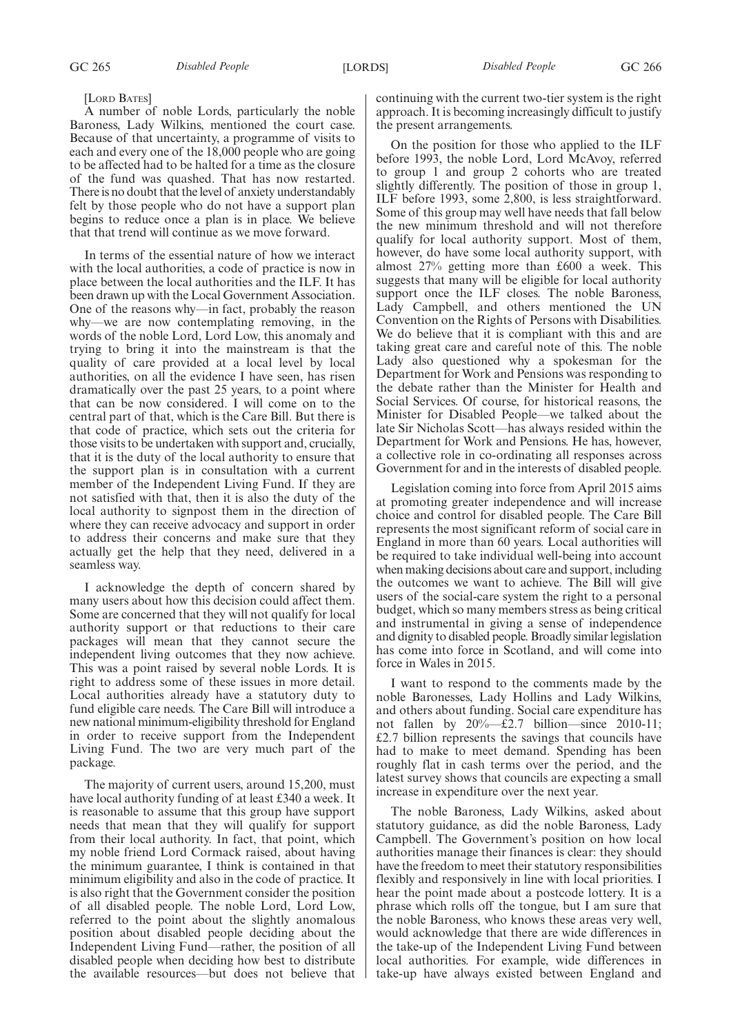[Lord Bates]

A number of noble Lords, particularly the noble Baroness, Lady Wilkins, mentioned the court case. Because of that uncertainty, a programme of visits to each and every one of the 18,000 people who are going to be affected had to be halted for a time as the closure of the fund was quashed. That has now restarted. There is no doubt that the level of anxiety understandably felt by those people who do not have a support plan begins to reduce once a plan is in place. We believe that that trend will continue as we move forward.

In terms of the essential nature of how we interact with the local authorities, a code of practice is now in place between the local authorities and the ILF. It has been drawn up with the Local Government Association. One of the reasons why—in fact, probably the reason why—we are now contemplating removing, in the words of the noble Lord, Lord Low, this anomaly and trying to bring it into the mainstream is that the quality of care provided at a local level by local authorities, on all the evidence I have seen, has risen dramatically over the past 25 years, to a point where that can be now considered. I will come on to the central part of that, which is the Care Bill. But there is that code of practice, which sets out the criteria for those visits to be undertaken with support and, crucially, that it is the duty of the local authority to ensure that the support plan is in consultation with a current member of the Independent Living Fund. If they are not satisfied with that, then it is also the duty of the local authority to signpost them in the direction of where they can receive advocacy and support in order to address their concerns and make sure that they actually get the help that they need, delivered in a seamless way.

I acknowledge the depth of concern shared by many users about how this decision could affect them. Some are concerned that they will not qualify for local authority support or that reductions to their care packages will mean that they cannot secure the independent living outcomes that they now achieve. This was a point raised by several noble Lords. It is right to address some of these issues in more detail. Local authorities already have a statutory duty to fund eligible care needs. The Care Bill will introduce a new national minimum-eligibility threshold for England in order to receive support from the Independent Living Fund. The two are very much part of the package.

The majority of current users, around 15,200, must have local authority funding of at least £340 a week. It is reasonable to assume that this group have support needs that mean that they will qualify for support from their local authority. In fact, that point, which my noble friend Lord Cormack raised, about having the minimum guarantee, I think is contained in that minimum eligibility and also in the code of practice. It is also right that the Government consider the position of all disabled people. The noble Lord, Lord Low, referred to the point about the slightly anomalous position about disabled people deciding about the Independent Living Fund—rather, the position of all disabled people when deciding how best to distribute the available resources—but does not believe that continuing with the current two-tier system is the right approach. It is becoming increasingly difficult to justify the present arrangements.

On the position for those who applied to the ILF before 1993, the noble Lord, Lord McAvoy, referred to group 1 and group 2 cohorts who are treated slightly differently. The position of those in group 1, ILF before 1993, some 2,800, is less straightforward. Some of this group may well have needs that fall below the new minimum threshold and will not therefore qualify for local authority support. Most of them, however, do have some local authority support, with almost 27% getting more than £600 a week. This suggests that many will be eligible for local authority support once the ILF closes. The noble Baroness, Lady Campbell, and others mentioned the UN Convention on the Rights of Persons with Disabilities. We do believe that it is compliant with this and are taking great care and careful note of this. The noble Lady also questioned why a spokesman for the Department for Work and Pensions was responding to the debate rather than the Minister for Health and Social Services. Of course, for historical reasons, the Minister for Disabled People—we talked about the late Sir Nicholas Scott—has always resided within the Department for Work and Pensions. He has, however, a collective role in co-ordinating all responses across Government for and in the interests of disabled people.

Legislation coming into force from April 2015 aims at promoting greater independence and will increase choice and control for disabled people. The Care Bill represents the most significant reform of social care in England in more than 60 years. Local authorities will be required to take individual well-being into account when making decisions about care and support, including the outcomes we want to achieve. The Bill will give users of the social-care system the right to a personal budget, which so many members stress as being critical and instrumental in giving a sense of independence and dignity to disabled people. Broadly similar legislation has come into force in Scotland, and will come into force in Wales in 2015.

I want to respond to the comments made by the noble Baronesses, Lady Hollins and Lady Wilkins, and others about funding. Social care expenditure has not fallen by 20%—£2.7 billion—since 2010-11; £2.7 billion represents the savings that councils have had to make to meet demand. Spending has been roughly flat in cash terms over the period, and the latest survey shows that councils are expecting a small increase in expenditure over the next year.

The noble Baroness, Lady Wilkins, asked about statutory guidance, as did the noble Baroness, Lady Campbell. The Government's position on how local authorities manage their finances is clear: they should have the freedom to meet their statutory responsibilities flexibly and responsively in line with local priorities. I hear the point made about a postcode lottery. It is a phrase which rolls off the tongue, but I am sure that the noble Baroness, who knows these areas very well, would acknowledge that there are wide differences in the take-up of the Independent Living Fund between local authorities. For example, wide differences in take-up have always existed between England and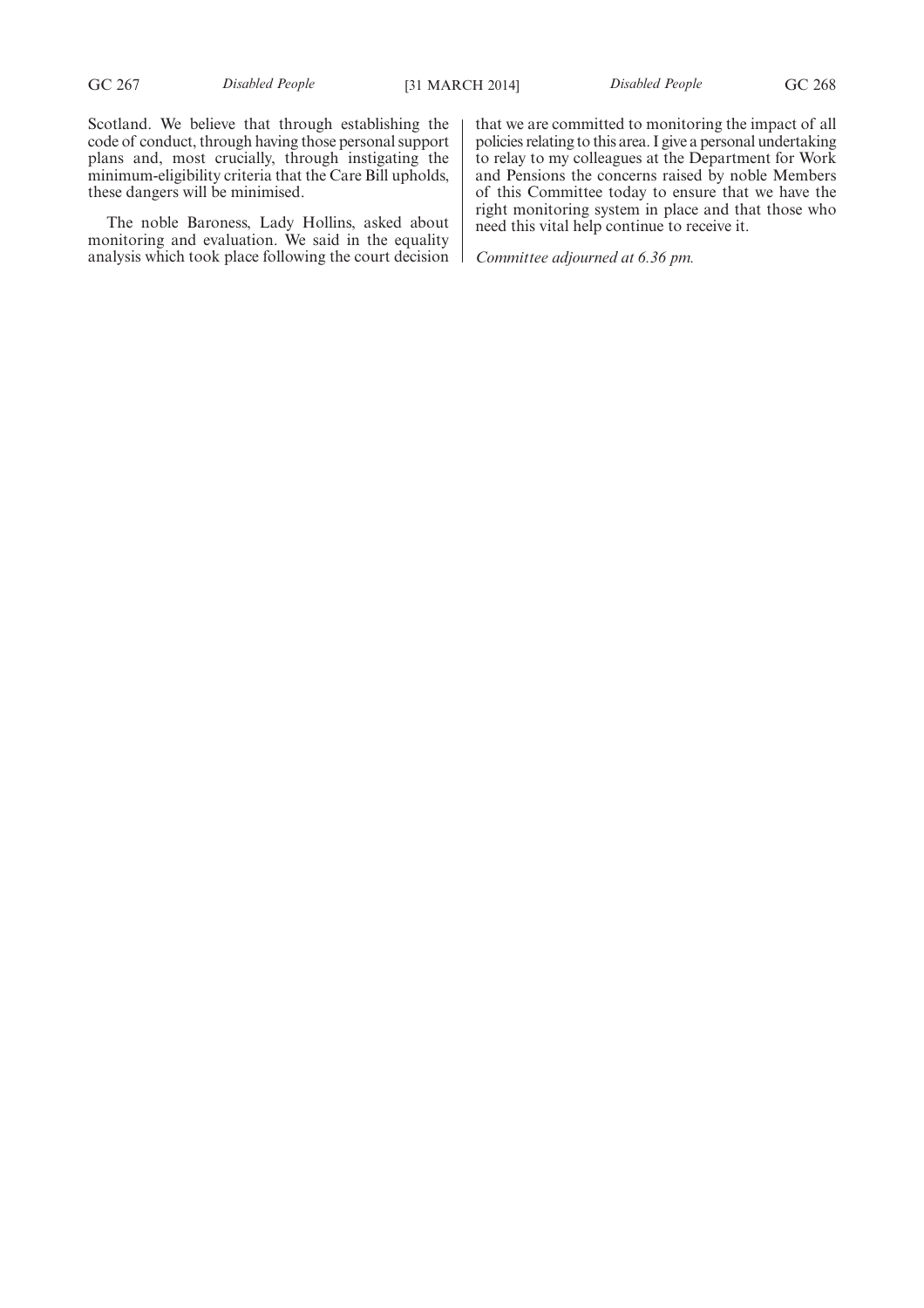Scotland. We believe that through establishing the code of conduct, through having those personal support plans and, most crucially, through instigating the minimum-eligibility criteria that the Care Bill upholds, these dangers will be minimised.

The noble Baroness, Lady Hollins, asked about monitoring and evaluation. We said in the equality analysis which took place following the court decision that we are committed to monitoring the impact of all policies relating to this area. I give a personal undertaking to relay to my colleagues at the Department for Work and Pensions the concerns raised by noble Members of this Committee today to ensure that we have the right monitoring system in place and that those who need this vital help continue to receive it.

*Committee adjourned at 6.36 pm.*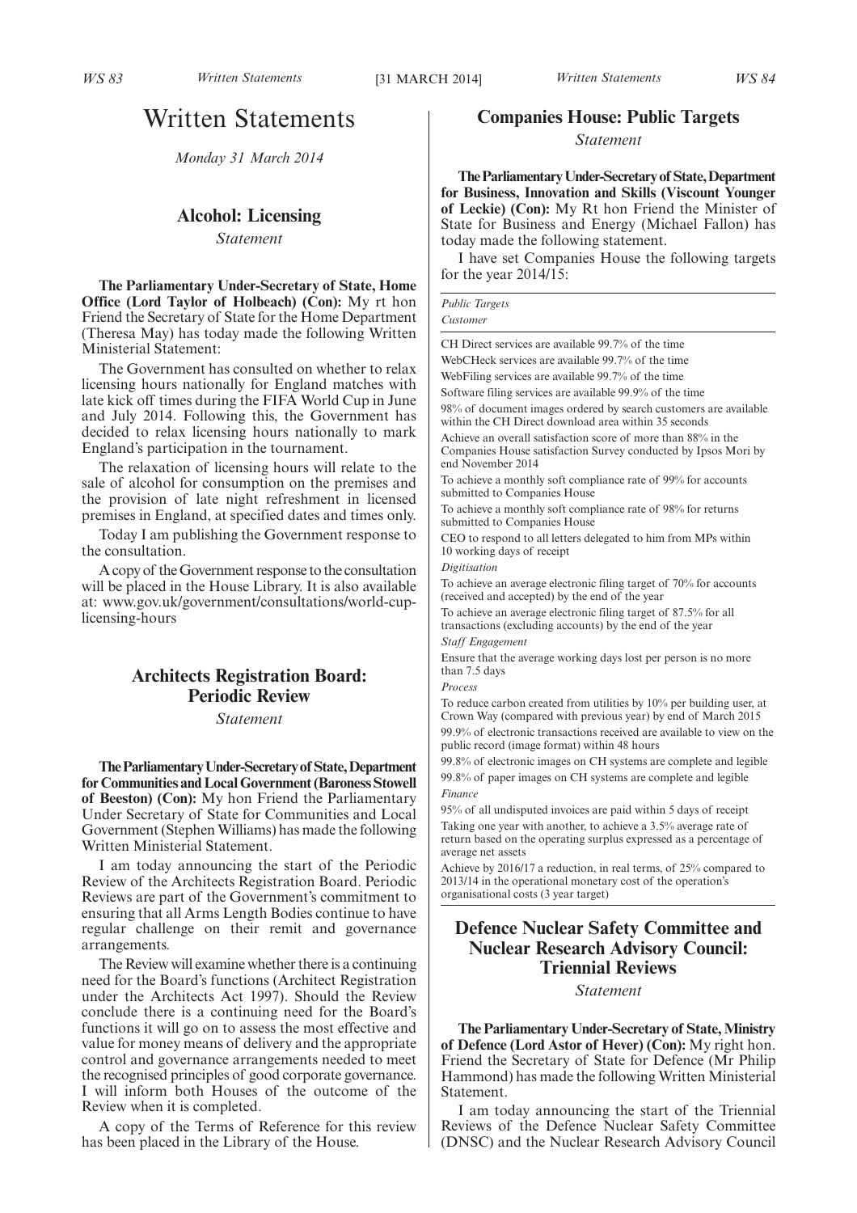# Written Statements

*Monday 31 March 2014*

## Alcohol: Licensing

*Statement*

**The Parliamentary Under-Secretary of State, Home Office (Lord Taylor of Holbeach) (Con):** My rt hon Friend the Secretary of State for the Home Department (Theresa May) has today made the following Written Ministerial Statement:

The Government has consulted on whether to relax licensing hours nationally for England matches with late kick off times during the FIFA World Cup in June and July 2014. Following this, the Government has decided to relax licensing hours nationally to mark England's participation in the tournament.

The relaxation of licensing hours will relate to the sale of alcohol for consumption on the premises and the provision of late night refreshment in licensed premises in England, at specified dates and times only.

Today I am publishing the Government response to the consultation.

A copy of the Government response to the consultation will be placed in the House Library. It is also available at: www.gov.uk/government/consultations/world-cup-licensing-hours

## Architects Registration Board: Periodic Review

*Statement*

**The Parliamentary Under-Secretary of State, Department for Communities and Local Government (Baroness Stowell of Beeston) (Con):** My hon Friend the Parliamentary Under Secretary of State for Communities and Local Government (Stephen Williams) has made the following Written Ministerial Statement.

I am today announcing the start of the Periodic Review of the Architects Registration Board. Periodic Reviews are part of the Government's commitment to ensuring that all Arms Length Bodies continue to have regular challenge on their remit and governance arrangements.

The Review will examine whether there is a continuing need for the Board's functions (Architect Registration under the Architects Act 1997). Should the Review conclude there is a continuing need for the Board's functions it will go on to assess the most effective and value for money means of delivery and the appropriate control and governance arrangements needed to meet the recognised principles of good corporate governance. I will inform both Houses of the outcome of the Review when it is completed.

A copy of the Terms of Reference for this review has been placed in the Library of the House.

## Companies House: Public Targets

*Statement*

**The Parliamentary Under-Secretary of State, Department for Business, Innovation and Skills (Viscount Younger of Leckie) (Con):** My Rt hon Friend the Minister of State for Business and Energy (Michael Fallon) has today made the following statement.

I have set Companies House the following targets for the year 2014/15:

| *Public Targets* |
|---|
| *Customer* |
| CH Direct services are available 99.7% of the time |
| WebCHeck services are available 99.7% of the time |
| WebFiling services are available 99.7% of the time |
| Software filing services are available 99.9% of the time |
| 98% of document images ordered by search customers are available within the CH Direct download area within 35 seconds |
| Achieve an overall satisfaction score of more than 88% in the Companies House satisfaction Survey conducted by Ipsos Mori by end November 2014 |
| To achieve a monthly soft compliance rate of 99% for accounts submitted to Companies House |
| To achieve a monthly soft compliance rate of 98% for returns submitted to Companies House |
| CEO to respond to all letters delegated to him from MPs within 10 working days of receipt |
| *Digitisation* |
| To achieve an average electronic filing target of 70% for accounts (received and accepted) by the end of the year |
| To achieve an average electronic filing target of 87.5% for all transactions (excluding accounts) by the end of the year |
| *Staff Engagement* |
| Ensure that the average working days lost per person is no more than 7.5 days |
| *Process* |
| To reduce carbon created from utilities by 10% per building user, at Crown Way (compared with previous year) by end of March 2015 |
| 99.9% of electronic transactions received are available to view on the public record (image format) within 48 hours |
| 99.8% of electronic images on CH systems are complete and legible |
| 99.8% of paper images on CH systems are complete and legible |
| *Finance* |
| 95% of all undisputed invoices are paid within 5 days of receipt |
| Taking one year with another, to achieve a 3.5% average rate of return based on the operating surplus expressed as a percentage of average net assets |
| Achieve by 2016/17 a reduction, in real terms, of 25% compared to 2013/14 in the operational monetary cost of the operation's organisational costs (3 year target) |

## Defence Nuclear Safety Committee and Nuclear Research Advisory Council: Triennial Reviews

*Statement*

**The Parliamentary Under-Secretary of State, Ministry of Defence (Lord Astor of Hever) (Con):** My right hon. Friend the Secretary of State for Defence (Mr Philip Hammond) has made the following Written Ministerial Statement.

I am today announcing the start of the Triennial Reviews of the Defence Nuclear Safety Committee (DNSC) and the Nuclear Research Advisory Council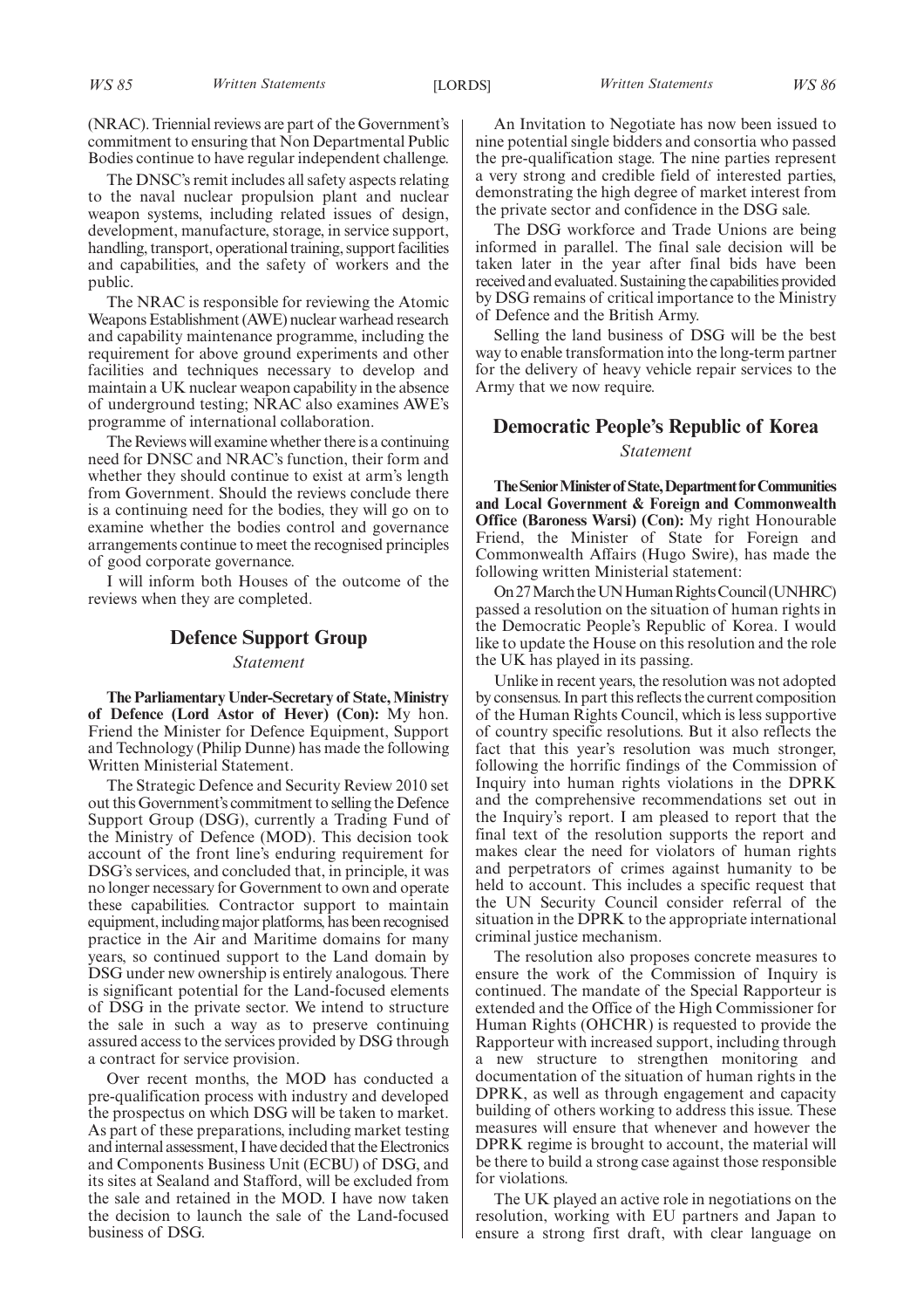(NRAC). Triennial reviews are part of the Government's commitment to ensuring that Non Departmental Public Bodies continue to have regular independent challenge.

The DNSC's remit includes all safety aspects relating to the naval nuclear propulsion plant and nuclear weapon systems, including related issues of design, development, manufacture, storage, in service support, handling, transport, operational training, support facilities and capabilities, and the safety of workers and the public.

The NRAC is responsible for reviewing the Atomic Weapons Establishment (AWE) nuclear warhead research and capability maintenance programme, including the requirement for above ground experiments and other facilities and techniques necessary to develop and maintain a UK nuclear weapon capability in the absence of underground testing; NRAC also examines AWE's programme of international collaboration.

The Reviews will examine whether there is a continuing need for DNSC and NRAC's function, their form and whether they should continue to exist at arm's length from Government. Should the reviews conclude there is a continuing need for the bodies, they will go on to examine whether the bodies control and governance arrangements continue to meet the recognised principles of good corporate governance.

I will inform both Houses of the outcome of the reviews when they are completed.

## Defence Support Group

*Statement*

**The Parliamentary Under-Secretary of State, Ministry of Defence (Lord Astor of Hever) (Con):** My hon. Friend the Minister for Defence Equipment, Support and Technology (Philip Dunne) has made the following Written Ministerial Statement.

The Strategic Defence and Security Review 2010 set out this Government's commitment to selling the Defence Support Group (DSG), currently a Trading Fund of the Ministry of Defence (MOD). This decision took account of the front line's enduring requirement for DSG's services, and concluded that, in principle, it was no longer necessary for Government to own and operate these capabilities. Contractor support to maintain equipment, including major platforms, has been recognised practice in the Air and Maritime domains for many years, so continued support to the Land domain by DSG under new ownership is entirely analogous. There is significant potential for the Land-focused elements of DSG in the private sector. We intend to structure the sale in such a way as to preserve continuing assured access to the services provided by DSG through a contract for service provision.

Over recent months, the MOD has conducted a pre-qualification process with industry and developed the prospectus on which DSG will be taken to market. As part of these preparations, including market testing and internal assessment, I have decided that the Electronics and Components Business Unit (ECBU) of DSG, and its sites at Sealand and Stafford, will be excluded from the sale and retained in the MOD. I have now taken the decision to launch the sale of the Land-focused business of DSG.

An Invitation to Negotiate has now been issued to nine potential single bidders and consortia who passed the pre-qualification stage. The nine parties represent a very strong and credible field of interested parties, demonstrating the high degree of market interest from the private sector and confidence in the DSG sale.

The DSG workforce and Trade Unions are being informed in parallel. The final sale decision will be taken later in the year after final bids have been received and evaluated. Sustaining the capabilities provided by DSG remains of critical importance to the Ministry of Defence and the British Army.

Selling the land business of DSG will be the best way to enable transformation into the long-term partner for the delivery of heavy vehicle repair services to the Army that we now require.

## Democratic People's Republic of Korea

*Statement*

**The Senior Minister of State, Department for Communities and Local Government & Foreign and Commonwealth Office (Baroness Warsi) (Con):** My right Honourable Friend, the Minister of State for Foreign and Commonwealth Affairs (Hugo Swire), has made the following written Ministerial statement:

On 27 March the UN Human Rights Council (UNHRC) passed a resolution on the situation of human rights in the Democratic People's Republic of Korea. I would like to update the House on this resolution and the role the UK has played in its passing.

Unlike in recent years, the resolution was not adopted by consensus. In part this reflects the current composition of the Human Rights Council, which is less supportive of country specific resolutions. But it also reflects the fact that this year's resolution was much stronger, following the horrific findings of the Commission of Inquiry into human rights violations in the DPRK and the comprehensive recommendations set out in the Inquiry's report. I am pleased to report that the final text of the resolution supports the report and makes clear the need for violators of human rights and perpetrators of crimes against humanity to be held to account. This includes a specific request that the UN Security Council consider referral of the situation in the DPRK to the appropriate international criminal justice mechanism.

The resolution also proposes concrete measures to ensure the work of the Commission of Inquiry is continued. The mandate of the Special Rapporteur is extended and the Office of the High Commissioner for Human Rights (OHCHR) is requested to provide the Rapporteur with increased support, including through a new structure to strengthen monitoring and documentation of the situation of human rights in the DPRK, as well as through engagement and capacity building of others working to address this issue. These measures will ensure that whenever and however the DPRK regime is brought to account, the material will be there to build a strong case against those responsible for violations.

The UK played an active role in negotiations on the resolution, working with EU partners and Japan to ensure a strong first draft, with clear language on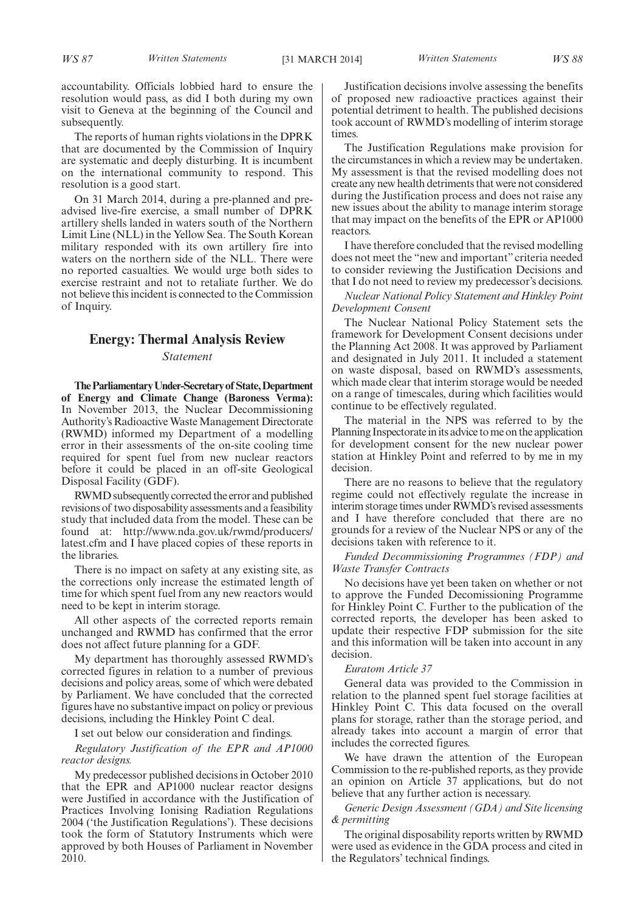accountability. Officials lobbied hard to ensure the resolution would pass, as did I both during my own visit to Geneva at the beginning of the Council and subsequently.

The reports of human rights violations in the DPRK that are documented by the Commission of Inquiry are systematic and deeply disturbing. It is incumbent on the international community to respond. This resolution is a good start.

On 31 March 2014, during a pre-planned and pre-advised live-fire exercise, a small number of DPRK artillery shells landed in waters south of the Northern Limit Line (NLL) in the Yellow Sea. The South Korean military responded with its own artillery fire into waters on the northern side of the NLL. There were no reported casualties. We would urge both sides to exercise restraint and not to retaliate further. We do not believe this incident is connected to the Commission of Inquiry.

## Energy: Thermal Analysis Review

*Statement*

**The Parliamentary Under-Secretary of State, Department of Energy and Climate Change (Baroness Verma):** In November 2013, the Nuclear Decommissioning Authority's Radioactive Waste Management Directorate (RWMD) informed my Department of a modelling error in their assessments of the on-site cooling time required for spent fuel from new nuclear reactors before it could be placed in an off-site Geological Disposal Facility (GDF).

RWMD subsequently corrected the error and published revisions of two disposability assessments and a feasibility study that included data from the model. These can be found at: http://www.nda.gov.uk/rwmd/producers/latest.cfm and I have placed copies of these reports in the libraries.

There is no impact on safety at any existing site, as the corrections only increase the estimated length of time for which spent fuel from any new reactors would need to be kept in interim storage.

All other aspects of the corrected reports remain unchanged and RWMD has confirmed that the error does not affect future planning for a GDF.

My department has thoroughly assessed RWMD's corrected figures in relation to a number of previous decisions and policy areas, some of which were debated by Parliament. We have concluded that the corrected figures have no substantive impact on policy or previous decisions, including the Hinkley Point C deal.

I set out below our consideration and findings.

*Regulatory Justification of the EPR and AP1000 reactor designs.*

My predecessor published decisions in October 2010 that the EPR and AP1000 nuclear reactor designs were Justified in accordance with the Justification of Practices Involving Ionising Radiation Regulations 2004 ('the Justification Regulations'). These decisions took the form of Statutory Instruments which were approved by both Houses of Parliament in November 2010.

Justification decisions involve assessing the benefits of proposed new radioactive practices against their potential detriment to health. The published decisions took account of RWMD's modelling of interim storage times.

The Justification Regulations make provision for the circumstances in which a review may be undertaken. My assessment is that the revised modelling does not create any new health detriments that were not considered during the Justification process and does not raise any new issues about the ability to manage interim storage that may impact on the benefits of the EPR or AP1000 reactors.

I have therefore concluded that the revised modelling does not meet the "new and important" criteria needed to consider reviewing the Justification Decisions and that I do not need to review my predecessor's decisions.

*Nuclear National Policy Statement and Hinkley Point Development Consent*

The Nuclear National Policy Statement sets the framework for Development Consent decisions under the Planning Act 2008. It was approved by Parliament and designated in July 2011. It included a statement on waste disposal, based on RWMD's assessments, which made clear that interim storage would be needed on a range of timescales, during which facilities would continue to be effectively regulated.

The material in the NPS was referred to by the Planning Inspectorate in its advice to me on the application for development consent for the new nuclear power station at Hinkley Point and referred to by me in my decision.

There are no reasons to believe that the regulatory regime could not effectively regulate the increase in interim storage times under RWMD's revised assessments and I have therefore concluded that there are no grounds for a review of the Nuclear NPS or any of the decisions taken with reference to it.

*Funded Decommissioning Programmes (FDP) and Waste Transfer Contracts*

No decisions have yet been taken on whether or not to approve the Funded Decomissioning Programme for Hinkley Point C. Further to the publication of the corrected reports, the developer has been asked to update their respective FDP submission for the site and this information will be taken into account in any decision.

*Euratom Article 37*

General data was provided to the Commission in relation to the planned spent fuel storage facilities at Hinkley Point C. This data focused on the overall plans for storage, rather than the storage period, and already takes into account a margin of error that includes the corrected figures.

We have drawn the attention of the European Commission to the re-published reports, as they provide an opinion on Article 37 applications, but do not believe that any further action is necessary.

*Generic Design Assessment (GDA) and Site licensing & permitting*

The original disposability reports written by RWMD were used as evidence in the GDA process and cited in the Regulators' technical findings.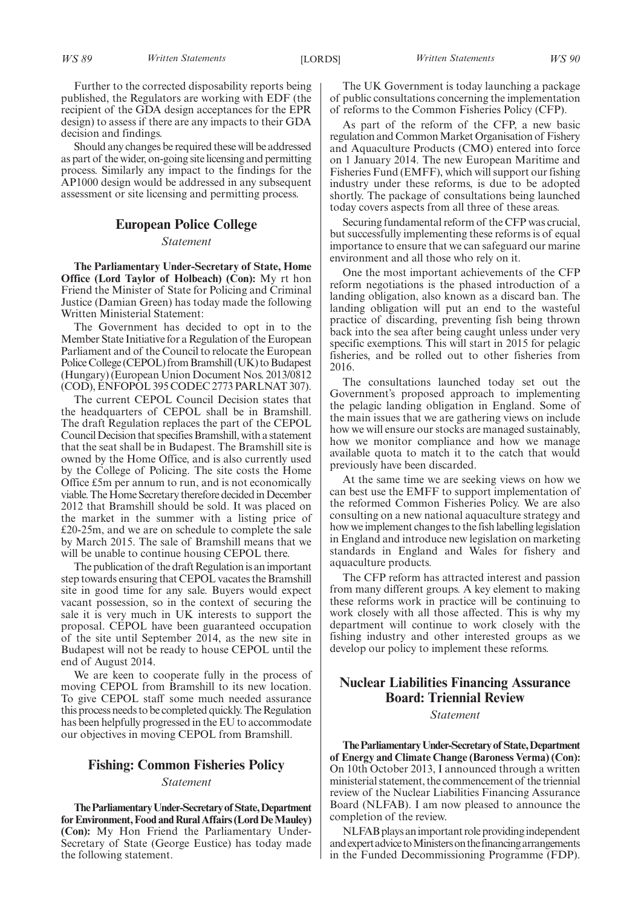Further to the corrected disposability reports being published, the Regulators are working with EDF (the recipient of the GDA design acceptances for the EPR design) to assess if there are any impacts to their GDA decision and findings.

Should any changes be required these will be addressed as part of the wider, on-going site licensing and permitting process. Similarly any impact to the findings for the AP1000 design would be addressed in any subsequent assessment or site licensing and permitting process.

## European Police College

*Statement*

**The Parliamentary Under-Secretary of State, Home Office (Lord Taylor of Holbeach) (Con):** My rt hon Friend the Minister of State for Policing and Criminal Justice (Damian Green) has today made the following Written Ministerial Statement:

The Government has decided to opt in to the Member State Initiative for a Regulation of the European Parliament and of the Council to relocate the European Police College (CEPOL) from Bramshill (UK) to Budapest (Hungary) (European Union Document Nos. 2013/0812 (COD), ENFOPOL 395 CODEC 2773 PARLNAT 307).

The current CEPOL Council Decision states that the headquarters of CEPOL shall be in Bramshill. The draft Regulation replaces the part of the CEPOL Council Decision that specifies Bramshill, with a statement that the seat shall be in Budapest. The Bramshill site is owned by the Home Office, and is also currently used by the College of Policing. The site costs the Home Office £5m per annum to run, and is not economically viable. The Home Secretary therefore decided in December 2012 that Bramshill should be sold. It was placed on the market in the summer with a listing price of £20-25m, and we are on schedule to complete the sale by March 2015. The sale of Bramshill means that we will be unable to continue housing CEPOL there.

The publication of the draft Regulation is an important step towards ensuring that CEPOL vacates the Bramshill site in good time for any sale. Buyers would expect vacant possession, so in the context of securing the sale it is very much in UK interests to support the proposal. CEPOL have been guaranteed occupation of the site until September 2014, as the new site in Budapest will not be ready to house CEPOL until the end of August 2014.

We are keen to cooperate fully in the process of moving CEPOL from Bramshill to its new location. To give CEPOL staff some much needed assurance this process needs to be completed quickly. The Regulation has been helpfully progressed in the EU to accommodate our objectives in moving CEPOL from Bramshill.

## Fishing: Common Fisheries Policy

*Statement*

**The Parliamentary Under-Secretary of State, Department for Environment, Food and Rural Affairs (Lord De Mauley) (Con):** My Hon Friend the Parliamentary Under-Secretary of State (George Eustice) has today made the following statement.

The UK Government is today launching a package of public consultations concerning the implementation of reforms to the Common Fisheries Policy (CFP).

As part of the reform of the CFP, a new basic regulation and Common Market Organisation of Fishery and Aquaculture Products (CMO) entered into force on 1 January 2014. The new European Maritime and Fisheries Fund (EMFF), which will support our fishing industry under these reforms, is due to be adopted shortly. The package of consultations being launched today covers aspects from all three of these areas.

Securing fundamental reform of the CFP was crucial, but successfully implementing these reforms is of equal importance to ensure that we can safeguard our marine environment and all those who rely on it.

One the most important achievements of the CFP reform negotiations is the phased introduction of a landing obligation, also known as a discard ban. The landing obligation will put an end to the wasteful practice of discarding, preventing fish being thrown back into the sea after being caught unless under very specific exemptions. This will start in 2015 for pelagic fisheries, and be rolled out to other fisheries from 2016.

The consultations launched today set out the Government's proposed approach to implementing the pelagic landing obligation in England. Some of the main issues that we are gathering views on include how we will ensure our stocks are managed sustainably, how we monitor compliance and how we manage available quota to match it to the catch that would previously have been discarded.

At the same time we are seeking views on how we can best use the EMFF to support implementation of the reformed Common Fisheries Policy. We are also consulting on a new national aquaculture strategy and how we implement changes to the fish labelling legislation in England and introduce new legislation on marketing standards in England and Wales for fishery and aquaculture products.

The CFP reform has attracted interest and passion from many different groups. A key element to making these reforms work in practice will be continuing to work closely with all those affected. This is why my department will continue to work closely with the fishing industry and other interested groups as we develop our policy to implement these reforms.

## Nuclear Liabilities Financing Assurance Board: Triennial Review

*Statement*

**The Parliamentary Under-Secretary of State, Department of Energy and Climate Change (Baroness Verma) (Con):** On 10th October 2013, I announced through a written ministerial statement, the commencement of the triennial review of the Nuclear Liabilities Financing Assurance Board (NLFAB). I am now pleased to announce the completion of the review.

NLFAB plays an important role providing independent and expert advice to Ministers on the financing arrangements in the Funded Decommissioning Programme (FDP).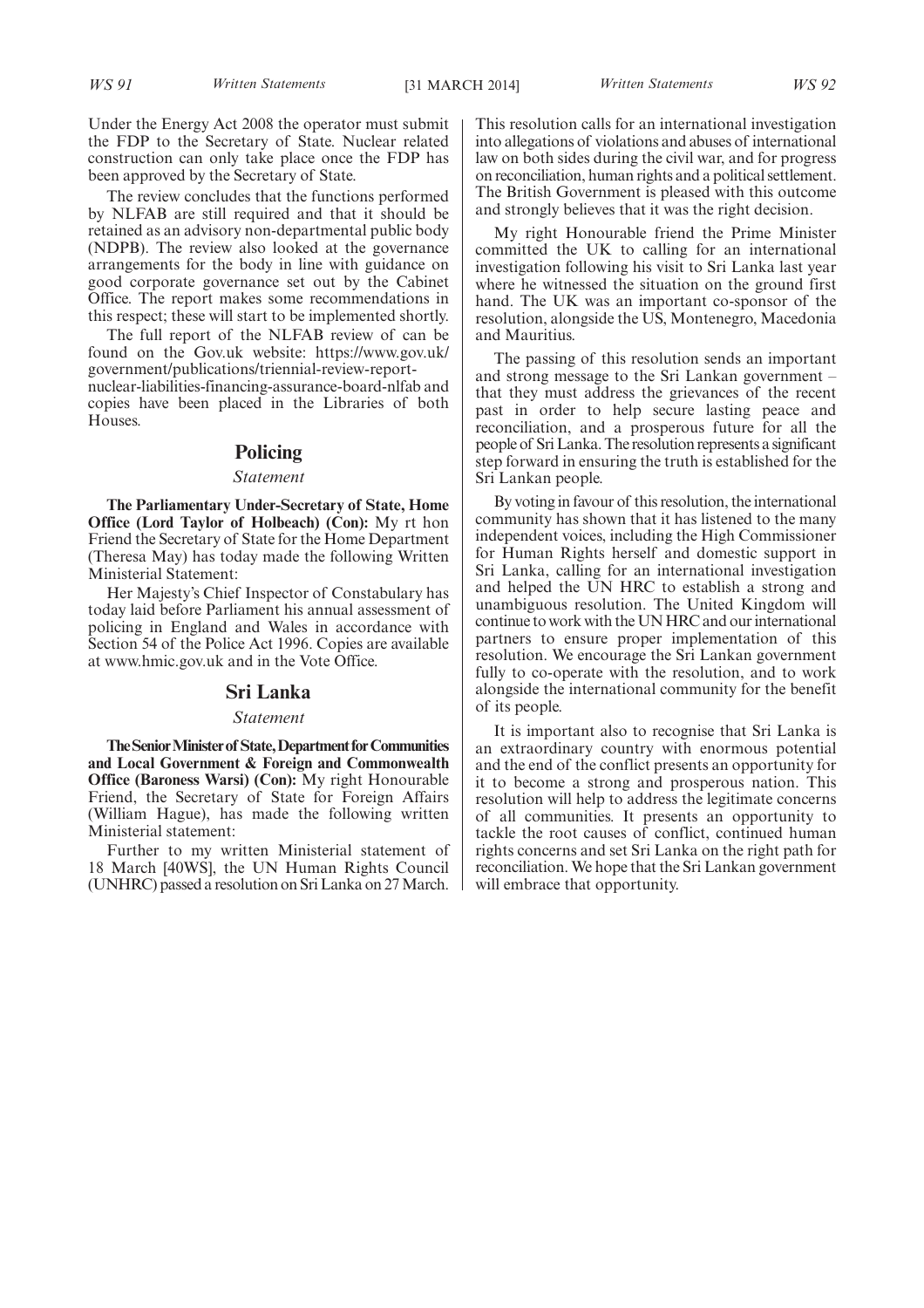Under the Energy Act 2008 the operator must submit the FDP to the Secretary of State. Nuclear related construction can only take place once the FDP has been approved by the Secretary of State.

The review concludes that the functions performed by NLFAB are still required and that it should be retained as an advisory non-departmental public body (NDPB). The review also looked at the governance arrangements for the body in line with guidance on good corporate governance set out by the Cabinet Office. The report makes some recommendations in this respect; these will start to be implemented shortly.

The full report of the NLFAB review of can be found on the Gov.uk website: https://www.gov.uk/government/publications/triennial-review-report-nuclear-liabilities-financing-assurance-board-nlfab and copies have been placed in the Libraries of both Houses.

## Policing

*Statement*

**The Parliamentary Under-Secretary of State, Home Office (Lord Taylor of Holbeach) (Con):** My rt hon Friend the Secretary of State for the Home Department (Theresa May) has today made the following Written Ministerial Statement:

Her Majesty's Chief Inspector of Constabulary has today laid before Parliament his annual assessment of policing in England and Wales in accordance with Section 54 of the Police Act 1996. Copies are available at www.hmic.gov.uk and in the Vote Office.

## Sri Lanka

*Statement*

**The Senior Minister of State, Department for Communities and Local Government & Foreign and Commonwealth Office (Baroness Warsi) (Con):** My right Honourable Friend, the Secretary of State for Foreign Affairs (William Hague), has made the following written Ministerial statement:

Further to my written Ministerial statement of 18 March [40WS], the UN Human Rights Council (UNHRC) passed a resolution on Sri Lanka on 27 March. This resolution calls for an international investigation into allegations of violations and abuses of international law on both sides during the civil war, and for progress on reconciliation, human rights and a political settlement. The British Government is pleased with this outcome and strongly believes that it was the right decision.

My right Honourable friend the Prime Minister committed the UK to calling for an international investigation following his visit to Sri Lanka last year where he witnessed the situation on the ground first hand. The UK was an important co-sponsor of the resolution, alongside the US, Montenegro, Macedonia and Mauritius.

The passing of this resolution sends an important and strong message to the Sri Lankan government – that they must address the grievances of the recent past in order to help secure lasting peace and reconciliation, and a prosperous future for all the people of Sri Lanka. The resolution represents a significant step forward in ensuring the truth is established for the Sri Lankan people.

By voting in favour of this resolution, the international community has shown that it has listened to the many independent voices, including the High Commissioner for Human Rights herself and domestic support in Sri Lanka, calling for an international investigation and helped the UN HRC to establish a strong and unambiguous resolution. The United Kingdom will continue to work with the UN HRC and our international partners to ensure proper implementation of this resolution. We encourage the Sri Lankan government fully to co-operate with the resolution, and to work alongside the international community for the benefit of its people.

It is important also to recognise that Sri Lanka is an extraordinary country with enormous potential and the end of the conflict presents an opportunity for it to become a strong and prosperous nation. This resolution will help to address the legitimate concerns of all communities. It presents an opportunity to tackle the root causes of conflict, continued human rights concerns and set Sri Lanka on the right path for reconciliation. We hope that the Sri Lankan government will embrace that opportunity.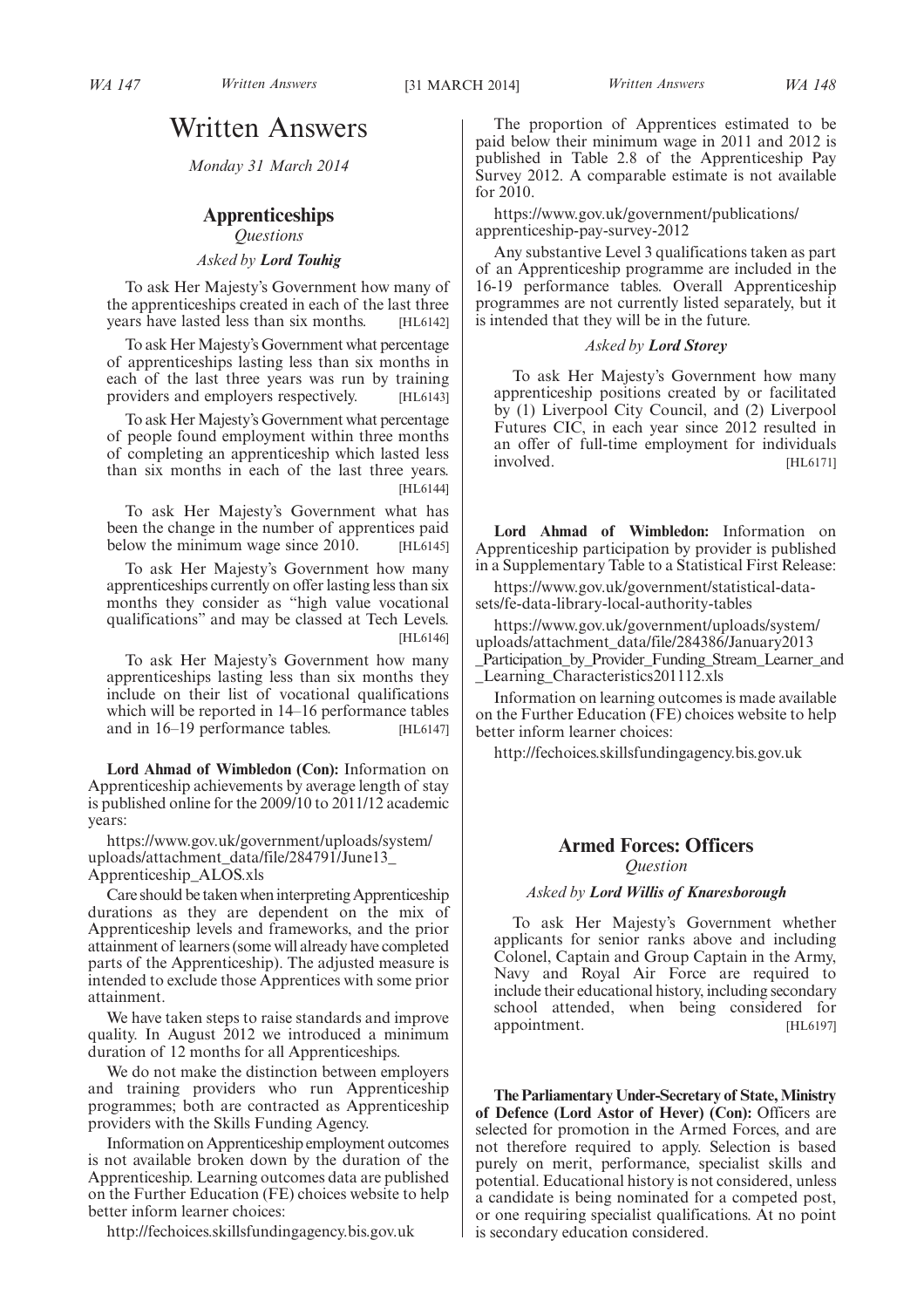# Written Answers

*Monday 31 March 2014*

## Apprenticeships

*Questions*

*Asked by* ***Lord Touhig***

To ask Her Majesty's Government how many of the apprenticeships created in each of the last three years have lasted less than six months. [HL6142]

To ask Her Majesty's Government what percentage of apprenticeships lasting less than six months in each of the last three years was run by training providers and employers respectively. [HL6143]

To ask Her Majesty's Government what percentage of people found employment within three months of completing an apprenticeship which lasted less than six months in each of the last three years. [HL6144]

To ask Her Majesty's Government what has been the change in the number of apprentices paid below the minimum wage since 2010. [HL6145]

To ask Her Majesty's Government how many apprenticeships currently on offer lasting less than six months they consider as "high value vocational qualifications" and may be classed at Tech Levels. [HL6146]

To ask Her Majesty's Government how many apprenticeships lasting less than six months they include on their list of vocational qualifications which will be reported in 14–16 performance tables and in 16–19 performance tables. [HL6147]

**Lord Ahmad of Wimbledon (Con):** Information on Apprenticeship achievements by average length of stay is published online for the 2009/10 to 2011/12 academic years:

https://www.gov.uk/government/uploads/system/uploads/attachment_data/file/284791/June13_Apprenticeship_ALOS.xls

Care should be taken when interpreting Apprenticeship durations as they are dependent on the mix of Apprenticeship levels and frameworks, and the prior attainment of learners (some will already have completed parts of the Apprenticeship). The adjusted measure is intended to exclude those Apprentices with some prior attainment.

We have taken steps to raise standards and improve quality. In August 2012 we introduced a minimum duration of 12 months for all Apprenticeships.

We do not make the distinction between employers and training providers who run Apprenticeship programmes; both are contracted as Apprenticeship providers with the Skills Funding Agency.

Information on Apprenticeship employment outcomes is not available broken down by the duration of the Apprenticeship. Learning outcomes data are published on the Further Education (FE) choices website to help better inform learner choices:

http://fechoices.skillsfundingagency.bis.gov.uk

The proportion of Apprentices estimated to be paid below their minimum wage in 2011 and 2012 is published in Table 2.8 of the Apprenticeship Pay Survey 2012. A comparable estimate is not available for 2010.

https://www.gov.uk/government/publications/apprenticeship-pay-survey-2012

Any substantive Level 3 qualifications taken as part of an Apprenticeship programme are included in the 16-19 performance tables. Overall Apprenticeship programmes are not currently listed separately, but it is intended that they will be in the future.

*Asked by* ***Lord Storey***

To ask Her Majesty's Government how many apprenticeship positions created by or facilitated by (1) Liverpool City Council, and (2) Liverpool Futures CIC, in each year since 2012 resulted in an offer of full-time employment for individuals involved. [HL6171]

**Lord Ahmad of Wimbledon:** Information on Apprenticeship participation by provider is published in a Supplementary Table to a Statistical First Release:

https://www.gov.uk/government/statistical-data-sets/fe-data-library-local-authority-tables

https://www.gov.uk/government/uploads/system/uploads/attachment_data/file/284386/January2013_Participation_by_Provider_Funding_Stream_Learner_and_Learning_Characteristics201112.xls

Information on learning outcomes is made available on the Further Education (FE) choices website to help better inform learner choices:

http://fechoices.skillsfundingagency.bis.gov.uk

## Armed Forces: Officers

*Question*

*Asked by* ***Lord Willis of Knaresborough***

To ask Her Majesty's Government whether applicants for senior ranks above and including Colonel, Captain and Group Captain in the Army, Navy and Royal Air Force are required to include their educational history, including secondary school attended, when being considered for appointment. [HL6197]

**The Parliamentary Under-Secretary of State, Ministry of Defence (Lord Astor of Hever) (Con):** Officers are selected for promotion in the Armed Forces, and are not therefore required to apply. Selection is based purely on merit, performance, specialist skills and potential. Educational history is not considered, unless a candidate is being nominated for a competed post, or one requiring specialist qualifications. At no point is secondary education considered.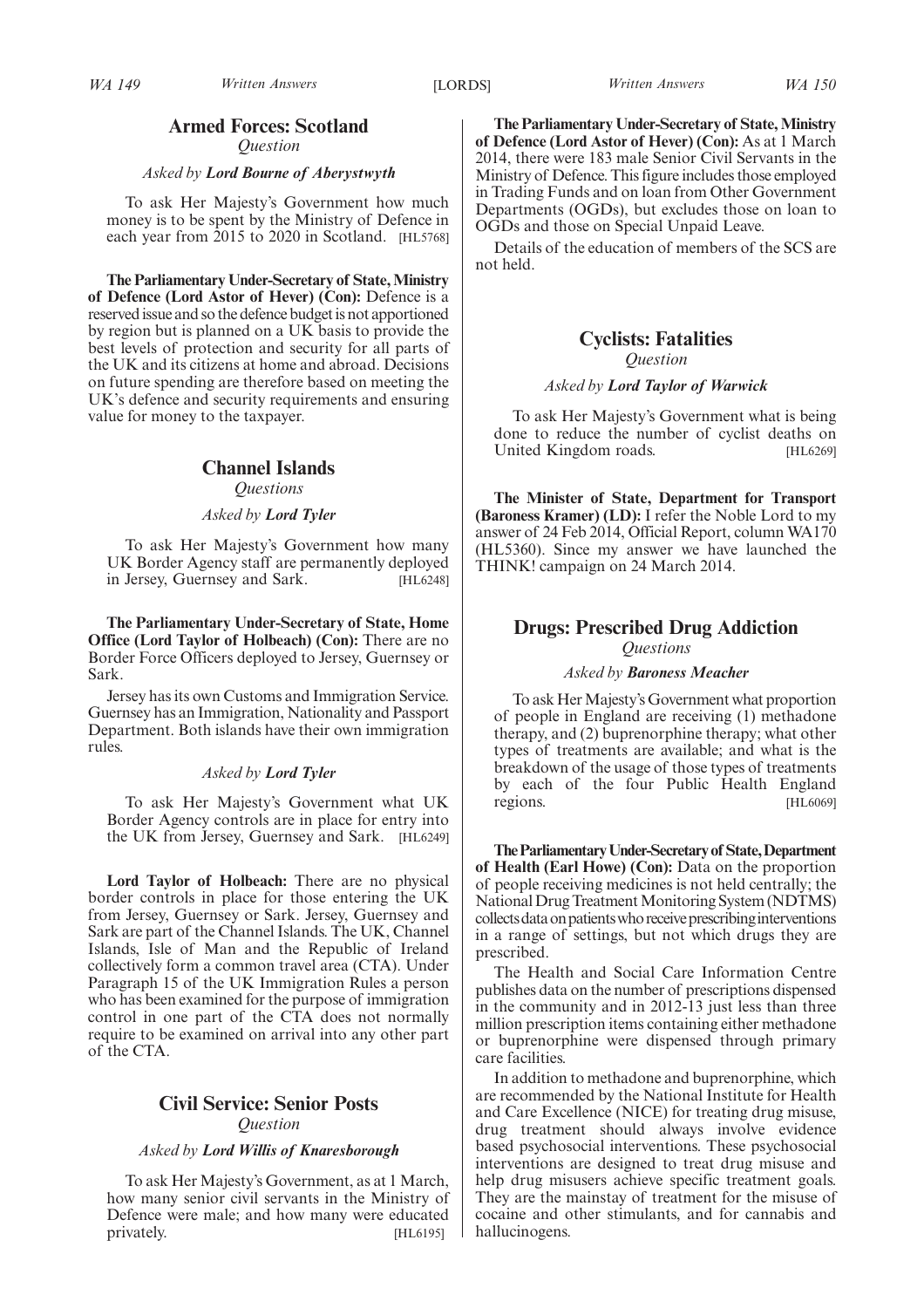## Armed Forces: Scotland

*Question*

*Asked by* ***Lord Bourne of Aberystwyth***

To ask Her Majesty's Government how much money is to be spent by the Ministry of Defence in each year from 2015 to 2020 in Scotland. [HL5768]

**The Parliamentary Under-Secretary of State, Ministry of Defence (Lord Astor of Hever) (Con):** Defence is a reserved issue and so the defence budget is not apportioned by region but is planned on a UK basis to provide the best levels of protection and security for all parts of the UK and its citizens at home and abroad. Decisions on future spending are therefore based on meeting the UK's defence and security requirements and ensuring value for money to the taxpayer.

## Channel Islands

*Questions*

*Asked by* ***Lord Tyler***

To ask Her Majesty's Government how many UK Border Agency staff are permanently deployed in Jersey, Guernsey and Sark. [HL6248]

**The Parliamentary Under-Secretary of State, Home Office (Lord Taylor of Holbeach) (Con):** There are no Border Force Officers deployed to Jersey, Guernsey or Sark.

Jersey has its own Customs and Immigration Service. Guernsey has an Immigration, Nationality and Passport Department. Both islands have their own immigration rules.

*Asked by* ***Lord Tyler***

To ask Her Majesty's Government what UK Border Agency controls are in place for entry into the UK from Jersey, Guernsey and Sark. [HL6249]

**Lord Taylor of Holbeach:** There are no physical border controls in place for those entering the UK from Jersey, Guernsey or Sark. Jersey, Guernsey and Sark are part of the Channel Islands. The UK, Channel Islands, Isle of Man and the Republic of Ireland collectively form a common travel area (CTA). Under Paragraph 15 of the UK Immigration Rules a person who has been examined for the purpose of immigration control in one part of the CTA does not normally require to be examined on arrival into any other part of the CTA.

## Civil Service: Senior Posts

*Question*

*Asked by* ***Lord Willis of Knaresborough***

To ask Her Majesty's Government, as at 1 March, how many senior civil servants in the Ministry of Defence were male; and how many were educated privately. [HL6195]

**The Parliamentary Under-Secretary of State, Ministry of Defence (Lord Astor of Hever) (Con):** As at 1 March 2014, there were 183 male Senior Civil Servants in the Ministry of Defence. This figure includes those employed in Trading Funds and on loan from Other Government Departments (OGDs), but excludes those on loan to OGDs and those on Special Unpaid Leave.

Details of the education of members of the SCS are not held.

## Cyclists: Fatalities

*Question*

*Asked by* ***Lord Taylor of Warwick***

To ask Her Majesty's Government what is being done to reduce the number of cyclist deaths on United Kingdom roads. [HL6269]

**The Minister of State, Department for Transport (Baroness Kramer) (LD):** I refer the Noble Lord to my answer of 24 Feb 2014, Official Report, column WA170 (HL5360). Since my answer we have launched the THINK! campaign on 24 March 2014.

## Drugs: Prescribed Drug Addiction

*Questions*

*Asked by* ***Baroness Meacher***

To ask Her Majesty's Government what proportion of people in England are receiving (1) methadone therapy, and (2) buprenorphine therapy; what other types of treatments are available; and what is the breakdown of the usage of those types of treatments by each of the four Public Health England regions. [HL6069]

**The Parliamentary Under-Secretary of State, Department of Health (Earl Howe) (Con):** Data on the proportion of people receiving medicines is not held centrally; the National Drug Treatment Monitoring System (NDTMS) collects data on patients who receive prescribing interventions in a range of settings, but not which drugs they are prescribed.

The Health and Social Care Information Centre publishes data on the number of prescriptions dispensed in the community and in 2012-13 just less than three million prescription items containing either methadone or buprenorphine were dispensed through primary care facilities.

In addition to methadone and buprenorphine, which are recommended by the National Institute for Health and Care Excellence (NICE) for treating drug misuse, drug treatment should always involve evidence based psychosocial interventions. These psychosocial interventions are designed to treat drug misuse and help drug misusers achieve specific treatment goals. They are the mainstay of treatment for the misuse of cocaine and other stimulants, and for cannabis and hallucinogens.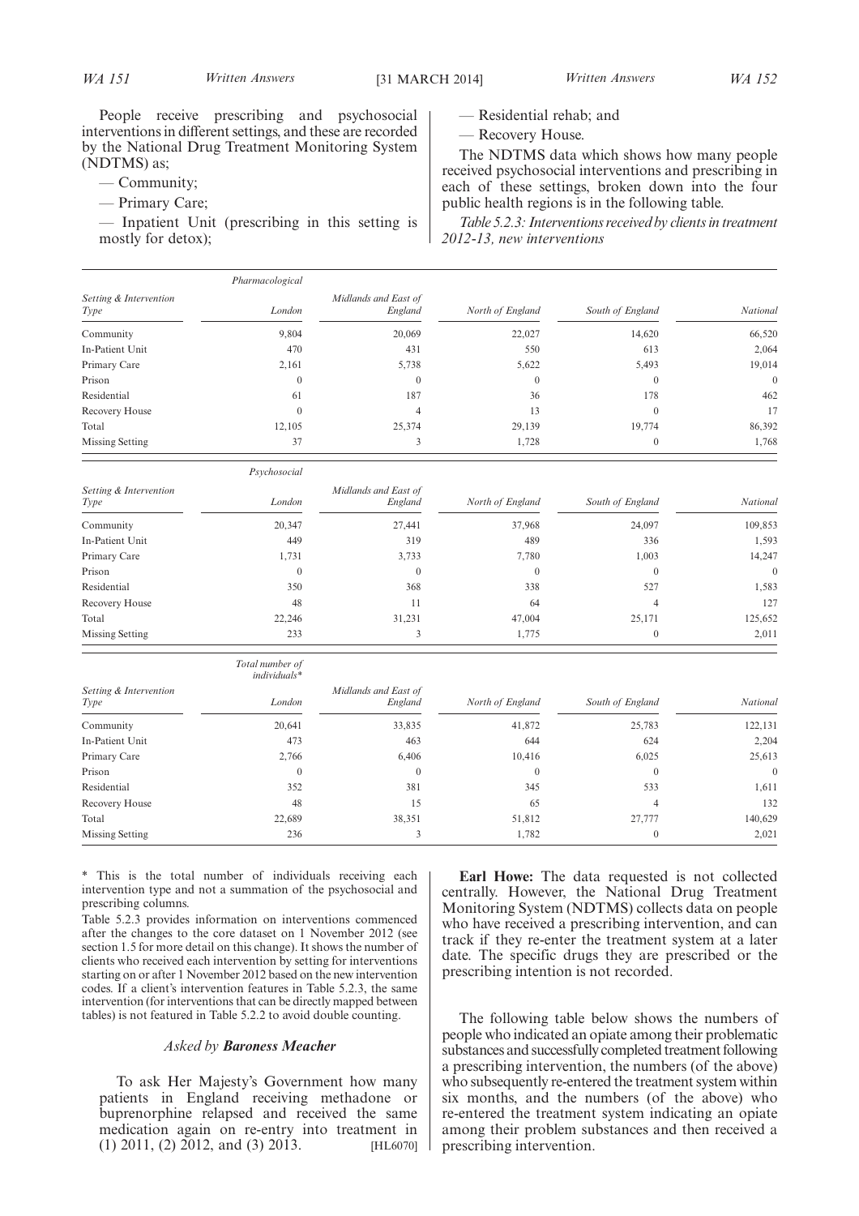People receive prescribing and psychosocial interventions in different settings, and these are recorded by the National Drug Treatment Monitoring System (NDTMS) as;

— Community;

— Primary Care;

— Inpatient Unit (prescribing in this setting is mostly for detox);

— Residential rehab; and

— Recovery House.

The NDTMS data which shows how many people received psychosocial interventions and prescribing in each of these settings, broken down into the four public health regions is in the following table.

*Table 5.2.3: Interventions received by clients in treatment 2012-13, new interventions*

| *Pharmacological* | | | | | |
|---|---|---|---|---|---|
| *Setting & Intervention Type* | *London* | *Midlands and East of England* | *North of England* | *South of England* | *National* |
| Community | 9,804 | 20,069 | 22,027 | 14,620 | 66,520 |
| In-Patient Unit | 470 | 431 | 550 | 613 | 2,064 |
| Primary Care | 2,161 | 5,738 | 5,622 | 5,493 | 19,014 |
| Prison | 0 | 0 | 0 | 0 | 0 |
| Residential | 61 | 187 | 36 | 178 | 462 |
| Recovery House | 0 | 4 | 13 | 0 | 17 |
| Total | 12,105 | 25,374 | 29,139 | 19,774 | 86,392 |
| Missing Setting | 37 | 3 | 1,728 | 0 | 1,768 |

| *Psychosocial* | | | | | |
|---|---|---|---|---|---|
| *Setting & Intervention Type* | *London* | *Midlands and East of England* | *North of England* | *South of England* | *National* |
| Community | 20,347 | 27,441 | 37,968 | 24,097 | 109,853 |
| In-Patient Unit | 449 | 319 | 489 | 336 | 1,593 |
| Primary Care | 1,731 | 3,733 | 7,780 | 1,003 | 14,247 |
| Prison | 0 | 0 | 0 | 0 | 0 |
| Residential | 350 | 368 | 338 | 527 | 1,583 |
| Recovery House | 48 | 11 | 64 | 4 | 127 |
| Total | 22,246 | 31,231 | 47,004 | 25,171 | 125,652 |
| Missing Setting | 233 | 3 | 1,775 | 0 | 2,011 |

| *Total number of individuals** | | | | | |
|---|---|---|---|---|---|
| *Setting & Intervention Type* | *London* | *Midlands and East of England* | *North of England* | *South of England* | *National* |
| Community | 20,641 | 33,835 | 41,872 | 25,783 | 122,131 |
| In-Patient Unit | 473 | 463 | 644 | 624 | 2,204 |
| Primary Care | 2,766 | 6,406 | 10,416 | 6,025 | 25,613 |
| Prison | 0 | 0 | 0 | 0 | 0 |
| Residential | 352 | 381 | 345 | 533 | 1,611 |
| Recovery House | 48 | 15 | 65 | 4 | 132 |
| Total | 22,689 | 38,351 | 51,812 | 27,777 | 140,629 |
| Missing Setting | 236 | 3 | 1,782 | 0 | 2,021 |

\* This is the total number of individuals receiving each intervention type and not a summation of the psychosocial and prescribing columns.

Table 5.2.3 provides information on interventions commenced after the changes to the core dataset on 1 November 2012 (see section 1.5 for more detail on this change). It shows the number of clients who received each intervention by setting for interventions starting on or after 1 November 2012 based on the new intervention codes. If a client's intervention features in Table 5.2.3, the same intervention (for interventions that can be directly mapped between tables) is not featured in Table 5.2.2 to avoid double counting.

*Asked by* ***Baroness Meacher***

To ask Her Majesty's Government how many patients in England receiving methadone or buprenorphine relapsed and received the same medication again on re-entry into treatment in (1) 2011, (2) 2012, and (3) 2013. [HL6070]

**Earl Howe:** The data requested is not collected centrally. However, the National Drug Treatment Monitoring System (NDTMS) collects data on people who have received a prescribing intervention, and can track if they re-enter the treatment system at a later date. The specific drugs they are prescribed or the prescribing intention is not recorded.

The following table below shows the numbers of people who indicated an opiate among their problematic substances and successfully completed treatment following a prescribing intervention, the numbers (of the above) who subsequently re-entered the treatment system within six months, and the numbers (of the above) who re-entered the treatment system indicating an opiate among their problem substances and then received a prescribing intervention.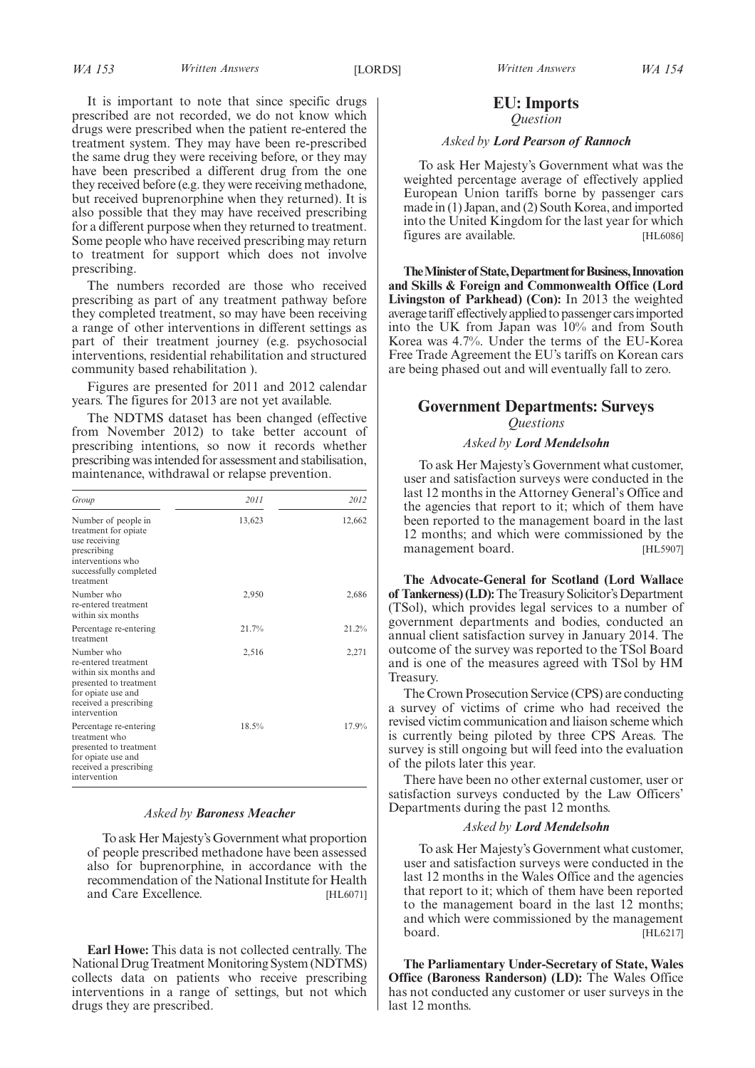It is important to note that since specific drugs prescribed are not recorded, we do not know which drugs were prescribed when the patient re-entered the treatment system. They may have been re-prescribed the same drug they were receiving before, or they may have been prescribed a different drug from the one they received before (e.g. they were receiving methadone, but received buprenorphine when they returned). It is also possible that they may have received prescribing for a different purpose when they returned to treatment. Some people who have received prescribing may return to treatment for support which does not involve prescribing.

The numbers recorded are those who received prescribing as part of any treatment pathway before they completed treatment, so may have been receiving a range of other interventions in different settings as part of their treatment journey (e.g. psychosocial interventions, residential rehabilitation and structured community based rehabilitation ).

Figures are presented for 2011 and 2012 calendar years. The figures for 2013 are not yet available.

The NDTMS dataset has been changed (effective from November 2012) to take better account of prescribing intentions, so now it records whether prescribing was intended for assessment and stabilisation, maintenance, withdrawal or relapse prevention.

| *Group* | *2011* | *2012* |
|---|---|---|
| Number of people in treatment for opiate use receiving prescribing interventions who successfully completed treatment | 13,623 | 12,662 |
| Number who re-entered treatment within six months | 2,950 | 2,686 |
| Percentage re-entering treatment | 21.7% | 21.2% |
| Number who re-entered treatment within six months and presented to treatment for opiate use and received a prescribing intervention | 2,516 | 2,271 |
| Percentage re-entering treatment who presented to treatment for opiate use and received a prescribing intervention | 18.5% | 17.9% |

*Asked by **Baroness Meacher***

To ask Her Majesty's Government what proportion of people prescribed methadone have been assessed also for buprenorphine, in accordance with the recommendation of the National Institute for Health and Care Excellence. [HL6071]

**Earl Howe:** This data is not collected centrally. The National Drug Treatment Monitoring System (NDTMS) collects data on patients who receive prescribing interventions in a range of settings, but not which drugs they are prescribed.

## EU: Imports

*Question*

*Asked by **Lord Pearson of Rannoch***

To ask Her Majesty's Government what was the weighted percentage average of effectively applied European Union tariffs borne by passenger cars made in (1) Japan, and (2) South Korea, and imported into the United Kingdom for the last year for which figures are available. [HL6086]

**The Minister of State, Department for Business, Innovation and Skills & Foreign and Commonwealth Office (Lord Livingston of Parkhead) (Con):** In 2013 the weighted average tariff effectively applied to passenger cars imported into the UK from Japan was 10% and from South Korea was 4.7%. Under the terms of the EU-Korea Free Trade Agreement the EU's tariffs on Korean cars are being phased out and will eventually fall to zero.

## Government Departments: Surveys

*Questions*

*Asked by **Lord Mendelsohn***

To ask Her Majesty's Government what customer, user and satisfaction surveys were conducted in the last 12 months in the Attorney General's Office and the agencies that report to it; which of them have been reported to the management board in the last 12 months; and which were commissioned by the management board. [HL5907]

**The Advocate-General for Scotland (Lord Wallace of Tankerness) (LD):** The Treasury Solicitor's Department (TSol), which provides legal services to a number of government departments and bodies, conducted an annual client satisfaction survey in January 2014. The outcome of the survey was reported to the TSol Board and is one of the measures agreed with TSol by HM Treasury.

The Crown Prosecution Service (CPS) are conducting a survey of victims of crime who had received the revised victim communication and liaison scheme which is currently being piloted by three CPS Areas. The survey is still ongoing but will feed into the evaluation of the pilots later this year.

There have been no other external customer, user or satisfaction surveys conducted by the Law Officers' Departments during the past 12 months.

*Asked by **Lord Mendelsohn***

To ask Her Majesty's Government what customer, user and satisfaction surveys were conducted in the last 12 months in the Wales Office and the agencies that report to it; which of them have been reported to the management board in the last 12 months; and which were commissioned by the management board. [HL6217]

**The Parliamentary Under-Secretary of State, Wales Office (Baroness Randerson) (LD):** The Wales Office has not conducted any customer or user surveys in the last 12 months.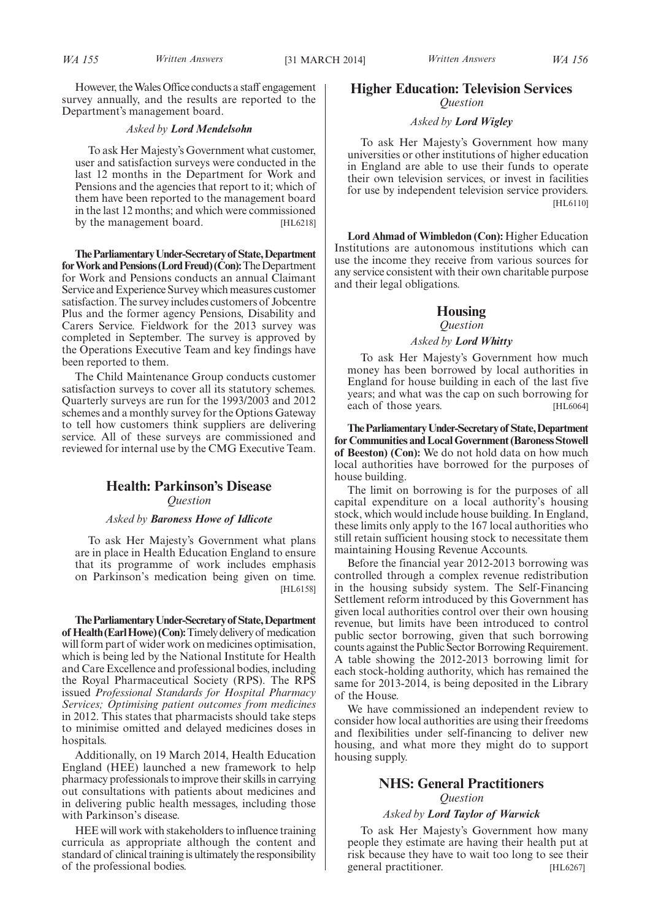However, the Wales Office conducts a staff engagement survey annually, and the results are reported to the Department's management board.

*Asked by* ***Lord Mendelsohn***

To ask Her Majesty's Government what customer, user and satisfaction surveys were conducted in the last 12 months in the Department for Work and Pensions and the agencies that report to it; which of them have been reported to the management board in the last 12 months; and which were commissioned by the management board. [HL6218]

**The Parliamentary Under-Secretary of State, Department for Work and Pensions (Lord Freud) (Con):** The Department for Work and Pensions conducts an annual Claimant Service and Experience Survey which measures customer satisfaction. The survey includes customers of Jobcentre Plus and the former agency Pensions, Disability and Carers Service. Fieldwork for the 2013 survey was completed in September. The survey is approved by the Operations Executive Team and key findings have been reported to them.

The Child Maintenance Group conducts customer satisfaction surveys to cover all its statutory schemes. Quarterly surveys are run for the 1993/2003 and 2012 schemes and a monthly survey for the Options Gateway to tell how customers think suppliers are delivering service. All of these surveys are commissioned and reviewed for internal use by the CMG Executive Team.

## Health: Parkinson's Disease

*Question*

*Asked by* ***Baroness Howe of Idlicote***

To ask Her Majesty's Government what plans are in place in Health Education England to ensure that its programme of work includes emphasis on Parkinson's medication being given on time. [HL6158]

**The Parliamentary Under-Secretary of State, Department of Health (Earl Howe) (Con):** Timely delivery of medication will form part of wider work on medicines optimisation, which is being led by the National Institute for Health and Care Excellence and professional bodies, including the Royal Pharmaceutical Society (RPS). The RPS issued *Professional Standards for Hospital Pharmacy Services; Optimising patient outcomes from medicines* in 2012. This states that pharmacists should take steps to minimise omitted and delayed medicines doses in hospitals.

Additionally, on 19 March 2014, Health Education England (HEE) launched a new framework to help pharmacy professionals to improve their skills in carrying out consultations with patients about medicines and in delivering public health messages, including those with Parkinson's disease.

HEE will work with stakeholders to influence training curricula as appropriate although the content and standard of clinical training is ultimately the responsibility of the professional bodies.

## Higher Education: Television Services

*Question*

*Asked by* ***Lord Wigley***

To ask Her Majesty's Government how many universities or other institutions of higher education in England are able to use their funds to operate their own television services, or invest in facilities for use by independent television service providers. [HL6110]

**Lord Ahmad of Wimbledon (Con):** Higher Education Institutions are autonomous institutions which can use the income they receive from various sources for any service consistent with their own charitable purpose and their legal obligations.

## Housing

*Question*

*Asked by* ***Lord Whitty***

To ask Her Majesty's Government how much money has been borrowed by local authorities in England for house building in each of the last five years; and what was the cap on such borrowing for each of those years. [HL6064]

**The Parliamentary Under-Secretary of State, Department for Communities and Local Government (Baroness Stowell of Beeston) (Con):** We do not hold data on how much local authorities have borrowed for the purposes of house building.

The limit on borrowing is for the purposes of all capital expenditure on a local authority's housing stock, which would include house building. In England, these limits only apply to the 167 local authorities who still retain sufficient housing stock to necessitate them maintaining Housing Revenue Accounts.

Before the financial year 2012-2013 borrowing was controlled through a complex revenue redistribution in the housing subsidy system. The Self-Financing Settlement reform introduced by this Government has given local authorities control over their own housing revenue, but limits have been introduced to control public sector borrowing, given that such borrowing counts against the Public Sector Borrowing Requirement. A table showing the 2012-2013 borrowing limit for each stock-holding authority, which has remained the same for 2013-2014, is being deposited in the Library of the House.

We have commissioned an independent review to consider how local authorities are using their freedoms and flexibilities under self-financing to deliver new housing, and what more they might do to support housing supply.

## NHS: General Practitioners

*Question*

*Asked by* ***Lord Taylor of Warwick***

To ask Her Majesty's Government how many people they estimate are having their health put at risk because they have to wait too long to see their general practitioner. [HL6267]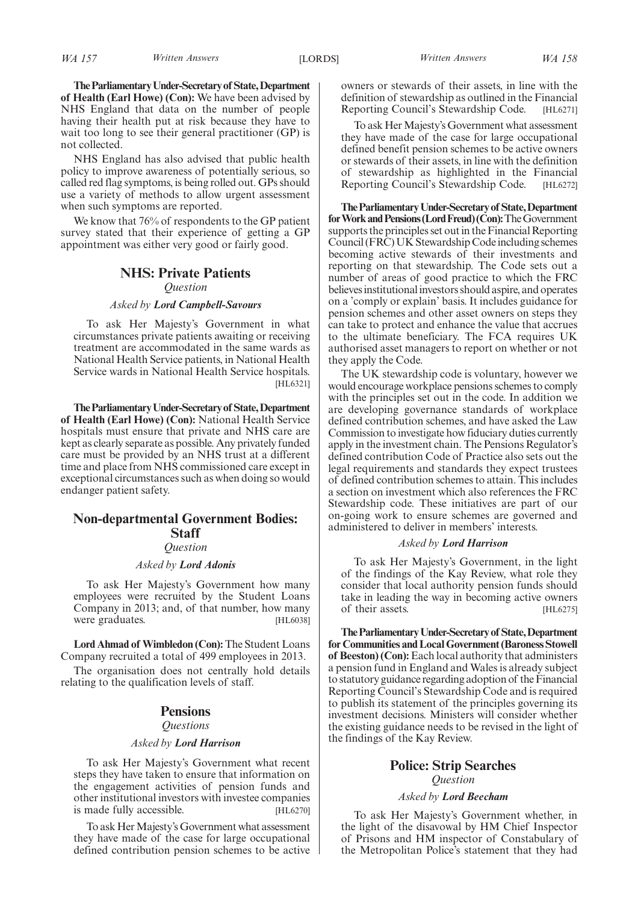**The Parliamentary Under-Secretary of State, Department of Health (Earl Howe) (Con):** We have been advised by NHS England that data on the number of people having their health put at risk because they have to wait too long to see their general practitioner (GP) is not collected.

NHS England has also advised that public health policy to improve awareness of potentially serious, so called red flag symptoms, is being rolled out. GPs should use a variety of methods to allow urgent assessment when such symptoms are reported.

We know that 76% of respondents to the GP patient survey stated that their experience of getting a GP appointment was either very good or fairly good.

## NHS: Private Patients

*Question*

*Asked by **Lord Campbell-Savours***

To ask Her Majesty's Government in what circumstances private patients awaiting or receiving treatment are accommodated in the same wards as National Health Service patients, in National Health Service wards in National Health Service hospitals. [HL6321]

**The Parliamentary Under-Secretary of State, Department of Health (Earl Howe) (Con):** National Health Service hospitals must ensure that private and NHS care are kept as clearly separate as possible. Any privately funded care must be provided by an NHS trust at a different time and place from NHS commissioned care except in exceptional circumstances such as when doing so would endanger patient safety.

## Non-departmental Government Bodies: Staff

*Question*

*Asked by **Lord Adonis***

To ask Her Majesty's Government how many employees were recruited by the Student Loans Company in 2013; and, of that number, how many were graduates. [HL6038]

**Lord Ahmad of Wimbledon (Con):** The Student Loans Company recruited a total of 499 employees in 2013.

The organisation does not centrally hold details relating to the qualification levels of staff.

## Pensions

*Questions*

*Asked by **Lord Harrison***

To ask Her Majesty's Government what recent steps they have taken to ensure that information on the engagement activities of pension funds and other institutional investors with investee companies is made fully accessible. [HL6270]

To ask Her Majesty's Government what assessment they have made of the case for large occupational defined contribution pension schemes to be active owners or stewards of their assets, in line with the definition of stewardship as outlined in the Financial Reporting Council's Stewardship Code. [HL6271]

To ask Her Majesty's Government what assessment they have made of the case for large occupational defined benefit pension schemes to be active owners or stewards of their assets, in line with the definition of stewardship as highlighted in the Financial Reporting Council's Stewardship Code. [HL6272]

**The Parliamentary Under-Secretary of State, Department for Work and Pensions (Lord Freud) (Con):** The Government supports the principles set out in the Financial Reporting Council (FRC) UK Stewardship Code including schemes becoming active stewards of their investments and reporting on that stewardship. The Code sets out a number of areas of good practice to which the FRC believes institutional investors should aspire, and operates on a 'comply or explain' basis. It includes guidance for pension schemes and other asset owners on steps they can take to protect and enhance the value that accrues to the ultimate beneficiary. The FCA requires UK authorised asset managers to report on whether or not they apply the Code.

The UK stewardship code is voluntary, however we would encourage workplace pensions schemes to comply with the principles set out in the code. In addition we are developing governance standards of workplace defined contribution schemes, and have asked the Law Commission to investigate how fiduciary duties currently apply in the investment chain. The Pensions Regulator's defined contribution Code of Practice also sets out the legal requirements and standards they expect trustees of defined contribution schemes to attain. This includes a section on investment which also references the FRC Stewardship code. These initiatives are part of our on-going work to ensure schemes are governed and administered to deliver in members' interests.

*Asked by **Lord Harrison***

To ask Her Majesty's Government, in the light of the findings of the Kay Review, what role they consider that local authority pension funds should take in leading the way in becoming active owners of their assets. [HL6275]

**The Parliamentary Under-Secretary of State, Department for Communities and Local Government (Baroness Stowell of Beeston) (Con):** Each local authority that administers a pension fund in England and Wales is already subject to statutory guidance regarding adoption of the Financial Reporting Council's Stewardship Code and is required to publish its statement of the principles governing its investment decisions. Ministers will consider whether the existing guidance needs to be revised in the light of the findings of the Kay Review.

## Police: Strip Searches

*Question*

*Asked by **Lord Beecham***

To ask Her Majesty's Government whether, in the light of the disavowal by HM Chief Inspector of Prisons and HM inspector of Constabulary of the Metropolitan Police's statement that they had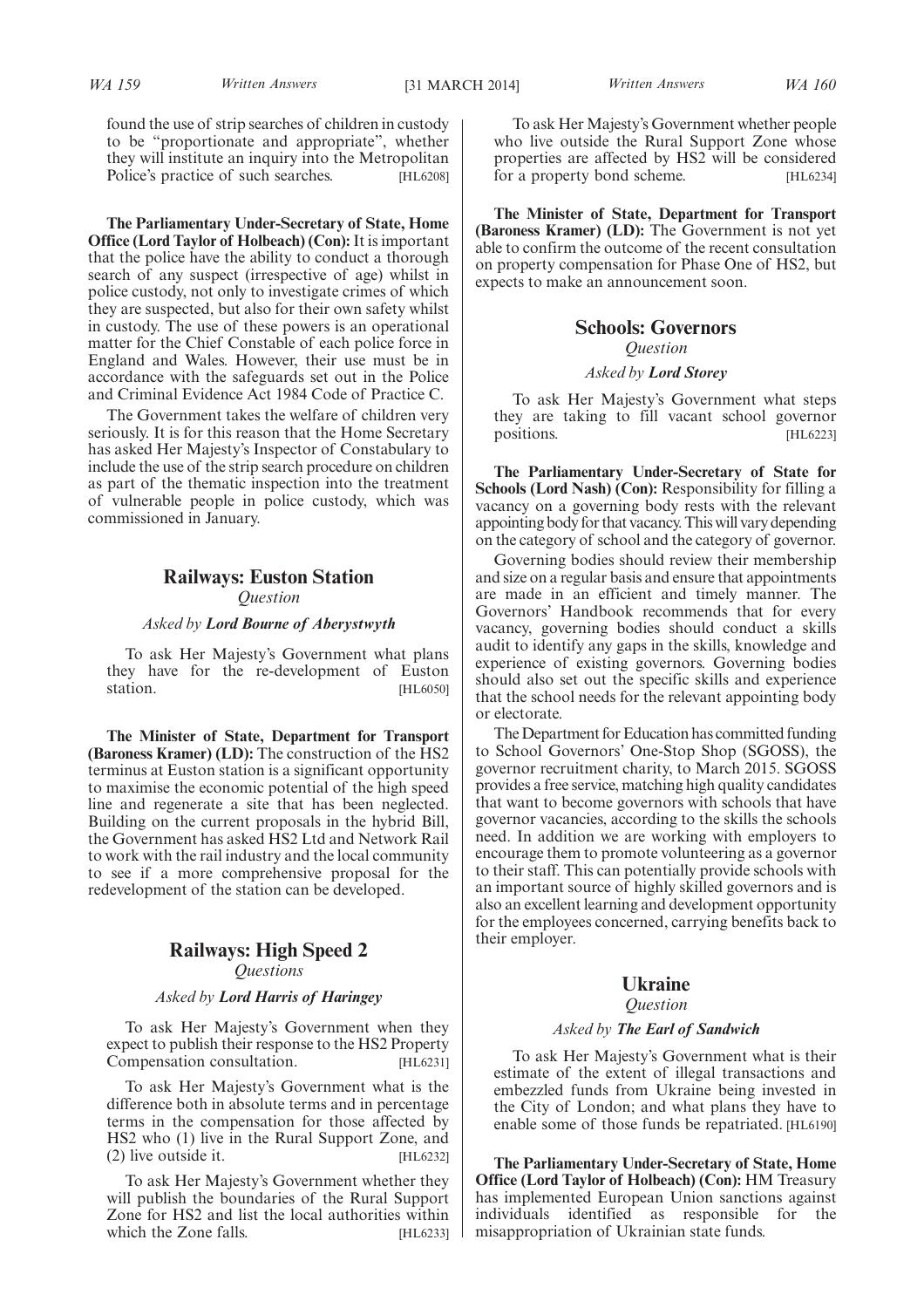found the use of strip searches of children in custody to be "proportionate and appropriate", whether they will institute an inquiry into the Metropolitan Police's practice of such searches. [HL6208]

**The Parliamentary Under-Secretary of State, Home Office (Lord Taylor of Holbeach) (Con):** It is important that the police have the ability to conduct a thorough search of any suspect (irrespective of age) whilst in police custody, not only to investigate crimes of which they are suspected, but also for their own safety whilst in custody. The use of these powers is an operational matter for the Chief Constable of each police force in England and Wales. However, their use must be in accordance with the safeguards set out in the Police and Criminal Evidence Act 1984 Code of Practice C.

The Government takes the welfare of children very seriously. It is for this reason that the Home Secretary has asked Her Majesty's Inspector of Constabulary to include the use of the strip search procedure on children as part of the thematic inspection into the treatment of vulnerable people in police custody, which was commissioned in January.

## Railways: Euston Station

*Question*

*Asked by* ***Lord Bourne of Aberystwyth***

To ask Her Majesty's Government what plans they have for the re-development of Euston station. [HL6050]

**The Minister of State, Department for Transport (Baroness Kramer) (LD):** The construction of the HS2 terminus at Euston station is a significant opportunity to maximise the economic potential of the high speed line and regenerate a site that has been neglected. Building on the current proposals in the hybrid Bill, the Government has asked HS2 Ltd and Network Rail to work with the rail industry and the local community to see if a more comprehensive proposal for the redevelopment of the station can be developed.

## Railways: High Speed 2

*Questions*

*Asked by* ***Lord Harris of Haringey***

To ask Her Majesty's Government when they expect to publish their response to the HS2 Property Compensation consultation. [HL6231]

To ask Her Majesty's Government what is the difference both in absolute terms and in percentage terms in the compensation for those affected by HS2 who (1) live in the Rural Support Zone, and (2) live outside it. [HL6232]

To ask Her Majesty's Government whether they will publish the boundaries of the Rural Support Zone for HS2 and list the local authorities within which the Zone falls. [HL6233]

To ask Her Majesty's Government whether people who live outside the Rural Support Zone whose properties are affected by HS2 will be considered for a property bond scheme. [HL6234]

**The Minister of State, Department for Transport (Baroness Kramer) (LD):** The Government is not yet able to confirm the outcome of the recent consultation on property compensation for Phase One of HS2, but expects to make an announcement soon.

## Schools: Governors

*Question*

*Asked by* ***Lord Storey***

To ask Her Majesty's Government what steps they are taking to fill vacant school governor positions. [HL6223]

**The Parliamentary Under-Secretary of State for Schools (Lord Nash) (Con):** Responsibility for filling a vacancy on a governing body rests with the relevant appointing body for that vacancy. This will vary depending on the category of school and the category of governor.

Governing bodies should review their membership and size on a regular basis and ensure that appointments are made in an efficient and timely manner. The Governors' Handbook recommends that for every vacancy, governing bodies should conduct a skills audit to identify any gaps in the skills, knowledge and experience of existing governors. Governing bodies should also set out the specific skills and experience that the school needs for the relevant appointing body or electorate.

The Department for Education has committed funding to School Governors' One-Stop Shop (SGOSS), the governor recruitment charity, to March 2015. SGOSS provides a free service, matching high quality candidates that want to become governors with schools that have governor vacancies, according to the skills the schools need. In addition we are working with employers to encourage them to promote volunteering as a governor to their staff. This can potentially provide schools with an important source of highly skilled governors and is also an excellent learning and development opportunity for the employees concerned, carrying benefits back to their employer.

## Ukraine

*Question*

*Asked by* ***The Earl of Sandwich***

To ask Her Majesty's Government what is their estimate of the extent of illegal transactions and embezzled funds from Ukraine being invested in the City of London; and what plans they have to enable some of those funds be repatriated. [HL6190]

**The Parliamentary Under-Secretary of State, Home Office (Lord Taylor of Holbeach) (Con):** HM Treasury has implemented European Union sanctions against individuals identified as responsible for the misappropriation of Ukrainian state funds.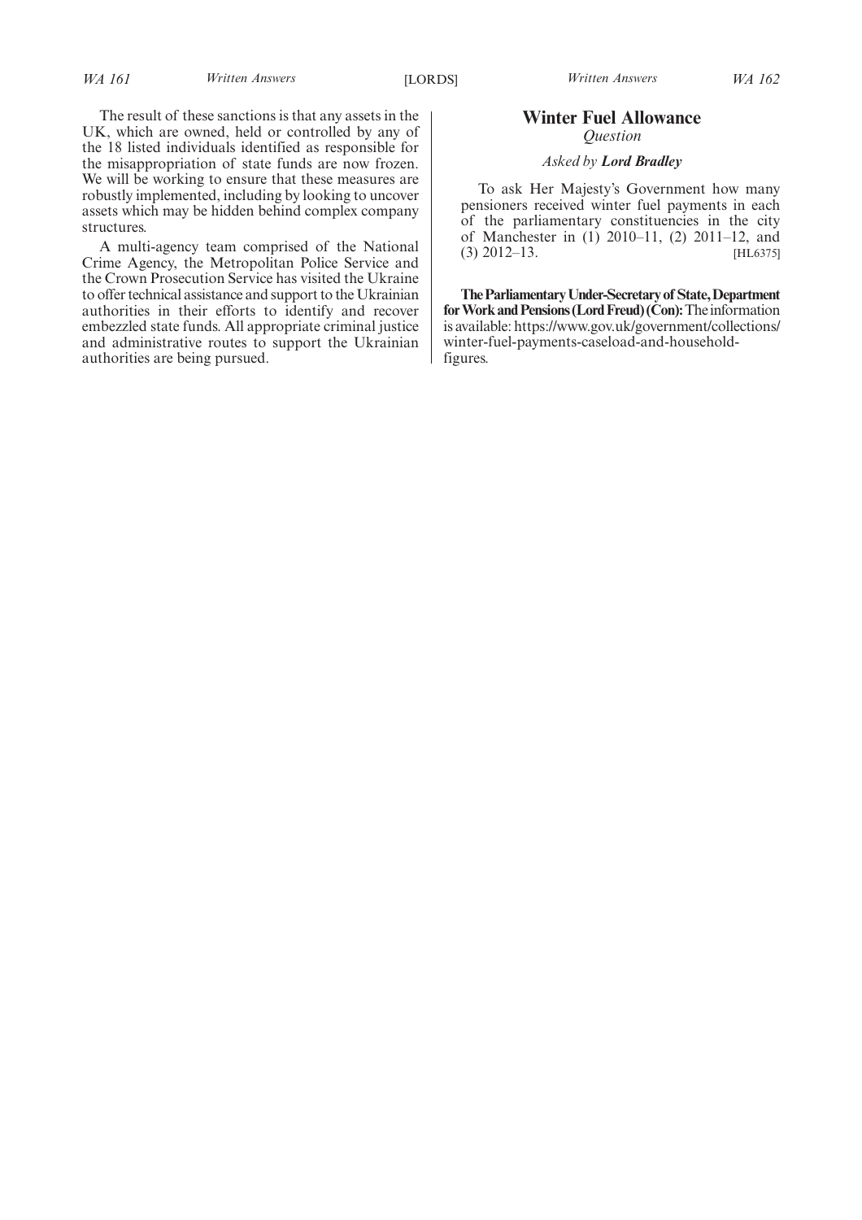The result of these sanctions is that any assets in the UK, which are owned, held or controlled by any of the 18 listed individuals identified as responsible for the misappropriation of state funds are now frozen. We will be working to ensure that these measures are robustly implemented, including by looking to uncover assets which may be hidden behind complex company structures.

A multi-agency team comprised of the National Crime Agency, the Metropolitan Police Service and the Crown Prosecution Service has visited the Ukraine to offer technical assistance and support to the Ukrainian authorities in their efforts to identify and recover embezzled state funds. All appropriate criminal justice and administrative routes to support the Ukrainian authorities are being pursued.

## Winter Fuel Allowance

*Question*

*Asked by* ***Lord Bradley***

To ask Her Majesty's Government how many pensioners received winter fuel payments in each of the parliamentary constituencies in the city of Manchester in (1) 2010–11, (2) 2011–12, and (3) 2012–13. [HL6375]

**The Parliamentary Under-Secretary of State, Department for Work and Pensions (Lord Freud) (Con):** The information is available: https://www.gov.uk/government/collections/winter-fuel-payments-caseload-and-household-figures.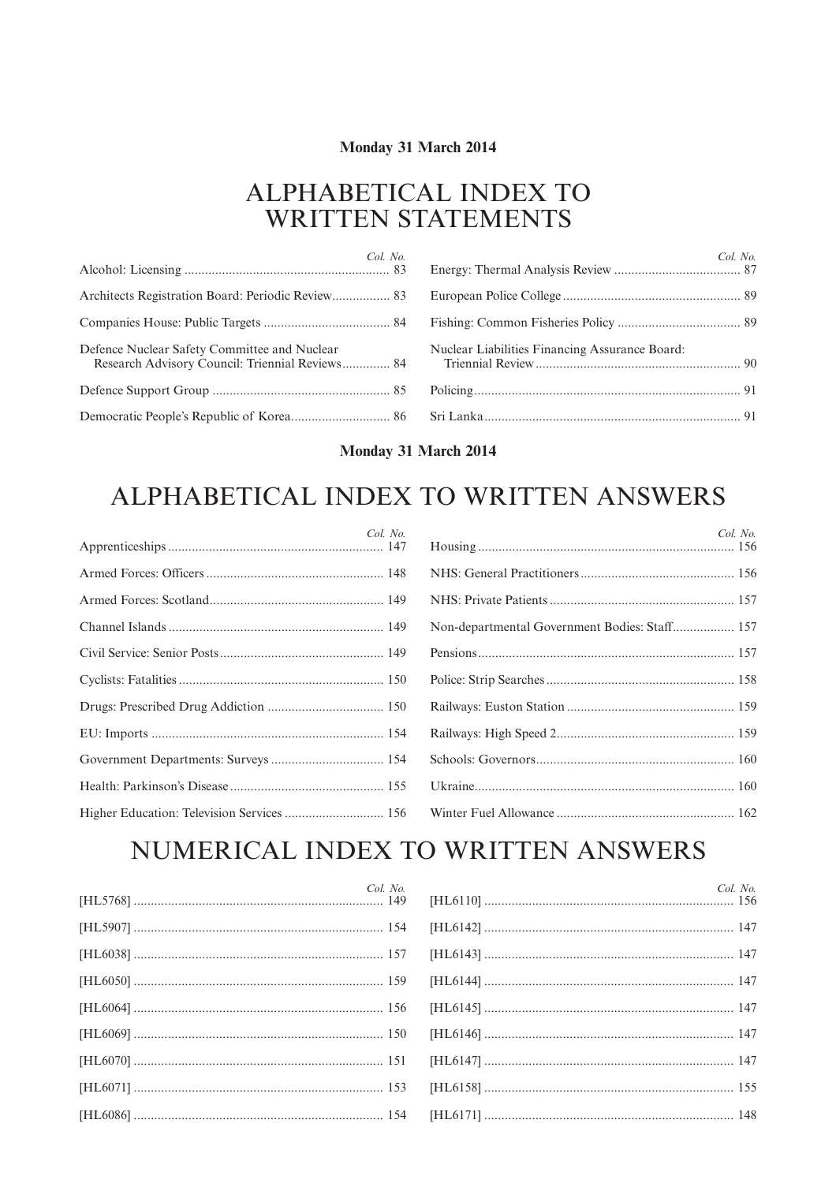**Monday 31 March 2014**

# ALPHABETICAL INDEX TO WRITTEN STATEMENTS

| | *Col. No.* |
|---|---|
| Alcohol: Licensing | 83 |
| Architects Registration Board: Periodic Review | 83 |
| Companies House: Public Targets | 84 |
| Defence Nuclear Safety Committee and Nuclear Research Advisory Council: Triennial Reviews | 84 |
| Defence Support Group | 85 |
| Democratic People's Republic of Korea | 86 |
| Energy: Thermal Analysis Review | 87 |
| European Police College | 89 |
| Fishing: Common Fisheries Policy | 89 |
| Nuclear Liabilities Financing Assurance Board: Triennial Review | 90 |
| Policing | 91 |
| Sri Lanka | 91 |

**Monday 31 March 2014**

# ALPHABETICAL INDEX TO WRITTEN ANSWERS

| | *Col. No.* |
|---|---|
| Apprenticeships | 147 |
| Armed Forces: Officers | 148 |
| Armed Forces: Scotland | 149 |
| Channel Islands | 149 |
| Civil Service: Senior Posts | 149 |
| Cyclists: Fatalities | 150 |
| Drugs: Prescribed Drug Addiction | 150 |
| EU: Imports | 154 |
| Government Departments: Surveys | 154 |
| Health: Parkinson's Disease | 155 |
| Higher Education: Television Services | 156 |
| Housing | 156 |
| NHS: General Practitioners | 156 |
| NHS: Private Patients | 157 |
| Non-departmental Government Bodies: Staff | 157 |
| Pensions | 157 |
| Police: Strip Searches | 158 |
| Railways: Euston Station | 159 |
| Railways: High Speed 2 | 159 |
| Schools: Governors | 160 |
| Ukraine | 160 |
| Winter Fuel Allowance | 162 |

# NUMERICAL INDEX TO WRITTEN ANSWERS

| | *Col. No.* |
|---|---|
| [HL5768] | 149 |
| [HL5907] | 154 |
| [HL6038] | 157 |
| [HL6050] | 159 |
| [HL6064] | 156 |
| [HL6069] | 150 |
| [HL6070] | 151 |
| [HL6071] | 153 |
| [HL6086] | 154 |
| [HL6110] | 156 |
| [HL6142] | 147 |
| [HL6143] | 147 |
| [HL6144] | 147 |
| [HL6145] | 147 |
| [HL6146] | 147 |
| [HL6147] | 147 |
| [HL6158] | 155 |
| [HL6171] | 148 |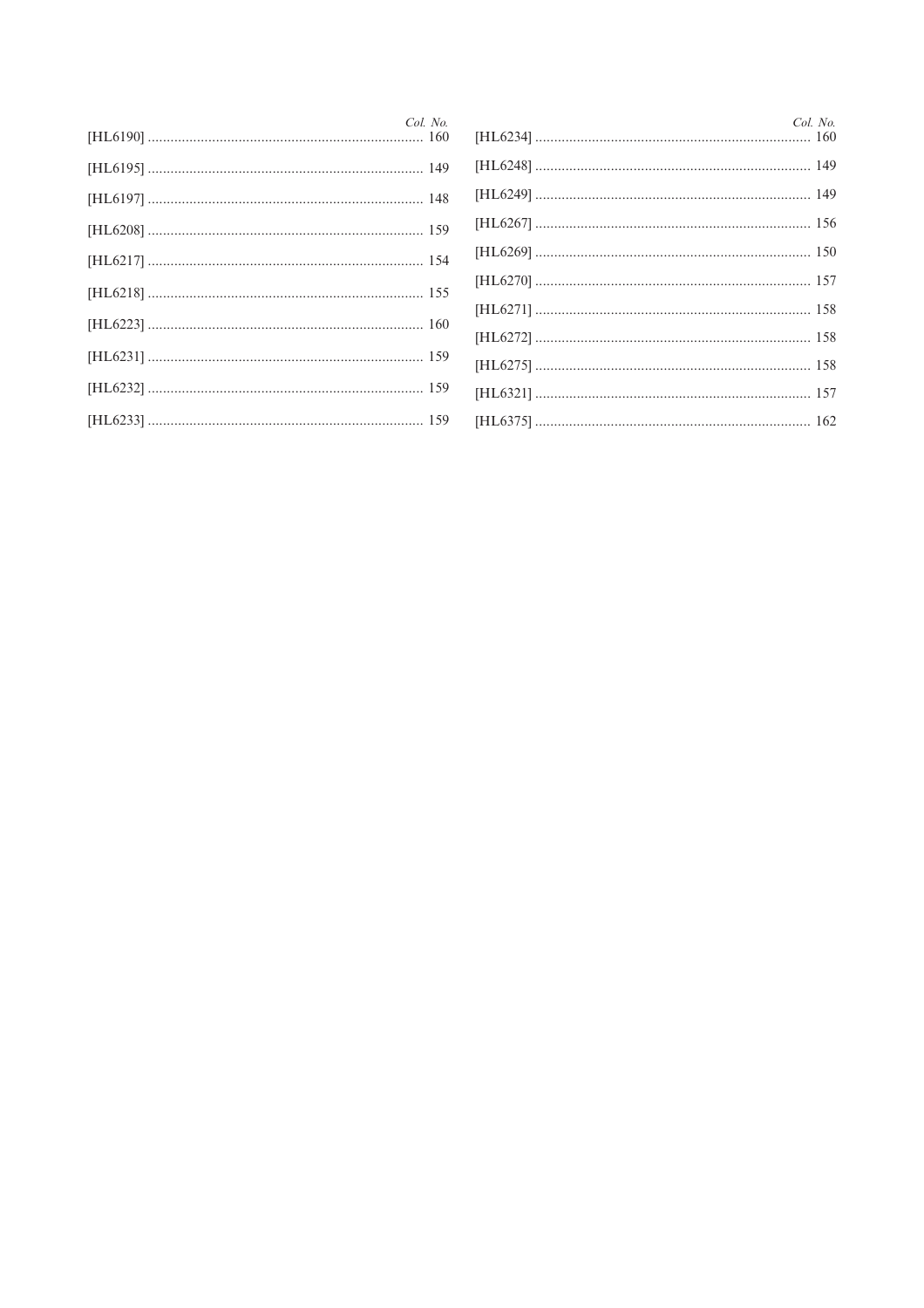| | Col. No. |
|---|---|
| [HL6190] | 160 |
| [HL6195] | 149 |
| [HL6197] | 148 |
| [HL6208] | 159 |
| [HL6217] | 154 |
| [HL6218] | 155 |
| [HL6223] | 160 |
| [HL6231] | 159 |
| [HL6232] | 159 |
| [HL6233] | 159 |
| [HL6234] | 160 |
| [HL6248] | 149 |
| [HL6249] | 149 |
| [HL6267] | 156 |
| [HL6269] | 150 |
| [HL6270] | 157 |
| [HL6271] | 158 |
| [HL6272] | 158 |
| [HL6275] | 158 |
| [HL6321] | 157 |
| [HL6375] | 162 |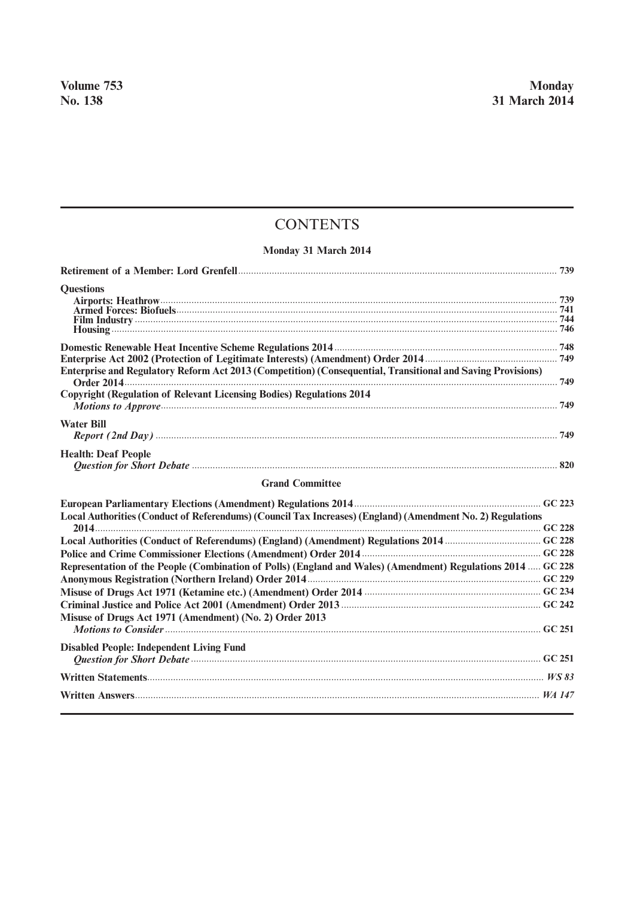Volume 753
No. 138

Monday
31 March 2014

# CONTENTS

## Monday 31 March 2014

**Retirement of a Member: Lord Grenfell** ........ 739

**Questions**
**Airports: Heathrow** ........ 739
**Armed Forces: Biofuels** ........ 741
**Film Industry** ........ 744
**Housing** ........ 746

**Domestic Renewable Heat Incentive Scheme Regulations 2014** ........ 748

**Enterprise Act 2002 (Protection of Legitimate Interests) (Amendment) Order 2014** ........ 749

**Enterprise and Regulatory Reform Act 2013 (Competition) (Consequential, Transitional and Saving Provisions) Order 2014** ........ 749

**Copyright (Regulation of Relevant Licensing Bodies) Regulations 2014**
***Motions to Approve*** ........ 749

**Water Bill**
***Report (2nd Day)*** ........ 749

**Health: Deaf People**
***Question for Short Debate*** ........ 820

## Grand Committee

**European Parliamentary Elections (Amendment) Regulations 2014** ........ GC 223

**Local Authorities (Conduct of Referendums) (Council Tax Increases) (England) (Amendment No. 2) Regulations 2014** ........ GC 228

**Local Authorities (Conduct of Referendums) (England) (Amendment) Regulations 2014** ........ GC 228

**Police and Crime Commissioner Elections (Amendment) Order 2014** ........ GC 228

**Representation of the People (Combination of Polls) (England and Wales) (Amendment) Regulations 2014** ........ GC 228

**Anonymous Registration (Northern Ireland) Order 2014** ........ GC 229

**Misuse of Drugs Act 1971 (Ketamine etc.) (Amendment) Order 2014** ........ GC 234

**Criminal Justice and Police Act 2001 (Amendment) Order 2013** ........ GC 242

**Misuse of Drugs Act 1971 (Amendment) (No. 2) Order 2013**
***Motions to Consider*** ........ GC 251

**Disabled People: Independent Living Fund**
***Question for Short Debate*** ........ GC 251

**Written Statements** ........ *WS 83*

**Written Answers** ........ *WA 147*